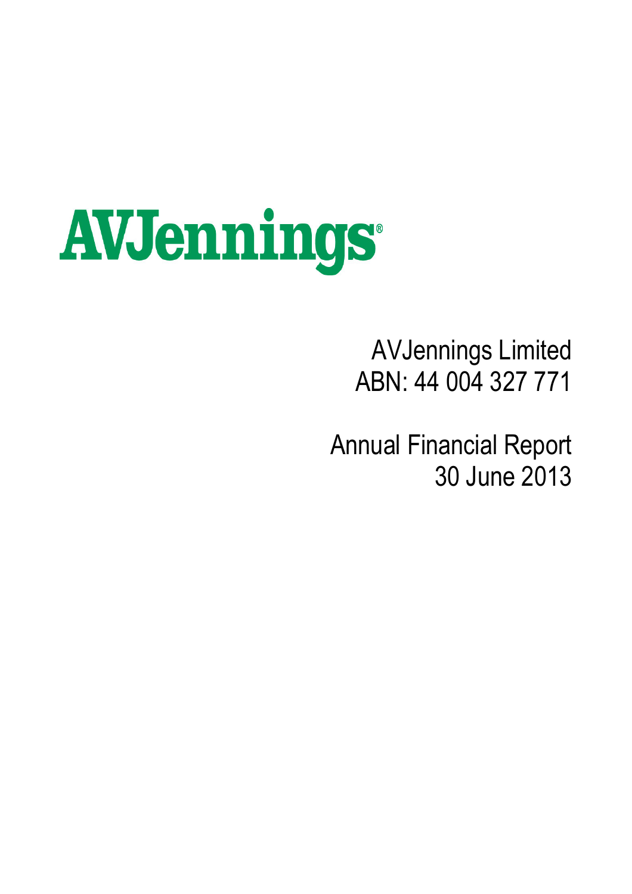# AVJennings

AVJennings Limited
ABN: 44 004 327 771

Annual Financial Report
30 June 2013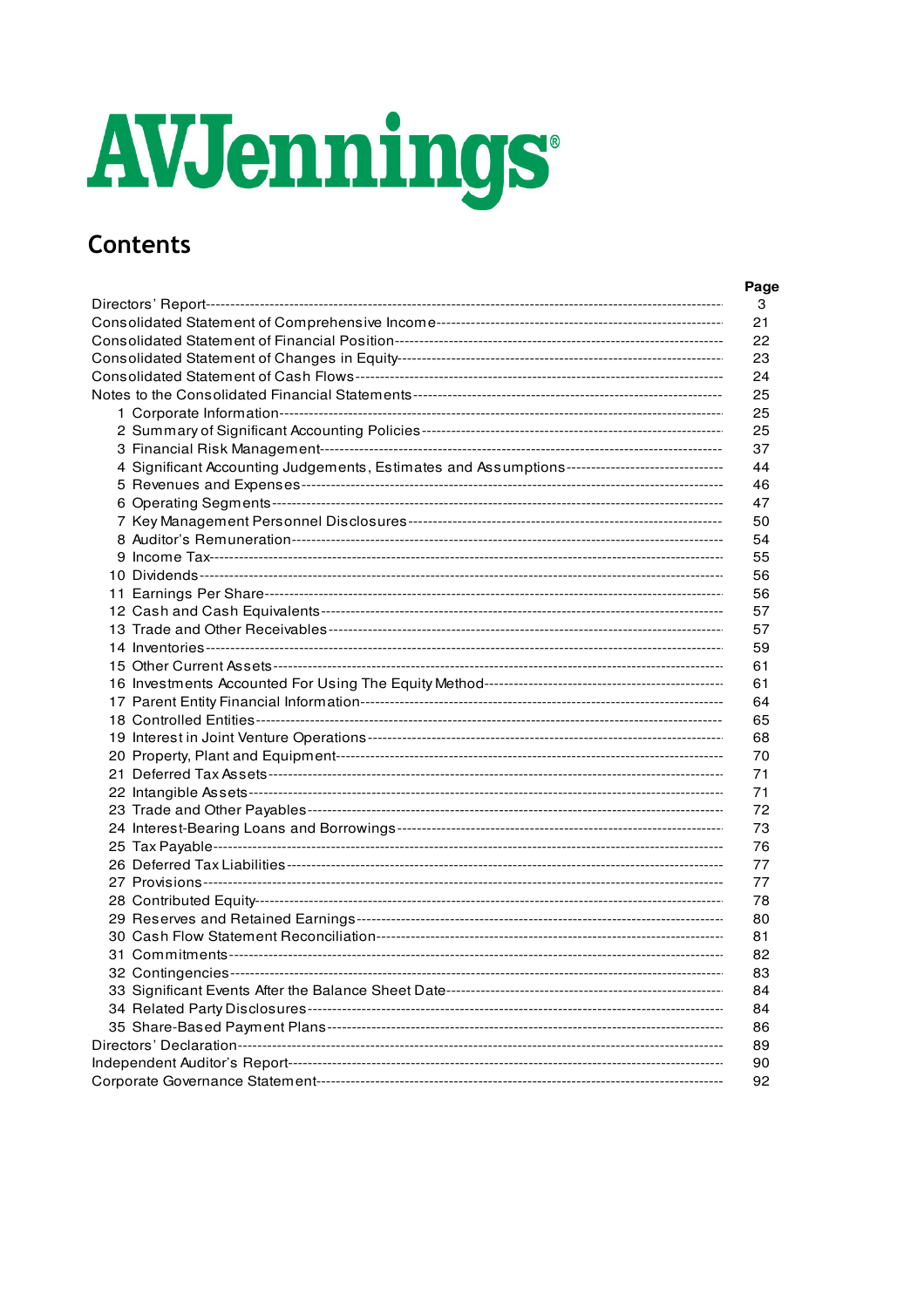AVJennings®

## Contents

| | Page |
|---|---|
| Directors' Report | 3 |
| Consolidated Statement of Comprehensive Income | 21 |
| Consolidated Statement of Financial Position | 22 |
| Consolidated Statement of Changes in Equity | 23 |
| Consolidated Statement of Cash Flows | 24 |
| Notes to the Consolidated Financial Statements | 25 |
| 1 Corporate Information | 25 |
| 2 Summary of Significant Accounting Policies | 25 |
| 3 Financial Risk Management | 37 |
| 4 Significant Accounting Judgements, Estimates and Assumptions | 44 |
| 5 Revenues and Expenses | 46 |
| 6 Operating Segments | 47 |
| 7 Key Management Personnel Disclosures | 50 |
| 8 Auditor's Remuneration | 54 |
| 9 Income Tax | 55 |
| 10 Dividends | 56 |
| 11 Earnings Per Share | 56 |
| 12 Cash and Cash Equivalents | 57 |
| 13 Trade and Other Receivables | 57 |
| 14 Inventories | 59 |
| 15 Other Current Assets | 61 |
| 16 Investments Accounted For Using The Equity Method | 61 |
| 17 Parent Entity Financial Information | 64 |
| 18 Controlled Entities | 65 |
| 19 Interest in Joint Venture Operations | 68 |
| 20 Property, Plant and Equipment | 70 |
| 21 Deferred Tax Assets | 71 |
| 22 Intangible Assets | 71 |
| 23 Trade and Other Payables | 72 |
| 24 Interest-Bearing Loans and Borrowings | 73 |
| 25 Tax Payable | 76 |
| 26 Deferred Tax Liabilities | 77 |
| 27 Provisions | 77 |
| 28 Contributed Equity | 78 |
| 29 Reserves and Retained Earnings | 80 |
| 30 Cash Flow Statement Reconciliation | 81 |
| 31 Commitments | 82 |
| 32 Contingencies | 83 |
| 33 Significant Events After the Balance Sheet Date | 84 |
| 34 Related Party Disclosures | 84 |
| 35 Share-Based Payment Plans | 86 |
| Directors' Declaration | 89 |
| Independent Auditor's Report | 90 |
| Corporate Governance Statement | 92 |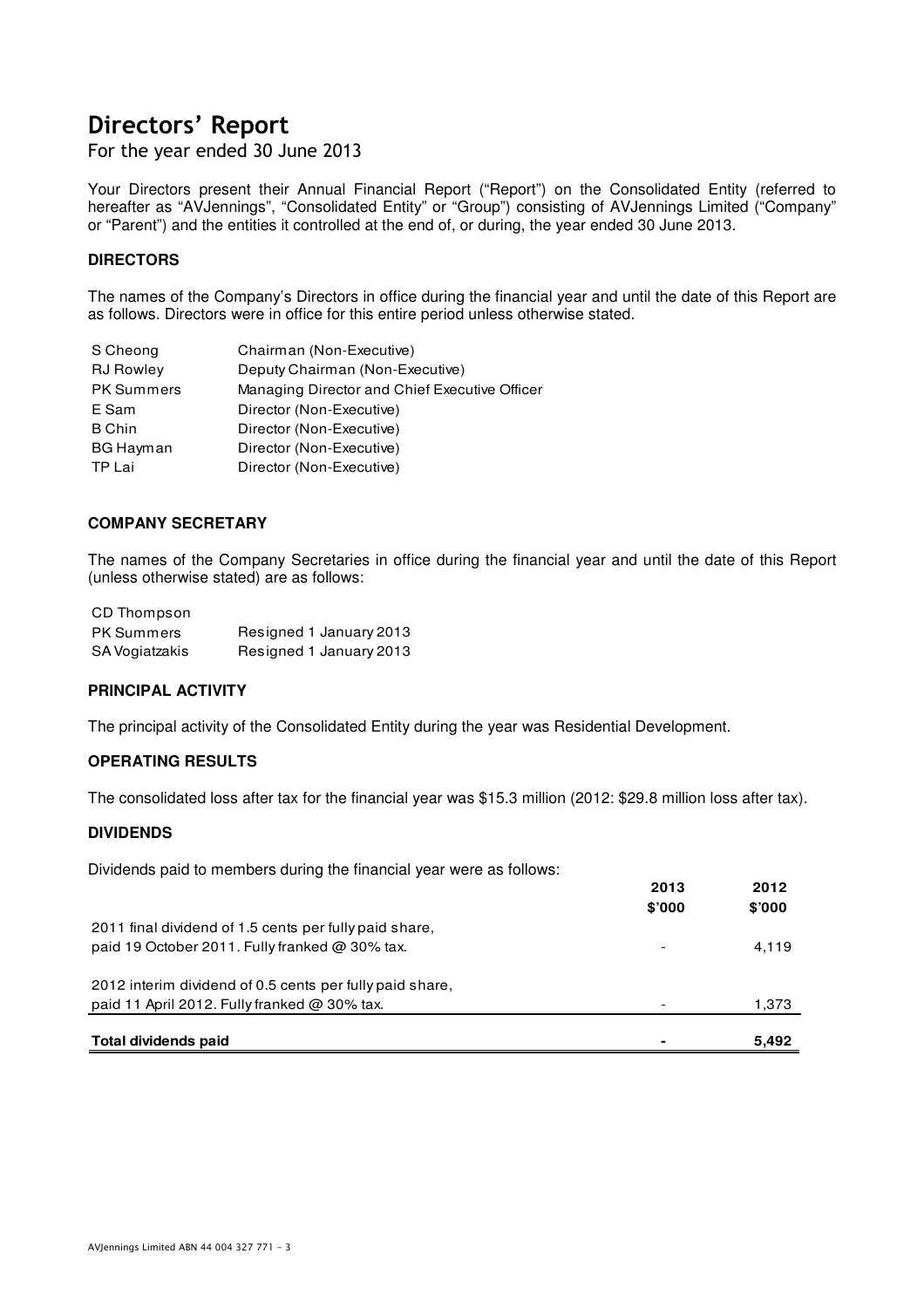# Directors' Report

For the year ended 30 June 2013

Your Directors present their Annual Financial Report ("Report") on the Consolidated Entity (referred to hereafter as "AVJennings", "Consolidated Entity" or "Group") consisting of AVJennings Limited ("Company" or "Parent") and the entities it controlled at the end of, or during, the year ended 30 June 2013.

### DIRECTORS

The names of the Company's Directors in office during the financial year and until the date of this Report are as follows. Directors were in office for this entire period unless otherwise stated.

| | |
|---|---|
| S Cheong | Chairman (Non-Executive) |
| RJ Rowley | Deputy Chairman (Non-Executive) |
| PK Summers | Managing Director and Chief Executive Officer |
| E Sam | Director (Non-Executive) |
| B Chin | Director (Non-Executive) |
| BG Hayman | Director (Non-Executive) |
| TP Lai | Director (Non-Executive) |

### COMPANY SECRETARY

The names of the Company Secretaries in office during the financial year and until the date of this Report (unless otherwise stated) are as follows:

| | |
|---|---|
| CD Thompson | |
| PK Summers | Resigned 1 January 2013 |
| SA Vogiatzakis | Resigned 1 January 2013 |

### PRINCIPAL ACTIVITY

The principal activity of the Consolidated Entity during the year was Residential Development.

### OPERATING RESULTS

The consolidated loss after tax for the financial year was \$15.3 million (2012: \$29.8 million loss after tax).

### DIVIDENDS

Dividends paid to members during the financial year were as follows:

| | 2013<br>\$'000 | 2012<br>\$'000 |
|---|---|---|
| 2011 final dividend of 1.5 cents per fully paid share, paid 19 October 2011. Fully franked @ 30% tax. | - | 4,119 |
| 2012 interim dividend of 0.5 cents per fully paid share, paid 11 April 2012. Fully franked @ 30% tax. | - | 1,373 |
| **Total dividends paid** | **-** | **5,492** |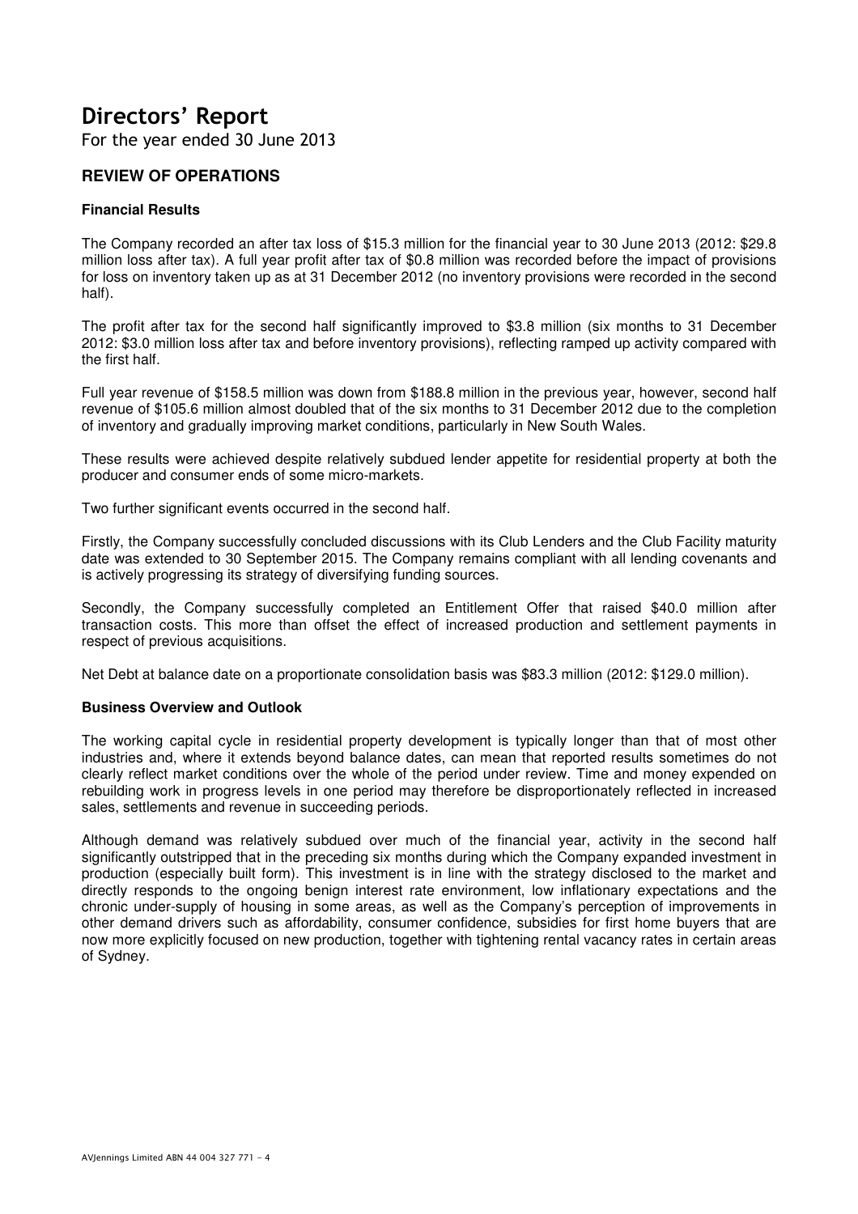# Directors' Report

For the year ended 30 June 2013

## REVIEW OF OPERATIONS

### Financial Results

The Company recorded an after tax loss of $15.3 million for the financial year to 30 June 2013 (2012: $29.8 million loss after tax). A full year profit after tax of $0.8 million was recorded before the impact of provisions for loss on inventory taken up as at 31 December 2012 (no inventory provisions were recorded in the second half).

The profit after tax for the second half significantly improved to $3.8 million (six months to 31 December 2012: $3.0 million loss after tax and before inventory provisions), reflecting ramped up activity compared with the first half.

Full year revenue of $158.5 million was down from $188.8 million in the previous year, however, second half revenue of $105.6 million almost doubled that of the six months to 31 December 2012 due to the completion of inventory and gradually improving market conditions, particularly in New South Wales.

These results were achieved despite relatively subdued lender appetite for residential property at both the producer and consumer ends of some micro-markets.

Two further significant events occurred in the second half.

Firstly, the Company successfully concluded discussions with its Club Lenders and the Club Facility maturity date was extended to 30 September 2015. The Company remains compliant with all lending covenants and is actively progressing its strategy of diversifying funding sources.

Secondly, the Company successfully completed an Entitlement Offer that raised $40.0 million after transaction costs. This more than offset the effect of increased production and settlement payments in respect of previous acquisitions.

Net Debt at balance date on a proportionate consolidation basis was $83.3 million (2012: $129.0 million).

### Business Overview and Outlook

The working capital cycle in residential property development is typically longer than that of most other industries and, where it extends beyond balance dates, can mean that reported results sometimes do not clearly reflect market conditions over the whole of the period under review. Time and money expended on rebuilding work in progress levels in one period may therefore be disproportionately reflected in increased sales, settlements and revenue in succeeding periods.

Although demand was relatively subdued over much of the financial year, activity in the second half significantly outstripped that in the preceding six months during which the Company expanded investment in production (especially built form). This investment is in line with the strategy disclosed to the market and directly responds to the ongoing benign interest rate environment, low inflationary expectations and the chronic under-supply of housing in some areas, as well as the Company's perception of improvements in other demand drivers such as affordability, consumer confidence, subsidies for first home buyers that are now more explicitly focused on new production, together with tightening rental vacancy rates in certain areas of Sydney.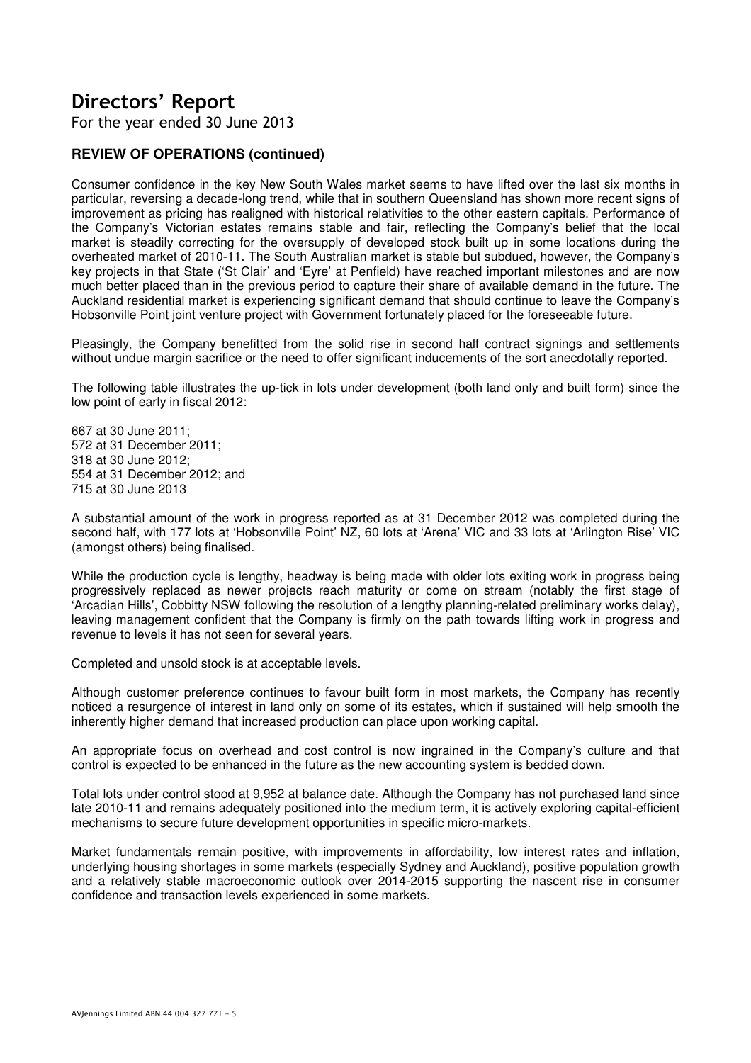# Directors' Report

For the year ended 30 June 2013

### REVIEW OF OPERATIONS (continued)

Consumer confidence in the key New South Wales market seems to have lifted over the last six months in particular, reversing a decade-long trend, while that in southern Queensland has shown more recent signs of improvement as pricing has realigned with historical relativities to the other eastern capitals. Performance of the Company's Victorian estates remains stable and fair, reflecting the Company's belief that the local market is steadily correcting for the oversupply of developed stock built up in some locations during the overheated market of 2010-11. The South Australian market is stable but subdued, however, the Company's key projects in that State ('St Clair' and 'Eyre' at Penfield) have reached important milestones and are now much better placed than in the previous period to capture their share of available demand in the future. The Auckland residential market is experiencing significant demand that should continue to leave the Company's Hobsonville Point joint venture project with Government fortunately placed for the foreseeable future.

Pleasingly, the Company benefitted from the solid rise in second half contract signings and settlements without undue margin sacrifice or the need to offer significant inducements of the sort anecdotally reported.

The following table illustrates the up-tick in lots under development (both land only and built form) since the low point of early in fiscal 2012:

667 at 30 June 2011;
572 at 31 December 2011;
318 at 30 June 2012;
554 at 31 December 2012; and
715 at 30 June 2013

A substantial amount of the work in progress reported as at 31 December 2012 was completed during the second half, with 177 lots at 'Hobsonville Point' NZ, 60 lots at 'Arena' VIC and 33 lots at 'Arlington Rise' VIC (amongst others) being finalised.

While the production cycle is lengthy, headway is being made with older lots exiting work in progress being progressively replaced as newer projects reach maturity or come on stream (notably the first stage of 'Arcadian Hills', Cobbitty NSW following the resolution of a lengthy planning-related preliminary works delay), leaving management confident that the Company is firmly on the path towards lifting work in progress and revenue to levels it has not seen for several years.

Completed and unsold stock is at acceptable levels.

Although customer preference continues to favour built form in most markets, the Company has recently noticed a resurgence of interest in land only on some of its estates, which if sustained will help smooth the inherently higher demand that increased production can place upon working capital.

An appropriate focus on overhead and cost control is now ingrained in the Company's culture and that control is expected to be enhanced in the future as the new accounting system is bedded down.

Total lots under control stood at 9,952 at balance date. Although the Company has not purchased land since late 2010-11 and remains adequately positioned into the medium term, it is actively exploring capital-efficient mechanisms to secure future development opportunities in specific micro-markets.

Market fundamentals remain positive, with improvements in affordability, low interest rates and inflation, underlying housing shortages in some markets (especially Sydney and Auckland), positive population growth and a relatively stable macroeconomic outlook over 2014-2015 supporting the nascent rise in consumer confidence and transaction levels experienced in some markets.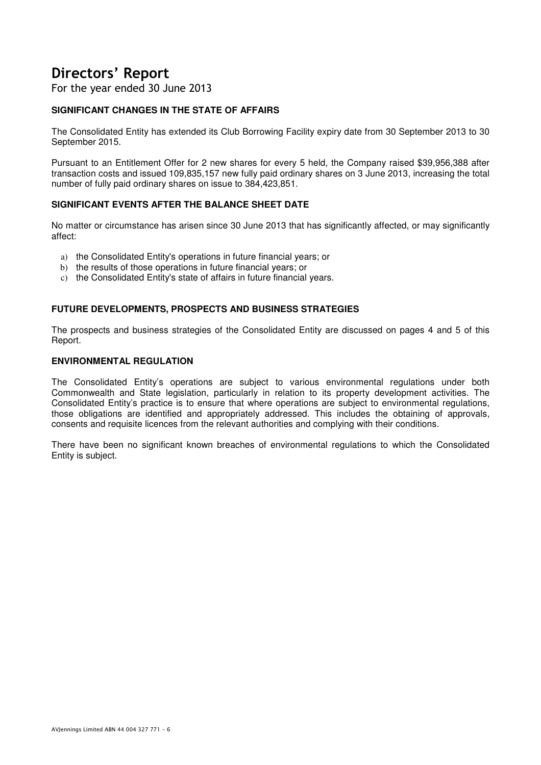# Directors' Report

For the year ended 30 June 2013

### SIGNIFICANT CHANGES IN THE STATE OF AFFAIRS

The Consolidated Entity has extended its Club Borrowing Facility expiry date from 30 September 2013 to 30 September 2015.

Pursuant to an Entitlement Offer for 2 new shares for every 5 held, the Company raised $39,956,388 after transaction costs and issued 109,835,157 new fully paid ordinary shares on 3 June 2013, increasing the total number of fully paid ordinary shares on issue to 384,423,851.

### SIGNIFICANT EVENTS AFTER THE BALANCE SHEET DATE

No matter or circumstance has arisen since 30 June 2013 that has significantly affected, or may significantly affect:

a) the Consolidated Entity's operations in future financial years; or
b) the results of those operations in future financial years; or
c) the Consolidated Entity's state of affairs in future financial years.

### FUTURE DEVELOPMENTS, PROSPECTS AND BUSINESS STRATEGIES

The prospects and business strategies of the Consolidated Entity are discussed on pages 4 and 5 of this Report.

### ENVIRONMENTAL REGULATION

The Consolidated Entity's operations are subject to various environmental regulations under both Commonwealth and State legislation, particularly in relation to its property development activities. The Consolidated Entity's practice is to ensure that where operations are subject to environmental regulations, those obligations are identified and appropriately addressed. This includes the obtaining of approvals, consents and requisite licences from the relevant authorities and complying with their conditions.

There have been no significant known breaches of environmental regulations to which the Consolidated Entity is subject.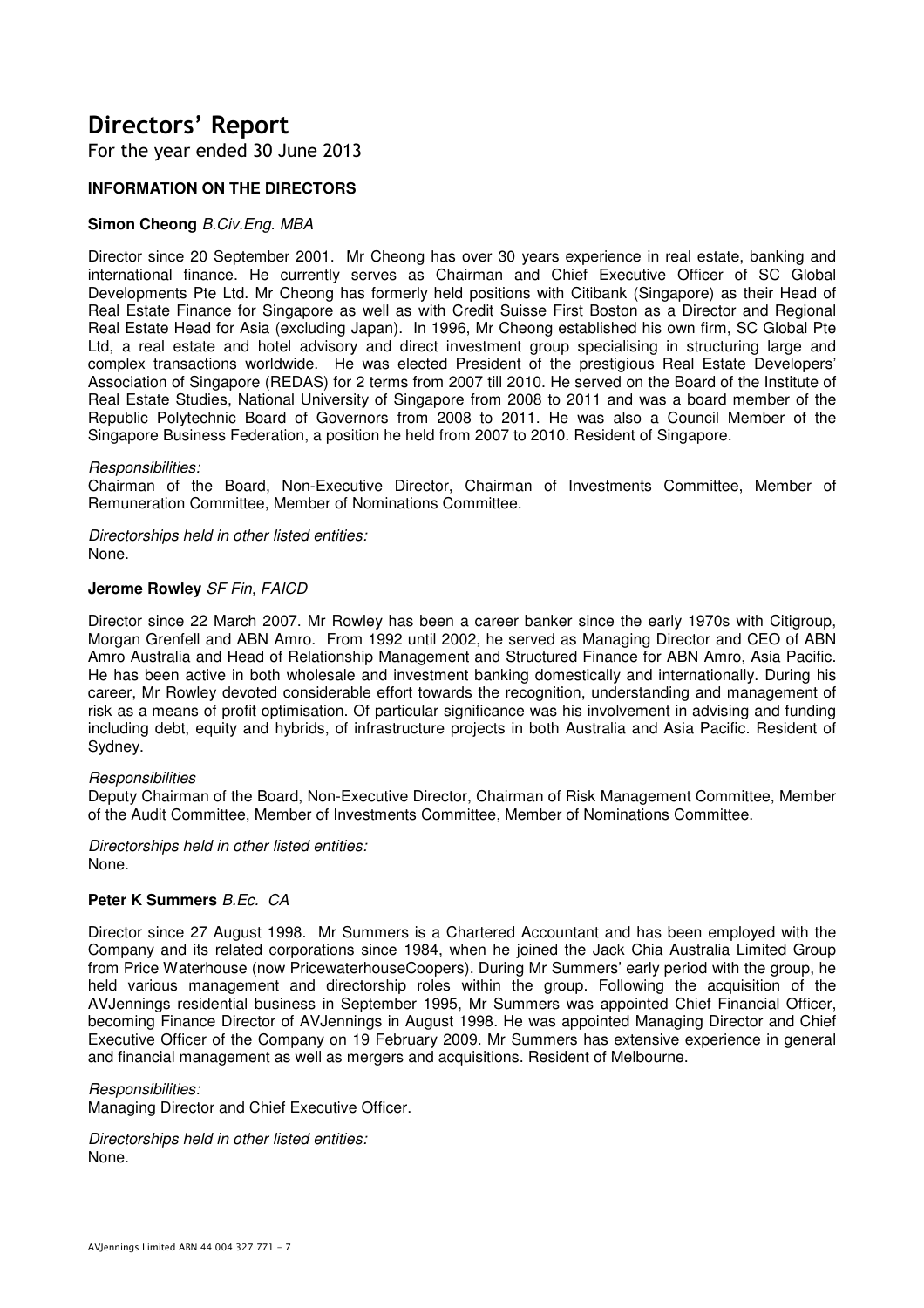# Directors' Report

For the year ended 30 June 2013

**INFORMATION ON THE DIRECTORS**

**Simon Cheong** *B.Civ.Eng. MBA*

Director since 20 September 2001. Mr Cheong has over 30 years experience in real estate, banking and international finance. He currently serves as Chairman and Chief Executive Officer of SC Global Developments Pte Ltd. Mr Cheong has formerly held positions with Citibank (Singapore) as their Head of Real Estate Finance for Singapore as well as with Credit Suisse First Boston as a Director and Regional Real Estate Head for Asia (excluding Japan). In 1996, Mr Cheong established his own firm, SC Global Pte Ltd, a real estate and hotel advisory and direct investment group specialising in structuring large and complex transactions worldwide. He was elected President of the prestigious Real Estate Developers' Association of Singapore (REDAS) for 2 terms from 2007 till 2010. He served on the Board of the Institute of Real Estate Studies, National University of Singapore from 2008 to 2011 and was a board member of the Republic Polytechnic Board of Governors from 2008 to 2011. He was also a Council Member of the Singapore Business Federation, a position he held from 2007 to 2010. Resident of Singapore.

*Responsibilities:*
Chairman of the Board, Non-Executive Director, Chairman of Investments Committee, Member of Remuneration Committee, Member of Nominations Committee.

*Directorships held in other listed entities:*
None.

**Jerome Rowley** *SF Fin, FAICD*

Director since 22 March 2007. Mr Rowley has been a career banker since the early 1970s with Citigroup, Morgan Grenfell and ABN Amro. From 1992 until 2002, he served as Managing Director and CEO of ABN Amro Australia and Head of Relationship Management and Structured Finance for ABN Amro, Asia Pacific. He has been active in both wholesale and investment banking domestically and internationally. During his career, Mr Rowley devoted considerable effort towards the recognition, understanding and management of risk as a means of profit optimisation. Of particular significance was his involvement in advising and funding including debt, equity and hybrids, of infrastructure projects in both Australia and Asia Pacific. Resident of Sydney.

*Responsibilities*
Deputy Chairman of the Board, Non-Executive Director, Chairman of Risk Management Committee, Member of the Audit Committee, Member of Investments Committee, Member of Nominations Committee.

*Directorships held in other listed entities:*
None.

**Peter K Summers** *B.Ec. CA*

Director since 27 August 1998. Mr Summers is a Chartered Accountant and has been employed with the Company and its related corporations since 1984, when he joined the Jack Chia Australia Limited Group from Price Waterhouse (now PricewaterhouseCoopers). During Mr Summers' early period with the group, he held various management and directorship roles within the group. Following the acquisition of the AVJennings residential business in September 1995, Mr Summers was appointed Chief Financial Officer, becoming Finance Director of AVJennings in August 1998. He was appointed Managing Director and Chief Executive Officer of the Company on 19 February 2009. Mr Summers has extensive experience in general and financial management as well as mergers and acquisitions. Resident of Melbourne.

*Responsibilities:*
Managing Director and Chief Executive Officer.

*Directorships held in other listed entities:*
None.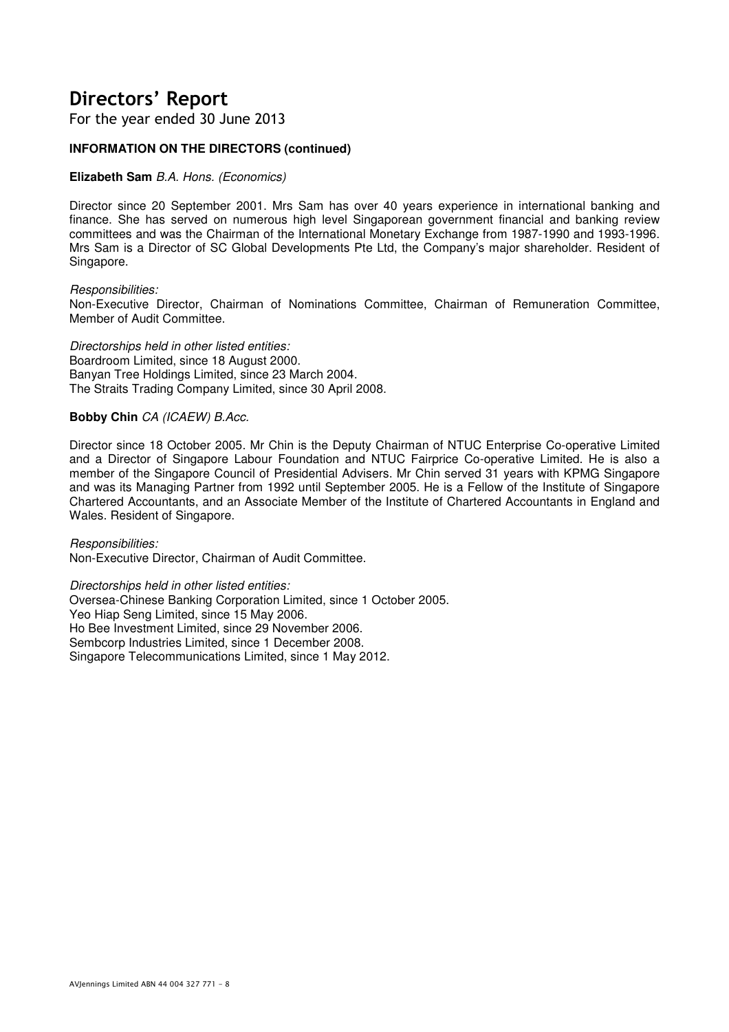# Directors' Report

For the year ended 30 June 2013

**INFORMATION ON THE DIRECTORS (continued)**

**Elizabeth Sam** *B.A. Hons. (Economics)*

Director since 20 September 2001. Mrs Sam has over 40 years experience in international banking and finance. She has served on numerous high level Singaporean government financial and banking review committees and was the Chairman of the International Monetary Exchange from 1987-1990 and 1993-1996. Mrs Sam is a Director of SC Global Developments Pte Ltd, the Company's major shareholder. Resident of Singapore.

*Responsibilities:*
Non-Executive Director, Chairman of Nominations Committee, Chairman of Remuneration Committee, Member of Audit Committee.

*Directorships held in other listed entities:*
Boardroom Limited, since 18 August 2000.
Banyan Tree Holdings Limited, since 23 March 2004.
The Straits Trading Company Limited, since 30 April 2008.

**Bobby Chin** *CA (ICAEW) B.Acc.*

Director since 18 October 2005. Mr Chin is the Deputy Chairman of NTUC Enterprise Co-operative Limited and a Director of Singapore Labour Foundation and NTUC Fairprice Co-operative Limited. He is also a member of the Singapore Council of Presidential Advisers. Mr Chin served 31 years with KPMG Singapore and was its Managing Partner from 1992 until September 2005. He is a Fellow of the Institute of Singapore Chartered Accountants, and an Associate Member of the Institute of Chartered Accountants in England and Wales. Resident of Singapore.

*Responsibilities:*
Non-Executive Director, Chairman of Audit Committee.

*Directorships held in other listed entities:*
Oversea-Chinese Banking Corporation Limited, since 1 October 2005.
Yeo Hiap Seng Limited, since 15 May 2006.
Ho Bee Investment Limited, since 29 November 2006.
Sembcorp Industries Limited, since 1 December 2008.
Singapore Telecommunications Limited, since 1 May 2012.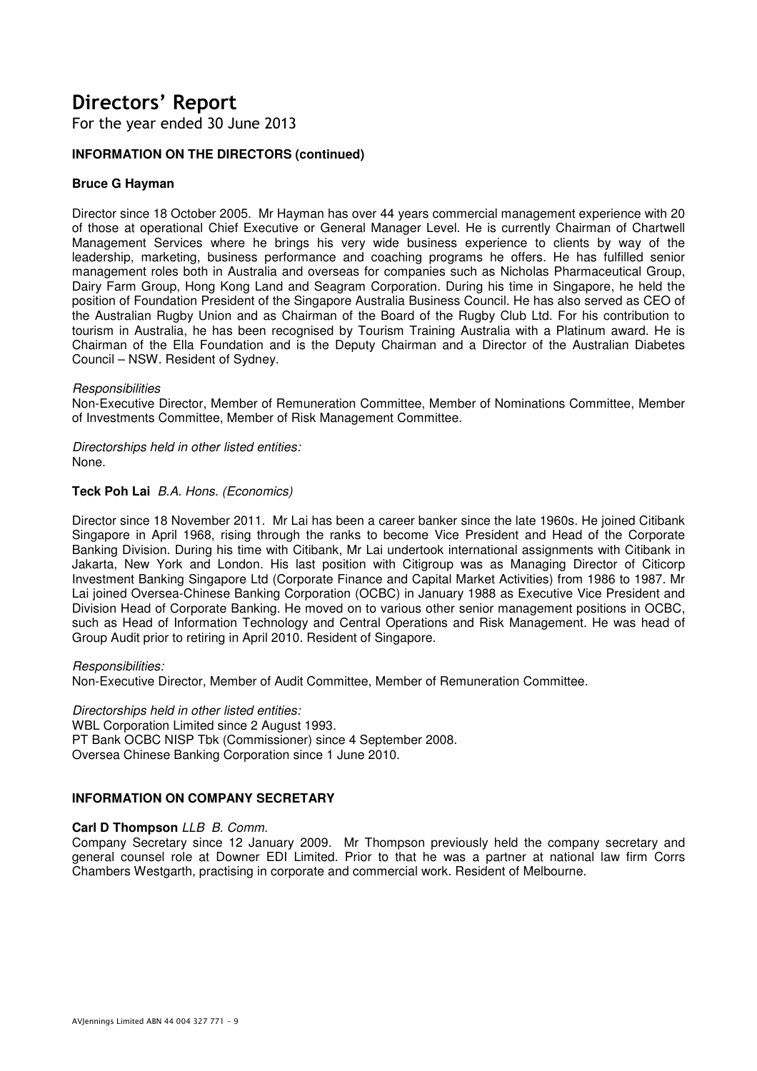# Directors' Report

For the year ended 30 June 2013

**INFORMATION ON THE DIRECTORS (continued)**

**Bruce G Hayman**

Director since 18 October 2005. Mr Hayman has over 44 years commercial management experience with 20 of those at operational Chief Executive or General Manager Level. He is currently Chairman of Chartwell Management Services where he brings his very wide business experience to clients by way of the leadership, marketing, business performance and coaching programs he offers. He has fulfilled senior management roles both in Australia and overseas for companies such as Nicholas Pharmaceutical Group, Dairy Farm Group, Hong Kong Land and Seagram Corporation. During his time in Singapore, he held the position of Foundation President of the Singapore Australia Business Council. He has also served as CEO of the Australian Rugby Union and as Chairman of the Board of the Rugby Club Ltd. For his contribution to tourism in Australia, he has been recognised by Tourism Training Australia with a Platinum award. He is Chairman of the Ella Foundation and is the Deputy Chairman and a Director of the Australian Diabetes Council – NSW. Resident of Sydney.

*Responsibilities*

Non-Executive Director, Member of Remuneration Committee, Member of Nominations Committee, Member of Investments Committee, Member of Risk Management Committee.

*Directorships held in other listed entities:*

None.

**Teck Poh Lai** *B.A. Hons. (Economics)*

Director since 18 November 2011. Mr Lai has been a career banker since the late 1960s. He joined Citibank Singapore in April 1968, rising through the ranks to become Vice President and Head of the Corporate Banking Division. During his time with Citibank, Mr Lai undertook international assignments with Citibank in Jakarta, New York and London. His last position with Citigroup was as Managing Director of Citicorp Investment Banking Singapore Ltd (Corporate Finance and Capital Market Activities) from 1986 to 1987. Mr Lai joined Oversea-Chinese Banking Corporation (OCBC) in January 1988 as Executive Vice President and Division Head of Corporate Banking. He moved on to various other senior management positions in OCBC, such as Head of Information Technology and Central Operations and Risk Management. He was head of Group Audit prior to retiring in April 2010. Resident of Singapore.

*Responsibilities:*

Non-Executive Director, Member of Audit Committee, Member of Remuneration Committee.

*Directorships held in other listed entities:*

WBL Corporation Limited since 2 August 1993.
PT Bank OCBC NISP Tbk (Commissioner) since 4 September 2008.
Oversea Chinese Banking Corporation since 1 June 2010.

**INFORMATION ON COMPANY SECRETARY**

**Carl D Thompson** *LLB B. Comm.*

Company Secretary since 12 January 2009. Mr Thompson previously held the company secretary and general counsel role at Downer EDI Limited. Prior to that he was a partner at national law firm Corrs Chambers Westgarth, practising in corporate and commercial work. Resident of Melbourne.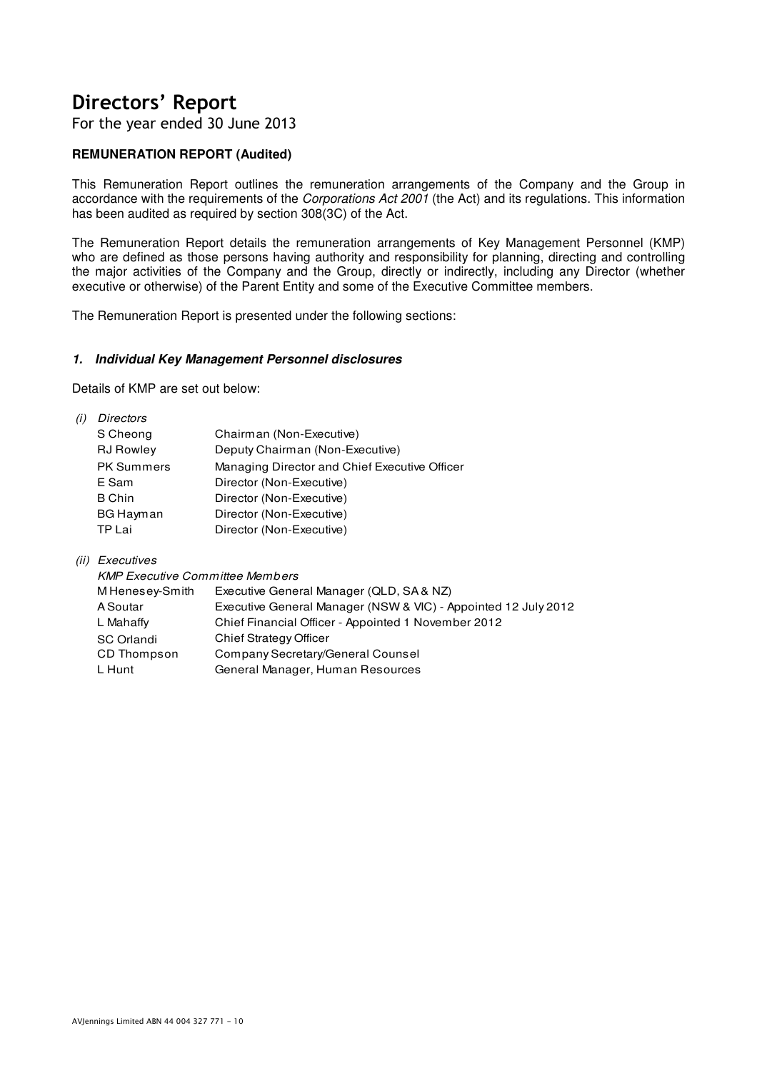# Directors' Report

For the year ended 30 June 2013

**REMUNERATION REPORT (Audited)**

This Remuneration Report outlines the remuneration arrangements of the Company and the Group in accordance with the requirements of the *Corporations Act 2001* (the Act) and its regulations. This information has been audited as required by section 308(3C) of the Act.

The Remuneration Report details the remuneration arrangements of Key Management Personnel (KMP) who are defined as those persons having authority and responsibility for planning, directing and controlling the major activities of the Company and the Group, directly or indirectly, including any Director (whether executive or otherwise) of the Parent Entity and some of the Executive Committee members.

The Remuneration Report is presented under the following sections:

### *1. Individual Key Management Personnel disclosures*

Details of KMP are set out below:

*(i) Directors*

| | |
|---|---|
| S Cheong | Chairman (Non-Executive) |
| RJ Rowley | Deputy Chairman (Non-Executive) |
| PK Summers | Managing Director and Chief Executive Officer |
| E Sam | Director (Non-Executive) |
| B Chin | Director (Non-Executive) |
| BG Hayman | Director (Non-Executive) |
| TP Lai | Director (Non-Executive) |

*(ii) Executives*

*KMP Executive Committee Members*

| | |
|---|---|
| M Henesey-Smith | Executive General Manager (QLD, SA & NZ) |
| A Soutar | Executive General Manager (NSW & VIC) - Appointed 12 July 2012 |
| L Mahaffy | Chief Financial Officer - Appointed 1 November 2012 |
| SC Orlandi | Chief Strategy Officer |
| CD Thompson | Company Secretary/General Counsel |
| L Hunt | General Manager, Human Resources |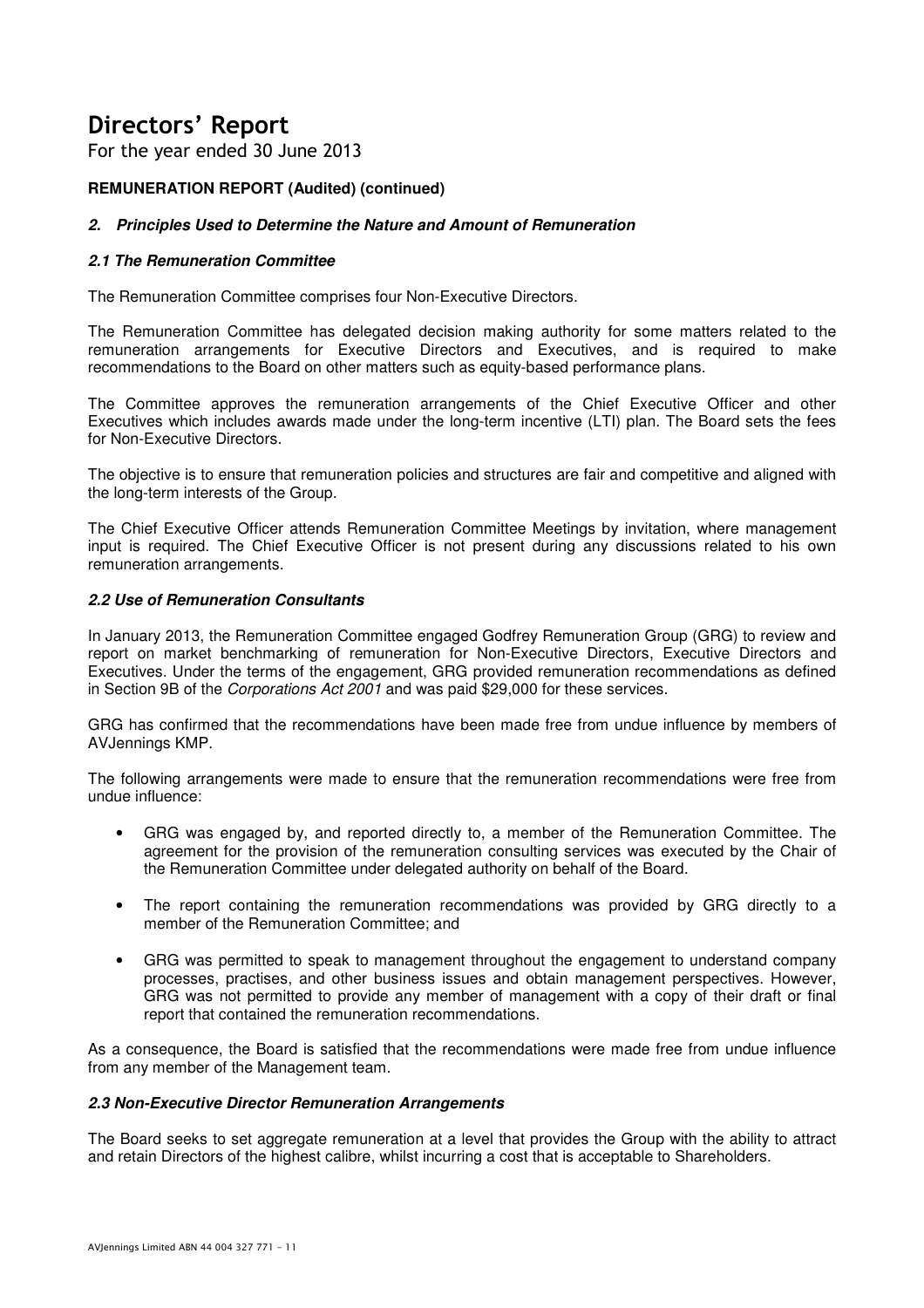# Directors' Report

For the year ended 30 June 2013

**REMUNERATION REPORT (Audited) (continued)**

## *2. Principles Used to Determine the Nature and Amount of Remuneration*

### *2.1 The Remuneration Committee*

The Remuneration Committee comprises four Non-Executive Directors.

The Remuneration Committee has delegated decision making authority for some matters related to the remuneration arrangements for Executive Directors and Executives, and is required to make recommendations to the Board on other matters such as equity-based performance plans.

The Committee approves the remuneration arrangements of the Chief Executive Officer and other Executives which includes awards made under the long-term incentive (LTI) plan. The Board sets the fees for Non-Executive Directors.

The objective is to ensure that remuneration policies and structures are fair and competitive and aligned with the long-term interests of the Group.

The Chief Executive Officer attends Remuneration Committee Meetings by invitation, where management input is required. The Chief Executive Officer is not present during any discussions related to his own remuneration arrangements.

### *2.2 Use of Remuneration Consultants*

In January 2013, the Remuneration Committee engaged Godfrey Remuneration Group (GRG) to review and report on market benchmarking of remuneration for Non-Executive Directors, Executive Directors and Executives. Under the terms of the engagement, GRG provided remuneration recommendations as defined in Section 9B of the *Corporations Act 2001* and was paid $29,000 for these services.

GRG has confirmed that the recommendations have been made free from undue influence by members of AVJennings KMP.

The following arrangements were made to ensure that the remuneration recommendations were free from undue influence:

- GRG was engaged by, and reported directly to, a member of the Remuneration Committee. The agreement for the provision of the remuneration consulting services was executed by the Chair of the Remuneration Committee under delegated authority on behalf of the Board.
- The report containing the remuneration recommendations was provided by GRG directly to a member of the Remuneration Committee; and
- GRG was permitted to speak to management throughout the engagement to understand company processes, practises, and other business issues and obtain management perspectives. However, GRG was not permitted to provide any member of management with a copy of their draft or final report that contained the remuneration recommendations.

As a consequence, the Board is satisfied that the recommendations were made free from undue influence from any member of the Management team.

### *2.3 Non-Executive Director Remuneration Arrangements*

The Board seeks to set aggregate remuneration at a level that provides the Group with the ability to attract and retain Directors of the highest calibre, whilst incurring a cost that is acceptable to Shareholders.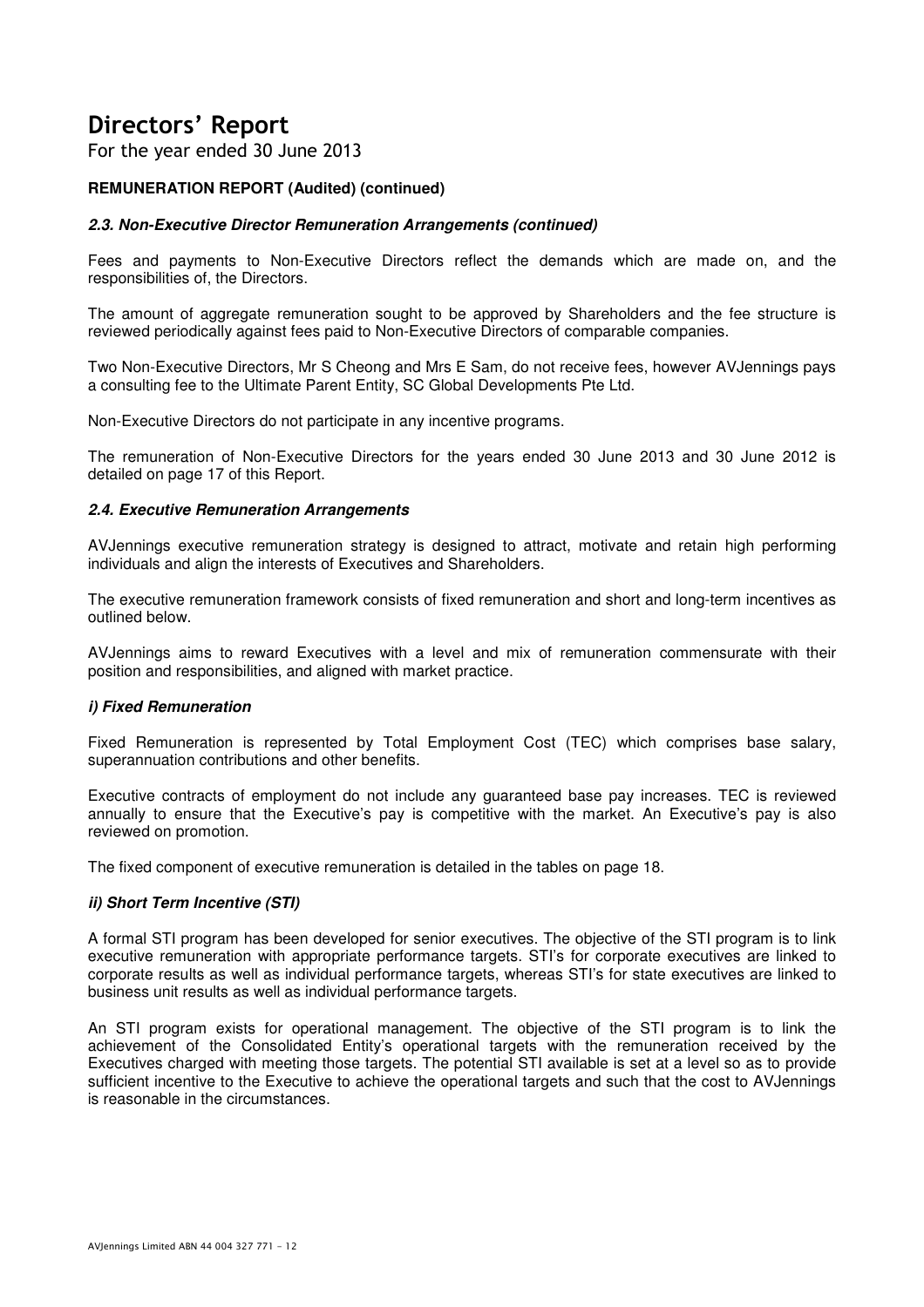# Directors' Report

For the year ended 30 June 2013

**REMUNERATION REPORT (Audited) (continued)**

***2.3. Non-Executive Director Remuneration Arrangements (continued)***

Fees and payments to Non-Executive Directors reflect the demands which are made on, and the responsibilities of, the Directors.

The amount of aggregate remuneration sought to be approved by Shareholders and the fee structure is reviewed periodically against fees paid to Non-Executive Directors of comparable companies.

Two Non-Executive Directors, Mr S Cheong and Mrs E Sam, do not receive fees, however AVJennings pays a consulting fee to the Ultimate Parent Entity, SC Global Developments Pte Ltd.

Non-Executive Directors do not participate in any incentive programs.

The remuneration of Non-Executive Directors for the years ended 30 June 2013 and 30 June 2012 is detailed on page 17 of this Report.

***2.4. Executive Remuneration Arrangements***

AVJennings executive remuneration strategy is designed to attract, motivate and retain high performing individuals and align the interests of Executives and Shareholders.

The executive remuneration framework consists of fixed remuneration and short and long-term incentives as outlined below.

AVJennings aims to reward Executives with a level and mix of remuneration commensurate with their position and responsibilities, and aligned with market practice.

***i) Fixed Remuneration***

Fixed Remuneration is represented by Total Employment Cost (TEC) which comprises base salary, superannuation contributions and other benefits.

Executive contracts of employment do not include any guaranteed base pay increases. TEC is reviewed annually to ensure that the Executive's pay is competitive with the market. An Executive's pay is also reviewed on promotion.

The fixed component of executive remuneration is detailed in the tables on page 18.

***ii) Short Term Incentive (STI)***

A formal STI program has been developed for senior executives. The objective of the STI program is to link executive remuneration with appropriate performance targets. STI's for corporate executives are linked to corporate results as well as individual performance targets, whereas STI's for state executives are linked to business unit results as well as individual performance targets.

An STI program exists for operational management. The objective of the STI program is to link the achievement of the Consolidated Entity's operational targets with the remuneration received by the Executives charged with meeting those targets. The potential STI available is set at a level so as to provide sufficient incentive to the Executive to achieve the operational targets and such that the cost to AVJennings is reasonable in the circumstances.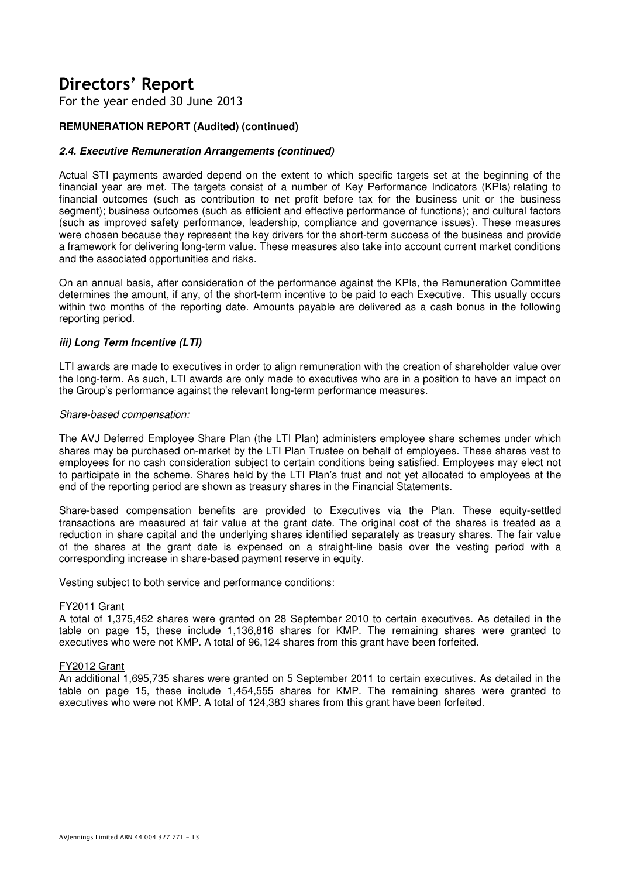# Directors' Report

For the year ended 30 June 2013

**REMUNERATION REPORT (Audited) (continued)**

***2.4. Executive Remuneration Arrangements (continued)***

Actual STI payments awarded depend on the extent to which specific targets set at the beginning of the financial year are met. The targets consist of a number of Key Performance Indicators (KPIs) relating to financial outcomes (such as contribution to net profit before tax for the business unit or the business segment); business outcomes (such as efficient and effective performance of functions); and cultural factors (such as improved safety performance, leadership, compliance and governance issues). These measures were chosen because they represent the key drivers for the short-term success of the business and provide a framework for delivering long-term value. These measures also take into account current market conditions and the associated opportunities and risks.

On an annual basis, after consideration of the performance against the KPIs, the Remuneration Committee determines the amount, if any, of the short-term incentive to be paid to each Executive. This usually occurs within two months of the reporting date. Amounts payable are delivered as a cash bonus in the following reporting period.

***iii) Long Term Incentive (LTI)***

LTI awards are made to executives in order to align remuneration with the creation of shareholder value over the long-term. As such, LTI awards are only made to executives who are in a position to have an impact on the Group's performance against the relevant long-term performance measures.

*Share-based compensation:*

The AVJ Deferred Employee Share Plan (the LTI Plan) administers employee share schemes under which shares may be purchased on-market by the LTI Plan Trustee on behalf of employees. These shares vest to employees for no cash consideration subject to certain conditions being satisfied. Employees may elect not to participate in the scheme. Shares held by the LTI Plan's trust and not yet allocated to employees at the end of the reporting period are shown as treasury shares in the Financial Statements.

Share-based compensation benefits are provided to Executives via the Plan. These equity-settled transactions are measured at fair value at the grant date. The original cost of the shares is treated as a reduction in share capital and the underlying shares identified separately as treasury shares. The fair value of the shares at the grant date is expensed on a straight-line basis over the vesting period with a corresponding increase in share-based payment reserve in equity.

Vesting subject to both service and performance conditions:

FY2011 Grant

A total of 1,375,452 shares were granted on 28 September 2010 to certain executives. As detailed in the table on page 15, these include 1,136,816 shares for KMP. The remaining shares were granted to executives who were not KMP. A total of 96,124 shares from this grant have been forfeited.

FY2012 Grant

An additional 1,695,735 shares were granted on 5 September 2011 to certain executives. As detailed in the table on page 15, these include 1,454,555 shares for KMP. The remaining shares were granted to executives who were not KMP. A total of 124,383 shares from this grant have been forfeited.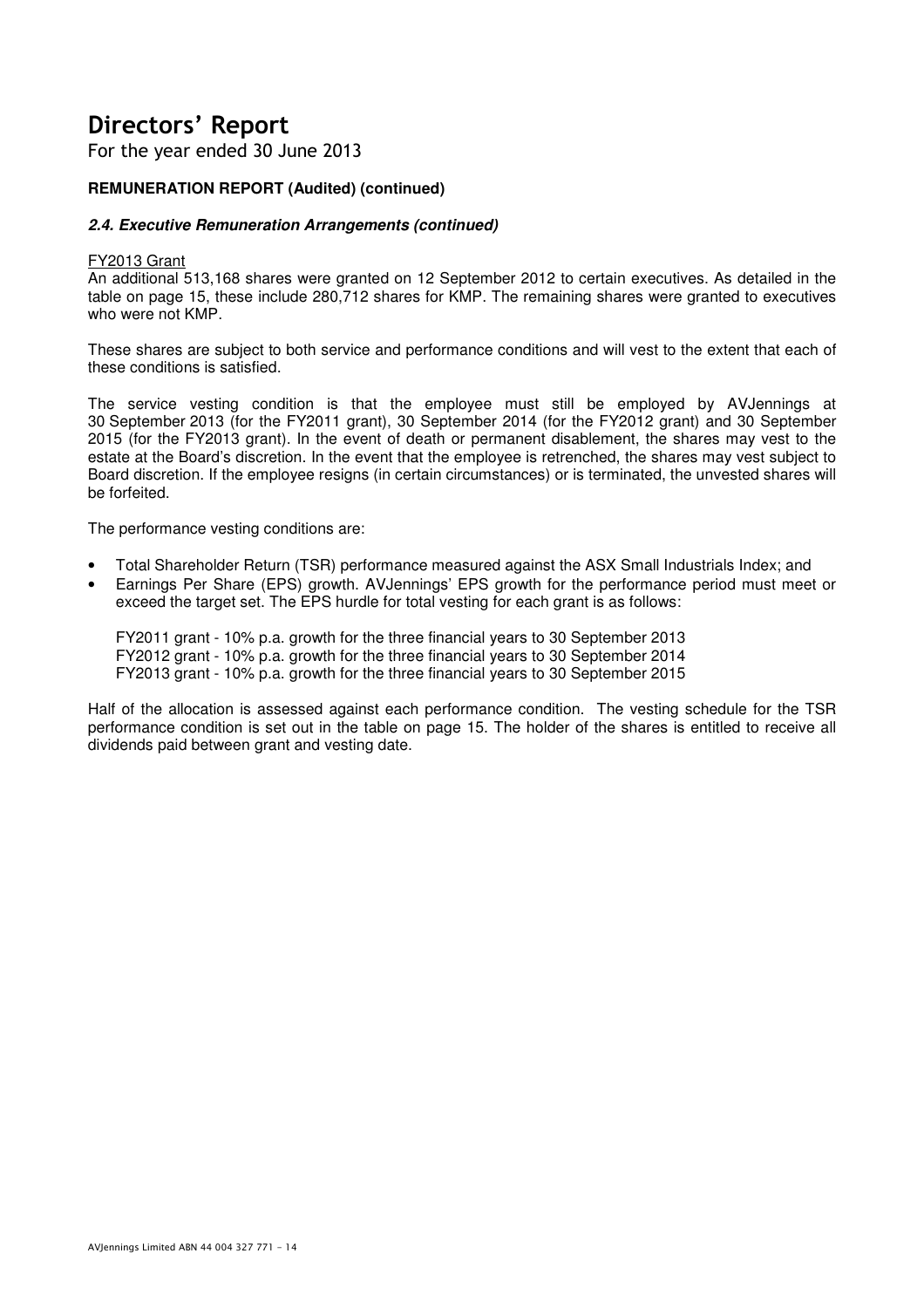# Directors' Report

For the year ended 30 June 2013

**REMUNERATION REPORT (Audited) (continued)**

***2.4. Executive Remuneration Arrangements (continued)***

FY2013 Grant

An additional 513,168 shares were granted on 12 September 2012 to certain executives. As detailed in the table on page 15, these include 280,712 shares for KMP. The remaining shares were granted to executives who were not KMP.

These shares are subject to both service and performance conditions and will vest to the extent that each of these conditions is satisfied.

The service vesting condition is that the employee must still be employed by AVJennings at 30 September 2013 (for the FY2011 grant), 30 September 2014 (for the FY2012 grant) and 30 September 2015 (for the FY2013 grant). In the event of death or permanent disablement, the shares may vest to the estate at the Board's discretion. In the event that the employee is retrenched, the shares may vest subject to Board discretion. If the employee resigns (in certain circumstances) or is terminated, the unvested shares will be forfeited.

The performance vesting conditions are:

- Total Shareholder Return (TSR) performance measured against the ASX Small Industrials Index; and
- Earnings Per Share (EPS) growth. AVJennings' EPS growth for the performance period must meet or exceed the target set. The EPS hurdle for total vesting for each grant is as follows:

  FY2011 grant - 10% p.a. growth for the three financial years to 30 September 2013
  FY2012 grant - 10% p.a. growth for the three financial years to 30 September 2014
  FY2013 grant - 10% p.a. growth for the three financial years to 30 September 2015

Half of the allocation is assessed against each performance condition. The vesting schedule for the TSR performance condition is set out in the table on page 15. The holder of the shares is entitled to receive all dividends paid between grant and vesting date.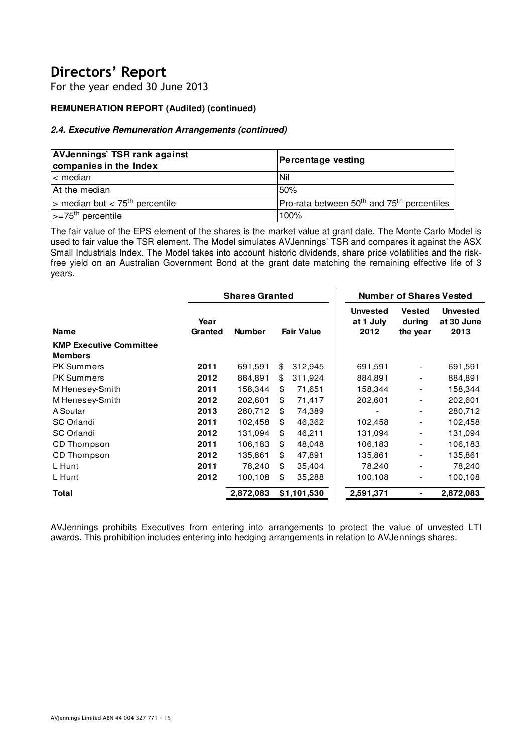# Directors' Report

For the year ended 30 June 2013

**REMUNERATION REPORT (Audited) (continued)**

***2.4. Executive Remuneration Arrangements (continued)***

| AVJennings' TSR rank against companies in the Index | Percentage vesting |
|---|---|
| < median | Nil |
| At the median | 50% |
| > median but < 75th percentile | Pro-rata between 50th and 75th percentiles |
| >=75th percentile | 100% |

The fair value of the EPS element of the shares is the market value at grant date. The Monte Carlo Model is used to fair value the TSR element. The Model simulates AVJennings' TSR and compares it against the ASX Small Industrials Index. The Model takes into account historic dividends, share price volatilities and the risk-free yield on an Australian Government Bond at the grant date matching the remaining effective life of 3 years.

| | Shares Granted | | | Number of Shares Vested | | |
|---|---|---|---|---|---|---|
| **Name** | **Year Granted** | **Number** | **Fair Value** | **Unvested at 1 July 2012** | **Vested during the year** | **Unvested at 30 June 2013** |
| **KMP Executive Committee Members** | | | | | | |
| PK Summers | **2011** | 691,591 | $ 312,945 | 691,591 | - | 691,591 |
| PK Summers | **2012** | 884,891 | $ 311,924 | 884,891 | - | 884,891 |
| M Henesey-Smith | **2011** | 158,344 | $ 71,651 | 158,344 | - | 158,344 |
| M Henesey-Smith | **2012** | 202,601 | $ 71,417 | 202,601 | - | 202,601 |
| A Soutar | **2013** | 280,712 | $ 74,389 | - | - | 280,712 |
| SC Orlandi | **2011** | 102,458 | $ 46,362 | 102,458 | - | 102,458 |
| SC Orlandi | **2012** | 131,094 | $ 46,211 | 131,094 | - | 131,094 |
| CD Thompson | **2011** | 106,183 | $ 48,048 | 106,183 | - | 106,183 |
| CD Thompson | **2012** | 135,861 | $ 47,891 | 135,861 | - | 135,861 |
| L Hunt | **2011** | 78,240 | $ 35,404 | 78,240 | - | 78,240 |
| L Hunt | **2012** | 100,108 | $ 35,288 | 100,108 | - | 100,108 |
| **Total** | | **2,872,083** | **$1,101,530** | **2,591,371** | **-** | **2,872,083** |

AVJennings prohibits Executives from entering into arrangements to protect the value of unvested LTI awards. This prohibition includes entering into hedging arrangements in relation to AVJennings shares.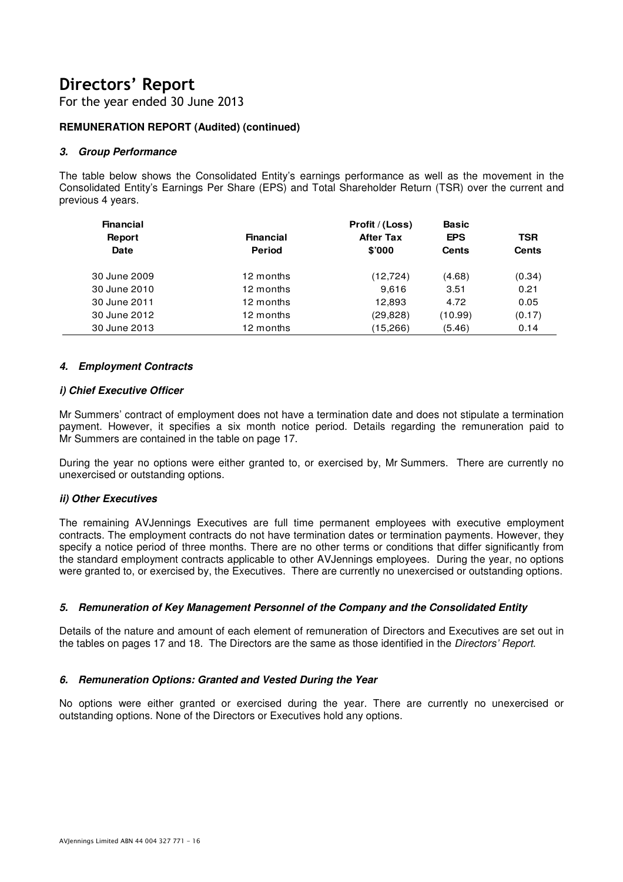# Directors' Report

For the year ended 30 June 2013

**REMUNERATION REPORT (Audited) (continued)**

### *3. Group Performance*

The table below shows the Consolidated Entity's earnings performance as well as the movement in the Consolidated Entity's Earnings Per Share (EPS) and Total Shareholder Return (TSR) over the current and previous 4 years.

| Financial Report Date | Financial Period | Profit / (Loss) After Tax $'000 | Basic EPS Cents | TSR Cents |
|---|---|---|---|---|
| 30 June 2009 | 12 months | (12,724) | (4.68) | (0.34) |
| 30 June 2010 | 12 months | 9,616 | 3.51 | 0.21 |
| 30 June 2011 | 12 months | 12,893 | 4.72 | 0.05 |
| 30 June 2012 | 12 months | (29,828) | (10.99) | (0.17) |
| 30 June 2013 | 12 months | (15,266) | (5.46) | 0.14 |

### *4. Employment Contracts*

#### *i) Chief Executive Officer*

Mr Summers' contract of employment does not have a termination date and does not stipulate a termination payment. However, it specifies a six month notice period. Details regarding the remuneration paid to Mr Summers are contained in the table on page 17.

During the year no options were either granted to, or exercised by, Mr Summers. There are currently no unexercised or outstanding options.

#### *ii) Other Executives*

The remaining AVJennings Executives are full time permanent employees with executive employment contracts. The employment contracts do not have termination dates or termination payments. However, they specify a notice period of three months. There are no other terms or conditions that differ significantly from the standard employment contracts applicable to other AVJennings employees. During the year, no options were granted to, or exercised by, the Executives. There are currently no unexercised or outstanding options.

### *5. Remuneration of Key Management Personnel of the Company and the Consolidated Entity*

Details of the nature and amount of each element of remuneration of Directors and Executives are set out in the tables on pages 17 and 18. The Directors are the same as those identified in the *Directors' Report.*

### *6. Remuneration Options: Granted and Vested During the Year*

No options were either granted or exercised during the year. There are currently no unexercised or outstanding options. None of the Directors or Executives hold any options.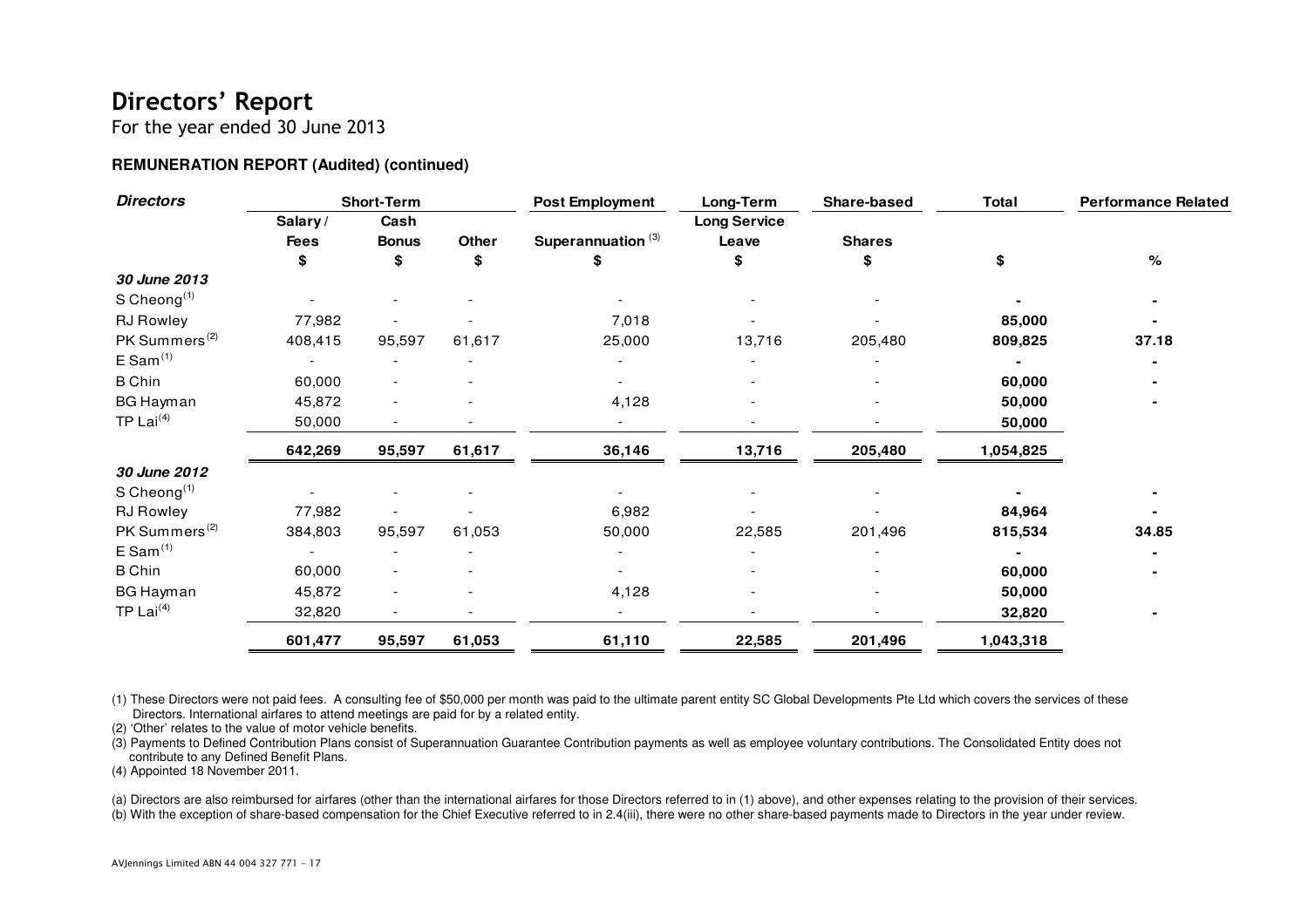# Directors' Report

For the year ended 30 June 2013

**REMUNERATION REPORT (Audited) (continued)**

| ***Directors*** | **Short-Term** | | | **Post Employment** | **Long-Term** | **Share-based** | **Total** | **Performance Related** |
|---|---|---|---|---|---|---|---|---|
| | **Salary / Fees** | **Cash Bonus** | **Other** | **Superannuation [3]** | **Long Service Leave** | **Shares** | | |
| | **$** | **$** | **$** | **$** | **$** | **$** | **$** | **%** |
| ***30 June 2013*** | | | | | | | | |
| S Cheong[1] | - | - | - | - | - | - | **-** | **-** |
| RJ Rowley | 77,982 | - | - | 7,018 | - | - | **85,000** | **-** |
| PK Summers[2] | 408,415 | 95,597 | 61,617 | 25,000 | 13,716 | 205,480 | **809,825** | **37.18** |
| E Sam[1] | - | - | - | - | - | - | **-** | **-** |
| B Chin | 60,000 | - | - | - | - | - | **60,000** | **-** |
| BG Hayman | 45,872 | - | - | 4,128 | - | - | **50,000** | **-** |
| TP Lai[4] | 50,000 | - | - | - | - | - | **50,000** | |
| | **642,269** | **95,597** | **61,617** | **36,146** | **13,716** | **205,480** | **1,054,825** | |
| ***30 June 2012*** | | | | | | | | |
| S Cheong[1] | - | - | - | - | - | - | **-** | **-** |
| RJ Rowley | 77,982 | - | - | 6,982 | - | - | **84,964** | **-** |
| PK Summers[2] | 384,803 | 95,597 | 61,053 | 50,000 | 22,585 | 201,496 | **815,534** | **34.85** |
| E Sam[1] | - | - | - | - | - | - | **-** | **-** |
| B Chin | 60,000 | - | - | - | - | - | **60,000** | **-** |
| BG Hayman | 45,872 | - | - | 4,128 | - | - | **50,000** | |
| TP Lai[4] | 32,820 | - | - | - | - | - | **32,820** | **-** |
| | **601,477** | **95,597** | **61,053** | **61,110** | **22,585** | **201,496** | **1,043,318** | |

(1) These Directors were not paid fees. A consulting fee of $50,000 per month was paid to the ultimate parent entity SC Global Developments Pte Ltd which covers the services of these Directors. International airfares to attend meetings are paid for by a related entity.

(2) 'Other' relates to the value of motor vehicle benefits.

(3) Payments to Defined Contribution Plans consist of Superannuation Guarantee Contribution payments as well as employee voluntary contributions. The Consolidated Entity does not contribute to any Defined Benefit Plans.

(4) Appointed 18 November 2011.

(a) Directors are also reimbursed for airfares (other than the international airfares for those Directors referred to in (1) above), and other expenses relating to the provision of their services.

(b) With the exception of share-based compensation for the Chief Executive referred to in 2.4(iii), there were no other share-based payments made to Directors in the year under review.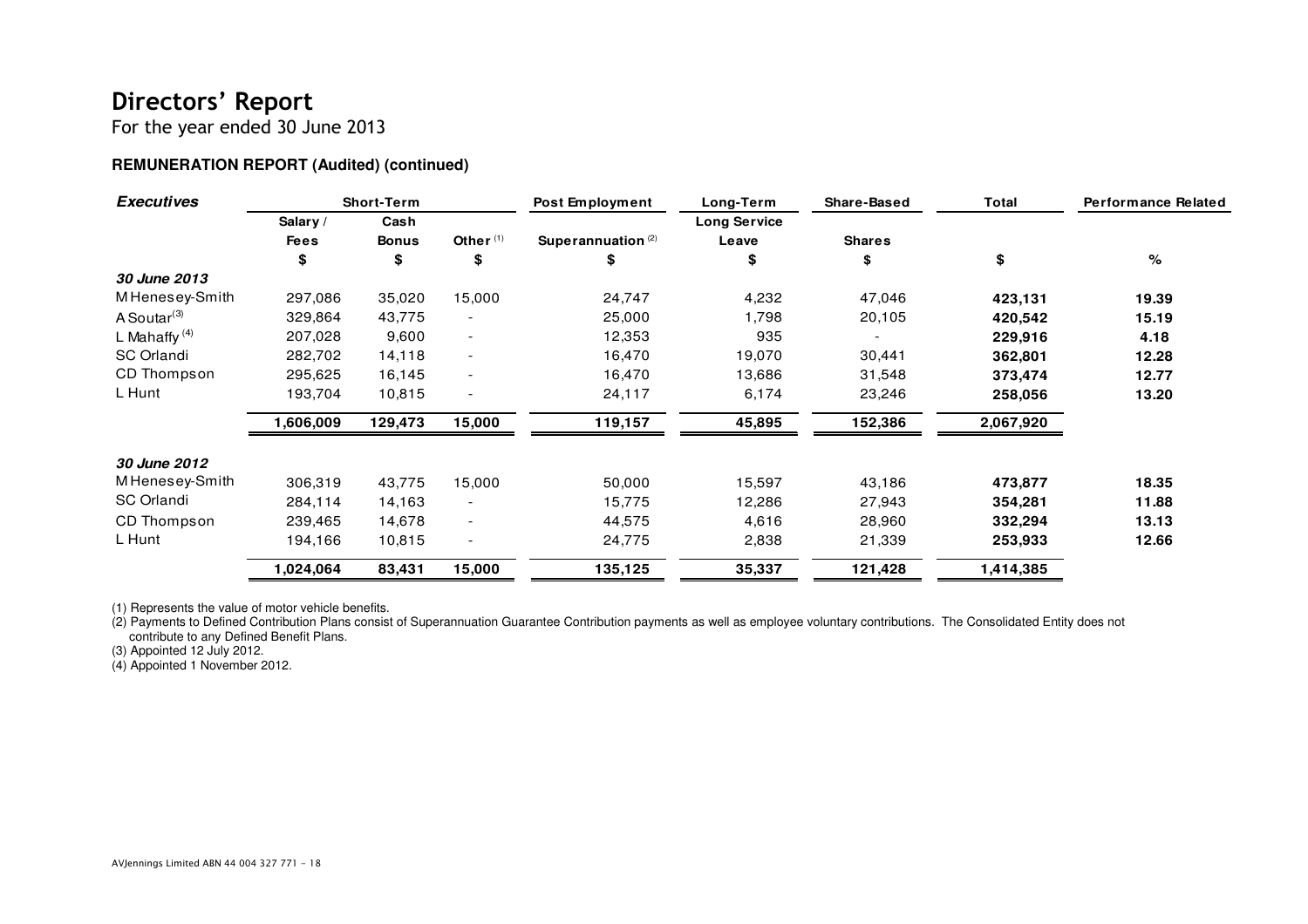# Directors' Report

For the year ended 30 June 2013

**REMUNERATION REPORT (Audited) (continued)**

| ***Executives*** | Short-Term | | | Post Employment | Long-Term | Share-Based | Total | Performance Related |
|---|---|---|---|---|---|---|---|---|
| | Salary / Fees | Cash Bonus | Other (1) | Superannuation (2) | Long Service Leave | Shares | | |
| | $ | $ | $ | $ | $ | $ | $ | % |
| ***30 June 2013*** | | | | | | | | |
| M Henesey-Smith | 297,086 | 35,020 | 15,000 | 24,747 | 4,232 | 47,046 | **423,131** | **19.39** |
| A Soutar(3) | 329,864 | 43,775 | - | 25,000 | 1,798 | 20,105 | **420,542** | **15.19** |
| L Mahaffy (4) | 207,028 | 9,600 | - | 12,353 | 935 | - | **229,916** | **4.18** |
| SC Orlandi | 282,702 | 14,118 | - | 16,470 | 19,070 | 30,441 | **362,801** | **12.28** |
| CD Thompson | 295,625 | 16,145 | - | 16,470 | 13,686 | 31,548 | **373,474** | **12.77** |
| L Hunt | 193,704 | 10,815 | - | 24,117 | 6,174 | 23,246 | **258,056** | **13.20** |
| | **1,606,009** | **129,473** | **15,000** | **119,157** | **45,895** | **152,386** | **2,067,920** | |
| ***30 June 2012*** | | | | | | | | |
| M Henesey-Smith | 306,319 | 43,775 | 15,000 | 50,000 | 15,597 | 43,186 | **473,877** | **18.35** |
| SC Orlandi | 284,114 | 14,163 | - | 15,775 | 12,286 | 27,943 | **354,281** | **11.88** |
| CD Thompson | 239,465 | 14,678 | - | 44,575 | 4,616 | 28,960 | **332,294** | **13.13** |
| L Hunt | 194,166 | 10,815 | - | 24,775 | 2,838 | 21,339 | **253,933** | **12.66** |
| | **1,024,064** | **83,431** | **15,000** | **135,125** | **35,337** | **121,428** | **1,414,385** | |

(1) Represents the value of motor vehicle benefits.

(2) Payments to Defined Contribution Plans consist of Superannuation Guarantee Contribution payments as well as employee voluntary contributions. The Consolidated Entity does not contribute to any Defined Benefit Plans.

(3) Appointed 12 July 2012.

(4) Appointed 1 November 2012.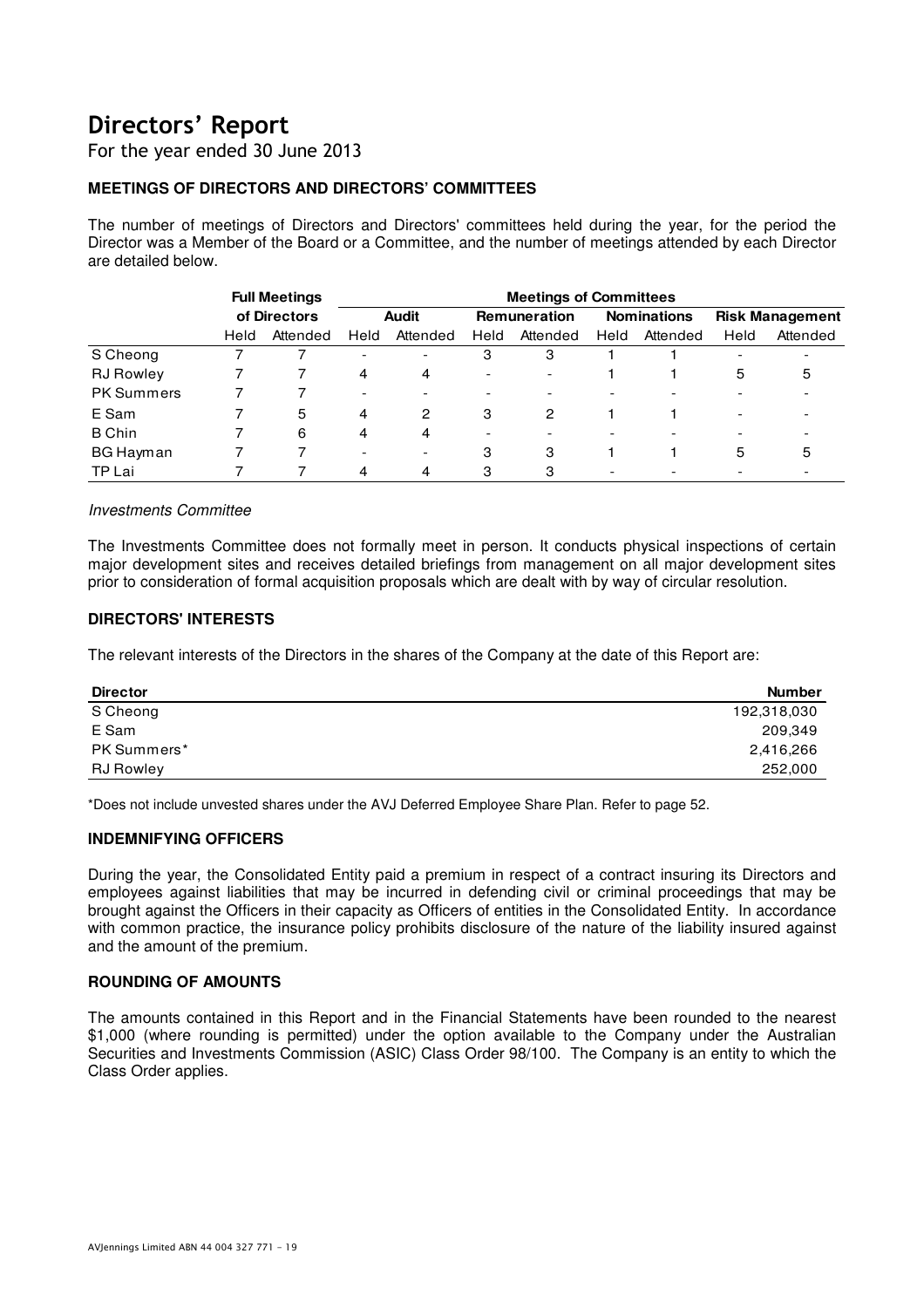# Directors' Report

For the year ended 30 June 2013

### MEETINGS OF DIRECTORS AND DIRECTORS' COMMITTEES

The number of meetings of Directors and Directors' committees held during the year, for the period the Director was a Member of the Board or a Committee, and the number of meetings attended by each Director are detailed below.

| | Full Meetings of Directors | | Meetings of Committees | | | | | | | |
|---|---|---|---|---|---|---|---|---|---|---|
| | | | Audit | | Remuneration | | Nominations | | Risk Management | |
| | Held | Attended | Held | Attended | Held | Attended | Held | Attended | Held | Attended |
| S Cheong | 7 | 7 | - | - | 3 | 3 | 1 | 1 | - | - |
| RJ Rowley | 7 | 7 | 4 | 4 | - | - | 1 | 1 | 5 | 5 |
| PK Summers | 7 | 7 | - | - | - | - | - | - | - | - |
| E Sam | 7 | 5 | 4 | 2 | 3 | 2 | 1 | 1 | - | - |
| B Chin | 7 | 6 | 4 | 4 | - | - | - | - | - | - |
| BG Hayman | 7 | 7 | - | - | 3 | 3 | 1 | 1 | 5 | 5 |
| TP Lai | 7 | 7 | 4 | 4 | 3 | 3 | - | - | - | - |

*Investments Committee*

The Investments Committee does not formally meet in person. It conducts physical inspections of certain major development sites and receives detailed briefings from management on all major development sites prior to consideration of formal acquisition proposals which are dealt with by way of circular resolution.

### DIRECTORS' INTERESTS

The relevant interests of the Directors in the shares of the Company at the date of this Report are:

| Director | Number |
|---|---|
| S Cheong | 192,318,030 |
| E Sam | 209,349 |
| PK Summers* | 2,416,266 |
| RJ Rowley | 252,000 |

*Does not include unvested shares under the AVJ Deferred Employee Share Plan. Refer to page 52.

### INDEMNIFYING OFFICERS

During the year, the Consolidated Entity paid a premium in respect of a contract insuring its Directors and employees against liabilities that may be incurred in defending civil or criminal proceedings that may be brought against the Officers in their capacity as Officers of entities in the Consolidated Entity. In accordance with common practice, the insurance policy prohibits disclosure of the nature of the liability insured against and the amount of the premium.

### ROUNDING OF AMOUNTS

The amounts contained in this Report and in the Financial Statements have been rounded to the nearest $1,000 (where rounding is permitted) under the option available to the Company under the Australian Securities and Investments Commission (ASIC) Class Order 98/100. The Company is an entity to which the Class Order applies.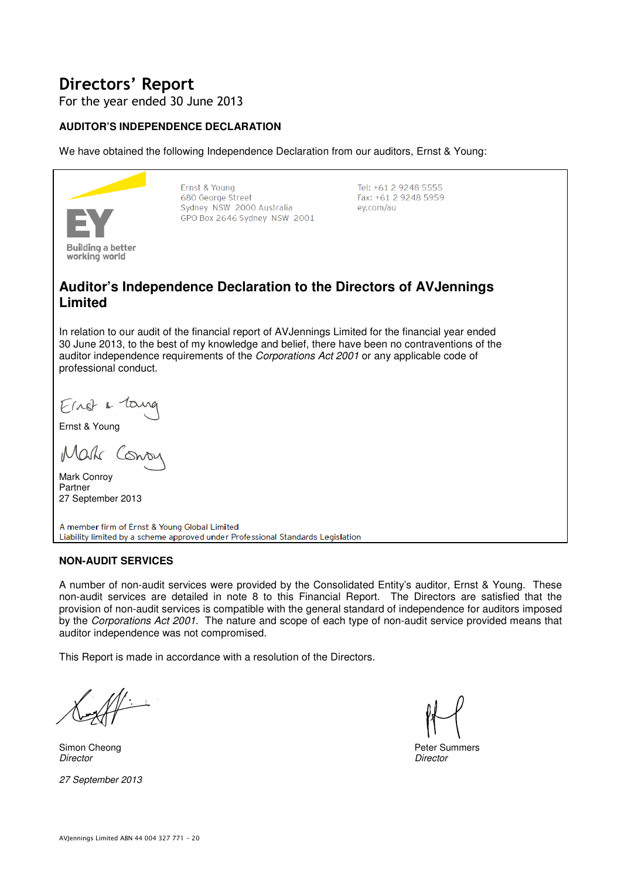# Directors' Report

For the year ended 30 June 2013

**AUDITOR'S INDEPENDENCE DECLARATION**

We have obtained the following Independence Declaration from our auditors, Ernst & Young:

Ernst & Young
680 George Street
Sydney NSW 2000 Australia
GPO Box 2646 Sydney NSW 2001

Tel: +61 2 9248 5555
Fax: +61 2 9248 5959
ey.com/au

## Auditor's Independence Declaration to the Directors of AVJennings Limited

In relation to our audit of the financial report of AVJennings Limited for the financial year ended 30 June 2013, to the best of my knowledge and belief, there have been no contraventions of the auditor independence requirements of the *Corporations Act 2001* or any applicable code of professional conduct.

Ernst & Young

Mark Conroy
Partner
27 September 2013

A member firm of Ernst & Young Global Limited
Liability limited by a scheme approved under Professional Standards Legislation

**NON-AUDIT SERVICES**

A number of non-audit services were provided by the Consolidated Entity's auditor, Ernst & Young. These non-audit services are detailed in note 8 to this Financial Report. The Directors are satisfied that the provision of non-audit services is compatible with the general standard of independence for auditors imposed by the *Corporations Act 2001*. The nature and scope of each type of non-audit service provided means that auditor independence was not compromised.

This Report is made in accordance with a resolution of the Directors.

Simon Cheong
*Director*

Peter Summers
*Director*

*27 September 2013*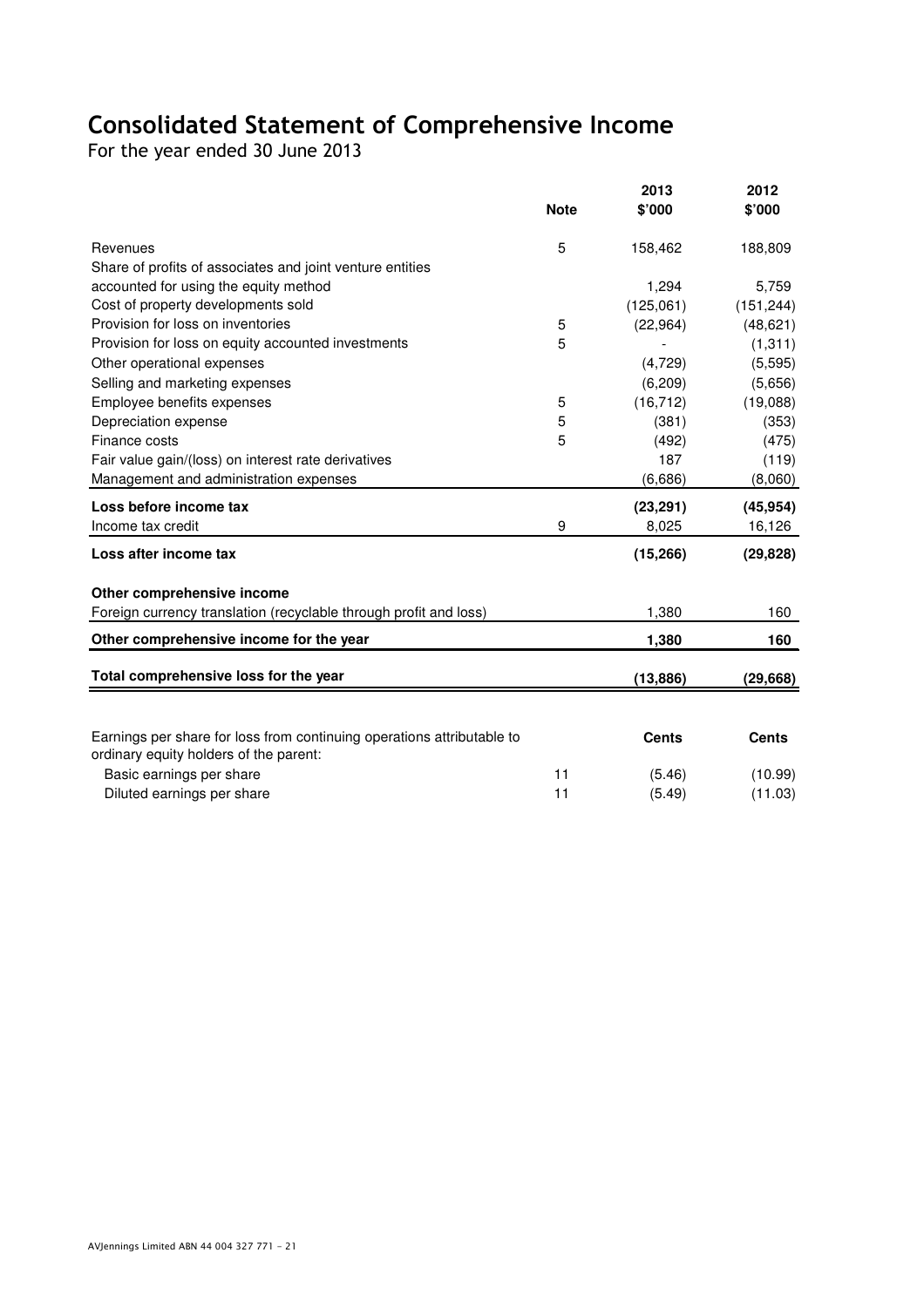# Consolidated Statement of Comprehensive Income

For the year ended 30 June 2013

| | Note | 2013 $'000 | 2012 $'000 |
|---|---|---|---|
| Revenues | 5 | 158,462 | 188,809 |
| Share of profits of associates and joint venture entities accounted for using the equity method | | 1,294 | 5,759 |
| Cost of property developments sold | | (125,061) | (151,244) |
| Provision for loss on inventories | 5 | (22,964) | (48,621) |
| Provision for loss on equity accounted investments | 5 | - | (1,311) |
| Other operational expenses | | (4,729) | (5,595) |
| Selling and marketing expenses | | (6,209) | (5,656) |
| Employee benefits expenses | 5 | (16,712) | (19,088) |
| Depreciation expense | 5 | (381) | (353) |
| Finance costs | 5 | (492) | (475) |
| Fair value gain/(loss) on interest rate derivatives | | 187 | (119) |
| Management and administration expenses | | (6,686) | (8,060) |
| **Loss before income tax** | | **(23,291)** | **(45,954)** |
| Income tax credit | 9 | 8,025 | 16,126 |
| **Loss after income tax** | | **(15,266)** | **(29,828)** |
| **Other comprehensive income** | | | |
| Foreign currency translation (recyclable through profit and loss) | | 1,380 | 160 |
| **Other comprehensive income for the year** | | **1,380** | **160** |
| **Total comprehensive loss for the year** | | **(13,886)** | **(29,668)** |

| | | Cents | Cents |
|---|---|---|---|
| Earnings per share for loss from continuing operations attributable to ordinary equity holders of the parent: | | | |
| Basic earnings per share | 11 | (5.46) | (10.99) |
| Diluted earnings per share | 11 | (5.49) | (11.03) |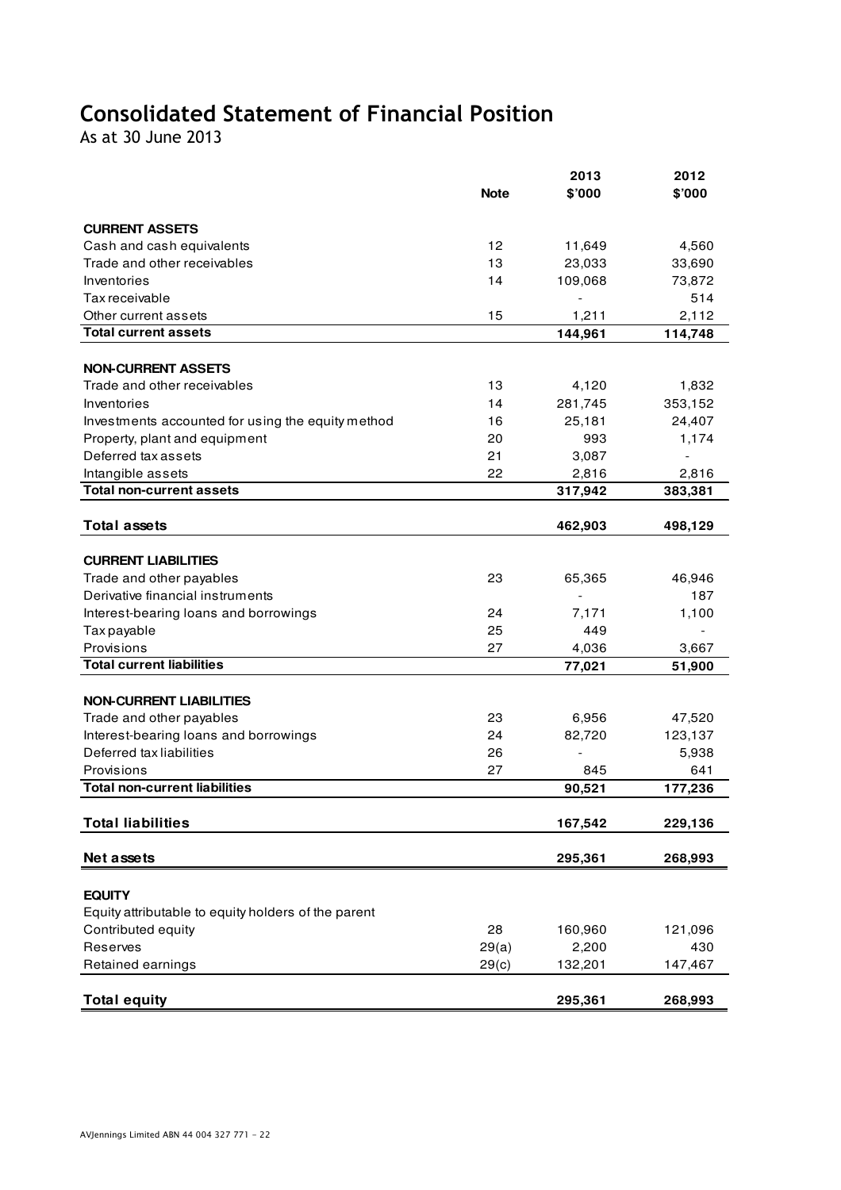# Consolidated Statement of Financial Position

As at 30 June 2013

| | Note | 2013 $'000 | 2012 $'000 |
|---|---|---|---|
| **CURRENT ASSETS** | | | |
| Cash and cash equivalents | 12 | 11,649 | 4,560 |
| Trade and other receivables | 13 | 23,033 | 33,690 |
| Inventories | 14 | 109,068 | 73,872 |
| Tax receivable | | - | 514 |
| Other current assets | 15 | 1,211 | 2,112 |
| **Total current assets** | | **144,961** | **114,748** |
| **NON-CURRENT ASSETS** | | | |
| Trade and other receivables | 13 | 4,120 | 1,832 |
| Inventories | 14 | 281,745 | 353,152 |
| Investments accounted for using the equity method | 16 | 25,181 | 24,407 |
| Property, plant and equipment | 20 | 993 | 1,174 |
| Deferred tax assets | 21 | 3,087 | - |
| Intangible assets | 22 | 2,816 | 2,816 |
| **Total non-current assets** | | **317,942** | **383,381** |
| **Total assets** | | **462,903** | **498,129** |
| **CURRENT LIABILITIES** | | | |
| Trade and other payables | 23 | 65,365 | 46,946 |
| Derivative financial instruments | | - | 187 |
| Interest-bearing loans and borrowings | 24 | 7,171 | 1,100 |
| Tax payable | 25 | 449 | - |
| Provisions | 27 | 4,036 | 3,667 |
| **Total current liabilities** | | **77,021** | **51,900** |
| **NON-CURRENT LIABILITIES** | | | |
| Trade and other payables | 23 | 6,956 | 47,520 |
| Interest-bearing loans and borrowings | 24 | 82,720 | 123,137 |
| Deferred tax liabilities | 26 | - | 5,938 |
| Provisions | 27 | 845 | 641 |
| **Total non-current liabilities** | | **90,521** | **177,236** |
| **Total liabilities** | | **167,542** | **229,136** |
| **Net assets** | | **295,361** | **268,993** |
| **EQUITY** | | | |
| Equity attributable to equity holders of the parent | | | |
| Contributed equity | 28 | 160,960 | 121,096 |
| Reserves | 29(a) | 2,200 | 430 |
| Retained earnings | 29(c) | 132,201 | 147,467 |
| **Total equity** | | **295,361** | **268,993** |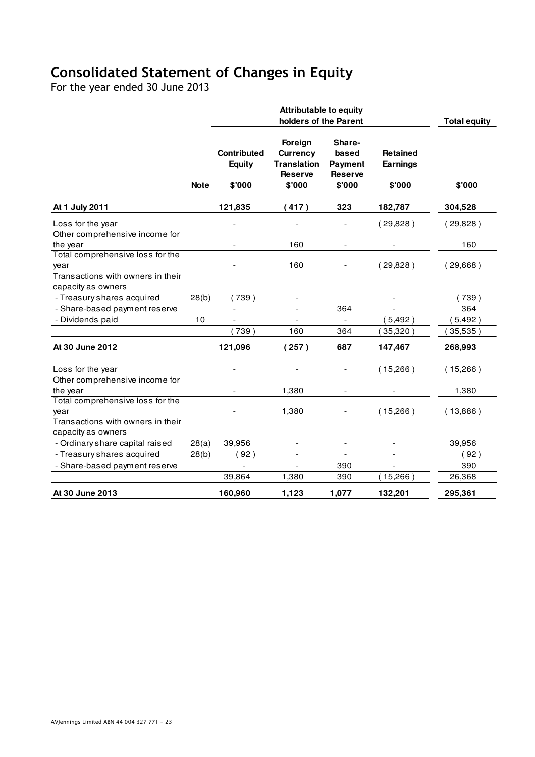# Consolidated Statement of Changes in Equity

For the year ended 30 June 2013

| | | Attributable to equity holders of the Parent | | | | Total equity |
|---|---|---|---|---|---|---|
| | Note | Contributed Equity | Foreign Currency Translation Reserve | Share-based Payment Reserve | Retained Earnings | |
| | | $'000 | $'000 | $'000 | $'000 | $'000 |
| **At 1 July 2011** | | **121,835** | **( 417 )** | **323** | **182,787** | **304,528** |
| Loss for the year | | - | - | - | ( 29,828 ) | ( 29,828 ) |
| Other comprehensive income for the year | | - | 160 | - | - | 160 |
| Total comprehensive loss for the year | | - | 160 | - | ( 29,828 ) | ( 29,668 ) |
| Transactions with owners in their capacity as owners | | | | | | |
| - Treasury shares acquired | 28(b) | ( 739 ) | - | | - | ( 739 ) |
| - Share-based payment reserve | | - | - | 364 | - | 364 |
| - Dividends paid | 10 | - | - | - | ( 5,492 ) | ( 5,492 ) |
| | | ( 739 ) | 160 | 364 | ( 35,320 ) | ( 35,535 ) |
| **At 30 June 2012** | | **121,096** | **( 257 )** | **687** | **147,467** | **268,993** |
| Loss for the year | | - | - | - | ( 15,266 ) | ( 15,266 ) |
| Other comprehensive income for the year | | - | 1,380 | - | - | 1,380 |
| Total comprehensive loss for the year | | - | 1,380 | - | ( 15,266 ) | ( 13,886 ) |
| Transactions with owners in their capacity as owners | | | | | | |
| - Ordinary share capital raised | 28(a) | 39,956 | - | - | - | 39,956 |
| - Treasury shares acquired | 28(b) | ( 92 ) | - | - | - | ( 92 ) |
| - Share-based payment reserve | | - | - | 390 | - | 390 |
| | | 39,864 | 1,380 | 390 | ( 15,266 ) | 26,368 |
| **At 30 June 2013** | | **160,960** | **1,123** | **1,077** | **132,201** | **295,361** |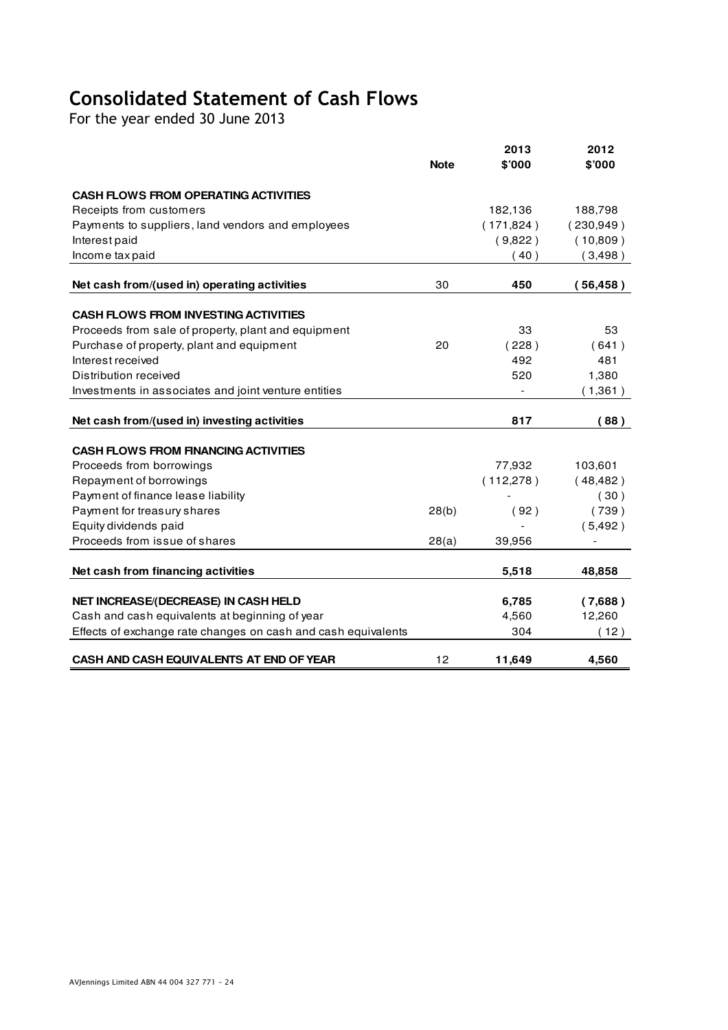# Consolidated Statement of Cash Flows

For the year ended 30 June 2013

| | Note | 2013 $'000 | 2012 $'000 |
|---|---|---|---|
| **CASH FLOWS FROM OPERATING ACTIVITIES** | | | |
| Receipts from customers | | 182,136 | 188,798 |
| Payments to suppliers, land vendors and employees | | ( 171,824 ) | ( 230,949 ) |
| Interest paid | | ( 9,822 ) | ( 10,809 ) |
| Income tax paid | | ( 40 ) | ( 3,498 ) |
| **Net cash from/(used in) operating activities** | 30 | **450** | **( 56,458 )** |
| **CASH FLOWS FROM INVESTING ACTIVITIES** | | | |
| Proceeds from sale of property, plant and equipment | | 33 | 53 |
| Purchase of property, plant and equipment | 20 | ( 228 ) | ( 641 ) |
| Interest received | | 492 | 481 |
| Distribution received | | 520 | 1,380 |
| Investments in associates and joint venture entities | | - | ( 1,361 ) |
| **Net cash from/(used in) investing activities** | | **817** | **( 88 )** |
| **CASH FLOWS FROM FINANCING ACTIVITIES** | | | |
| Proceeds from borrowings | | 77,932 | 103,601 |
| Repayment of borrowings | | ( 112,278 ) | ( 48,482 ) |
| Payment of finance lease liability | | - | ( 30 ) |
| Payment for treasury shares | 28(b) | ( 92 ) | ( 739 ) |
| Equity dividends paid | | - | ( 5,492 ) |
| Proceeds from issue of shares | 28(a) | 39,956 | - |
| **Net cash from financing activities** | | **5,518** | **48,858** |
| **NET INCREASE/(DECREASE) IN CASH HELD** | | **6,785** | **( 7,688 )** |
| Cash and cash equivalents at beginning of year | | 4,560 | 12,260 |
| Effects of exchange rate changes on cash and cash equivalents | | 304 | ( 12 ) |
| **CASH AND CASH EQUIVALENTS AT END OF YEAR** | 12 | **11,649** | **4,560** |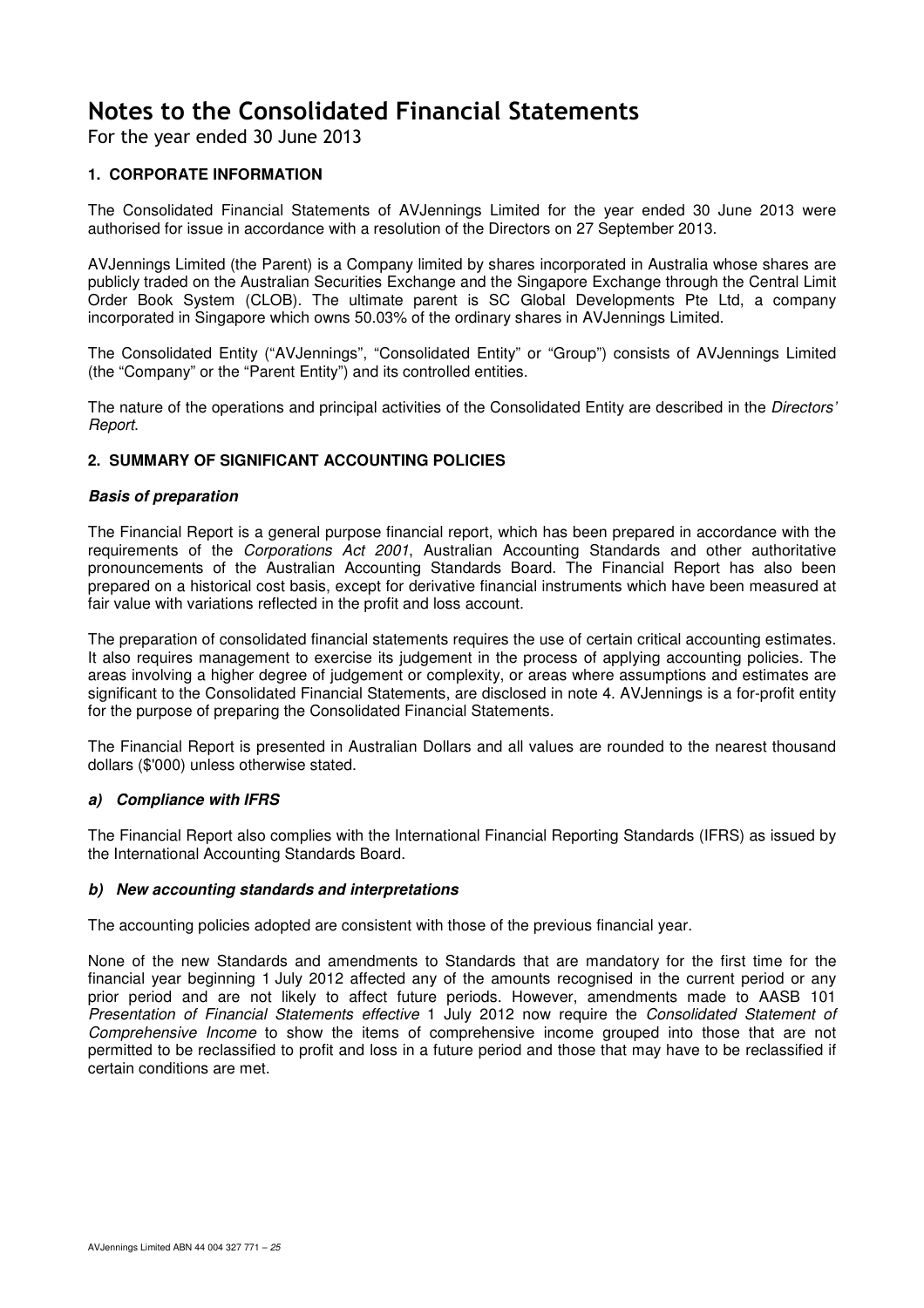# Notes to the Consolidated Financial Statements

For the year ended 30 June 2013

## 1. CORPORATE INFORMATION

The Consolidated Financial Statements of AVJennings Limited for the year ended 30 June 2013 were authorised for issue in accordance with a resolution of the Directors on 27 September 2013.

AVJennings Limited (the Parent) is a Company limited by shares incorporated in Australia whose shares are publicly traded on the Australian Securities Exchange and the Singapore Exchange through the Central Limit Order Book System (CLOB). The ultimate parent is SC Global Developments Pte Ltd, a company incorporated in Singapore which owns 50.03% of the ordinary shares in AVJennings Limited.

The Consolidated Entity ("AVJennings", "Consolidated Entity" or "Group") consists of AVJennings Limited (the "Company" or the "Parent Entity") and its controlled entities.

The nature of the operations and principal activities of the Consolidated Entity are described in the *Directors' Report*.

## 2. SUMMARY OF SIGNIFICANT ACCOUNTING POLICIES

### *Basis of preparation*

The Financial Report is a general purpose financial report, which has been prepared in accordance with the requirements of the *Corporations Act 2001*, Australian Accounting Standards and other authoritative pronouncements of the Australian Accounting Standards Board. The Financial Report has also been prepared on a historical cost basis, except for derivative financial instruments which have been measured at fair value with variations reflected in the profit and loss account.

The preparation of consolidated financial statements requires the use of certain critical accounting estimates. It also requires management to exercise its judgement in the process of applying accounting policies. The areas involving a higher degree of judgement or complexity, or areas where assumptions and estimates are significant to the Consolidated Financial Statements, are disclosed in note 4. AVJennings is a for-profit entity for the purpose of preparing the Consolidated Financial Statements.

The Financial Report is presented in Australian Dollars and all values are rounded to the nearest thousand dollars ($'000) unless otherwise stated.

### *a) Compliance with IFRS*

The Financial Report also complies with the International Financial Reporting Standards (IFRS) as issued by the International Accounting Standards Board.

### *b) New accounting standards and interpretations*

The accounting policies adopted are consistent with those of the previous financial year.

None of the new Standards and amendments to Standards that are mandatory for the first time for the financial year beginning 1 July 2012 affected any of the amounts recognised in the current period or any prior period and are not likely to affect future periods. However, amendments made to AASB 101 *Presentation of Financial Statements effective* 1 July 2012 now require the *Consolidated Statement of Comprehensive Income* to show the items of comprehensive income grouped into those that are not permitted to be reclassified to profit and loss in a future period and those that may have to be reclassified if certain conditions are met.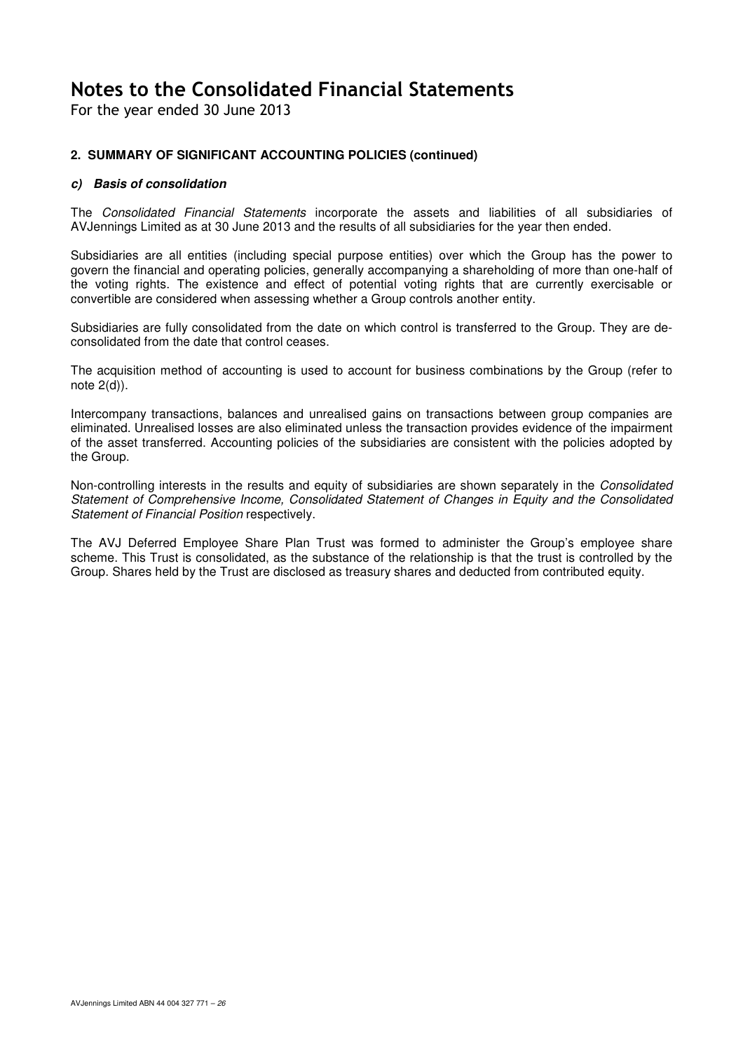# Notes to the Consolidated Financial Statements

For the year ended 30 June 2013

**2. SUMMARY OF SIGNIFICANT ACCOUNTING POLICIES (continued)**

***c) Basis of consolidation***

The *Consolidated Financial Statements* incorporate the assets and liabilities of all subsidiaries of AVJennings Limited as at 30 June 2013 and the results of all subsidiaries for the year then ended.

Subsidiaries are all entities (including special purpose entities) over which the Group has the power to govern the financial and operating policies, generally accompanying a shareholding of more than one-half of the voting rights. The existence and effect of potential voting rights that are currently exercisable or convertible are considered when assessing whether a Group controls another entity.

Subsidiaries are fully consolidated from the date on which control is transferred to the Group. They are de-consolidated from the date that control ceases.

The acquisition method of accounting is used to account for business combinations by the Group (refer to note 2(d)).

Intercompany transactions, balances and unrealised gains on transactions between group companies are eliminated. Unrealised losses are also eliminated unless the transaction provides evidence of the impairment of the asset transferred. Accounting policies of the subsidiaries are consistent with the policies adopted by the Group.

Non-controlling interests in the results and equity of subsidiaries are shown separately in the *Consolidated Statement of Comprehensive Income, Consolidated Statement of Changes in Equity and the Consolidated Statement of Financial Position* respectively.

The AVJ Deferred Employee Share Plan Trust was formed to administer the Group's employee share scheme. This Trust is consolidated, as the substance of the relationship is that the trust is controlled by the Group. Shares held by the Trust are disclosed as treasury shares and deducted from contributed equity.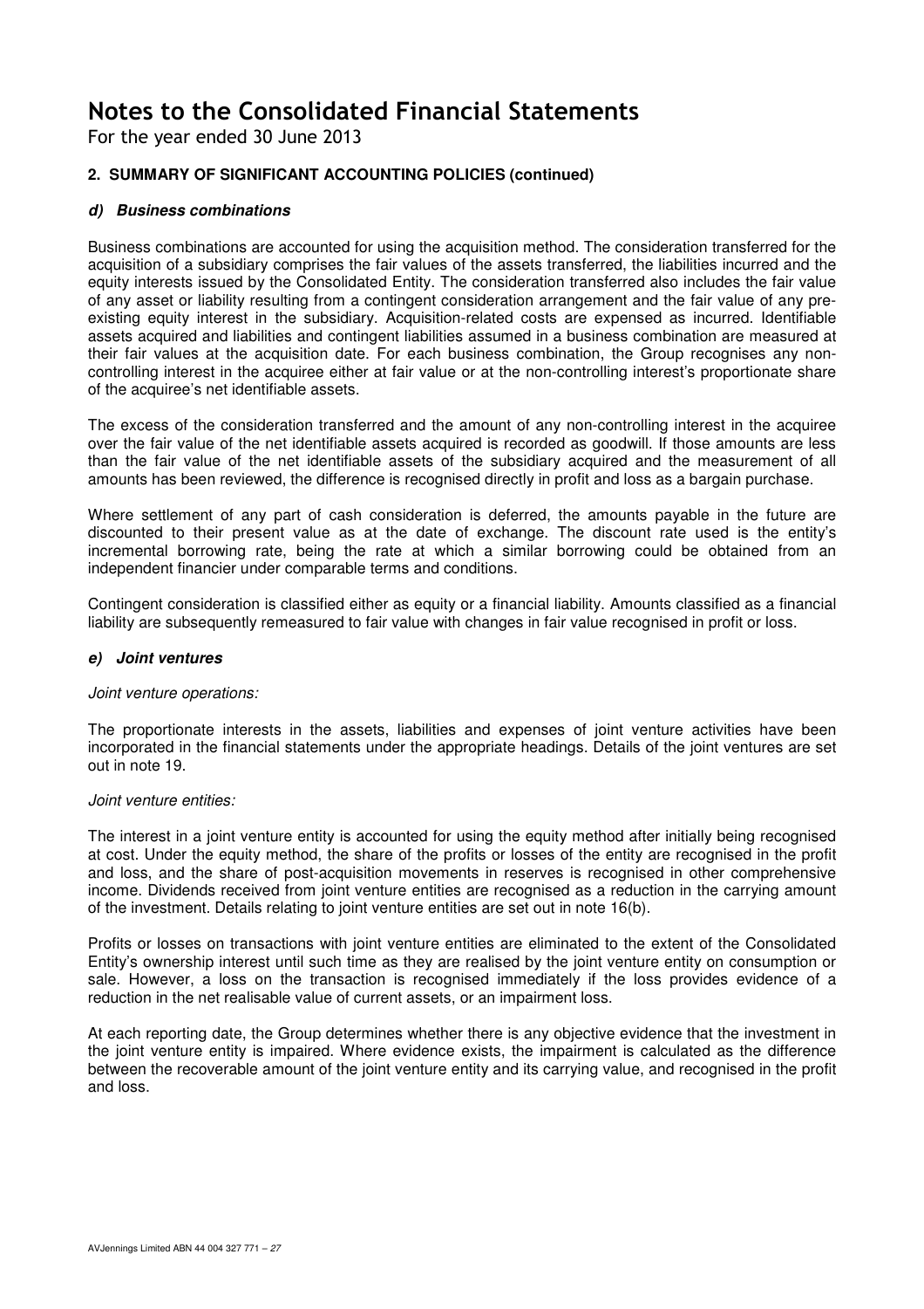# Notes to the Consolidated Financial Statements

For the year ended 30 June 2013

## 2. SUMMARY OF SIGNIFICANT ACCOUNTING POLICIES (continued)

### *d) Business combinations*

Business combinations are accounted for using the acquisition method. The consideration transferred for the acquisition of a subsidiary comprises the fair values of the assets transferred, the liabilities incurred and the equity interests issued by the Consolidated Entity. The consideration transferred also includes the fair value of any asset or liability resulting from a contingent consideration arrangement and the fair value of any pre-existing equity interest in the subsidiary. Acquisition-related costs are expensed as incurred. Identifiable assets acquired and liabilities and contingent liabilities assumed in a business combination are measured at their fair values at the acquisition date. For each business combination, the Group recognises any non-controlling interest in the acquiree either at fair value or at the non-controlling interest's proportionate share of the acquiree's net identifiable assets.

The excess of the consideration transferred and the amount of any non-controlling interest in the acquiree over the fair value of the net identifiable assets acquired is recorded as goodwill. If those amounts are less than the fair value of the net identifiable assets of the subsidiary acquired and the measurement of all amounts has been reviewed, the difference is recognised directly in profit and loss as a bargain purchase.

Where settlement of any part of cash consideration is deferred, the amounts payable in the future are discounted to their present value as at the date of exchange. The discount rate used is the entity's incremental borrowing rate, being the rate at which a similar borrowing could be obtained from an independent financier under comparable terms and conditions.

Contingent consideration is classified either as equity or a financial liability. Amounts classified as a financial liability are subsequently remeasured to fair value with changes in fair value recognised in profit or loss.

### *e) Joint ventures*

*Joint venture operations:*

The proportionate interests in the assets, liabilities and expenses of joint venture activities have been incorporated in the financial statements under the appropriate headings. Details of the joint ventures are set out in note 19.

*Joint venture entities:*

The interest in a joint venture entity is accounted for using the equity method after initially being recognised at cost. Under the equity method, the share of the profits or losses of the entity are recognised in the profit and loss, and the share of post-acquisition movements in reserves is recognised in other comprehensive income. Dividends received from joint venture entities are recognised as a reduction in the carrying amount of the investment. Details relating to joint venture entities are set out in note 16(b).

Profits or losses on transactions with joint venture entities are eliminated to the extent of the Consolidated Entity's ownership interest until such time as they are realised by the joint venture entity on consumption or sale. However, a loss on the transaction is recognised immediately if the loss provides evidence of a reduction in the net realisable value of current assets, or an impairment loss.

At each reporting date, the Group determines whether there is any objective evidence that the investment in the joint venture entity is impaired. Where evidence exists, the impairment is calculated as the difference between the recoverable amount of the joint venture entity and its carrying value, and recognised in the profit and loss.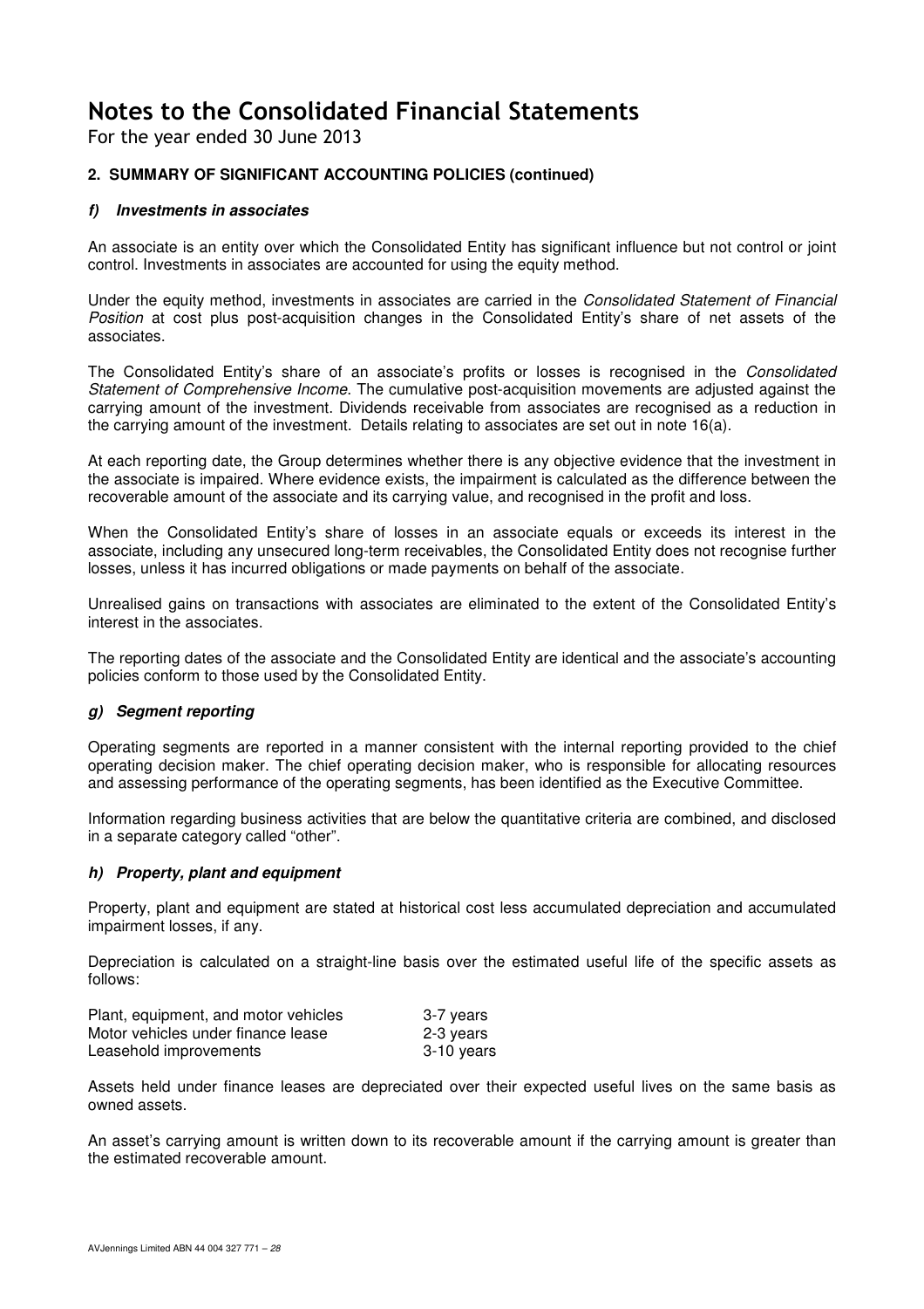# Notes to the Consolidated Financial Statements

For the year ended 30 June 2013

### 2. SUMMARY OF SIGNIFICANT ACCOUNTING POLICIES (continued)

#### *f) Investments in associates*

An associate is an entity over which the Consolidated Entity has significant influence but not control or joint control. Investments in associates are accounted for using the equity method.

Under the equity method, investments in associates are carried in the *Consolidated Statement of Financial Position* at cost plus post-acquisition changes in the Consolidated Entity's share of net assets of the associates.

The Consolidated Entity's share of an associate's profits or losses is recognised in the *Consolidated Statement of Comprehensive Income*. The cumulative post-acquisition movements are adjusted against the carrying amount of the investment. Dividends receivable from associates are recognised as a reduction in the carrying amount of the investment. Details relating to associates are set out in note 16(a).

At each reporting date, the Group determines whether there is any objective evidence that the investment in the associate is impaired. Where evidence exists, the impairment is calculated as the difference between the recoverable amount of the associate and its carrying value, and recognised in the profit and loss.

When the Consolidated Entity's share of losses in an associate equals or exceeds its interest in the associate, including any unsecured long-term receivables, the Consolidated Entity does not recognise further losses, unless it has incurred obligations or made payments on behalf of the associate.

Unrealised gains on transactions with associates are eliminated to the extent of the Consolidated Entity's interest in the associates.

The reporting dates of the associate and the Consolidated Entity are identical and the associate's accounting policies conform to those used by the Consolidated Entity.

#### *g) Segment reporting*

Operating segments are reported in a manner consistent with the internal reporting provided to the chief operating decision maker. The chief operating decision maker, who is responsible for allocating resources and assessing performance of the operating segments, has been identified as the Executive Committee.

Information regarding business activities that are below the quantitative criteria are combined, and disclosed in a separate category called "other".

#### *h) Property, plant and equipment*

Property, plant and equipment are stated at historical cost less accumulated depreciation and accumulated impairment losses, if any.

Depreciation is calculated on a straight-line basis over the estimated useful life of the specific assets as follows:

| | |
|---|---|
| Plant, equipment, and motor vehicles | 3-7 years |
| Motor vehicles under finance lease | 2-3 years |
| Leasehold improvements | 3-10 years |

Assets held under finance leases are depreciated over their expected useful lives on the same basis as owned assets.

An asset's carrying amount is written down to its recoverable amount if the carrying amount is greater than the estimated recoverable amount.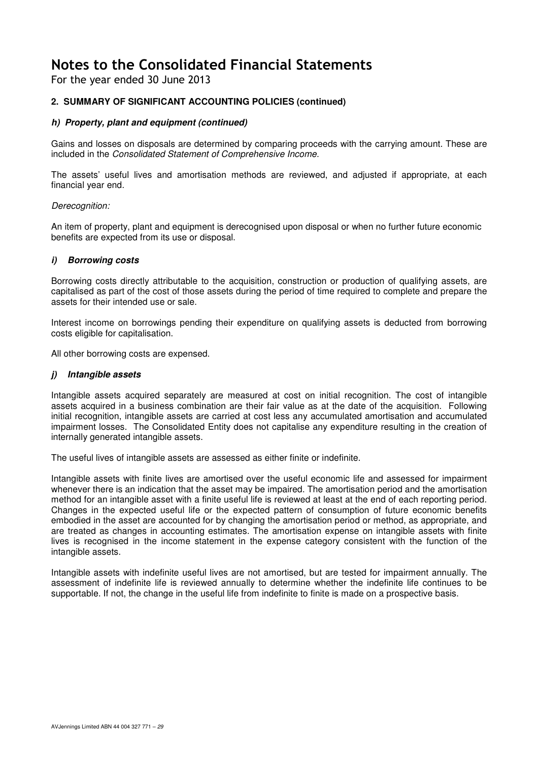# Notes to the Consolidated Financial Statements

For the year ended 30 June 2013

## 2. SUMMARY OF SIGNIFICANT ACCOUNTING POLICIES (continued)

### *h) Property, plant and equipment (continued)*

Gains and losses on disposals are determined by comparing proceeds with the carrying amount. These are included in the *Consolidated Statement of Comprehensive Income.*

The assets' useful lives and amortisation methods are reviewed, and adjusted if appropriate, at each financial year end.

*Derecognition:*

An item of property, plant and equipment is derecognised upon disposal or when no further future economic benefits are expected from its use or disposal.

### *i) Borrowing costs*

Borrowing costs directly attributable to the acquisition, construction or production of qualifying assets, are capitalised as part of the cost of those assets during the period of time required to complete and prepare the assets for their intended use or sale.

Interest income on borrowings pending their expenditure on qualifying assets is deducted from borrowing costs eligible for capitalisation.

All other borrowing costs are expensed.

### *j) Intangible assets*

Intangible assets acquired separately are measured at cost on initial recognition. The cost of intangible assets acquired in a business combination are their fair value as at the date of the acquisition. Following initial recognition, intangible assets are carried at cost less any accumulated amortisation and accumulated impairment losses. The Consolidated Entity does not capitalise any expenditure resulting in the creation of internally generated intangible assets.

The useful lives of intangible assets are assessed as either finite or indefinite.

Intangible assets with finite lives are amortised over the useful economic life and assessed for impairment whenever there is an indication that the asset may be impaired. The amortisation period and the amortisation method for an intangible asset with a finite useful life is reviewed at least at the end of each reporting period. Changes in the expected useful life or the expected pattern of consumption of future economic benefits embodied in the asset are accounted for by changing the amortisation period or method, as appropriate, and are treated as changes in accounting estimates. The amortisation expense on intangible assets with finite lives is recognised in the income statement in the expense category consistent with the function of the intangible assets.

Intangible assets with indefinite useful lives are not amortised, but are tested for impairment annually. The assessment of indefinite life is reviewed annually to determine whether the indefinite life continues to be supportable. If not, the change in the useful life from indefinite to finite is made on a prospective basis.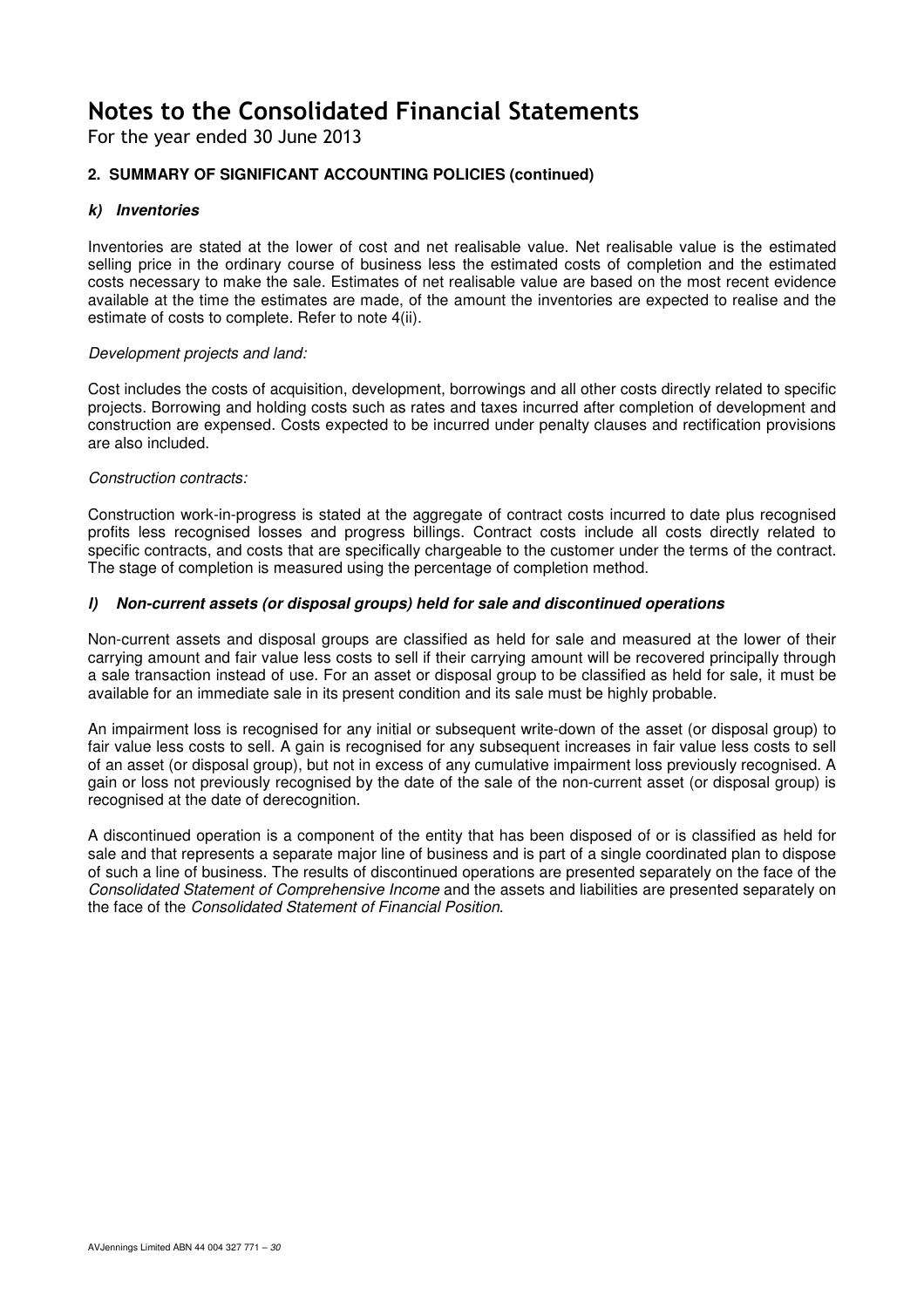# Notes to the Consolidated Financial Statements

For the year ended 30 June 2013

## 2. SUMMARY OF SIGNIFICANT ACCOUNTING POLICIES (continued)

### *k) Inventories*

Inventories are stated at the lower of cost and net realisable value. Net realisable value is the estimated selling price in the ordinary course of business less the estimated costs of completion and the estimated costs necessary to make the sale. Estimates of net realisable value are based on the most recent evidence available at the time the estimates are made, of the amount the inventories are expected to realise and the estimate of costs to complete. Refer to note 4(ii).

*Development projects and land:*

Cost includes the costs of acquisition, development, borrowings and all other costs directly related to specific projects. Borrowing and holding costs such as rates and taxes incurred after completion of development and construction are expensed. Costs expected to be incurred under penalty clauses and rectification provisions are also included.

*Construction contracts:*

Construction work-in-progress is stated at the aggregate of contract costs incurred to date plus recognised profits less recognised losses and progress billings. Contract costs include all costs directly related to specific contracts, and costs that are specifically chargeable to the customer under the terms of the contract. The stage of completion is measured using the percentage of completion method.

### *l) Non-current assets (or disposal groups) held for sale and discontinued operations*

Non-current assets and disposal groups are classified as held for sale and measured at the lower of their carrying amount and fair value less costs to sell if their carrying amount will be recovered principally through a sale transaction instead of use. For an asset or disposal group to be classified as held for sale, it must be available for an immediate sale in its present condition and its sale must be highly probable.

An impairment loss is recognised for any initial or subsequent write-down of the asset (or disposal group) to fair value less costs to sell. A gain is recognised for any subsequent increases in fair value less costs to sell of an asset (or disposal group), but not in excess of any cumulative impairment loss previously recognised. A gain or loss not previously recognised by the date of the sale of the non-current asset (or disposal group) is recognised at the date of derecognition.

A discontinued operation is a component of the entity that has been disposed of or is classified as held for sale and that represents a separate major line of business and is part of a single coordinated plan to dispose of such a line of business. The results of discontinued operations are presented separately on the face of the *Consolidated Statement of Comprehensive Income* and the assets and liabilities are presented separately on the face of the *Consolidated Statement of Financial Position*.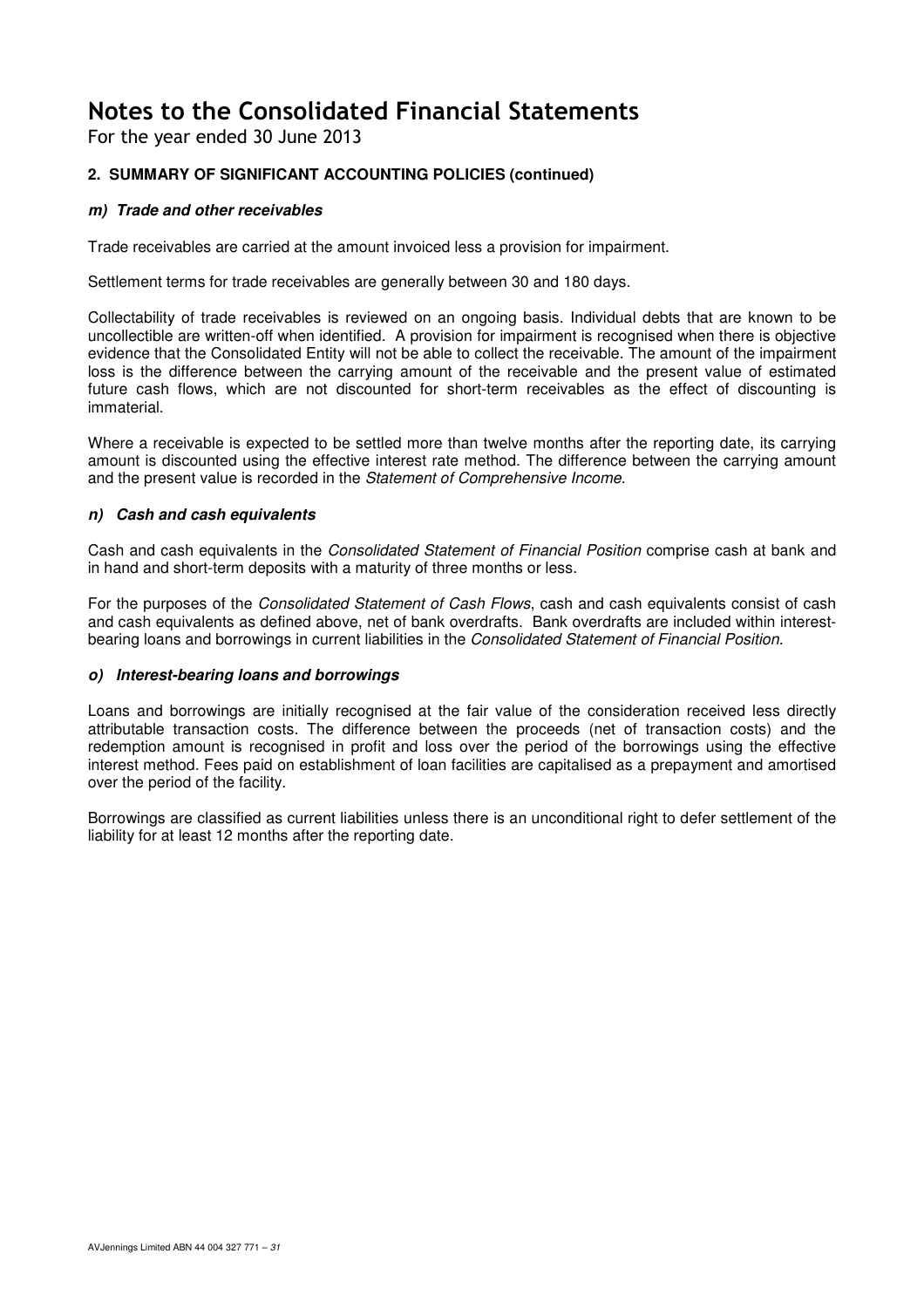# Notes to the Consolidated Financial Statements

For the year ended 30 June 2013

## 2. SUMMARY OF SIGNIFICANT ACCOUNTING POLICIES (continued)

### *m) Trade and other receivables*

Trade receivables are carried at the amount invoiced less a provision for impairment.

Settlement terms for trade receivables are generally between 30 and 180 days.

Collectability of trade receivables is reviewed on an ongoing basis. Individual debts that are known to be uncollectible are written-off when identified. A provision for impairment is recognised when there is objective evidence that the Consolidated Entity will not be able to collect the receivable. The amount of the impairment loss is the difference between the carrying amount of the receivable and the present value of estimated future cash flows, which are not discounted for short-term receivables as the effect of discounting is immaterial.

Where a receivable is expected to be settled more than twelve months after the reporting date, its carrying amount is discounted using the effective interest rate method. The difference between the carrying amount and the present value is recorded in the *Statement of Comprehensive Income.*

### *n) Cash and cash equivalents*

Cash and cash equivalents in the *Consolidated Statement of Financial Position* comprise cash at bank and in hand and short-term deposits with a maturity of three months or less.

For the purposes of the *Consolidated Statement of Cash Flows*, cash and cash equivalents consist of cash and cash equivalents as defined above, net of bank overdrafts. Bank overdrafts are included within interest-bearing loans and borrowings in current liabilities in the *Consolidated Statement of Financial Position*.

### *o) Interest-bearing loans and borrowings*

Loans and borrowings are initially recognised at the fair value of the consideration received less directly attributable transaction costs. The difference between the proceeds (net of transaction costs) and the redemption amount is recognised in profit and loss over the period of the borrowings using the effective interest method. Fees paid on establishment of loan facilities are capitalised as a prepayment and amortised over the period of the facility.

Borrowings are classified as current liabilities unless there is an unconditional right to defer settlement of the liability for at least 12 months after the reporting date.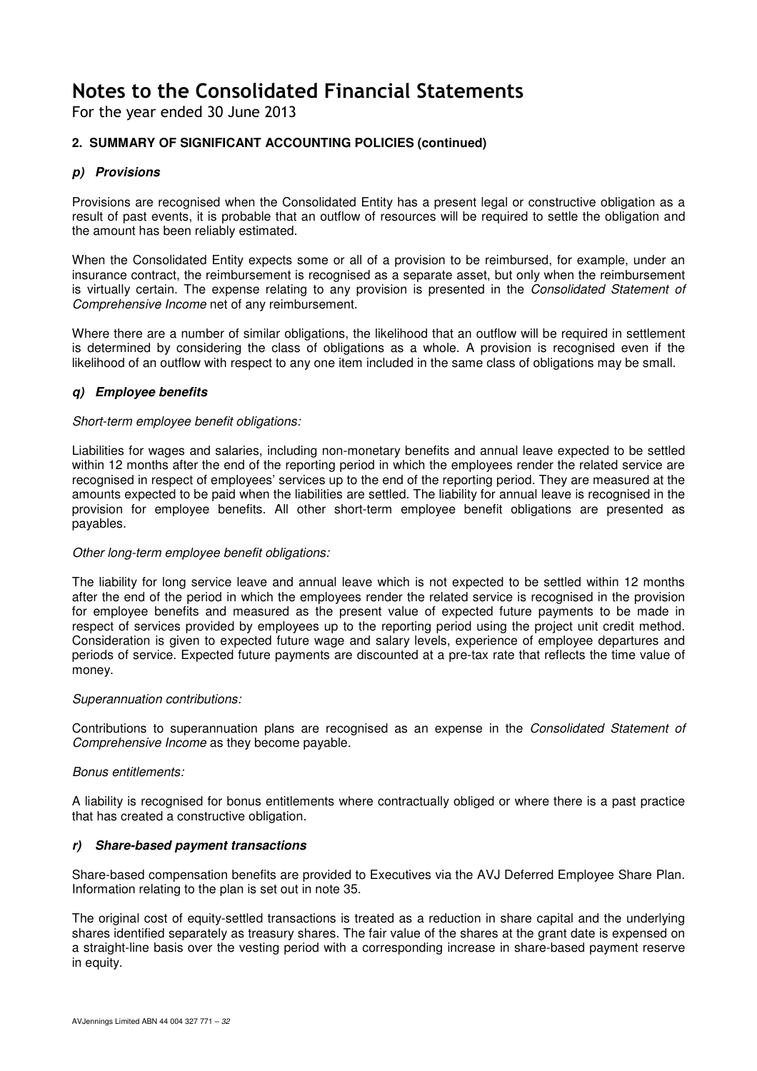# Notes to the Consolidated Financial Statements

For the year ended 30 June 2013

**2. SUMMARY OF SIGNIFICANT ACCOUNTING POLICIES (continued)**

### ***p) Provisions***

Provisions are recognised when the Consolidated Entity has a present legal or constructive obligation as a result of past events, it is probable that an outflow of resources will be required to settle the obligation and the amount has been reliably estimated.

When the Consolidated Entity expects some or all of a provision to be reimbursed, for example, under an insurance contract, the reimbursement is recognised as a separate asset, but only when the reimbursement is virtually certain. The expense relating to any provision is presented in the *Consolidated Statement of Comprehensive Income* net of any reimbursement.

Where there are a number of similar obligations, the likelihood that an outflow will be required in settlement is determined by considering the class of obligations as a whole. A provision is recognised even if the likelihood of an outflow with respect to any one item included in the same class of obligations may be small.

### ***q) Employee benefits***

*Short-term employee benefit obligations:*

Liabilities for wages and salaries, including non-monetary benefits and annual leave expected to be settled within 12 months after the end of the reporting period in which the employees render the related service are recognised in respect of employees' services up to the end of the reporting period. They are measured at the amounts expected to be paid when the liabilities are settled. The liability for annual leave is recognised in the provision for employee benefits. All other short-term employee benefit obligations are presented as payables.

*Other long-term employee benefit obligations:*

The liability for long service leave and annual leave which is not expected to be settled within 12 months after the end of the period in which the employees render the related service is recognised in the provision for employee benefits and measured as the present value of expected future payments to be made in respect of services provided by employees up to the reporting period using the project unit credit method. Consideration is given to expected future wage and salary levels, experience of employee departures and periods of service. Expected future payments are discounted at a pre-tax rate that reflects the time value of money.

*Superannuation contributions:*

Contributions to superannuation plans are recognised as an expense in the *Consolidated Statement of Comprehensive Income* as they become payable.

*Bonus entitlements:*

A liability is recognised for bonus entitlements where contractually obliged or where there is a past practice that has created a constructive obligation.

### ***r) Share-based payment transactions***

Share-based compensation benefits are provided to Executives via the AVJ Deferred Employee Share Plan. Information relating to the plan is set out in note 35.

The original cost of equity-settled transactions is treated as a reduction in share capital and the underlying shares identified separately as treasury shares. The fair value of the shares at the grant date is expensed on a straight-line basis over the vesting period with a corresponding increase in share-based payment reserve in equity.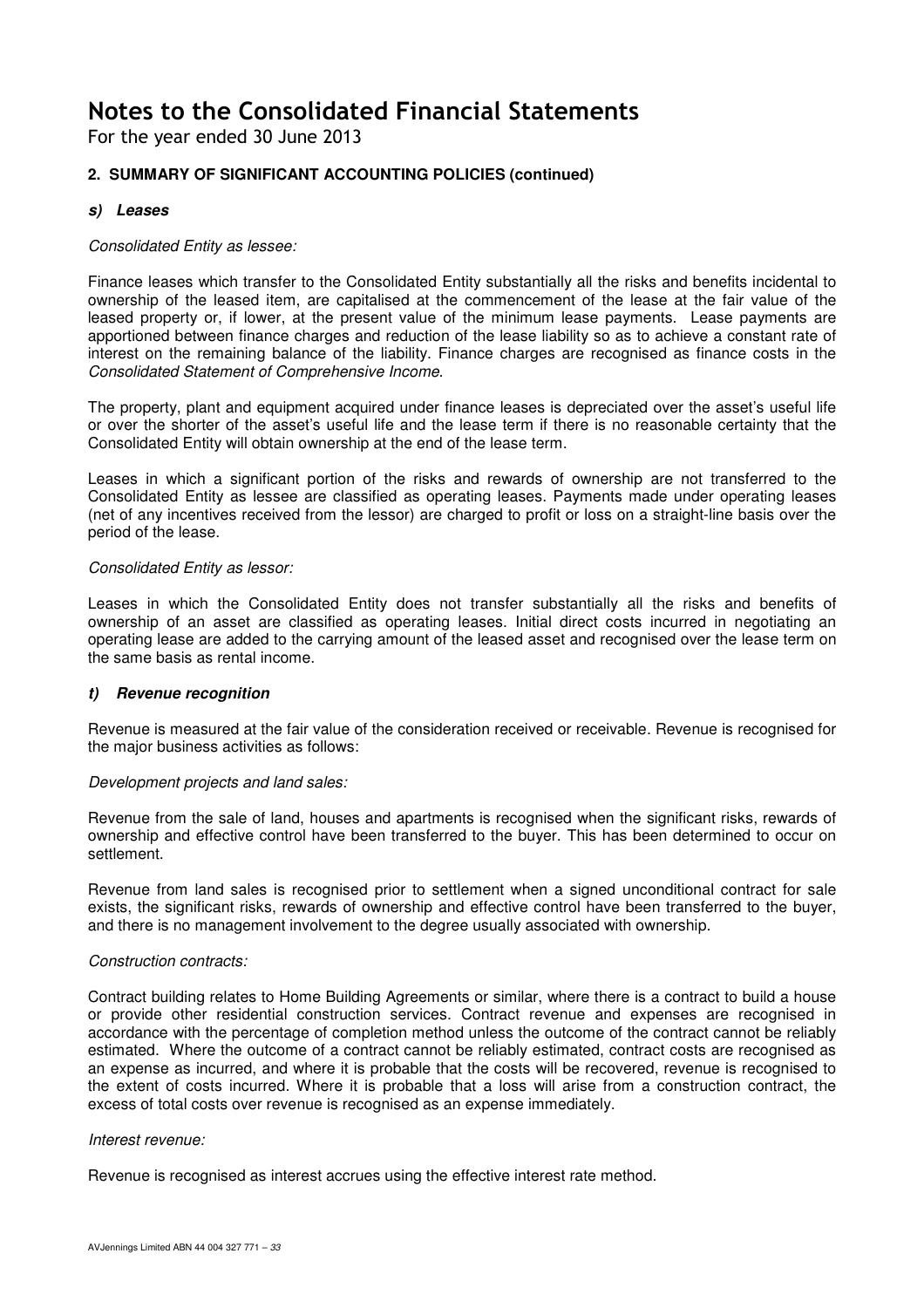# Notes to the Consolidated Financial Statements

For the year ended 30 June 2013

## 2. SUMMARY OF SIGNIFICANT ACCOUNTING POLICIES (continued)

### *s) Leases*

*Consolidated Entity as lessee:*

Finance leases which transfer to the Consolidated Entity substantially all the risks and benefits incidental to ownership of the leased item, are capitalised at the commencement of the lease at the fair value of the leased property or, if lower, at the present value of the minimum lease payments. Lease payments are apportioned between finance charges and reduction of the lease liability so as to achieve a constant rate of interest on the remaining balance of the liability. Finance charges are recognised as finance costs in the *Consolidated Statement of Comprehensive Income*.

The property, plant and equipment acquired under finance leases is depreciated over the asset's useful life or over the shorter of the asset's useful life and the lease term if there is no reasonable certainty that the Consolidated Entity will obtain ownership at the end of the lease term.

Leases in which a significant portion of the risks and rewards of ownership are not transferred to the Consolidated Entity as lessee are classified as operating leases. Payments made under operating leases (net of any incentives received from the lessor) are charged to profit or loss on a straight-line basis over the period of the lease.

*Consolidated Entity as lessor:*

Leases in which the Consolidated Entity does not transfer substantially all the risks and benefits of ownership of an asset are classified as operating leases. Initial direct costs incurred in negotiating an operating lease are added to the carrying amount of the leased asset and recognised over the lease term on the same basis as rental income.

### *t) Revenue recognition*

Revenue is measured at the fair value of the consideration received or receivable. Revenue is recognised for the major business activities as follows:

*Development projects and land sales:*

Revenue from the sale of land, houses and apartments is recognised when the significant risks, rewards of ownership and effective control have been transferred to the buyer. This has been determined to occur on settlement.

Revenue from land sales is recognised prior to settlement when a signed unconditional contract for sale exists, the significant risks, rewards of ownership and effective control have been transferred to the buyer, and there is no management involvement to the degree usually associated with ownership.

*Construction contracts:*

Contract building relates to Home Building Agreements or similar, where there is a contract to build a house or provide other residential construction services. Contract revenue and expenses are recognised in accordance with the percentage of completion method unless the outcome of the contract cannot be reliably estimated. Where the outcome of a contract cannot be reliably estimated, contract costs are recognised as an expense as incurred, and where it is probable that the costs will be recovered, revenue is recognised to the extent of costs incurred. Where it is probable that a loss will arise from a construction contract, the excess of total costs over revenue is recognised as an expense immediately.

*Interest revenue:*

Revenue is recognised as interest accrues using the effective interest rate method.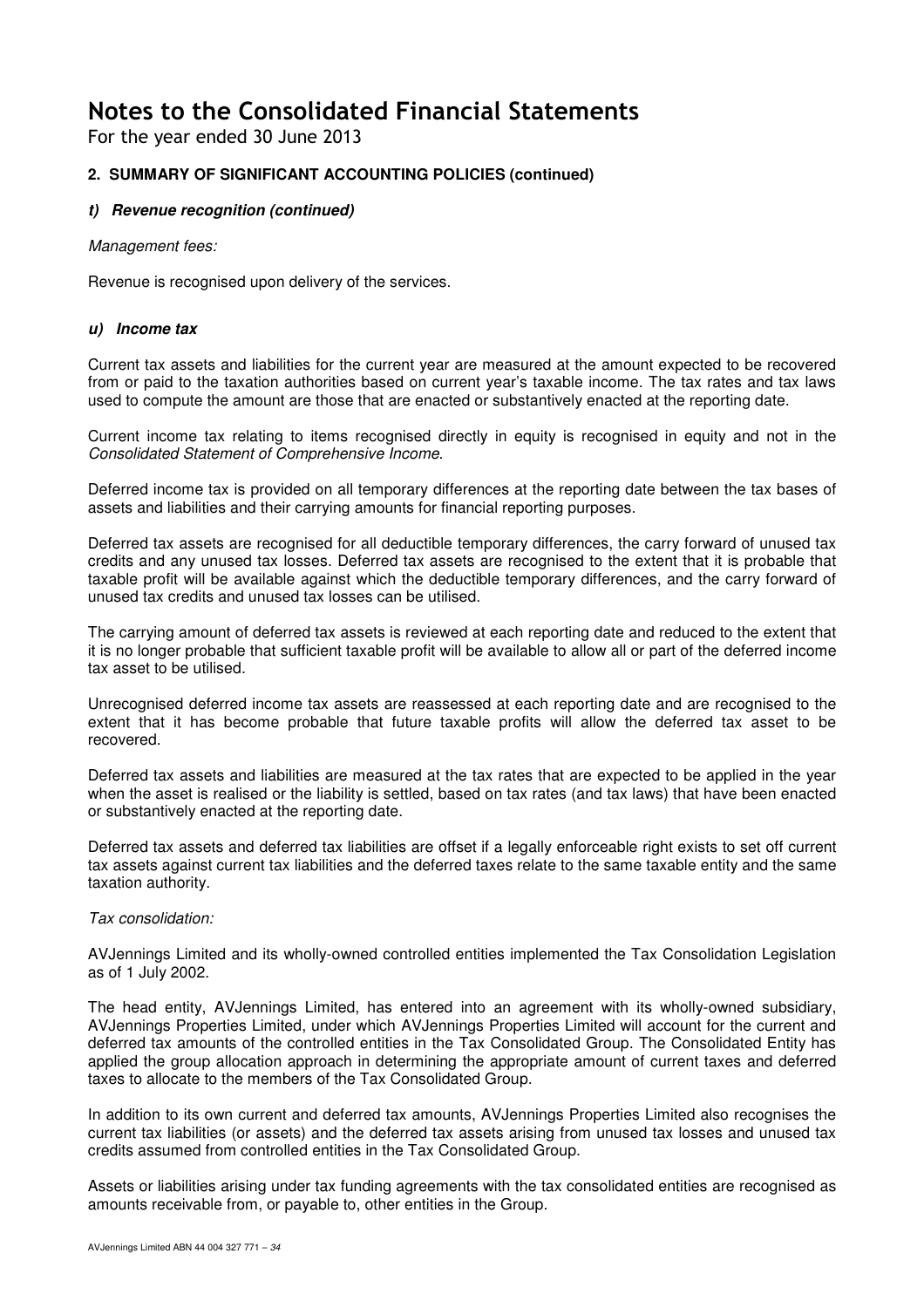# Notes to the Consolidated Financial Statements

For the year ended 30 June 2013

### 2. SUMMARY OF SIGNIFICANT ACCOUNTING POLICIES (continued)

#### *t) Revenue recognition (continued)*

*Management fees:*

Revenue is recognised upon delivery of the services.

#### *u) Income tax*

Current tax assets and liabilities for the current year are measured at the amount expected to be recovered from or paid to the taxation authorities based on current year's taxable income. The tax rates and tax laws used to compute the amount are those that are enacted or substantively enacted at the reporting date.

Current income tax relating to items recognised directly in equity is recognised in equity and not in the *Consolidated Statement of Comprehensive Income*.

Deferred income tax is provided on all temporary differences at the reporting date between the tax bases of assets and liabilities and their carrying amounts for financial reporting purposes.

Deferred tax assets are recognised for all deductible temporary differences, the carry forward of unused tax credits and any unused tax losses. Deferred tax assets are recognised to the extent that it is probable that taxable profit will be available against which the deductible temporary differences, and the carry forward of unused tax credits and unused tax losses can be utilised.

The carrying amount of deferred tax assets is reviewed at each reporting date and reduced to the extent that it is no longer probable that sufficient taxable profit will be available to allow all or part of the deferred income tax asset to be utilised.

Unrecognised deferred income tax assets are reassessed at each reporting date and are recognised to the extent that it has become probable that future taxable profits will allow the deferred tax asset to be recovered.

Deferred tax assets and liabilities are measured at the tax rates that are expected to be applied in the year when the asset is realised or the liability is settled, based on tax rates (and tax laws) that have been enacted or substantively enacted at the reporting date.

Deferred tax assets and deferred tax liabilities are offset if a legally enforceable right exists to set off current tax assets against current tax liabilities and the deferred taxes relate to the same taxable entity and the same taxation authority.

*Tax consolidation:*

AVJennings Limited and its wholly-owned controlled entities implemented the Tax Consolidation Legislation as of 1 July 2002.

The head entity, AVJennings Limited, has entered into an agreement with its wholly-owned subsidiary, AVJennings Properties Limited, under which AVJennings Properties Limited will account for the current and deferred tax amounts of the controlled entities in the Tax Consolidated Group. The Consolidated Entity has applied the group allocation approach in determining the appropriate amount of current taxes and deferred taxes to allocate to the members of the Tax Consolidated Group.

In addition to its own current and deferred tax amounts, AVJennings Properties Limited also recognises the current tax liabilities (or assets) and the deferred tax assets arising from unused tax losses and unused tax credits assumed from controlled entities in the Tax Consolidated Group.

Assets or liabilities arising under tax funding agreements with the tax consolidated entities are recognised as amounts receivable from, or payable to, other entities in the Group.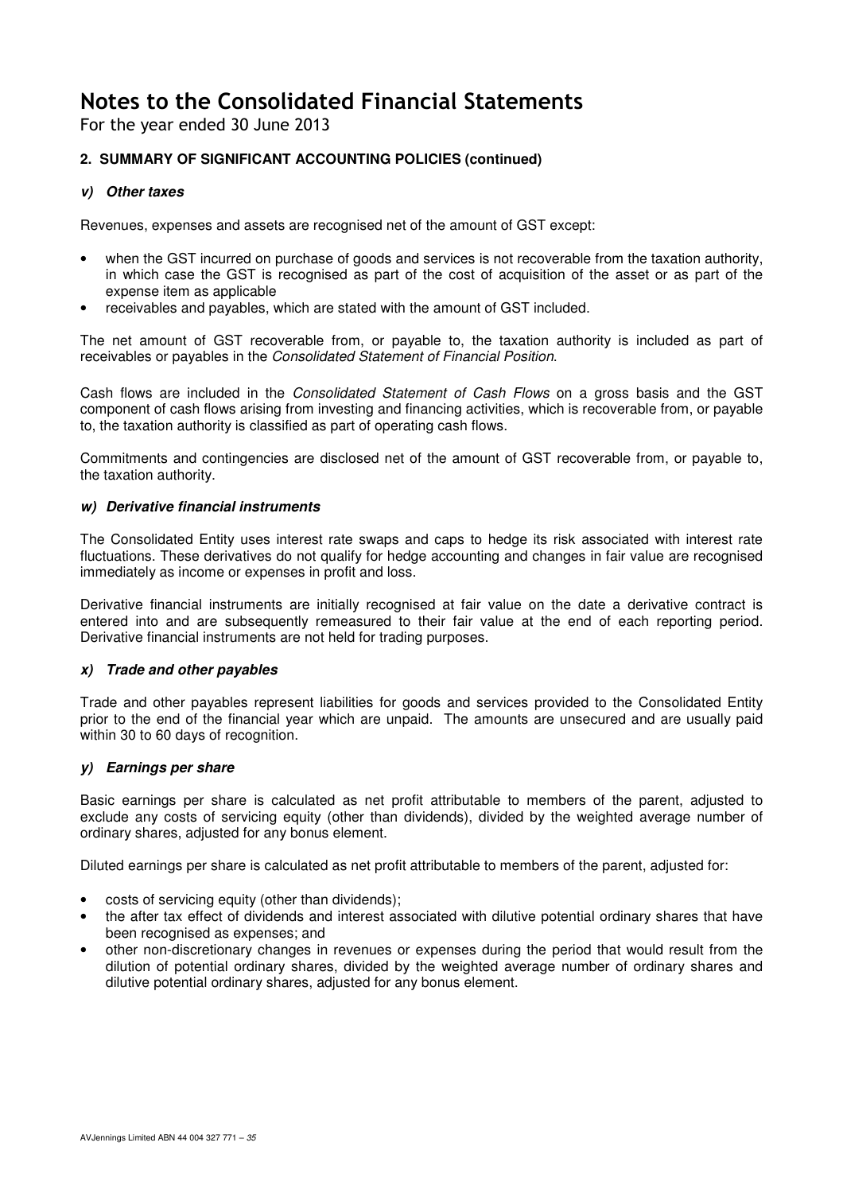# Notes to the Consolidated Financial Statements

For the year ended 30 June 2013

## 2. SUMMARY OF SIGNIFICANT ACCOUNTING POLICIES (continued)

### *v) Other taxes*

Revenues, expenses and assets are recognised net of the amount of GST except:

- when the GST incurred on purchase of goods and services is not recoverable from the taxation authority, in which case the GST is recognised as part of the cost of acquisition of the asset or as part of the expense item as applicable
- receivables and payables, which are stated with the amount of GST included.

The net amount of GST recoverable from, or payable to, the taxation authority is included as part of receivables or payables in the *Consolidated Statement of Financial Position*.

Cash flows are included in the *Consolidated Statement of Cash Flows* on a gross basis and the GST component of cash flows arising from investing and financing activities, which is recoverable from, or payable to, the taxation authority is classified as part of operating cash flows.

Commitments and contingencies are disclosed net of the amount of GST recoverable from, or payable to, the taxation authority.

### *w) Derivative financial instruments*

The Consolidated Entity uses interest rate swaps and caps to hedge its risk associated with interest rate fluctuations. These derivatives do not qualify for hedge accounting and changes in fair value are recognised immediately as income or expenses in profit and loss.

Derivative financial instruments are initially recognised at fair value on the date a derivative contract is entered into and are subsequently remeasured to their fair value at the end of each reporting period. Derivative financial instruments are not held for trading purposes.

### *x) Trade and other payables*

Trade and other payables represent liabilities for goods and services provided to the Consolidated Entity prior to the end of the financial year which are unpaid. The amounts are unsecured and are usually paid within 30 to 60 days of recognition.

### *y) Earnings per share*

Basic earnings per share is calculated as net profit attributable to members of the parent, adjusted to exclude any costs of servicing equity (other than dividends), divided by the weighted average number of ordinary shares, adjusted for any bonus element.

Diluted earnings per share is calculated as net profit attributable to members of the parent, adjusted for:

- costs of servicing equity (other than dividends);
- the after tax effect of dividends and interest associated with dilutive potential ordinary shares that have been recognised as expenses; and
- other non-discretionary changes in revenues or expenses during the period that would result from the dilution of potential ordinary shares, divided by the weighted average number of ordinary shares and dilutive potential ordinary shares, adjusted for any bonus element.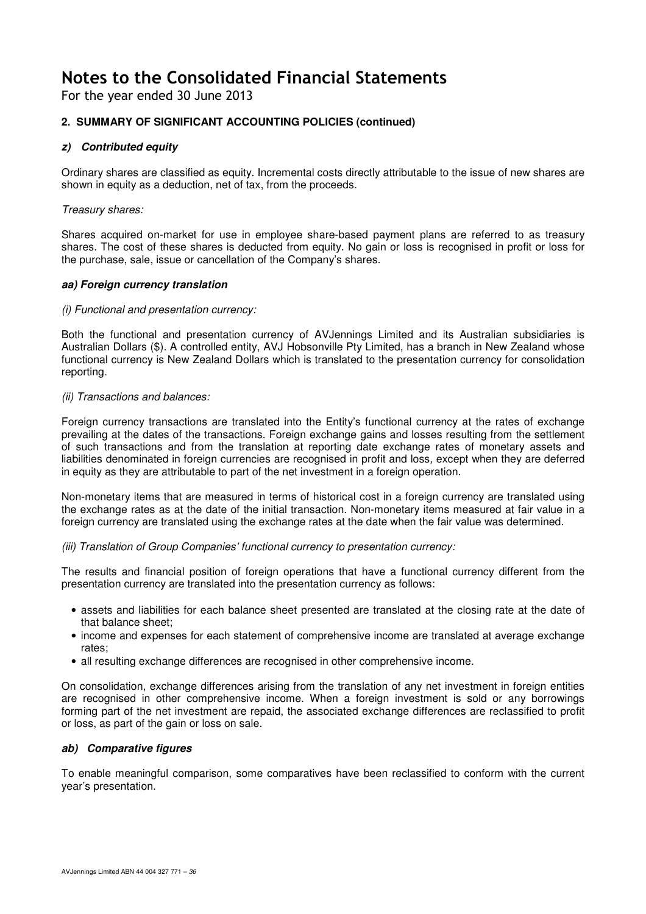# Notes to the Consolidated Financial Statements

For the year ended 30 June 2013

### 2. SUMMARY OF SIGNIFICANT ACCOUNTING POLICIES (continued)

#### *z) Contributed equity*

Ordinary shares are classified as equity. Incremental costs directly attributable to the issue of new shares are shown in equity as a deduction, net of tax, from the proceeds.

*Treasury shares:*

Shares acquired on-market for use in employee share-based payment plans are referred to as treasury shares. The cost of these shares is deducted from equity. No gain or loss is recognised in profit or loss for the purchase, sale, issue or cancellation of the Company's shares.

#### *aa) Foreign currency translation*

*(i) Functional and presentation currency:*

Both the functional and presentation currency of AVJennings Limited and its Australian subsidiaries is Australian Dollars ($). A controlled entity, AVJ Hobsonville Pty Limited, has a branch in New Zealand whose functional currency is New Zealand Dollars which is translated to the presentation currency for consolidation reporting.

*(ii) Transactions and balances:*

Foreign currency transactions are translated into the Entity's functional currency at the rates of exchange prevailing at the dates of the transactions. Foreign exchange gains and losses resulting from the settlement of such transactions and from the translation at reporting date exchange rates of monetary assets and liabilities denominated in foreign currencies are recognised in profit and loss, except when they are deferred in equity as they are attributable to part of the net investment in a foreign operation.

Non-monetary items that are measured in terms of historical cost in a foreign currency are translated using the exchange rates as at the date of the initial transaction. Non-monetary items measured at fair value in a foreign currency are translated using the exchange rates at the date when the fair value was determined.

*(iii) Translation of Group Companies' functional currency to presentation currency:*

The results and financial position of foreign operations that have a functional currency different from the presentation currency are translated into the presentation currency as follows:

- assets and liabilities for each balance sheet presented are translated at the closing rate at the date of that balance sheet;
- income and expenses for each statement of comprehensive income are translated at average exchange rates;
- all resulting exchange differences are recognised in other comprehensive income.

On consolidation, exchange differences arising from the translation of any net investment in foreign entities are recognised in other comprehensive income. When a foreign investment is sold or any borrowings forming part of the net investment are repaid, the associated exchange differences are reclassified to profit or loss, as part of the gain or loss on sale.

#### *ab) Comparative figures*

To enable meaningful comparison, some comparatives have been reclassified to conform with the current year's presentation.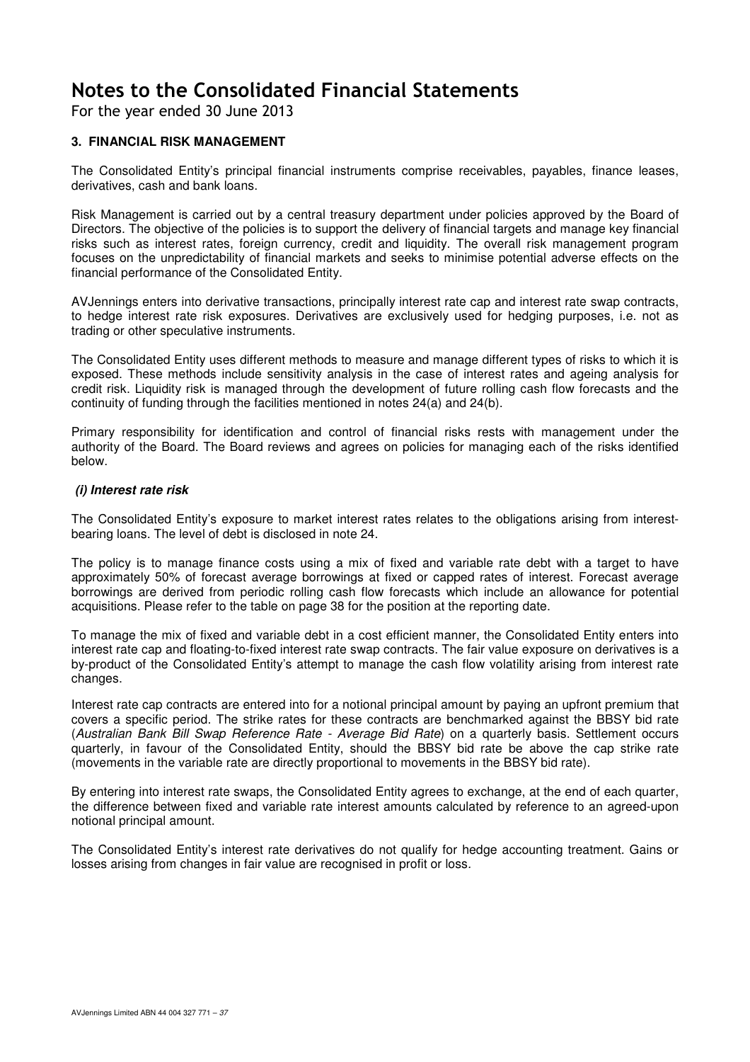# Notes to the Consolidated Financial Statements

For the year ended 30 June 2013

### 3. FINANCIAL RISK MANAGEMENT

The Consolidated Entity's principal financial instruments comprise receivables, payables, finance leases, derivatives, cash and bank loans.

Risk Management is carried out by a central treasury department under policies approved by the Board of Directors. The objective of the policies is to support the delivery of financial targets and manage key financial risks such as interest rates, foreign currency, credit and liquidity. The overall risk management program focuses on the unpredictability of financial markets and seeks to minimise potential adverse effects on the financial performance of the Consolidated Entity.

AVJennings enters into derivative transactions, principally interest rate cap and interest rate swap contracts, to hedge interest rate risk exposures. Derivatives are exclusively used for hedging purposes, i.e. not as trading or other speculative instruments.

The Consolidated Entity uses different methods to measure and manage different types of risks to which it is exposed. These methods include sensitivity analysis in the case of interest rates and ageing analysis for credit risk. Liquidity risk is managed through the development of future rolling cash flow forecasts and the continuity of funding through the facilities mentioned in notes 24(a) and 24(b).

Primary responsibility for identification and control of financial risks rests with management under the authority of the Board. The Board reviews and agrees on policies for managing each of the risks identified below.

#### *(i) Interest rate risk*

The Consolidated Entity's exposure to market interest rates relates to the obligations arising from interest-bearing loans. The level of debt is disclosed in note 24.

The policy is to manage finance costs using a mix of fixed and variable rate debt with a target to have approximately 50% of forecast average borrowings at fixed or capped rates of interest. Forecast average borrowings are derived from periodic rolling cash flow forecasts which include an allowance for potential acquisitions. Please refer to the table on page 38 for the position at the reporting date.

To manage the mix of fixed and variable debt in a cost efficient manner, the Consolidated Entity enters into interest rate cap and floating-to-fixed interest rate swap contracts. The fair value exposure on derivatives is a by-product of the Consolidated Entity's attempt to manage the cash flow volatility arising from interest rate changes.

Interest rate cap contracts are entered into for a notional principal amount by paying an upfront premium that covers a specific period. The strike rates for these contracts are benchmarked against the BBSY bid rate (*Australian Bank Bill Swap Reference Rate - Average Bid Rate*) on a quarterly basis. Settlement occurs quarterly, in favour of the Consolidated Entity, should the BBSY bid rate be above the cap strike rate (movements in the variable rate are directly proportional to movements in the BBSY bid rate).

By entering into interest rate swaps, the Consolidated Entity agrees to exchange, at the end of each quarter, the difference between fixed and variable rate interest amounts calculated by reference to an agreed-upon notional principal amount.

The Consolidated Entity's interest rate derivatives do not qualify for hedge accounting treatment. Gains or losses arising from changes in fair value are recognised in profit or loss.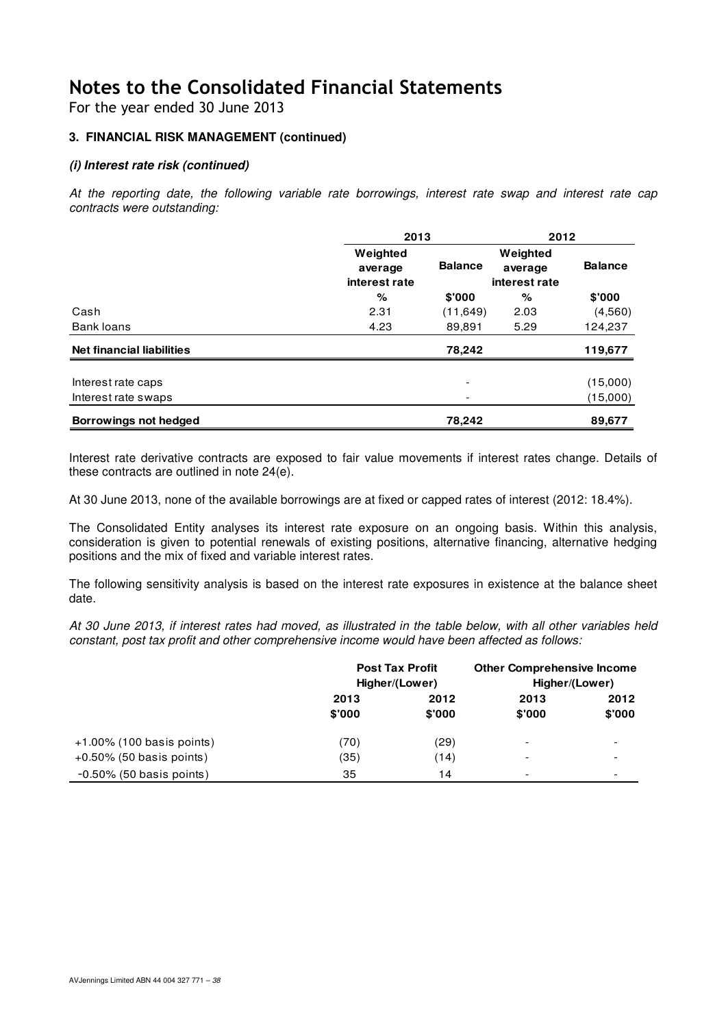# Notes to the Consolidated Financial Statements

For the year ended 30 June 2013

### 3. FINANCIAL RISK MANAGEMENT (continued)

#### *(i) Interest rate risk (continued)*

*At the reporting date, the following variable rate borrowings, interest rate swap and interest rate cap contracts were outstanding:*

| | 2013 | | 2012 | |
|---|---|---|---|---|
| | Weighted average interest rate | Balance | Weighted average interest rate | Balance |
| | % | $'000 | % | $'000 |
| Cash | 2.31 | (11,649) | 2.03 | (4,560) |
| Bank loans | 4.23 | 89,891 | 5.29 | 124,237 |
| **Net financial liabilities** | | **78,242** | | **119,677** |
| Interest rate caps | | - | | (15,000) |
| Interest rate swaps | | - | | (15,000) |
| **Borrowings not hedged** | | **78,242** | | **89,677** |

Interest rate derivative contracts are exposed to fair value movements if interest rates change. Details of these contracts are outlined in note 24(e).

At 30 June 2013, none of the available borrowings are at fixed or capped rates of interest (2012: 18.4%).

The Consolidated Entity analyses its interest rate exposure on an ongoing basis. Within this analysis, consideration is given to potential renewals of existing positions, alternative financing, alternative hedging positions and the mix of fixed and variable interest rates.

The following sensitivity analysis is based on the interest rate exposures in existence at the balance sheet date.

*At 30 June 2013, if interest rates had moved, as illustrated in the table below, with all other variables held constant, post tax profit and other comprehensive income would have been affected as follows:*

| | Post Tax Profit Higher/(Lower) | | Other Comprehensive Income Higher/(Lower) | |
|---|---|---|---|---|
| | 2013 | 2012 | 2013 | 2012 |
| | $'000 | $'000 | $'000 | $'000 |
| +1.00% (100 basis points) | (70) | (29) | - | - |
| +0.50% (50 basis points) | (35) | (14) | - | - |
| -0.50% (50 basis points) | 35 | 14 | - | - |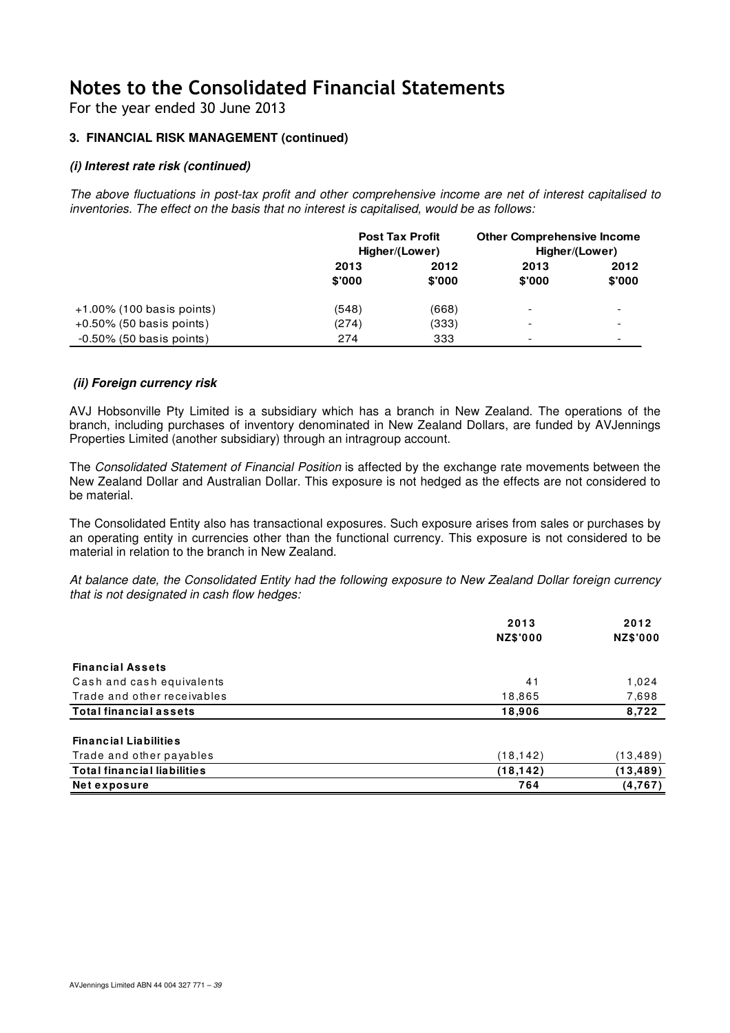# Notes to the Consolidated Financial Statements

For the year ended 30 June 2013

### 3. FINANCIAL RISK MANAGEMENT (continued)

#### *(i) Interest rate risk (continued)*

*The above fluctuations in post-tax profit and other comprehensive income are net of interest capitalised to inventories. The effect on the basis that no interest is capitalised, would be as follows:*

| | Post Tax Profit Higher/(Lower) | | Other Comprehensive Income Higher/(Lower) | |
|---|---|---|---|---|
| | 2013 $'000 | 2012 $'000 | 2013 $'000 | 2012 $'000 |
| +1.00% (100 basis points) | (548) | (668) | - | - |
| +0.50% (50 basis points) | (274) | (333) | - | - |
| -0.50% (50 basis points) | 274 | 333 | - | - |

#### *(ii) Foreign currency risk*

AVJ Hobsonville Pty Limited is a subsidiary which has a branch in New Zealand. The operations of the branch, including purchases of inventory denominated in New Zealand Dollars, are funded by AVJennings Properties Limited (another subsidiary) through an intragroup account.

The *Consolidated Statement of Financial Position* is affected by the exchange rate movements between the New Zealand Dollar and Australian Dollar. This exposure is not hedged as the effects are not considered to be material.

The Consolidated Entity also has transactional exposures. Such exposure arises from sales or purchases by an operating entity in currencies other than the functional currency. This exposure is not considered to be material in relation to the branch in New Zealand.

*At balance date, the Consolidated Entity had the following exposure to New Zealand Dollar foreign currency that is not designated in cash flow hedges:*

| | 2013 NZ$'000 | 2012 NZ$'000 |
|---|---|---|
| **Financial Assets** | | |
| Cash and cash equivalents | 41 | 1,024 |
| Trade and other receivables | 18,865 | 7,698 |
| **Total financial assets** | **18,906** | **8,722** |
| **Financial Liabilities** | | |
| Trade and other payables | (18,142) | (13,489) |
| **Total financial liabilities** | **(18,142)** | **(13,489)** |
| **Net exposure** | **764** | **(4,767)** |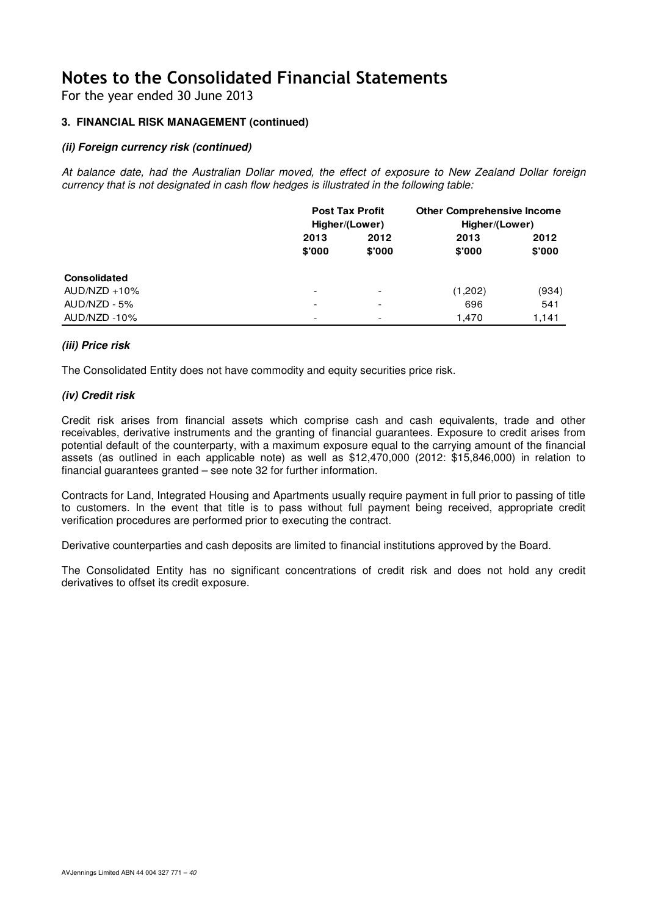# Notes to the Consolidated Financial Statements

For the year ended 30 June 2013

### 3. FINANCIAL RISK MANAGEMENT (continued)

***(ii) Foreign currency risk (continued)***

*At balance date, had the Australian Dollar moved, the effect of exposure to New Zealand Dollar foreign currency that is not designated in cash flow hedges is illustrated in the following table:*

| | Post Tax Profit Higher/(Lower) | | Other Comprehensive Income Higher/(Lower) | |
|---|---|---|---|---|
| | 2013 | 2012 | 2013 | 2012 |
| | $'000 | $'000 | $'000 | $'000 |
| **Consolidated** | | | | |
| AUD/NZD +10% | - | - | (1,202) | (934) |
| AUD/NZD - 5% | - | - | 696 | 541 |
| AUD/NZD -10% | - | - | 1,470 | 1,141 |

***(iii) Price risk***

The Consolidated Entity does not have commodity and equity securities price risk.

***(iv) Credit risk***

Credit risk arises from financial assets which comprise cash and cash equivalents, trade and other receivables, derivative instruments and the granting of financial guarantees. Exposure to credit arises from potential default of the counterparty, with a maximum exposure equal to the carrying amount of the financial assets (as outlined in each applicable note) as well as $12,470,000 (2012: $15,846,000) in relation to financial guarantees granted – see note 32 for further information.

Contracts for Land, Integrated Housing and Apartments usually require payment in full prior to passing of title to customers. In the event that title is to pass without full payment being received, appropriate credit verification procedures are performed prior to executing the contract.

Derivative counterparties and cash deposits are limited to financial institutions approved by the Board.

The Consolidated Entity has no significant concentrations of credit risk and does not hold any credit derivatives to offset its credit exposure.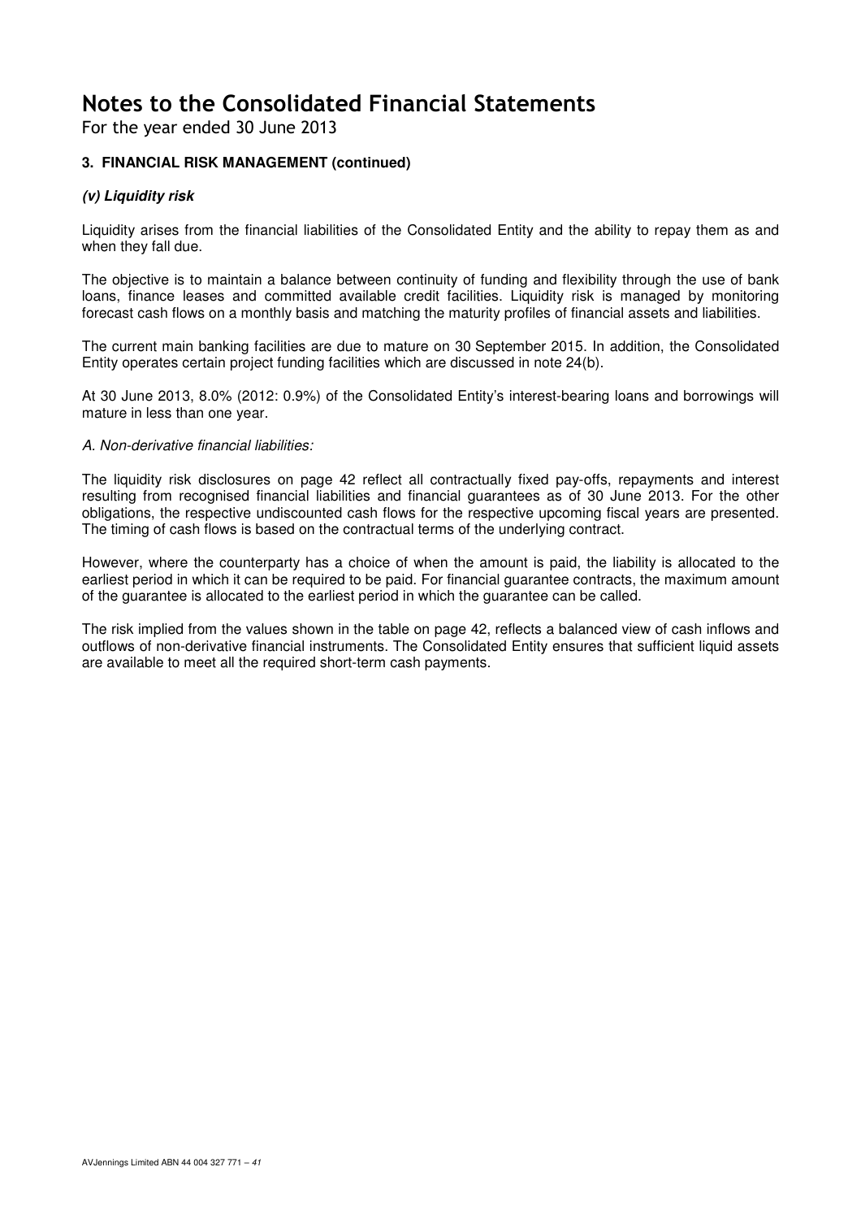# Notes to the Consolidated Financial Statements

For the year ended 30 June 2013

### 3. FINANCIAL RISK MANAGEMENT (continued)

#### *(v) Liquidity risk*

Liquidity arises from the financial liabilities of the Consolidated Entity and the ability to repay them as and when they fall due.

The objective is to maintain a balance between continuity of funding and flexibility through the use of bank loans, finance leases and committed available credit facilities. Liquidity risk is managed by monitoring forecast cash flows on a monthly basis and matching the maturity profiles of financial assets and liabilities.

The current main banking facilities are due to mature on 30 September 2015. In addition, the Consolidated Entity operates certain project funding facilities which are discussed in note 24(b).

At 30 June 2013, 8.0% (2012: 0.9%) of the Consolidated Entity's interest-bearing loans and borrowings will mature in less than one year.

*A. Non-derivative financial liabilities:*

The liquidity risk disclosures on page 42 reflect all contractually fixed pay-offs, repayments and interest resulting from recognised financial liabilities and financial guarantees as of 30 June 2013. For the other obligations, the respective undiscounted cash flows for the respective upcoming fiscal years are presented. The timing of cash flows is based on the contractual terms of the underlying contract.

However, where the counterparty has a choice of when the amount is paid, the liability is allocated to the earliest period in which it can be required to be paid. For financial guarantee contracts, the maximum amount of the guarantee is allocated to the earliest period in which the guarantee can be called.

The risk implied from the values shown in the table on page 42, reflects a balanced view of cash inflows and outflows of non-derivative financial instruments. The Consolidated Entity ensures that sufficient liquid assets are available to meet all the required short-term cash payments.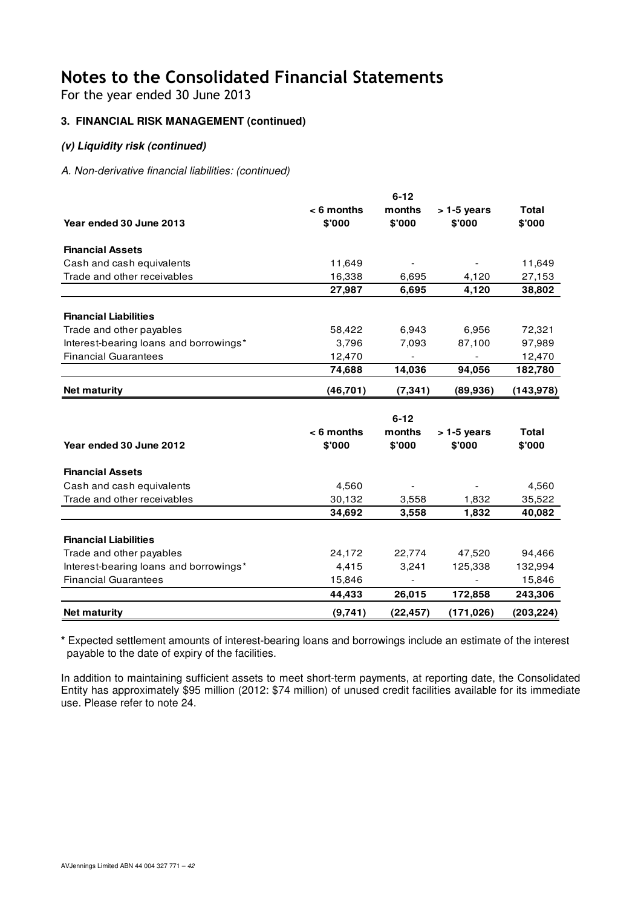# Notes to the Consolidated Financial Statements

For the year ended 30 June 2013

### 3. FINANCIAL RISK MANAGEMENT (continued)

#### *(v) Liquidity risk (continued)*

*A. Non-derivative financial liabilities: (continued)*

| Year ended 30 June 2013 | < 6 months $'000 | 6-12 months $'000 | > 1-5 years $'000 | Total $'000 |
|---|---|---|---|---|
| **Financial Assets** | | | | |
| Cash and cash equivalents | 11,649 | - | - | 11,649 |
| Trade and other receivables | 16,338 | 6,695 | 4,120 | 27,153 |
| | **27,987** | **6,695** | **4,120** | **38,802** |
| **Financial Liabilities** | | | | |
| Trade and other payables | 58,422 | 6,943 | 6,956 | 72,321 |
| Interest-bearing loans and borrowings* | 3,796 | 7,093 | 87,100 | 97,989 |
| Financial Guarantees | 12,470 | - | - | 12,470 |
| | **74,688** | **14,036** | **94,056** | **182,780** |
| **Net maturity** | **(46,701)** | **(7,341)** | **(89,936)** | **(143,978)** |

| Year ended 30 June 2012 | < 6 months $'000 | 6-12 months $'000 | > 1-5 years $'000 | Total $'000 |
|---|---|---|---|---|
| **Financial Assets** | | | | |
| Cash and cash equivalents | 4,560 | - | - | 4,560 |
| Trade and other receivables | 30,132 | 3,558 | 1,832 | 35,522 |
| | **34,692** | **3,558** | **1,832** | **40,082** |
| **Financial Liabilities** | | | | |
| Trade and other payables | 24,172 | 22,774 | 47,520 | 94,466 |
| Interest-bearing loans and borrowings* | 4,415 | 3,241 | 125,338 | 132,994 |
| Financial Guarantees | 15,846 | - | - | 15,846 |
| | **44,433** | **26,015** | **172,858** | **243,306** |
| **Net maturity** | **(9,741)** | **(22,457)** | **(171,026)** | **(203,224)** |

**\*** Expected settlement amounts of interest-bearing loans and borrowings include an estimate of the interest payable to the date of expiry of the facilities.

In addition to maintaining sufficient assets to meet short-term payments, at reporting date, the Consolidated Entity has approximately $95 million (2012: $74 million) of unused credit facilities available for its immediate use. Please refer to note 24.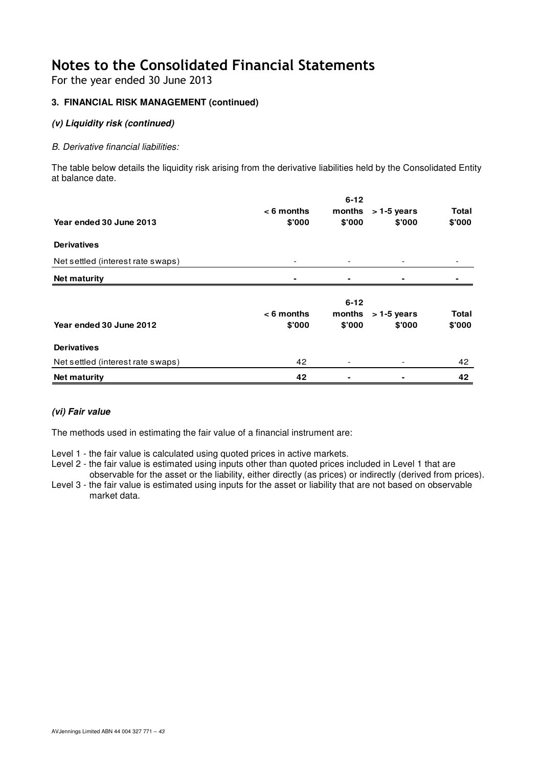# Notes to the Consolidated Financial Statements

For the year ended 30 June 2013

**3. FINANCIAL RISK MANAGEMENT (continued)**

***(v) Liquidity risk (continued)***

*B. Derivative financial liabilities:*

The table below details the liquidity risk arising from the derivative liabilities held by the Consolidated Entity at balance date.

| Year ended 30 June 2013 | < 6 months $'000 | 6-12 months $'000 | > 1-5 years $'000 | Total $'000 |
|---|---|---|---|---|
| **Derivatives** | | | | |
| Net settled (interest rate swaps) | - | - | - | - |
| **Net maturity** | **-** | **-** | **-** | **-** |

| Year ended 30 June 2012 | < 6 months $'000 | 6-12 months $'000 | > 1-5 years $'000 | Total $'000 |
|---|---|---|---|---|
| **Derivatives** | | | | |
| Net settled (interest rate swaps) | 42 | - | - | 42 |
| **Net maturity** | **42** | **-** | **-** | **42** |

***(vi) Fair value***

The methods used in estimating the fair value of a financial instrument are:

Level 1 - the fair value is calculated using quoted prices in active markets.

Level 2 - the fair value is estimated using inputs other than quoted prices included in Level 1 that are observable for the asset or the liability, either directly (as prices) or indirectly (derived from prices).

Level 3 - the fair value is estimated using inputs for the asset or liability that are not based on observable market data.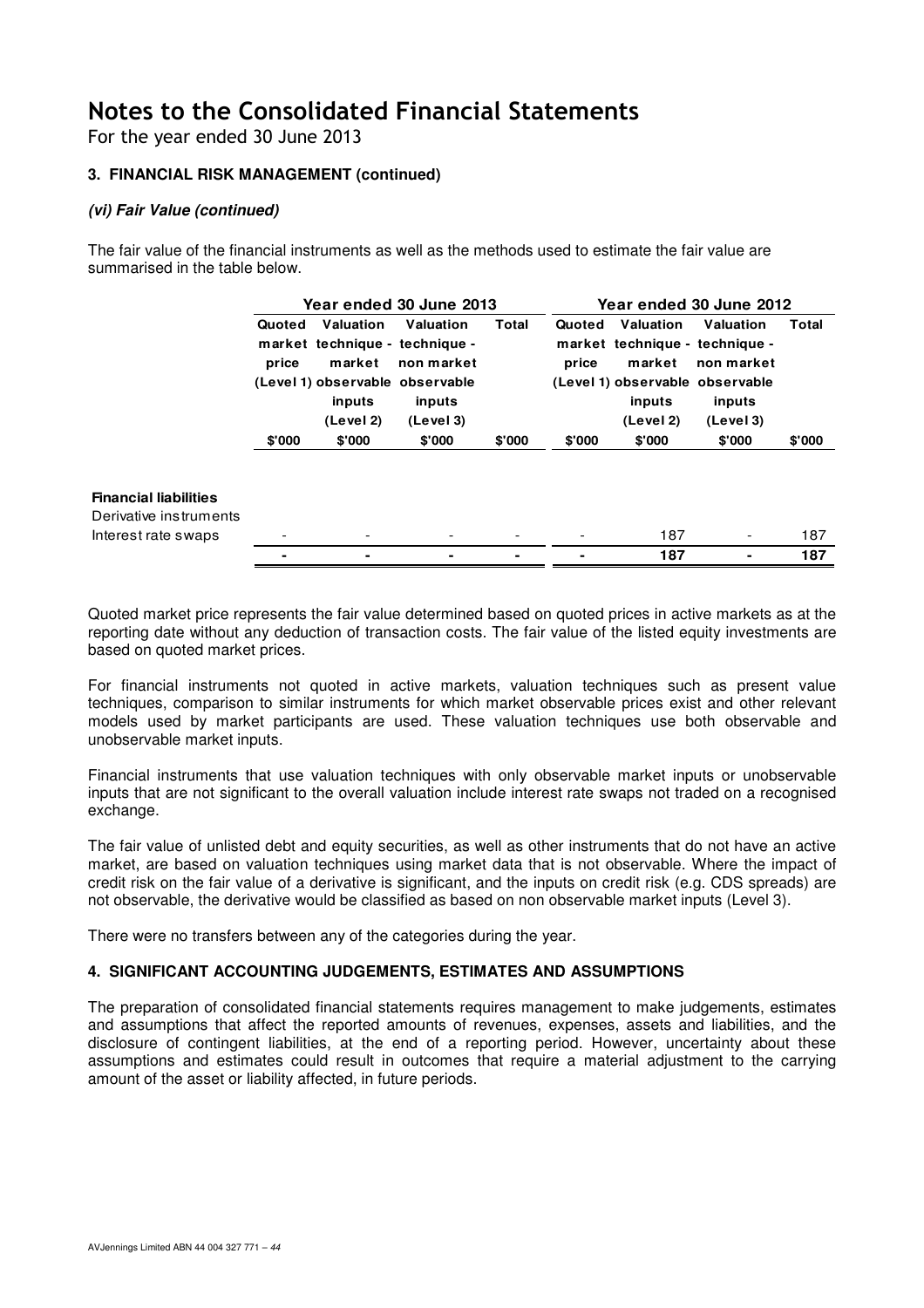# Notes to the Consolidated Financial Statements

For the year ended 30 June 2013

### 3. FINANCIAL RISK MANAGEMENT (continued)

#### *(vi) Fair Value (continued)*

The fair value of the financial instruments as well as the methods used to estimate the fair value are summarised in the table below.

| | Year ended 30 June 2013 | | | | Year ended 30 June 2012 | | | |
|---|---|---|---|---|---|---|---|---|
| | Quoted market price (Level 1) | Valuation technique - market observable inputs (Level 2) | Valuation technique - non market observable inputs (Level 3) | Total | Quoted market price (Level 1) | Valuation technique - market observable inputs (Level 2) | Valuation technique - non market observable inputs (Level 3) | Total |
| | $'000 | $'000 | $'000 | $'000 | $'000 | $'000 | $'000 | $'000 |
| **Financial liabilities** | | | | | | | | |
| Derivative instruments | | | | | | | | |
| Interest rate swaps | - | - | - | - | - | 187 | - | 187 |
| | **-** | **-** | **-** | **-** | **-** | **187** | **-** | **187** |

Quoted market price represents the fair value determined based on quoted prices in active markets as at the reporting date without any deduction of transaction costs. The fair value of the listed equity investments are based on quoted market prices.

For financial instruments not quoted in active markets, valuation techniques such as present value techniques, comparison to similar instruments for which market observable prices exist and other relevant models used by market participants are used. These valuation techniques use both observable and unobservable market inputs.

Financial instruments that use valuation techniques with only observable market inputs or unobservable inputs that are not significant to the overall valuation include interest rate swaps not traded on a recognised exchange.

The fair value of unlisted debt and equity securities, as well as other instruments that do not have an active market, are based on valuation techniques using market data that is not observable. Where the impact of credit risk on the fair value of a derivative is significant, and the inputs on credit risk (e.g. CDS spreads) are not observable, the derivative would be classified as based on non observable market inputs (Level 3).

There were no transfers between any of the categories during the year.

### 4. SIGNIFICANT ACCOUNTING JUDGEMENTS, ESTIMATES AND ASSUMPTIONS

The preparation of consolidated financial statements requires management to make judgements, estimates and assumptions that affect the reported amounts of revenues, expenses, assets and liabilities, and the disclosure of contingent liabilities, at the end of a reporting period. However, uncertainty about these assumptions and estimates could result in outcomes that require a material adjustment to the carrying amount of the asset or liability affected, in future periods.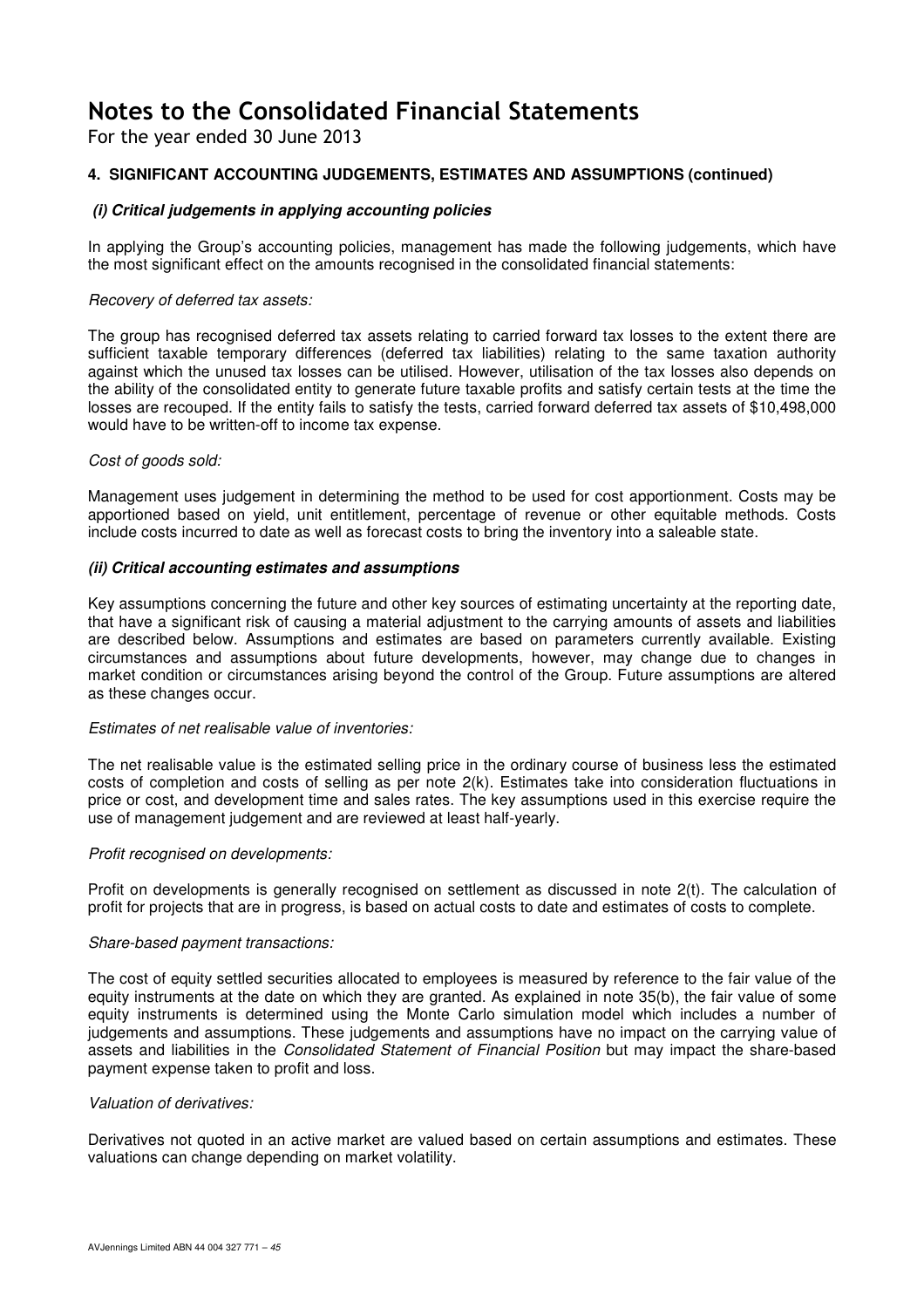# Notes to the Consolidated Financial Statements

For the year ended 30 June 2013

### 4. SIGNIFICANT ACCOUNTING JUDGEMENTS, ESTIMATES AND ASSUMPTIONS (continued)

#### *(i) Critical judgements in applying accounting policies*

In applying the Group's accounting policies, management has made the following judgements, which have the most significant effect on the amounts recognised in the consolidated financial statements:

*Recovery of deferred tax assets:*

The group has recognised deferred tax assets relating to carried forward tax losses to the extent there are sufficient taxable temporary differences (deferred tax liabilities) relating to the same taxation authority against which the unused tax losses can be utilised. However, utilisation of the tax losses also depends on the ability of the consolidated entity to generate future taxable profits and satisfy certain tests at the time the losses are recouped. If the entity fails to satisfy the tests, carried forward deferred tax assets of $10,498,000 would have to be written-off to income tax expense.

*Cost of goods sold:*

Management uses judgement in determining the method to be used for cost apportionment. Costs may be apportioned based on yield, unit entitlement, percentage of revenue or other equitable methods. Costs include costs incurred to date as well as forecast costs to bring the inventory into a saleable state.

#### *(ii) Critical accounting estimates and assumptions*

Key assumptions concerning the future and other key sources of estimating uncertainty at the reporting date, that have a significant risk of causing a material adjustment to the carrying amounts of assets and liabilities are described below. Assumptions and estimates are based on parameters currently available. Existing circumstances and assumptions about future developments, however, may change due to changes in market condition or circumstances arising beyond the control of the Group. Future assumptions are altered as these changes occur.

*Estimates of net realisable value of inventories:*

The net realisable value is the estimated selling price in the ordinary course of business less the estimated costs of completion and costs of selling as per note 2(k). Estimates take into consideration fluctuations in price or cost, and development time and sales rates. The key assumptions used in this exercise require the use of management judgement and are reviewed at least half-yearly.

*Profit recognised on developments:*

Profit on developments is generally recognised on settlement as discussed in note 2(t). The calculation of profit for projects that are in progress, is based on actual costs to date and estimates of costs to complete.

*Share-based payment transactions:*

The cost of equity settled securities allocated to employees is measured by reference to the fair value of the equity instruments at the date on which they are granted. As explained in note 35(b), the fair value of some equity instruments is determined using the Monte Carlo simulation model which includes a number of judgements and assumptions. These judgements and assumptions have no impact on the carrying value of assets and liabilities in the *Consolidated Statement of Financial Position* but may impact the share-based payment expense taken to profit and loss.

*Valuation of derivatives:*

Derivatives not quoted in an active market are valued based on certain assumptions and estimates. These valuations can change depending on market volatility.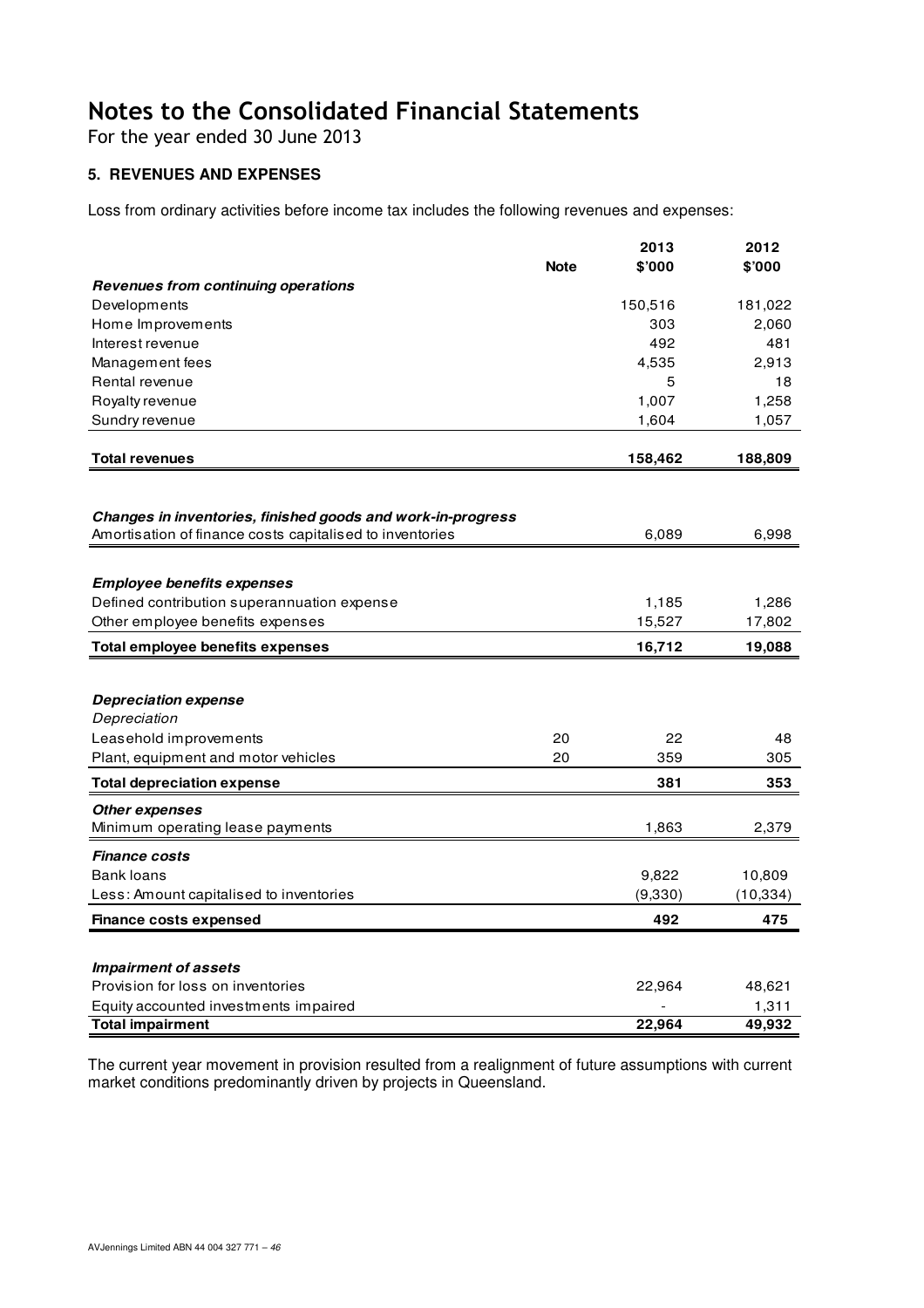# Notes to the Consolidated Financial Statements

For the year ended 30 June 2013

## 5. REVENUES AND EXPENSES

Loss from ordinary activities before income tax includes the following revenues and expenses:

| | Note | 2013 $'000 | 2012 $'000 |
|---|---|---|---|
| ***Revenues from continuing operations*** | | | |
| Developments | | 150,516 | 181,022 |
| Home Improvements | | 303 | 2,060 |
| Interest revenue | | 492 | 481 |
| Management fees | | 4,535 | 2,913 |
| Rental revenue | | 5 | 18 |
| Royalty revenue | | 1,007 | 1,258 |
| Sundry revenue | | 1,604 | 1,057 |
| **Total revenues** | | **158,462** | **188,809** |
| | | | |
| ***Changes in inventories, finished goods and work-in-progress*** | | | |
| Amortisation of finance costs capitalised to inventories | | 6,089 | 6,998 |
| | | | |
| ***Employee benefits expenses*** | | | |
| Defined contribution superannuation expense | | 1,185 | 1,286 |
| Other employee benefits expenses | | 15,527 | 17,802 |
| **Total employee benefits expenses** | | **16,712** | **19,088** |
| | | | |
| ***Depreciation expense*** | | | |
| *Depreciation* | | | |
| Leasehold improvements | 20 | 22 | 48 |
| Plant, equipment and motor vehicles | 20 | 359 | 305 |
| **Total depreciation expense** | | **381** | **353** |
| ***Other expenses*** | | | |
| Minimum operating lease payments | | 1,863 | 2,379 |
| ***Finance costs*** | | | |
| Bank loans | | 9,822 | 10,809 |
| Less: Amount capitalised to inventories | | (9,330) | (10,334) |
| **Finance costs expensed** | | **492** | **475** |
| | | | |
| ***Impairment of assets*** | | | |
| Provision for loss on inventories | | 22,964 | 48,621 |
| Equity accounted investments impaired | | - | 1,311 |
| **Total impairment** | | **22,964** | **49,932** |

The current year movement in provision resulted from a realignment of future assumptions with current market conditions predominantly driven by projects in Queensland.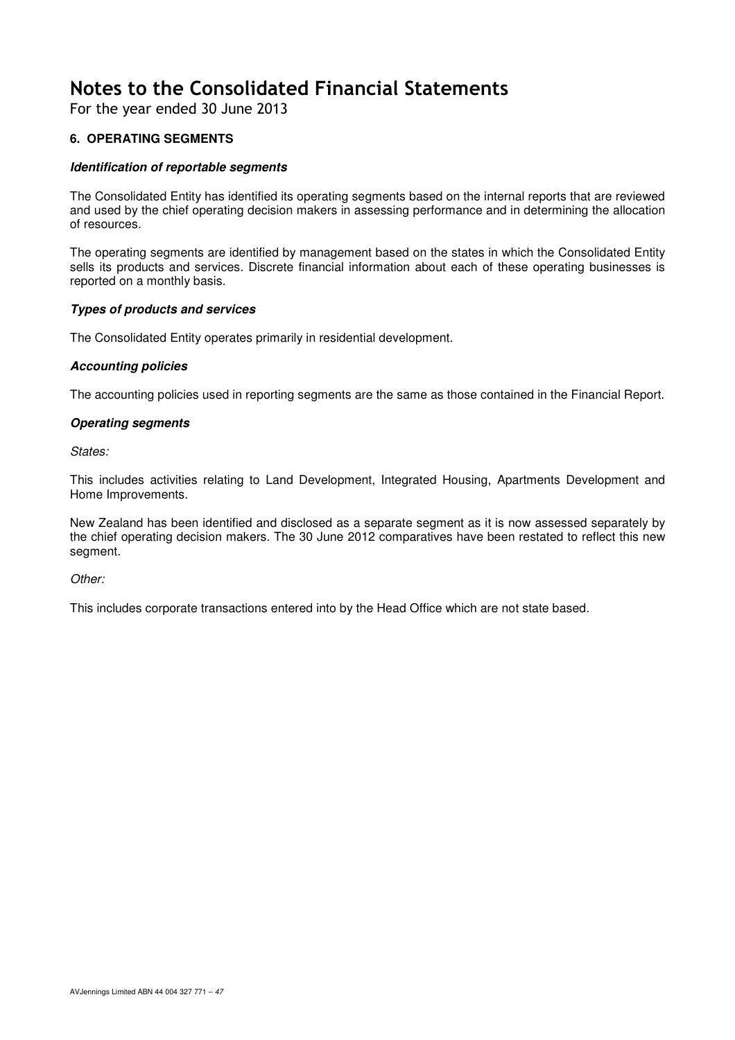# Notes to the Consolidated Financial Statements

For the year ended 30 June 2013

## 6. OPERATING SEGMENTS

***Identification of reportable segments***

The Consolidated Entity has identified its operating segments based on the internal reports that are reviewed and used by the chief operating decision makers in assessing performance and in determining the allocation of resources.

The operating segments are identified by management based on the states in which the Consolidated Entity sells its products and services. Discrete financial information about each of these operating businesses is reported on a monthly basis.

***Types of products and services***

The Consolidated Entity operates primarily in residential development.

***Accounting policies***

The accounting policies used in reporting segments are the same as those contained in the Financial Report.

***Operating segments***

*States:*

This includes activities relating to Land Development, Integrated Housing, Apartments Development and Home Improvements.

New Zealand has been identified and disclosed as a separate segment as it is now assessed separately by the chief operating decision makers. The 30 June 2012 comparatives have been restated to reflect this new segment.

*Other:*

This includes corporate transactions entered into by the Head Office which are not state based.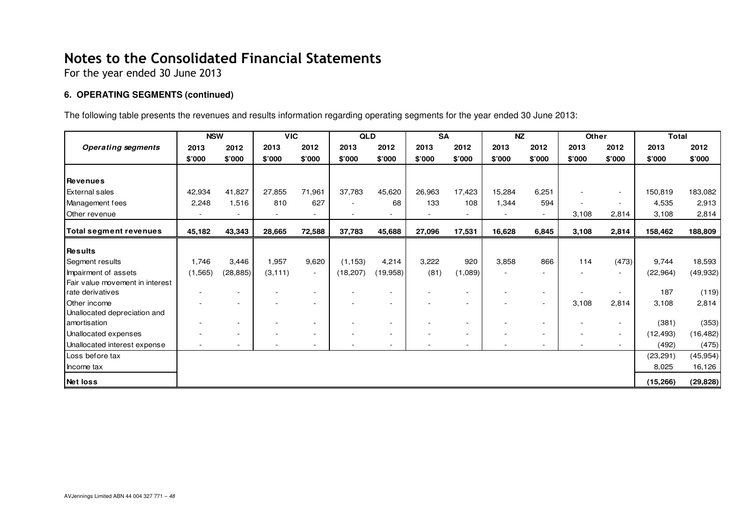# Notes to the Consolidated Financial Statements

For the year ended 30 June 2013

### 6. OPERATING SEGMENTS (continued)

The following table presents the revenues and results information regarding operating segments for the year ended 30 June 2013:

| | NSW | | VIC | | QLD | | SA | | NZ | | Other | | Total | |
|---|---|---|---|---|---|---|---|---|---|---|---|---|---|---|
| ***Operating segments*** | 2013 | 2012 | 2013 | 2012 | 2013 | 2012 | 2013 | 2012 | 2013 | 2012 | 2013 | 2012 | 2013 | 2012 |
| | $'000 | $'000 | $'000 | $'000 | $'000 | $'000 | $'000 | $'000 | $'000 | $'000 | $'000 | $'000 | $'000 | $'000 |
| **Revenues** | | | | | | | | | | | | | | |
| External sales | 42,934 | 41,827 | 27,855 | 71,961 | 37,783 | 45,620 | 26,963 | 17,423 | 15,284 | 6,251 | - | - | 150,819 | 183,082 |
| Management fees | 2,248 | 1,516 | 810 | 627 | - | 68 | 133 | 108 | 1,344 | 594 | - | - | 4,535 | 2,913 |
| Other revenue | - | - | - | - | - | - | - | - | - | - | 3,108 | 2,814 | 3,108 | 2,814 |
| **Total segment revenues** | **45,182** | **43,343** | **28,665** | **72,588** | **37,783** | **45,688** | **27,096** | **17,531** | **16,628** | **6,845** | **3,108** | **2,814** | **158,462** | **188,809** |
| **Results** | | | | | | | | | | | | | | |
| Segment results | 1,746 | 3,446 | 1,957 | 9,620 | (1,153) | 4,214 | 3,222 | 920 | 3,858 | 866 | 114 | (473) | 9,744 | 18,593 |
| Impairment of assets | (1,565) | (28,885) | (3,111) | - | (18,207) | (19,958) | (81) | (1,089) | - | - | - | - | (22,964) | (49,932) |
| Fair value movement in interest rate derivatives | - | - | - | - | - | - | - | - | - | - | - | - | 187 | (119) |
| Other income | - | - | - | - | - | - | - | - | - | - | 3,108 | 2,814 | 3,108 | 2,814 |
| Unallocated depreciation and amortisation | - | - | - | - | - | - | - | - | - | - | - | - | (381) | (353) |
| Unallocated expenses | - | - | - | - | - | - | - | - | - | - | - | - | (12,493) | (16,482) |
| Unallocated interest expense | - | - | - | - | - | - | - | - | - | - | - | - | (492) | (475) |
| Loss before tax | | | | | | | | | | | | | (23,291) | (45,954) |
| Income tax | | | | | | | | | | | | | 8,025 | 16,126 |
| **Net loss** | | | | | | | | | | | | | **(15,266)** | **(29,828)** |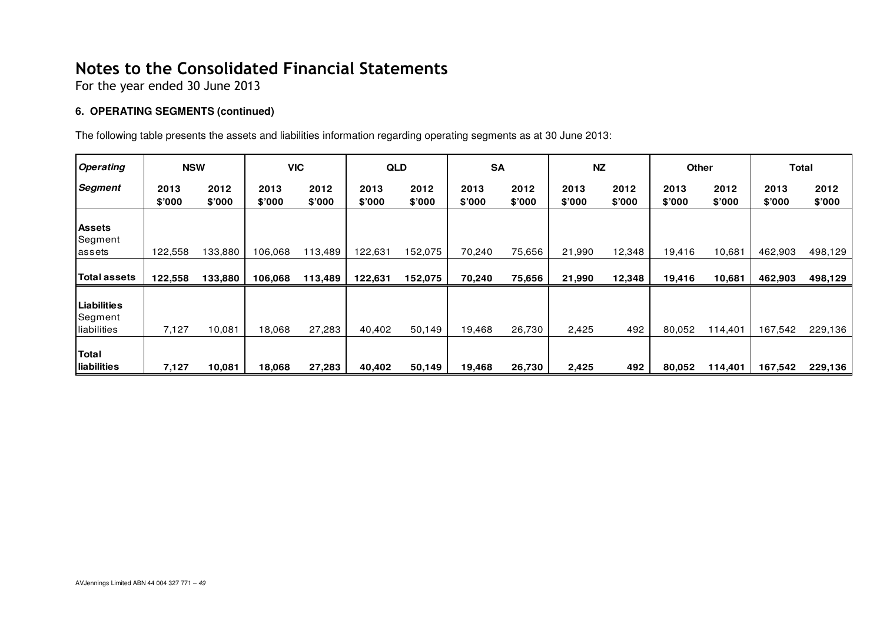# Notes to the Consolidated Financial Statements

For the year ended 30 June 2013

### 6. OPERATING SEGMENTS (continued)

The following table presents the assets and liabilities information regarding operating segments as at 30 June 2013:

| *Operating Segment* | NSW | | VIC | | QLD | | SA | | NZ | | Other | | Total | |
|---|---|---|---|---|---|---|---|---|---|---|---|---|---|---|
| | 2013 $'000 | 2012 $'000 | 2013 $'000 | 2012 $'000 | 2013 $'000 | 2012 $'000 | 2013 $'000 | 2012 $'000 | 2013 $'000 | 2012 $'000 | 2013 $'000 | 2012 $'000 | 2013 $'000 | 2012 $'000 |
| **Assets** | | | | | | | | | | | | | | |
| Segment assets | 122,558 | 133,880 | 106,068 | 113,489 | 122,631 | 152,075 | 70,240 | 75,656 | 21,990 | 12,348 | 19,416 | 10,681 | 462,903 | 498,129 |
| **Total assets** | **122,558** | **133,880** | **106,068** | **113,489** | **122,631** | **152,075** | **70,240** | **75,656** | **21,990** | **12,348** | **19,416** | **10,681** | **462,903** | **498,129** |
| **Liabilities** | | | | | | | | | | | | | | |
| Segment liabilities | 7,127 | 10,081 | 18,068 | 27,283 | 40,402 | 50,149 | 19,468 | 26,730 | 2,425 | 492 | 80,052 | 114,401 | 167,542 | 229,136 |
| **Total liabilities** | **7,127** | **10,081** | **18,068** | **27,283** | **40,402** | **50,149** | **19,468** | **26,730** | **2,425** | **492** | **80,052** | **114,401** | **167,542** | **229,136** |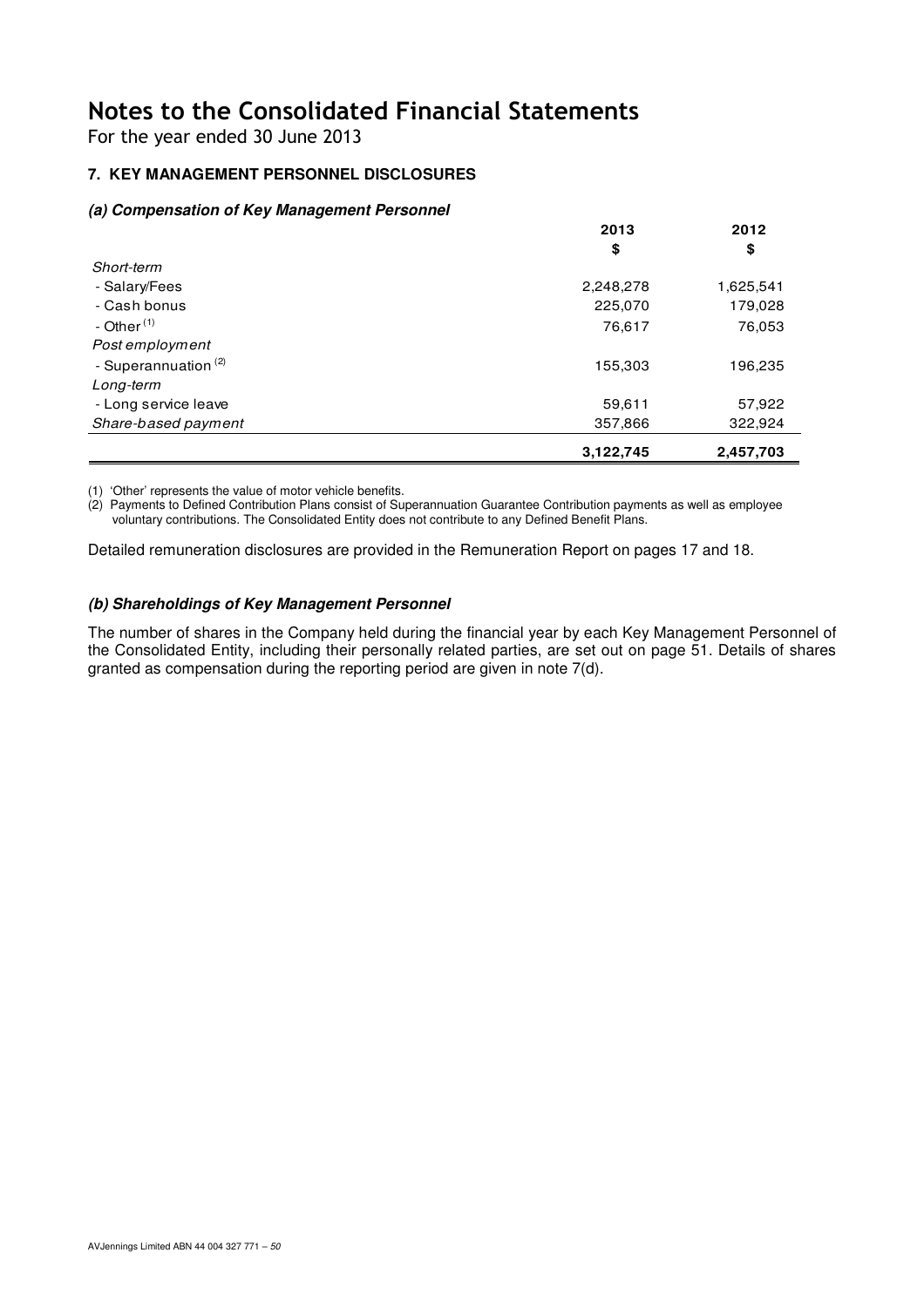# Notes to the Consolidated Financial Statements

For the year ended 30 June 2013

## 7. KEY MANAGEMENT PERSONNEL DISCLOSURES

### *(a) Compensation of Key Management Personnel*

| | 2013 | 2012 |
|---|---|---|
| | $ | $ |
| *Short-term* | | |
| - Salary/Fees | 2,248,278 | 1,625,541 |
| - Cash bonus | 225,070 | 179,028 |
| - Other [1] | 76,617 | 76,053 |
| *Post employment* | | |
| - Superannuation [2] | 155,303 | 196,235 |
| *Long-term* | | |
| - Long service leave | 59,611 | 57,922 |
| *Share-based payment* | 357,866 | 322,924 |
| | **3,122,745** | **2,457,703** |

(1) 'Other' represents the value of motor vehicle benefits.

(2) Payments to Defined Contribution Plans consist of Superannuation Guarantee Contribution payments as well as employee voluntary contributions. The Consolidated Entity does not contribute to any Defined Benefit Plans.

Detailed remuneration disclosures are provided in the Remuneration Report on pages 17 and 18.

### *(b) Shareholdings of Key Management Personnel*

The number of shares in the Company held during the financial year by each Key Management Personnel of the Consolidated Entity, including their personally related parties, are set out on page 51. Details of shares granted as compensation during the reporting period are given in note 7(d).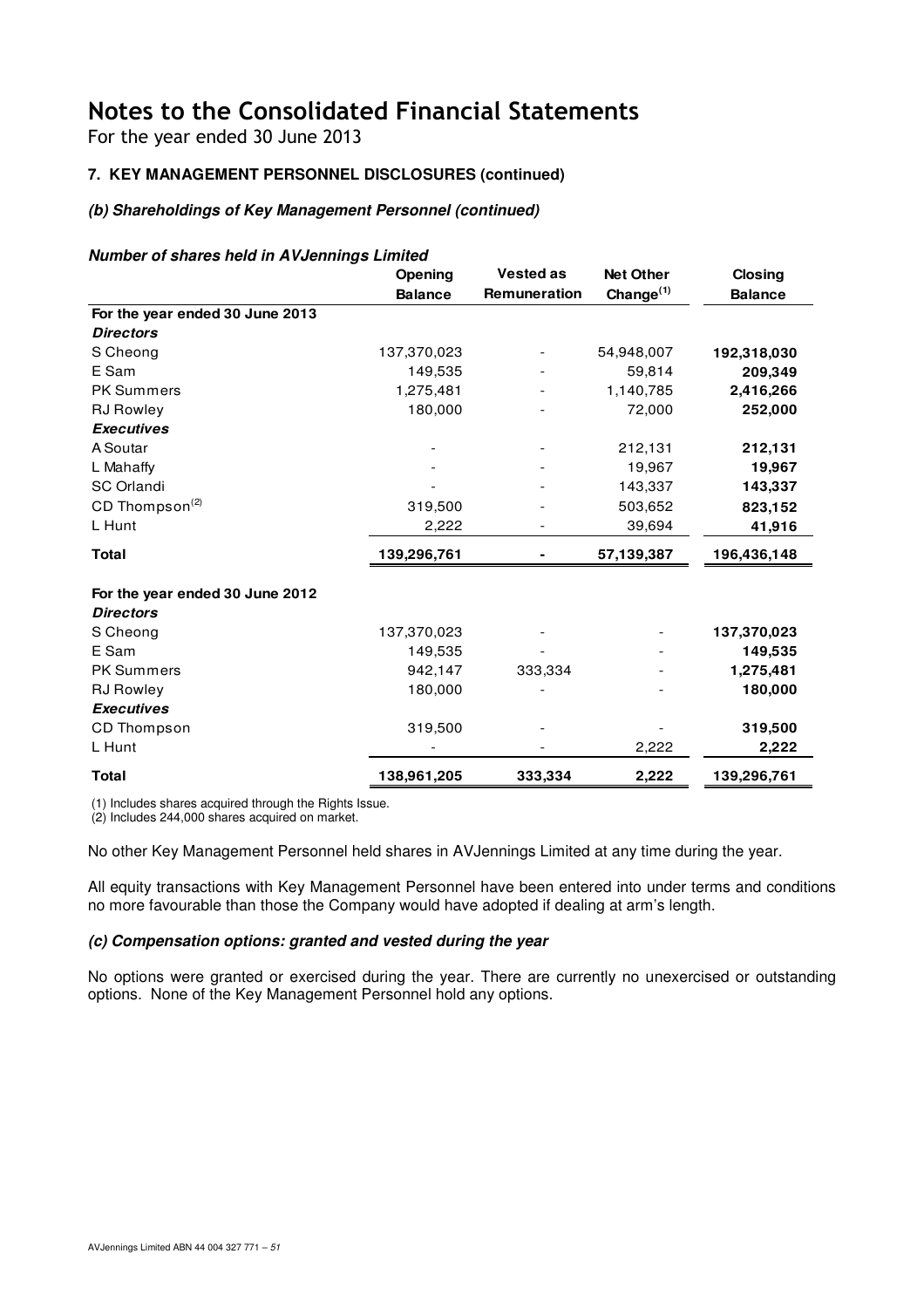# Notes to the Consolidated Financial Statements

For the year ended 30 June 2013

### 7. KEY MANAGEMENT PERSONNEL DISCLOSURES (continued)

#### *(b) Shareholdings of Key Management Personnel (continued)*

***Number of shares held in AVJennings Limited***

| | Opening Balance | Vested as Remuneration | Net Other Change[1] | Closing Balance |
|---|---|---|---|---|
| **For the year ended 30 June 2013** | | | | |
| ***Directors*** | | | | |
| S Cheong | 137,370,023 | - | 54,948,007 | **192,318,030** |
| E Sam | 149,535 | - | 59,814 | **209,349** |
| PK Summers | 1,275,481 | - | 1,140,785 | **2,416,266** |
| RJ Rowley | 180,000 | - | 72,000 | **252,000** |
| ***Executives*** | | | | |
| A Soutar | - | - | 212,131 | **212,131** |
| L Mahaffy | - | - | 19,967 | **19,967** |
| SC Orlandi | - | - | 143,337 | **143,337** |
| CD Thompson[2] | 319,500 | - | 503,652 | **823,152** |
| L Hunt | 2,222 | - | 39,694 | **41,916** |
| **Total** | **139,296,761** | **-** | **57,139,387** | **196,436,148** |
| **For the year ended 30 June 2012** | | | | |
| ***Directors*** | | | | |
| S Cheong | 137,370,023 | - | - | **137,370,023** |
| E Sam | 149,535 | - | - | **149,535** |
| PK Summers | 942,147 | 333,334 | - | **1,275,481** |
| RJ Rowley | 180,000 | - | - | **180,000** |
| ***Executives*** | | | | |
| CD Thompson | 319,500 | - | - | **319,500** |
| L Hunt | - | - | 2,222 | **2,222** |
| **Total** | **138,961,205** | **333,334** | **2,222** | **139,296,761** |

(1) Includes shares acquired through the Rights Issue.
(2) Includes 244,000 shares acquired on market.

No other Key Management Personnel held shares in AVJennings Limited at any time during the year.

All equity transactions with Key Management Personnel have been entered into under terms and conditions no more favourable than those the Company would have adopted if dealing at arm's length.

#### *(c) Compensation options: granted and vested during the year*

No options were granted or exercised during the year. There are currently no unexercised or outstanding options. None of the Key Management Personnel hold any options.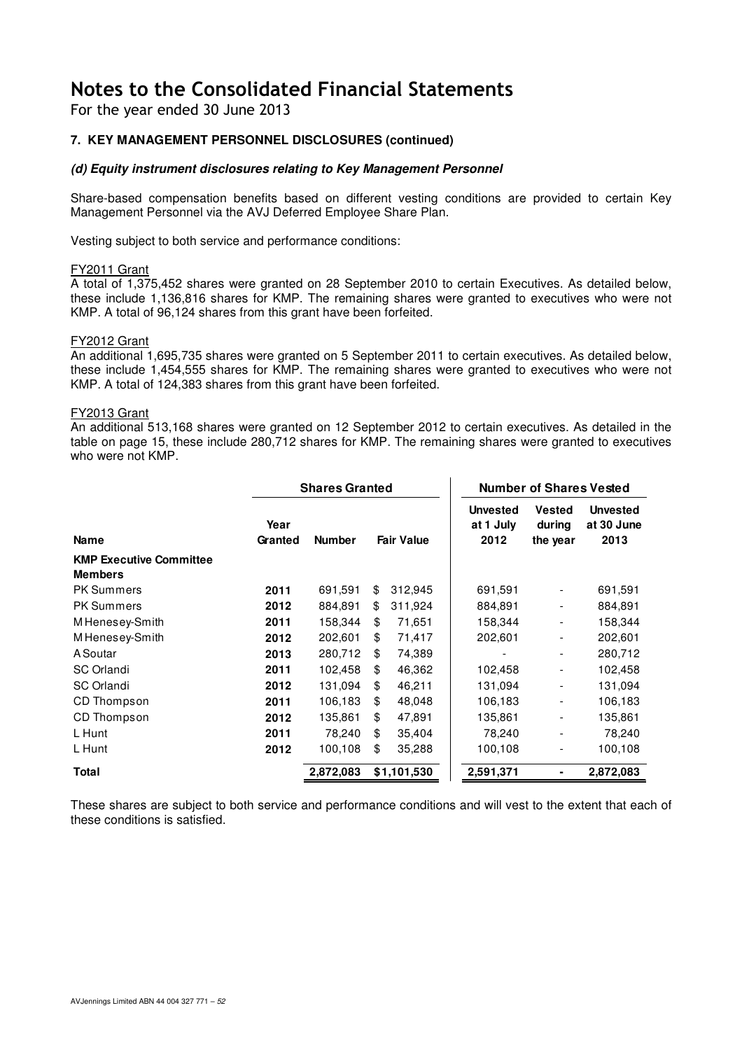# Notes to the Consolidated Financial Statements

For the year ended 30 June 2013

### 7. KEY MANAGEMENT PERSONNEL DISCLOSURES (continued)

#### *(d) Equity instrument disclosures relating to Key Management Personnel*

Share-based compensation benefits based on different vesting conditions are provided to certain Key Management Personnel via the AVJ Deferred Employee Share Plan.

Vesting subject to both service and performance conditions:

FY2011 Grant

A total of 1,375,452 shares were granted on 28 September 2010 to certain Executives. As detailed below, these include 1,136,816 shares for KMP. The remaining shares were granted to executives who were not KMP. A total of 96,124 shares from this grant have been forfeited.

FY2012 Grant

An additional 1,695,735 shares were granted on 5 September 2011 to certain executives. As detailed below, these include 1,454,555 shares for KMP. The remaining shares were granted to executives who were not KMP. A total of 124,383 shares from this grant have been forfeited.

FY2013 Grant

An additional 513,168 shares were granted on 12 September 2012 to certain executives. As detailed in the table on page 15, these include 280,712 shares for KMP. The remaining shares were granted to executives who were not KMP.

| | Shares Granted | | | Number of Shares Vested | | |
|---|---|---|---|---|---|---|
| **Name** | **Year Granted** | **Number** | **Fair Value** | **Unvested at 1 July 2012** | **Vested during the year** | **Unvested at 30 June 2013** |
| **KMP Executive Committee Members** | | | | | | |
| PK Summers | **2011** | 691,591 | $ 312,945 | 691,591 | - | 691,591 |
| PK Summers | **2012** | 884,891 | $ 311,924 | 884,891 | - | 884,891 |
| M Henesey-Smith | **2011** | 158,344 | $ 71,651 | 158,344 | - | 158,344 |
| M Henesey-Smith | **2012** | 202,601 | $ 71,417 | 202,601 | - | 202,601 |
| A Soutar | **2013** | 280,712 | $ 74,389 | - | - | 280,712 |
| SC Orlandi | **2011** | 102,458 | $ 46,362 | 102,458 | - | 102,458 |
| SC Orlandi | **2012** | 131,094 | $ 46,211 | 131,094 | - | 131,094 |
| CD Thompson | **2011** | 106,183 | $ 48,048 | 106,183 | - | 106,183 |
| CD Thompson | **2012** | 135,861 | $ 47,891 | 135,861 | - | 135,861 |
| L Hunt | **2011** | 78,240 | $ 35,404 | 78,240 | - | 78,240 |
| L Hunt | **2012** | 100,108 | $ 35,288 | 100,108 | - | 100,108 |
| **Total** | | **2,872,083** | **$1,101,530** | **2,591,371** | **-** | **2,872,083** |

These shares are subject to both service and performance conditions and will vest to the extent that each of these conditions is satisfied.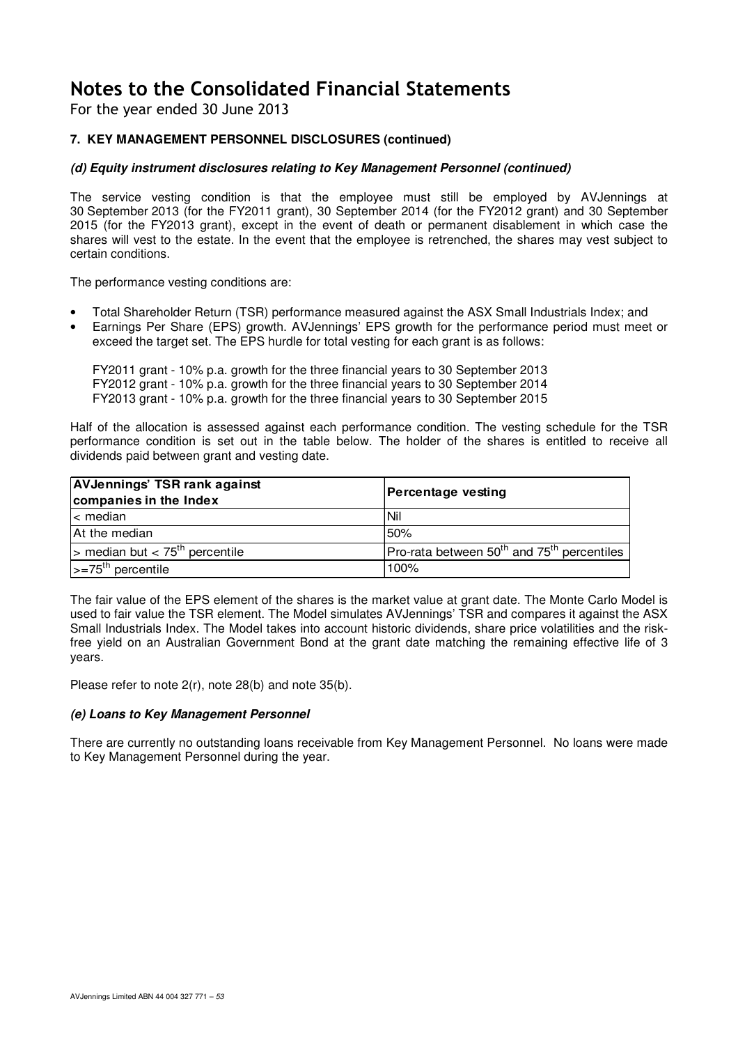# Notes to the Consolidated Financial Statements

For the year ended 30 June 2013

### 7. KEY MANAGEMENT PERSONNEL DISCLOSURES (continued)

#### *(d) Equity instrument disclosures relating to Key Management Personnel (continued)*

The service vesting condition is that the employee must still be employed by AVJennings at 30 September 2013 (for the FY2011 grant), 30 September 2014 (for the FY2012 grant) and 30 September 2015 (for the FY2013 grant), except in the event of death or permanent disablement in which case the shares will vest to the estate. In the event that the employee is retrenched, the shares may vest subject to certain conditions.

The performance vesting conditions are:

- Total Shareholder Return (TSR) performance measured against the ASX Small Industrials Index; and
- Earnings Per Share (EPS) growth. AVJennings' EPS growth for the performance period must meet or exceed the target set. The EPS hurdle for total vesting for each grant is as follows:

  FY2011 grant - 10% p.a. growth for the three financial years to 30 September 2013
  FY2012 grant - 10% p.a. growth for the three financial years to 30 September 2014
  FY2013 grant - 10% p.a. growth for the three financial years to 30 September 2015

Half of the allocation is assessed against each performance condition. The vesting schedule for the TSR performance condition is set out in the table below. The holder of the shares is entitled to receive all dividends paid between grant and vesting date.

| AVJennings' TSR rank against companies in the Index | Percentage vesting |
|---|---|
| < median | Nil |
| At the median | 50% |
| > median but < $75^{th}$ percentile | Pro-rata between $50^{th}$ and $75^{th}$ percentiles |
| >= $75^{th}$ percentile | 100% |

The fair value of the EPS element of the shares is the market value at grant date. The Monte Carlo Model is used to fair value the TSR element. The Model simulates AVJennings' TSR and compares it against the ASX Small Industrials Index. The Model takes into account historic dividends, share price volatilities and the risk-free yield on an Australian Government Bond at the grant date matching the remaining effective life of 3 years.

Please refer to note 2(r), note 28(b) and note 35(b).

#### *(e) Loans to Key Management Personnel*

There are currently no outstanding loans receivable from Key Management Personnel. No loans were made to Key Management Personnel during the year.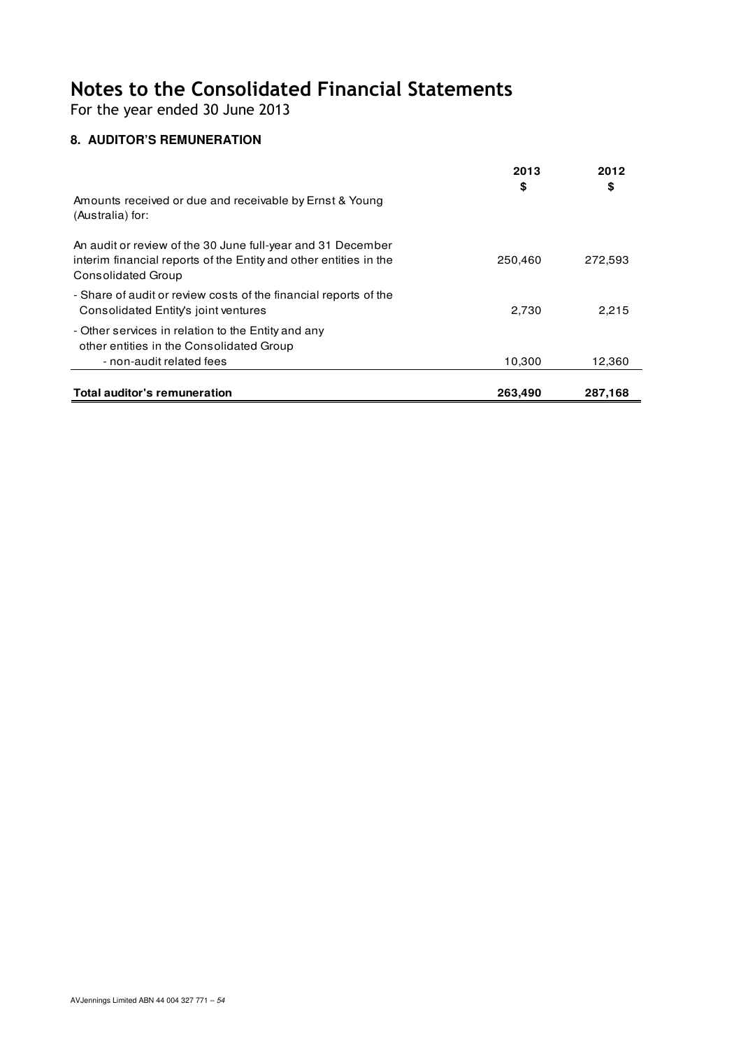# Notes to the Consolidated Financial Statements

For the year ended 30 June 2013

### 8. AUDITOR'S REMUNERATION

| | 2013<br>$ | 2012<br>$ |
|---|---|---|
| Amounts received or due and receivable by Ernst & Young (Australia) for: | | |
| An audit or review of the 30 June full-year and 31 December interim financial reports of the Entity and other entities in the Consolidated Group | 250,460 | 272,593 |
| - Share of audit or review costs of the financial reports of the Consolidated Entity's joint ventures | 2,730 | 2,215 |
| - Other services in relation to the Entity and any other entities in the Consolidated Group | | |
| - non-audit related fees | 10,300 | 12,360 |
| **Total auditor's remuneration** | **263,490** | **287,168** |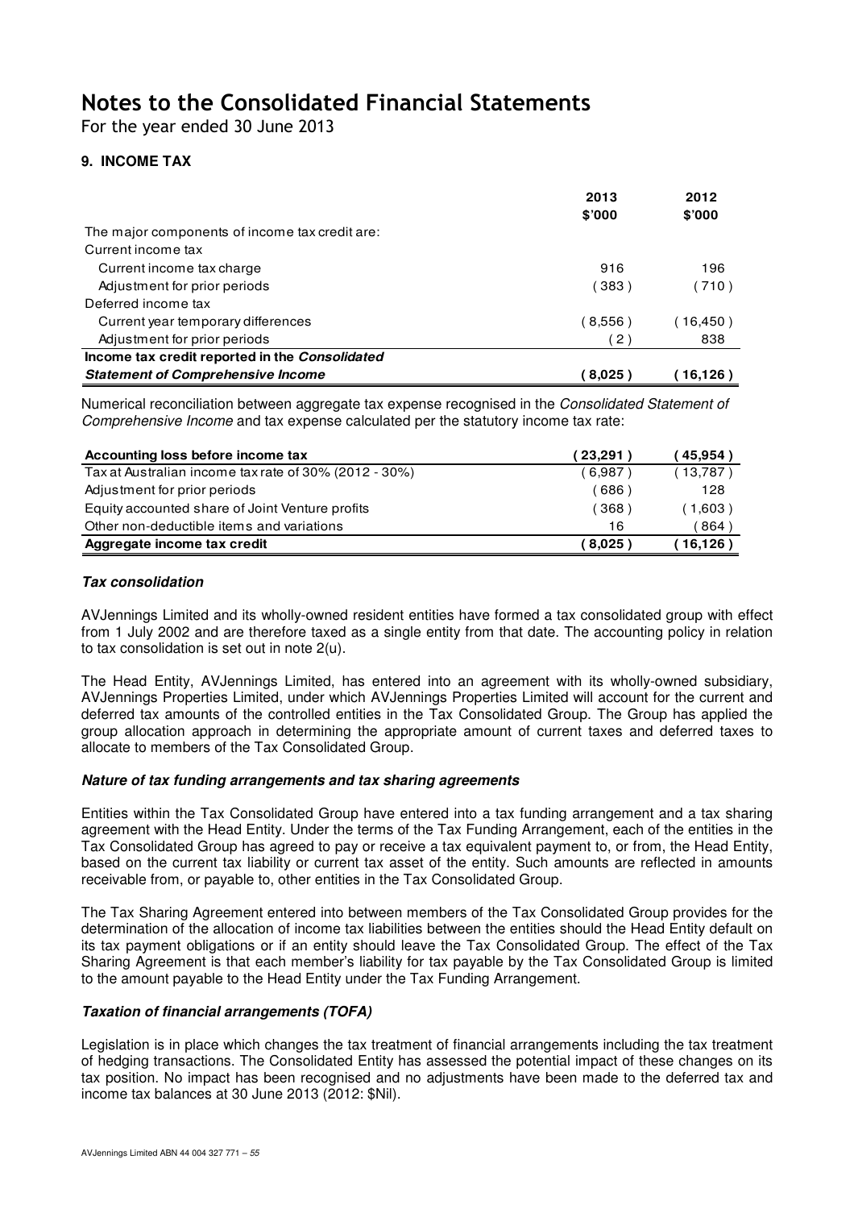# Notes to the Consolidated Financial Statements

For the year ended 30 June 2013

## 9. INCOME TAX

| | 2013<br>$'000 | 2012<br>$'000 |
|---|---|---|
| The major components of income tax credit are: | | |
| Current income tax | | |
| Current income tax charge | 916 | 196 |
| Adjustment for prior periods | ( 383 ) | ( 710 ) |
| Deferred income tax | | |
| Current year temporary differences | ( 8,556 ) | ( 16,450 ) |
| Adjustment for prior periods | ( 2 ) | 838 |
| **Income tax credit reported in the *Consolidated Statement of Comprehensive Income*** | **( 8,025 )** | **( 16,126 )** |

Numerical reconciliation between aggregate tax expense recognised in the *Consolidated Statement of Comprehensive Income* and tax expense calculated per the statutory income tax rate:

| **Accounting loss before income tax** | **( 23,291 )** | **( 45,954 )** |
|---|---|---|
| Tax at Australian income tax rate of 30% (2012 - 30%) | ( 6,987 ) | ( 13,787 ) |
| Adjustment for prior periods | ( 686 ) | 128 |
| Equity accounted share of Joint Venture profits | ( 368 ) | ( 1,603 ) |
| Other non-deductible items and variations | 16 | ( 864 ) |
| **Aggregate income tax credit** | **( 8,025 )** | **( 16,126 )** |

### *Tax consolidation*

AVJennings Limited and its wholly-owned resident entities have formed a tax consolidated group with effect from 1 July 2002 and are therefore taxed as a single entity from that date. The accounting policy in relation to tax consolidation is set out in note 2(u).

The Head Entity, AVJennings Limited, has entered into an agreement with its wholly-owned subsidiary, AVJennings Properties Limited, under which AVJennings Properties Limited will account for the current and deferred tax amounts of the controlled entities in the Tax Consolidated Group. The Group has applied the group allocation approach in determining the appropriate amount of current taxes and deferred taxes to allocate to members of the Tax Consolidated Group.

### *Nature of tax funding arrangements and tax sharing agreements*

Entities within the Tax Consolidated Group have entered into a tax funding arrangement and a tax sharing agreement with the Head Entity. Under the terms of the Tax Funding Arrangement, each of the entities in the Tax Consolidated Group has agreed to pay or receive a tax equivalent payment to, or from, the Head Entity, based on the current tax liability or current tax asset of the entity. Such amounts are reflected in amounts receivable from, or payable to, other entities in the Tax Consolidated Group.

The Tax Sharing Agreement entered into between members of the Tax Consolidated Group provides for the determination of the allocation of income tax liabilities between the entities should the Head Entity default on its tax payment obligations or if an entity should leave the Tax Consolidated Group. The effect of the Tax Sharing Agreement is that each member's liability for tax payable by the Tax Consolidated Group is limited to the amount payable to the Head Entity under the Tax Funding Arrangement.

### *Taxation of financial arrangements (TOFA)*

Legislation is in place which changes the tax treatment of financial arrangements including the tax treatment of hedging transactions. The Consolidated Entity has assessed the potential impact of these changes on its tax position. No impact has been recognised and no adjustments have been made to the deferred tax and income tax balances at 30 June 2013 (2012: $Nil).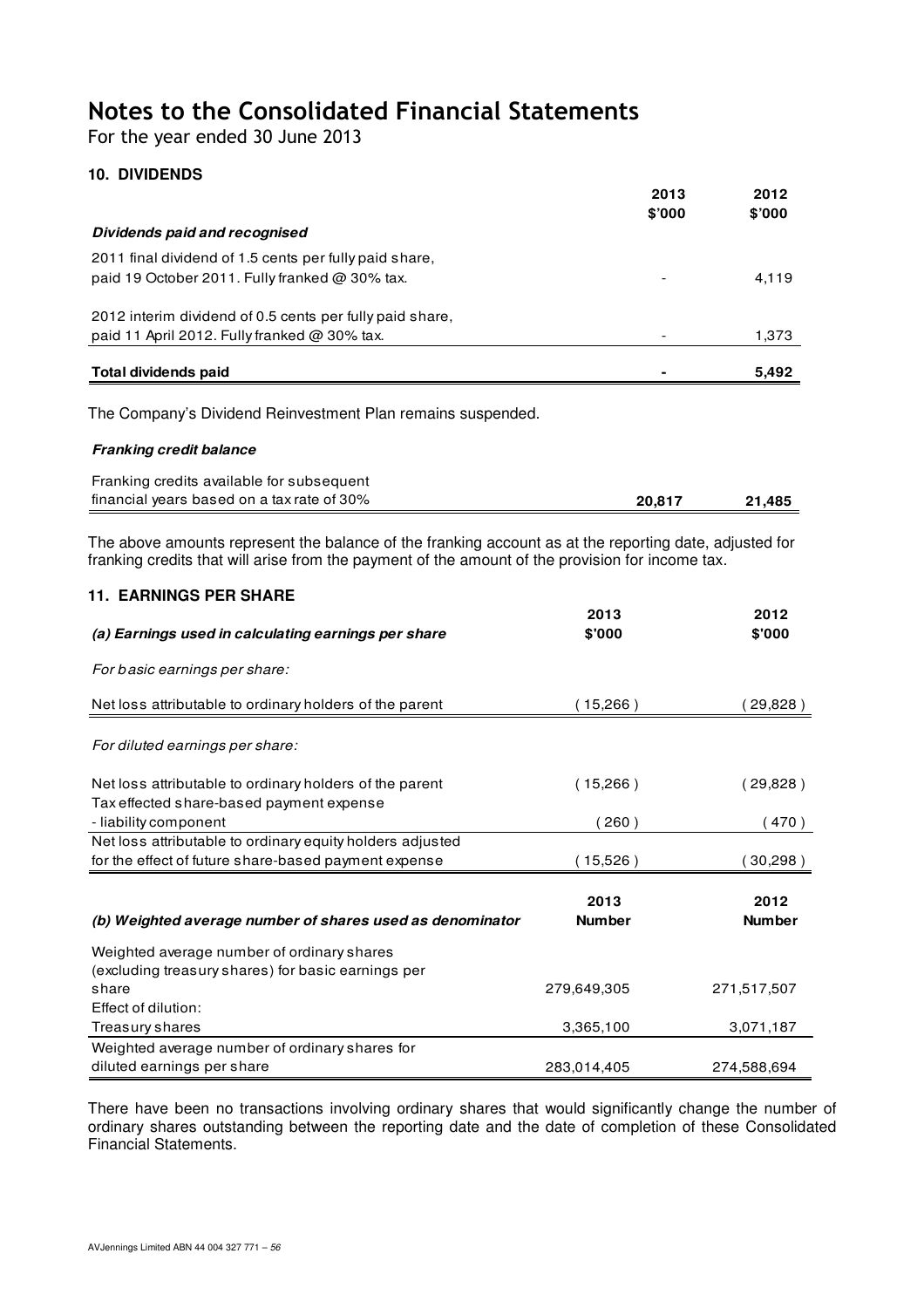# Notes to the Consolidated Financial Statements

For the year ended 30 June 2013

## 10. DIVIDENDS

| | 2013 $'000 | 2012 $'000 |
|---|---|---|
| ***Dividends paid and recognised*** | | |
| 2011 final dividend of 1.5 cents per fully paid share, paid 19 October 2011. Fully franked @ 30% tax. | - | 4,119 |
| 2012 interim dividend of 0.5 cents per fully paid share, paid 11 April 2012. Fully franked @ 30% tax. | - | 1,373 |
| **Total dividends paid** | **-** | **5,492** |

The Company's Dividend Reinvestment Plan remains suspended.

***Franking credit balance***

| | 2013 | 2012 |
|---|---|---|
| Franking credits available for subsequent financial years based on a tax rate of 30% | **20,817** | **21,485** |

The above amounts represent the balance of the franking account as at the reporting date, adjusted for franking credits that will arise from the payment of the amount of the provision for income tax.

## 11. EARNINGS PER SHARE

| ***(a) Earnings used in calculating earnings per share*** | 2013 $'000 | 2012 $'000 |
|---|---|---|
| *For basic earnings per share:* | | |
| Net loss attributable to ordinary holders of the parent | ( 15,266 ) | ( 29,828 ) |
| *For diluted earnings per share:* | | |
| Net loss attributable to ordinary holders of the parent | ( 15,266 ) | ( 29,828 ) |
| Tax effected share-based payment expense - liability component | ( 260 ) | ( 470 ) |
| Net loss attributable to ordinary equity holders adjusted for the effect of future share-based payment expense | ( 15,526 ) | ( 30,298 ) |

| ***(b) Weighted average number of shares used as denominator*** | 2013 Number | 2012 Number |
|---|---|---|
| Weighted average number of ordinary shares (excluding treasury shares) for basic earnings per share | 279,649,305 | 271,517,507 |
| Effect of dilution: | | |
| Treasury shares | 3,365,100 | 3,071,187 |
| Weighted average number of ordinary shares for diluted earnings per share | 283,014,405 | 274,588,694 |

There have been no transactions involving ordinary shares that would significantly change the number of ordinary shares outstanding between the reporting date and the date of completion of these Consolidated Financial Statements.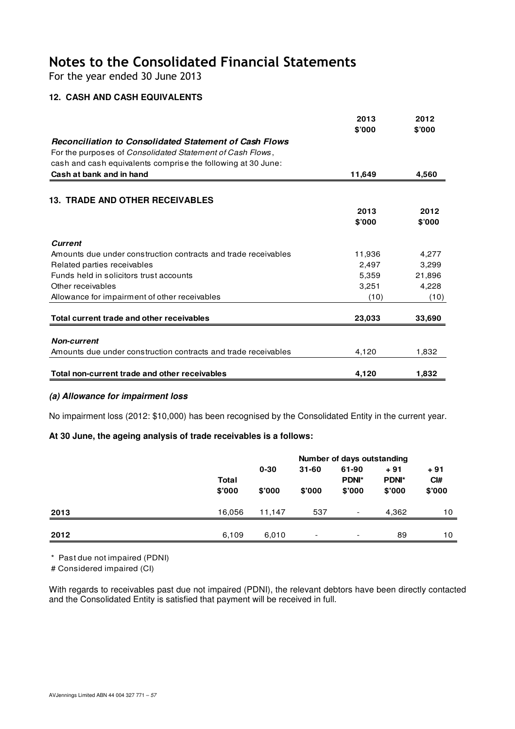# Notes to the Consolidated Financial Statements

For the year ended 30 June 2013

## 12. CASH AND CASH EQUIVALENTS

| | 2013<br>$'000 | 2012<br>$'000 |
|---|---|---|
| ***Reconciliation to Consolidated Statement of Cash Flows*** | | |
| For the purposes of *Consolidated Statement of Cash Flows*, cash and cash equivalents comprise the following at 30 June: | | |
| **Cash at bank and in hand** | **11,649** | **4,560** |

## 13. TRADE AND OTHER RECEIVABLES

| | 2013<br>$'000 | 2012<br>$'000 |
|---|---|---|
| ***Current*** | | |
| Amounts due under construction contracts and trade receivables | 11,936 | 4,277 |
| Related parties receivables | 2,497 | 3,299 |
| Funds held in solicitors trust accounts | 5,359 | 21,896 |
| Other receivables | 3,251 | 4,228 |
| Allowance for impairment of other receivables | (10) | (10) |
| **Total current trade and other receivables** | **23,033** | **33,690** |
| ***Non-current*** | | |
| Amounts due under construction contracts and trade receivables | 4,120 | 1,832 |
| **Total non-current trade and other receivables** | **4,120** | **1,832** |

### *(a) Allowance for impairment loss*

No impairment loss (2012: $10,000) has been recognised by the Consolidated Entity in the current year.

**At 30 June, the ageing analysis of trade receivables is a follows:**

| | | Number of days outstanding | | | | |
|---|---|---|---|---|---|---|
| | Total<br>$'000 | 0-30<br>$'000 | 31-60<br>$'000 | 61-90<br>PDNI*<br>$'000 | + 91<br>PDNI*<br>$'000 | + 91<br>CI#<br>$'000 |
| **2013** | 16,056 | 11,147 | 537 | - | 4,362 | 10 |
| **2012** | 6,109 | 6,010 | - | - | 89 | 10 |

\* Past due not impaired (PDNI)

\# Considered impaired (CI)

With regards to receivables past due not impaired (PDNI), the relevant debtors have been directly contacted and the Consolidated Entity is satisfied that payment will be received in full.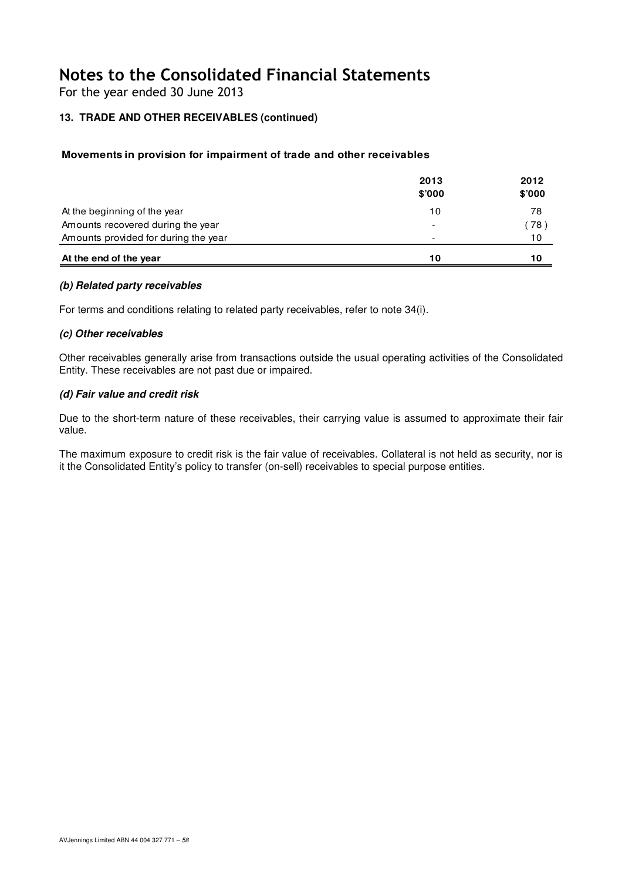# Notes to the Consolidated Financial Statements

For the year ended 30 June 2013

### 13. TRADE AND OTHER RECEIVABLES (continued)

#### Movements in provision for impairment of trade and other receivables

| | 2013<br>$'000 | 2012<br>$'000 |
|---|---|---|
| At the beginning of the year | 10 | 78 |
| Amounts recovered during the year | - | ( 78 ) |
| Amounts provided for during the year | - | 10 |
| **At the end of the year** | **10** | **10** |

#### *(b) Related party receivables*

For terms and conditions relating to related party receivables, refer to note 34(i).

#### *(c) Other receivables*

Other receivables generally arise from transactions outside the usual operating activities of the Consolidated Entity. These receivables are not past due or impaired.

#### *(d) Fair value and credit risk*

Due to the short-term nature of these receivables, their carrying value is assumed to approximate their fair value.

The maximum exposure to credit risk is the fair value of receivables. Collateral is not held as security, nor is it the Consolidated Entity's policy to transfer (on-sell) receivables to special purpose entities.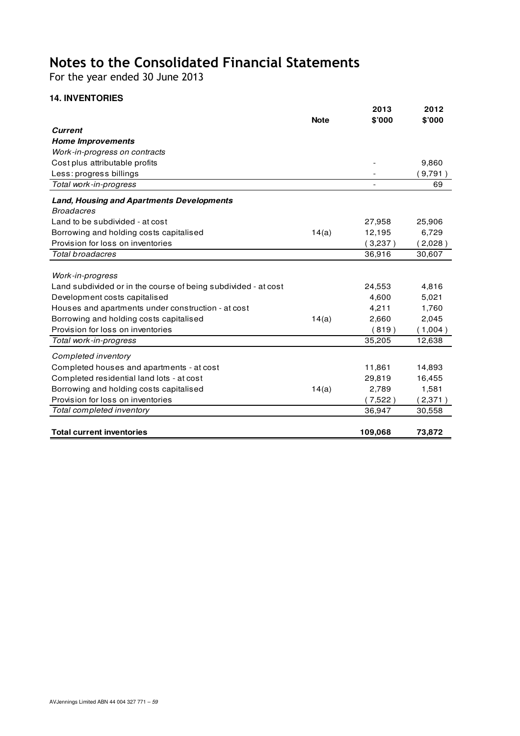# Notes to the Consolidated Financial Statements

For the year ended 30 June 2013

### 14. INVENTORIES

| | Note | 2013 $'000 | 2012 $'000 |
|---|---|---|---|
| ***Current*** | | | |
| ***Home Improvements*** | | | |
| *Work-in-progress on contracts* | | | |
| Cost plus attributable profits | | - | 9,860 |
| Less: progress billings | | - | (9,791) |
| *Total work-in-progress* | | - | 69 |
| ***Land, Housing and Apartments Developments*** | | | |
| *Broadacres* | | | |
| Land to be subdivided - at cost | | 27,958 | 25,906 |
| Borrowing and holding costs capitalised | 14(a) | 12,195 | 6,729 |
| Provision for loss on inventories | | (3,237) | (2,028) |
| *Total broadacres* | | 36,916 | 30,607 |
| *Work-in-progress* | | | |
| Land subdivided or in the course of being subdivided - at cost | | 24,553 | 4,816 |
| Development costs capitalised | | 4,600 | 5,021 |
| Houses and apartments under construction - at cost | | 4,211 | 1,760 |
| Borrowing and holding costs capitalised | 14(a) | 2,660 | 2,045 |
| Provision for loss on inventories | | (819) | (1,004) |
| *Total work-in-progress* | | 35,205 | 12,638 |
| *Completed inventory* | | | |
| Completed houses and apartments - at cost | | 11,861 | 14,893 |
| Completed residential land lots - at cost | | 29,819 | 16,455 |
| Borrowing and holding costs capitalised | 14(a) | 2,789 | 1,581 |
| Provision for loss on inventories | | (7,522) | (2,371) |
| *Total completed inventory* | | 36,947 | 30,558 |
| **Total current inventories** | | **109,068** | **73,872** |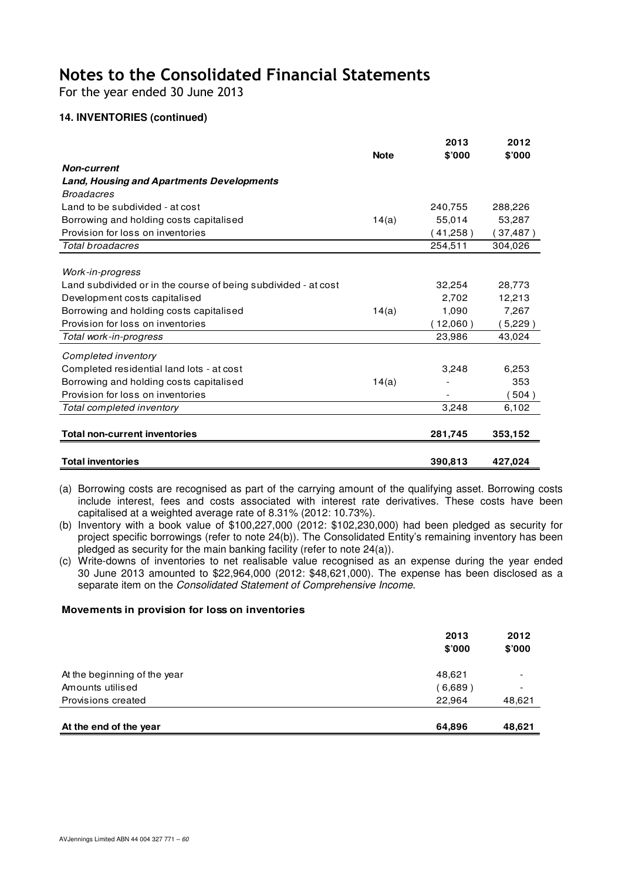# Notes to the Consolidated Financial Statements

For the year ended 30 June 2013

### 14. INVENTORIES (continued)

| | Note | 2013 $'000 | 2012 $'000 |
|---|---|---|---|
| ***Non-current*** | | | |
| ***Land, Housing and Apartments Developments*** | | | |
| *Broadacres* | | | |
| Land to be subdivided - at cost | | 240,755 | 288,226 |
| Borrowing and holding costs capitalised | 14(a) | 55,014 | 53,287 |
| Provision for loss on inventories | | (41,258) | (37,487) |
| *Total broadacres* | | 254,511 | 304,026 |
| *Work-in-progress* | | | |
| Land subdivided or in the course of being subdivided - at cost | | 32,254 | 28,773 |
| Development costs capitalised | | 2,702 | 12,213 |
| Borrowing and holding costs capitalised | 14(a) | 1,090 | 7,267 |
| Provision for loss on inventories | | (12,060) | (5,229) |
| *Total work-in-progress* | | 23,986 | 43,024 |
| *Completed inventory* | | | |
| Completed residential land lots - at cost | | 3,248 | 6,253 |
| Borrowing and holding costs capitalised | 14(a) | - | 353 |
| Provision for loss on inventories | | - | (504) |
| *Total completed inventory* | | 3,248 | 6,102 |
| **Total non-current inventories** | | **281,745** | **353,152** |
| **Total inventories** | | **390,813** | **427,024** |

(a) Borrowing costs are recognised as part of the carrying amount of the qualifying asset. Borrowing costs include interest, fees and costs associated with interest rate derivatives. These costs have been capitalised at a weighted average rate of 8.31% (2012: 10.73%).

(b) Inventory with a book value of $100,227,000 (2012: $102,230,000) had been pledged as security for project specific borrowings (refer to note 24(b)). The Consolidated Entity's remaining inventory has been pledged as security for the main banking facility (refer to note 24(a)).

(c) Write-downs of inventories to net realisable value recognised as an expense during the year ended 30 June 2013 amounted to $22,964,000 (2012: $48,621,000). The expense has been disclosed as a separate item on the *Consolidated Statement of Comprehensive Income*.

**Movements in provision for loss on inventories**

| | 2013 $'000 | 2012 $'000 |
|---|---|---|
| At the beginning of the year | 48,621 | - |
| Amounts utilised | (6,689) | - |
| Provisions created | 22,964 | 48,621 |
| **At the end of the year** | **64,896** | **48,621** |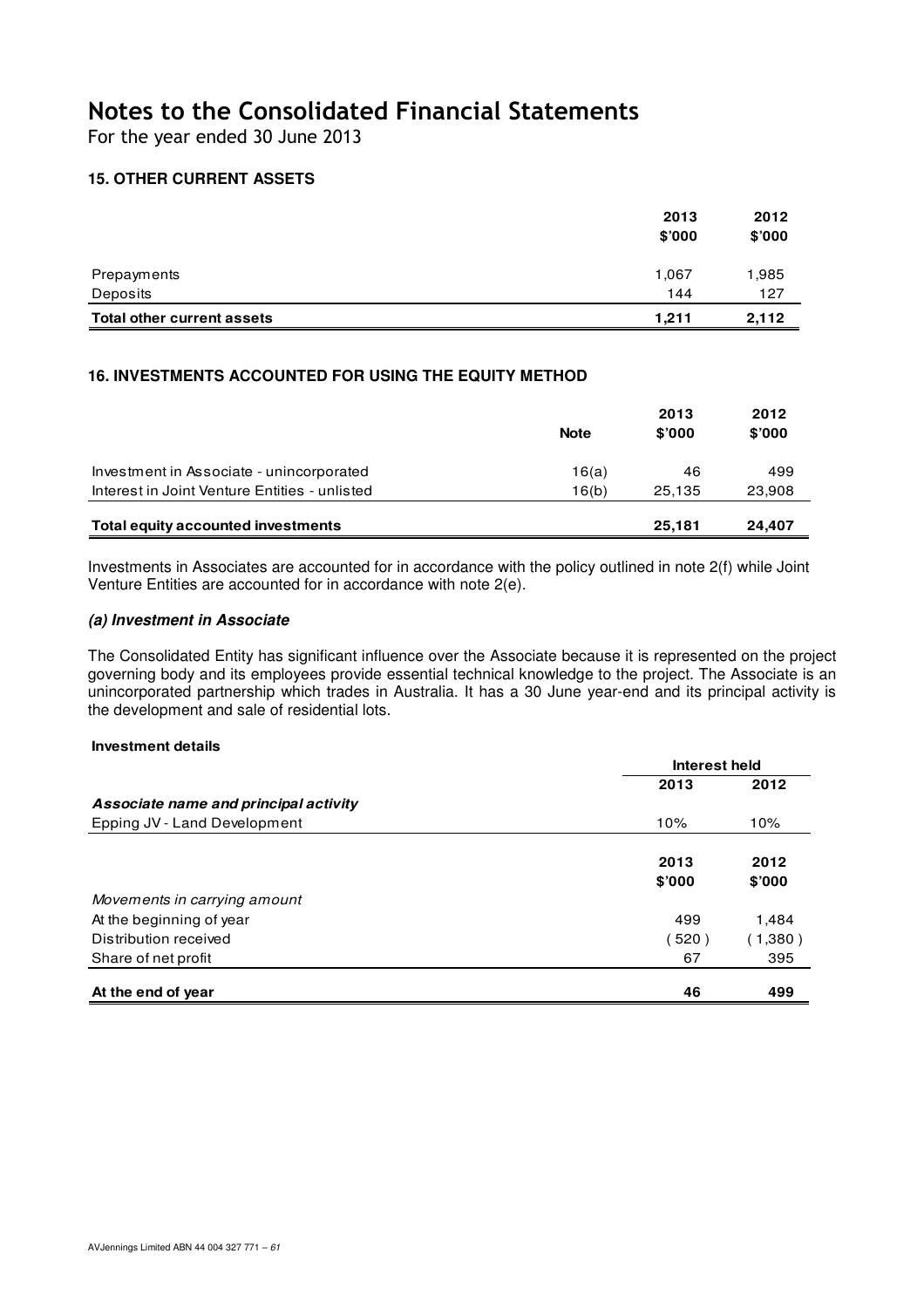# Notes to the Consolidated Financial Statements

For the year ended 30 June 2013

### 15. OTHER CURRENT ASSETS

| | 2013 \$'000 | 2012 \$'000 |
|---|---|---|
| Prepayments | 1,067 | 1,985 |
| Deposits | 144 | 127 |
| **Total other current assets** | **1,211** | **2,112** |

### 16. INVESTMENTS ACCOUNTED FOR USING THE EQUITY METHOD

| | Note | 2013 \$'000 | 2012 \$'000 |
|---|---|---|---|
| Investment in Associate - unincorporated | 16(a) | 46 | 499 |
| Interest in Joint Venture Entities - unlisted | 16(b) | 25,135 | 23,908 |
| **Total equity accounted investments** | | **25,181** | **24,407** |

Investments in Associates are accounted for in accordance with the policy outlined in note 2(f) while Joint Venture Entities are accounted for in accordance with note 2(e).

#### *(a) Investment in Associate*

The Consolidated Entity has significant influence over the Associate because it is represented on the project governing body and its employees provide essential technical knowledge to the project. The Associate is an unincorporated partnership which trades in Australia. It has a 30 June year-end and its principal activity is the development and sale of residential lots.

**Investment details**

| | Interest held | |
|---|---|---|
| | 2013 | 2012 |
| ***Associate name and principal activity*** | | |
| Epping JV - Land Development | 10% | 10% |

| | 2013 \$'000 | 2012 \$'000 |
|---|---|---|
| *Movements in carrying amount* | | |
| At the beginning of year | 499 | 1,484 |
| Distribution received | (520) | (1,380) |
| Share of net profit | 67 | 395 |
| **At the end of year** | **46** | **499** |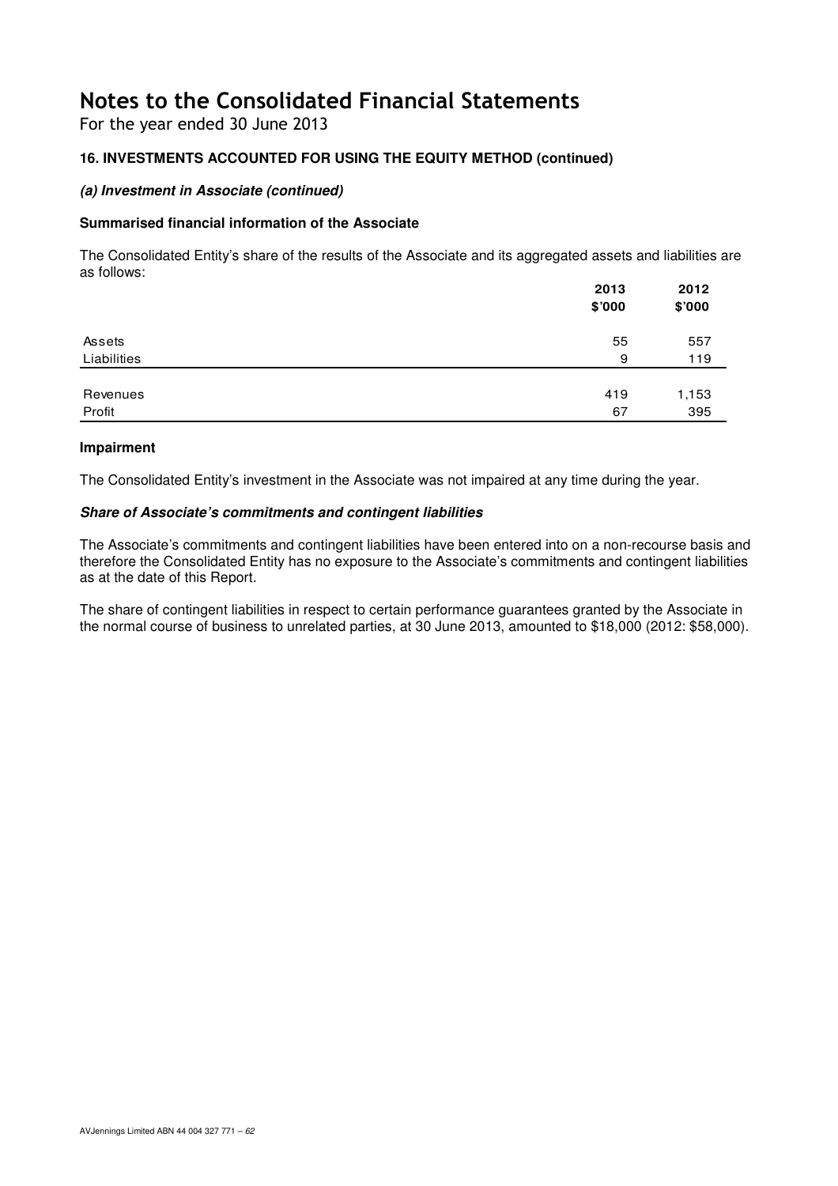# Notes to the Consolidated Financial Statements

For the year ended 30 June 2013

### 16. INVESTMENTS ACCOUNTED FOR USING THE EQUITY METHOD (continued)

#### *(a) Investment in Associate (continued)*

**Summarised financial information of the Associate**

The Consolidated Entity's share of the results of the Associate and its aggregated assets and liabilities are as follows:

| | 2013 $'000 | 2012 $'000 |
|---|---|---|
| Assets | 55 | 557 |
| Liabilities | 9 | 119 |
| Revenues | 419 | 1,153 |
| Profit | 67 | 395 |

**Impairment**

The Consolidated Entity's investment in the Associate was not impaired at any time during the year.

***Share of Associate's commitments and contingent liabilities***

The Associate's commitments and contingent liabilities have been entered into on a non-recourse basis and therefore the Consolidated Entity has no exposure to the Associate's commitments and contingent liabilities as at the date of this Report.

The share of contingent liabilities in respect to certain performance guarantees granted by the Associate in the normal course of business to unrelated parties, at 30 June 2013, amounted to $18,000 (2012: $58,000).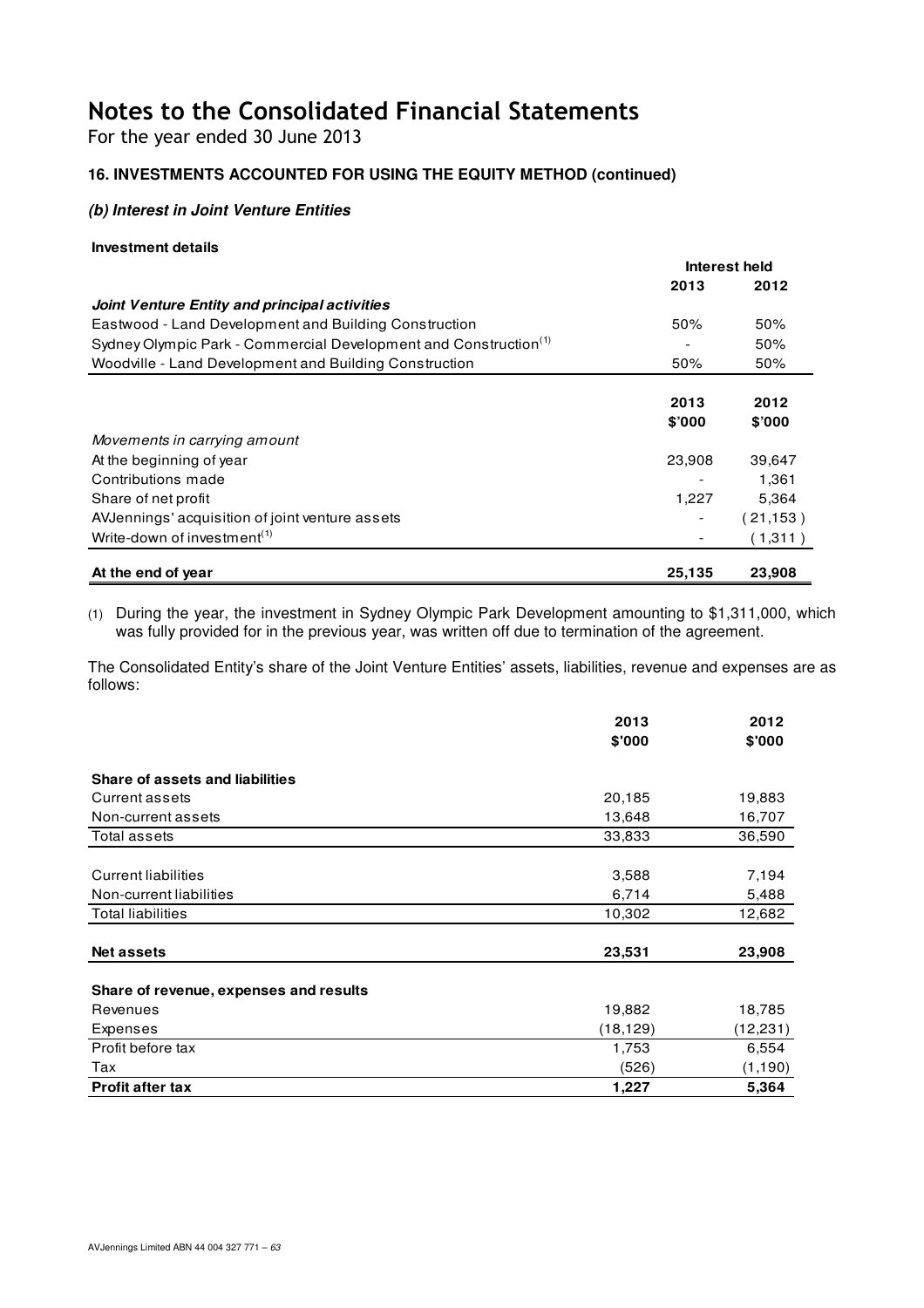# Notes to the Consolidated Financial Statements

For the year ended 30 June 2013

### 16. INVESTMENTS ACCOUNTED FOR USING THE EQUITY METHOD (continued)

#### *(b) Interest in Joint Venture Entities*

**Investment details**

| | Interest held | |
|---|---|---|
| | **2013** | **2012** |
| ***Joint Venture Entity and principal activities*** | | |
| Eastwood - Land Development and Building Construction | 50% | 50% |
| Sydney Olympic Park - Commercial Development and Construction[1] | - | 50% |
| Woodville - Land Development and Building Construction | 50% | 50% |

| | 2013 $'000 | 2012 $'000 |
|---|---|---|
| *Movements in carrying amount* | | |
| At the beginning of year | 23,908 | 39,647 |
| Contributions made | - | 1,361 |
| Share of net profit | 1,227 | 5,364 |
| AVJennings' acquisition of joint venture assets | - | (21,153) |
| Write-down of investment[1] | - | (1,311) |
| **At the end of year** | **25,135** | **23,908** |

(1) During the year, the investment in Sydney Olympic Park Development amounting to $1,311,000, which was fully provided for in the previous year, was written off due to termination of the agreement.

The Consolidated Entity's share of the Joint Venture Entities' assets, liabilities, revenue and expenses are as follows:

| | 2013 $'000 | 2012 $'000 |
|---|---|---|
| **Share of assets and liabilities** | | |
| Current assets | 20,185 | 19,883 |
| Non-current assets | 13,648 | 16,707 |
| Total assets | 33,833 | 36,590 |
| Current liabilities | 3,588 | 7,194 |
| Non-current liabilities | 6,714 | 5,488 |
| Total liabilities | 10,302 | 12,682 |
| **Net assets** | **23,531** | **23,908** |
| **Share of revenue, expenses and results** | | |
| Revenues | 19,882 | 18,785 |
| Expenses | (18,129) | (12,231) |
| Profit before tax | 1,753 | 6,554 |
| Tax | (526) | (1,190) |
| **Profit after tax** | **1,227** | **5,364** |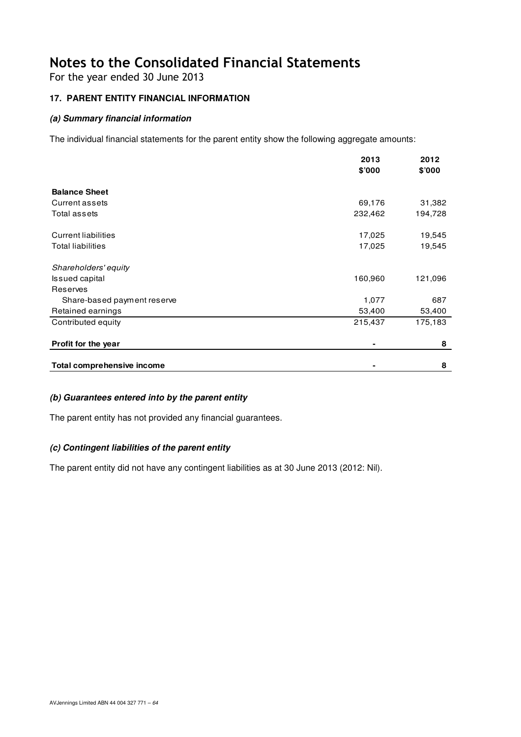# Notes to the Consolidated Financial Statements

For the year ended 30 June 2013

### 17. PARENT ENTITY FINANCIAL INFORMATION

#### *(a) Summary financial information*

The individual financial statements for the parent entity show the following aggregate amounts:

| | 2013<br>$'000 | 2012<br>$'000 |
|---|---|---|
| **Balance Sheet** | | |
| Current assets | 69,176 | 31,382 |
| Total assets | 232,462 | 194,728 |
| | | |
| Current liabilities | 17,025 | 19,545 |
| Total liabilities | 17,025 | 19,545 |
| | | |
| *Shareholders' equity* | | |
| Issued capital | 160,960 | 121,096 |
| Reserves | | |
| Share-based payment reserve | 1,077 | 687 |
| Retained earnings | 53,400 | 53,400 |
| Contributed equity | 215,437 | 175,183 |
| | | |
| **Profit for the year** | - | 8 |
| | | |
| **Total comprehensive income** | - | 8 |

#### *(b) Guarantees entered into by the parent entity*

The parent entity has not provided any financial guarantees.

#### *(c) Contingent liabilities of the parent entity*

The parent entity did not have any contingent liabilities as at 30 June 2013 (2012: Nil).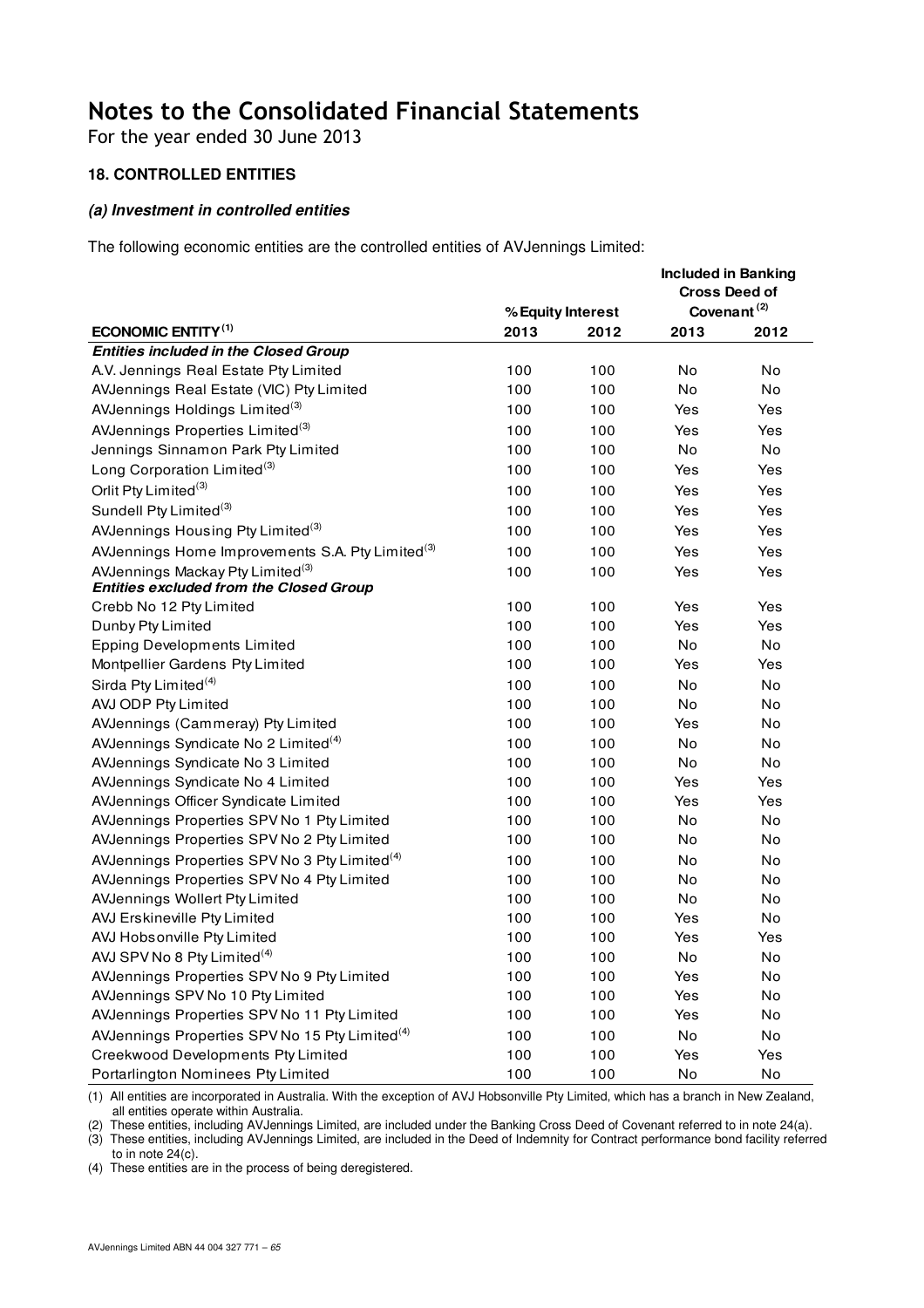# Notes to the Consolidated Financial Statements

For the year ended 30 June 2013

### 18. CONTROLLED ENTITIES

#### *(a) Investment in controlled entities*

The following economic entities are the controlled entities of AVJennings Limited:

| | % Equity Interest | | Included in Banking Cross Deed of Covenant [2] | |
|---|---|---|---|---|
| **ECONOMIC ENTITY [1]** | **2013** | **2012** | **2013** | **2012** |
| ***Entities included in the Closed Group*** | | | | |
| A.V. Jennings Real Estate Pty Limited | 100 | 100 | No | No |
| AVJennings Real Estate (VIC) Pty Limited | 100 | 100 | No | No |
| AVJennings Holdings Limited[3] | 100 | 100 | Yes | Yes |
| AVJennings Properties Limited[3] | 100 | 100 | Yes | Yes |
| Jennings Sinnamon Park Pty Limited | 100 | 100 | No | No |
| Long Corporation Limited[3] | 100 | 100 | Yes | Yes |
| Orlit Pty Limited[3] | 100 | 100 | Yes | Yes |
| Sundell Pty Limited[3] | 100 | 100 | Yes | Yes |
| AVJennings Housing Pty Limited[3] | 100 | 100 | Yes | Yes |
| AVJennings Home Improvements S.A. Pty Limited[3] | 100 | 100 | Yes | Yes |
| AVJennings Mackay Pty Limited[3] | 100 | 100 | Yes | Yes |
| ***Entities excluded from the Closed Group*** | | | | |
| Crebb No 12 Pty Limited | 100 | 100 | Yes | Yes |
| Dunby Pty Limited | 100 | 100 | Yes | Yes |
| Epping Developments Limited | 100 | 100 | No | No |
| Montpellier Gardens Pty Limited | 100 | 100 | Yes | Yes |
| Sirda Pty Limited[4] | 100 | 100 | No | No |
| AVJ ODP Pty Limited | 100 | 100 | No | No |
| AVJennings (Cammeray) Pty Limited | 100 | 100 | Yes | No |
| AVJennings Syndicate No 2 Limited[4] | 100 | 100 | No | No |
| AVJennings Syndicate No 3 Limited | 100 | 100 | No | No |
| AVJennings Syndicate No 4 Limited | 100 | 100 | Yes | Yes |
| AVJennings Officer Syndicate Limited | 100 | 100 | Yes | Yes |
| AVJennings Properties SPV No 1 Pty Limited | 100 | 100 | No | No |
| AVJennings Properties SPV No 2 Pty Limited | 100 | 100 | No | No |
| AVJennings Properties SPV No 3 Pty Limited[4] | 100 | 100 | No | No |
| AVJennings Properties SPV No 4 Pty Limited | 100 | 100 | No | No |
| AVJennings Wollert Pty Limited | 100 | 100 | No | No |
| AVJ Erskineville Pty Limited | 100 | 100 | Yes | No |
| AVJ Hobsonville Pty Limited | 100 | 100 | Yes | Yes |
| AVJ SPV No 8 Pty Limited[4] | 100 | 100 | No | No |
| AVJennings Properties SPV No 9 Pty Limited | 100 | 100 | Yes | No |
| AVJennings SPV No 10 Pty Limited | 100 | 100 | Yes | No |
| AVJennings Properties SPV No 11 Pty Limited | 100 | 100 | Yes | No |
| AVJennings Properties SPV No 15 Pty Limited[4] | 100 | 100 | No | No |
| Creekwood Developments Pty Limited | 100 | 100 | Yes | Yes |
| Portarlington Nominees Pty Limited | 100 | 100 | No | No |

(1) All entities are incorporated in Australia. With the exception of AVJ Hobsonville Pty Limited, which has a branch in New Zealand, all entities operate within Australia.

(2) These entities, including AVJennings Limited, are included under the Banking Cross Deed of Covenant referred to in note 24(a).

(3) These entities, including AVJennings Limited, are included in the Deed of Indemnity for Contract performance bond facility referred to in note 24(c).

(4) These entities are in the process of being deregistered.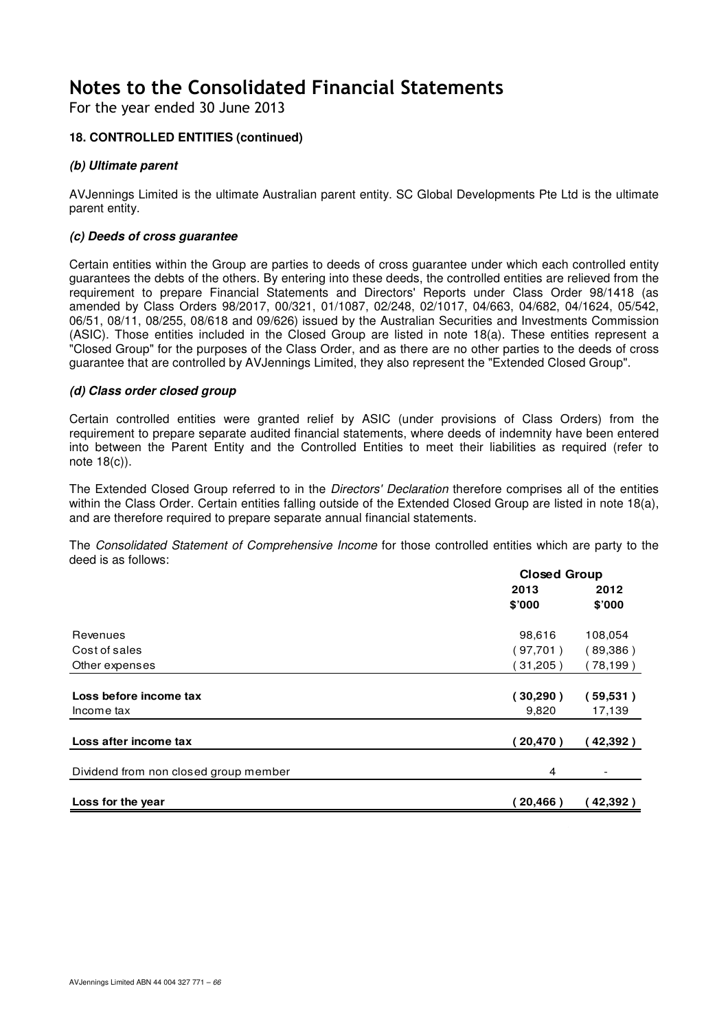# Notes to the Consolidated Financial Statements

For the year ended 30 June 2013

### 18. CONTROLLED ENTITIES (continued)

#### *(b) Ultimate parent*

AVJennings Limited is the ultimate Australian parent entity. SC Global Developments Pte Ltd is the ultimate parent entity.

#### *(c) Deeds of cross guarantee*

Certain entities within the Group are parties to deeds of cross guarantee under which each controlled entity guarantees the debts of the others. By entering into these deeds, the controlled entities are relieved from the requirement to prepare Financial Statements and Directors' Reports under Class Order 98/1418 (as amended by Class Orders 98/2017, 00/321, 01/1087, 02/248, 02/1017, 04/663, 04/682, 04/1624, 05/542, 06/51, 08/11, 08/255, 08/618 and 09/626) issued by the Australian Securities and Investments Commission (ASIC). Those entities included in the Closed Group are listed in note 18(a). These entities represent a "Closed Group" for the purposes of the Class Order, and as there are no other parties to the deeds of cross guarantee that are controlled by AVJennings Limited, they also represent the "Extended Closed Group".

#### *(d) Class order closed group*

Certain controlled entities were granted relief by ASIC (under provisions of Class Orders) from the requirement to prepare separate audited financial statements, where deeds of indemnity have been entered into between the Parent Entity and the Controlled Entities to meet their liabilities as required (refer to note 18(c)).

The Extended Closed Group referred to in the *Directors' Declaration* therefore comprises all of the entities within the Class Order. Certain entities falling outside of the Extended Closed Group are listed in note 18(a), and are therefore required to prepare separate annual financial statements.

The *Consolidated Statement of Comprehensive Income* for those controlled entities which are party to the deed is as follows:

| | Closed Group | |
|---|---|---|
| | 2013 | 2012 |
| | $'000 | $'000 |
| Revenues | 98,616 | 108,054 |
| Cost of sales | ( 97,701 ) | ( 89,386 ) |
| Other expenses | ( 31,205 ) | ( 78,199 ) |
| **Loss before income tax** | **( 30,290 )** | **( 59,531 )** |
| Income tax | 9,820 | 17,139 |
| **Loss after income tax** | **( 20,470 )** | **( 42,392 )** |
| Dividend from non closed group member | 4 | - |
| **Loss for the year** | **( 20,466 )** | **( 42,392 )** |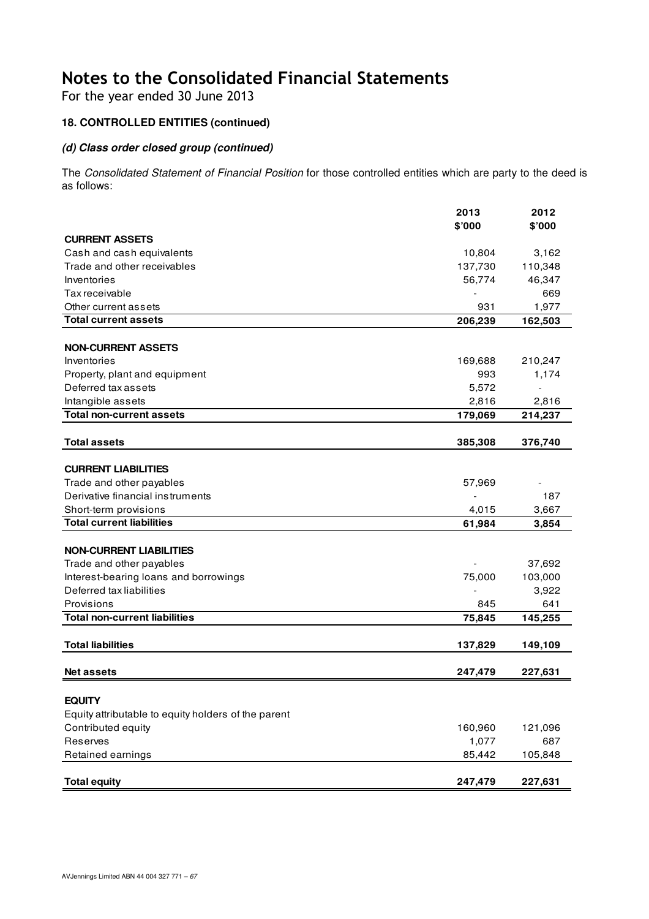# Notes to the Consolidated Financial Statements

For the year ended 30 June 2013

### 18. CONTROLLED ENTITIES (continued)

#### *(d) Class order closed group (continued)*

The *Consolidated Statement of Financial Position* for those controlled entities which are party to the deed is as follows:

| | 2013 $'000 | 2012 $'000 |
|---|---|---|
| **CURRENT ASSETS** | | |
| Cash and cash equivalents | 10,804 | 3,162 |
| Trade and other receivables | 137,730 | 110,348 |
| Inventories | 56,774 | 46,347 |
| Tax receivable | - | 669 |
| Other current assets | 931 | 1,977 |
| **Total current assets** | **206,239** | **162,503** |
| | | |
| **NON-CURRENT ASSETS** | | |
| Inventories | 169,688 | 210,247 |
| Property, plant and equipment | 993 | 1,174 |
| Deferred tax assets | 5,572 | - |
| Intangible assets | 2,816 | 2,816 |
| **Total non-current assets** | **179,069** | **214,237** |
| | | |
| **Total assets** | **385,308** | **376,740** |
| | | |
| **CURRENT LIABILITIES** | | |
| Trade and other payables | 57,969 | - |
| Derivative financial instruments | - | 187 |
| Short-term provisions | 4,015 | 3,667 |
| **Total current liabilities** | **61,984** | **3,854** |
| | | |
| **NON-CURRENT LIABILITIES** | | |
| Trade and other payables | - | 37,692 |
| Interest-bearing loans and borrowings | 75,000 | 103,000 |
| Deferred tax liabilities | - | 3,922 |
| Provisions | 845 | 641 |
| **Total non-current liabilities** | **75,845** | **145,255** |
| | | |
| **Total liabilities** | **137,829** | **149,109** |
| | | |
| **Net assets** | **247,479** | **227,631** |
| | | |
| **EQUITY** | | |
| Equity attributable to equity holders of the parent | | |
| Contributed equity | 160,960 | 121,096 |
| Reserves | 1,077 | 687 |
| Retained earnings | 85,442 | 105,848 |
| | | |
| **Total equity** | **247,479** | **227,631** |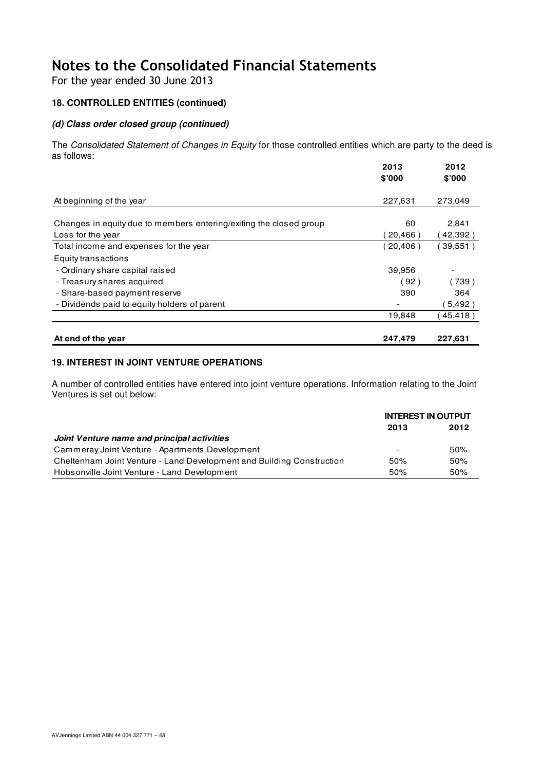# Notes to the Consolidated Financial Statements

For the year ended 30 June 2013

### 18. CONTROLLED ENTITIES (continued)

#### *(d) Class order closed group (continued)*

The *Consolidated Statement of Changes in Equity* for those controlled entities which are party to the deed is as follows:

| | 2013 $'000 | 2012 $'000 |
|---|---|---|
| At beginning of the year | 227,631 | 273,049 |
| Changes in equity due to members entering/exiting the closed group | 60 | 2,841 |
| Loss for the year | ( 20,466 ) | ( 42,392 ) |
| Total income and expenses for the year | ( 20,406 ) | ( 39,551 ) |
| Equity transactions | | |
| - Ordinary share capital raised | 39,956 | - |
| - Treasury shares acquired | ( 92 ) | ( 739 ) |
| - Share-based payment reserve | 390 | 364 |
| - Dividends paid to equity holders of parent | - | ( 5,492 ) |
| | 19,848 | ( 45,418 ) |
| **At end of the year** | **247,479** | **227,631** |

### 19. INTEREST IN JOINT VENTURE OPERATIONS

A number of controlled entities have entered into joint venture operations. Information relating to the Joint Ventures is set out below:

| | INTEREST IN OUTPUT | |
|---|---|---|
| | 2013 | 2012 |
| ***Joint Venture name and principal activities*** | | |
| Cammeray Joint Venture - Apartments Development | - | 50% |
| Cheltenham Joint Venture - Land Development and Building Construction | 50% | 50% |
| Hobsonville Joint Venture - Land Development | 50% | 50% |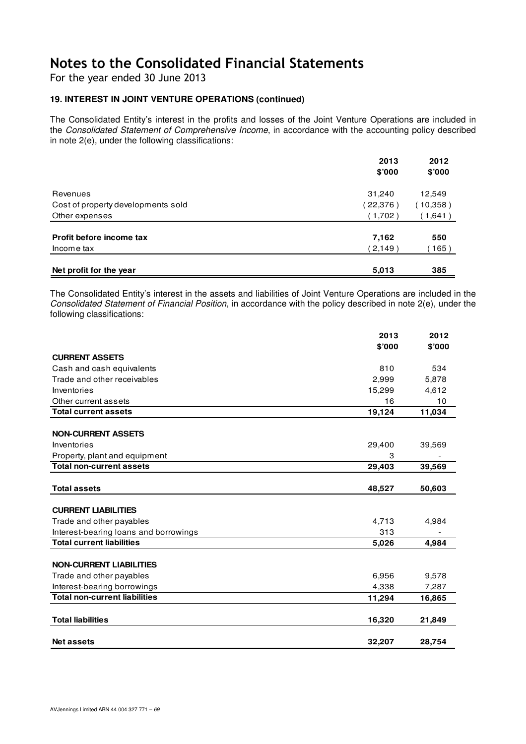# Notes to the Consolidated Financial Statements

For the year ended 30 June 2013

### 19. INTEREST IN JOINT VENTURE OPERATIONS (continued)

The Consolidated Entity's interest in the profits and losses of the Joint Venture Operations are included in the *Consolidated Statement of Comprehensive Income*, in accordance with the accounting policy described in note 2(e), under the following classifications:

| | 2013 $'000 | 2012 $'000 |
|---|---|---|
| Revenues | 31,240 | 12,549 |
| Cost of property developments sold | (22,376) | (10,358) |
| Other expenses | (1,702) | (1,641) |
| **Profit before income tax** | **7,162** | **550** |
| Income tax | (2,149) | (165) |
| **Net profit for the year** | **5,013** | **385** |

The Consolidated Entity's interest in the assets and liabilities of Joint Venture Operations are included in the *Consolidated Statement of Financial Position*, in accordance with the policy described in note 2(e), under the following classifications:

| | 2013 $'000 | 2012 $'000 |
|---|---|---|
| **CURRENT ASSETS** | | |
| Cash and cash equivalents | 810 | 534 |
| Trade and other receivables | 2,999 | 5,878 |
| Inventories | 15,299 | 4,612 |
| Other current assets | 16 | 10 |
| **Total current assets** | **19,124** | **11,034** |
| **NON-CURRENT ASSETS** | | |
| Inventories | 29,400 | 39,569 |
| Property, plant and equipment | 3 | - |
| **Total non-current assets** | **29,403** | **39,569** |
| **Total assets** | **48,527** | **50,603** |
| **CURRENT LIABILITIES** | | |
| Trade and other payables | 4,713 | 4,984 |
| Interest-bearing loans and borrowings | 313 | - |
| **Total current liabilities** | **5,026** | **4,984** |
| **NON-CURRENT LIABILITIES** | | |
| Trade and other payables | 6,956 | 9,578 |
| Interest-bearing borrowings | 4,338 | 7,287 |
| **Total non-current liabilities** | **11,294** | **16,865** |
| **Total liabilities** | **16,320** | **21,849** |
| **Net assets** | **32,207** | **28,754** |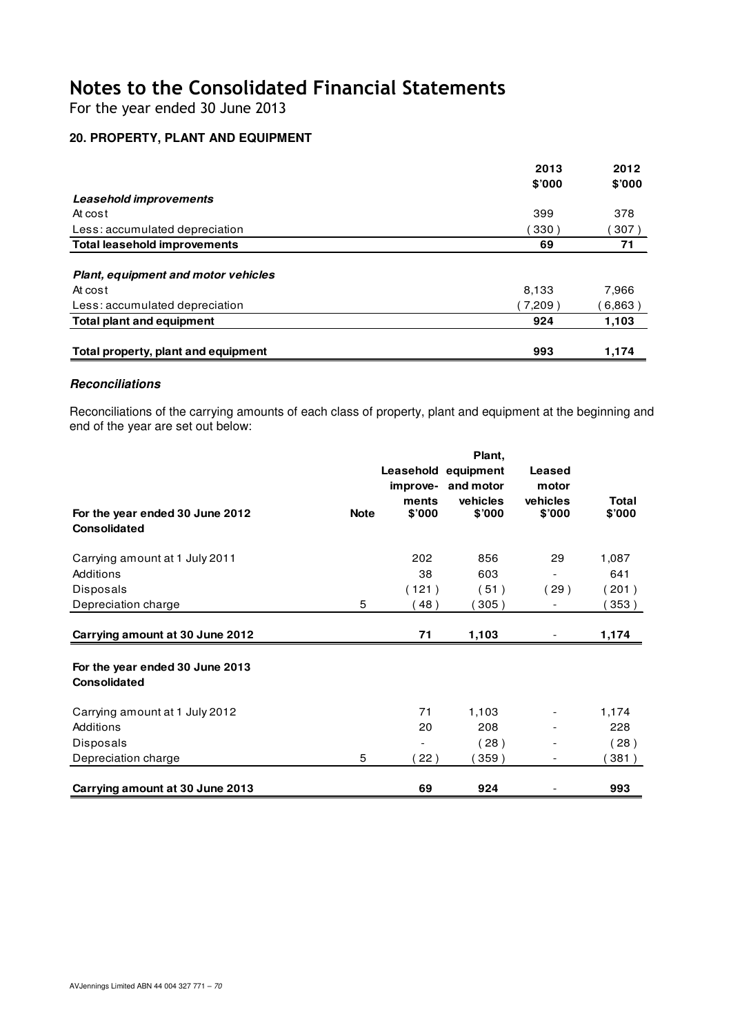# Notes to the Consolidated Financial Statements

For the year ended 30 June 2013

## 20. PROPERTY, PLANT AND EQUIPMENT

| | 2013 $'000 | 2012 $'000 |
|---|---|---|
| ***Leasehold improvements*** | | |
| At cost | 399 | 378 |
| Less: accumulated depreciation | ( 330 ) | ( 307 ) |
| **Total leasehold improvements** | **69** | **71** |
| | | |
| ***Plant, equipment and motor vehicles*** | | |
| At cost | 8,133 | 7,966 |
| Less: accumulated depreciation | ( 7,209 ) | ( 6,863 ) |
| **Total plant and equipment** | **924** | **1,103** |
| | | |
| **Total property, plant and equipment** | **993** | **1,174** |

### *Reconciliations*

Reconciliations of the carrying amounts of each class of property, plant and equipment at the beginning and end of the year are set out below:

| **For the year ended 30 June 2012** **Consolidated** | **Note** | **Leasehold improve-ments $'000** | **Plant, equipment and motor vehicles $'000** | **Leased motor vehicles $'000** | **Total $'000** |
|---|---|---|---|---|---|
| Carrying amount at 1 July 2011 | | 202 | 856 | 29 | 1,087 |
| Additions | | 38 | 603 | - | 641 |
| Disposals | | ( 121 ) | ( 51 ) | ( 29 ) | ( 201 ) |
| Depreciation charge | 5 | ( 48 ) | ( 305 ) | - | ( 353 ) |
| **Carrying amount at 30 June 2012** | | **71** | **1,103** | - | **1,174** |
| | | | | | |
| **For the year ended 30 June 2013** **Consolidated** | | | | | |
| Carrying amount at 1 July 2012 | | 71 | 1,103 | - | 1,174 |
| Additions | | 20 | 208 | - | 228 |
| Disposals | | - | ( 28 ) | - | ( 28 ) |
| Depreciation charge | 5 | ( 22 ) | ( 359 ) | - | ( 381 ) |
| **Carrying amount at 30 June 2013** | | **69** | **924** | - | **993** |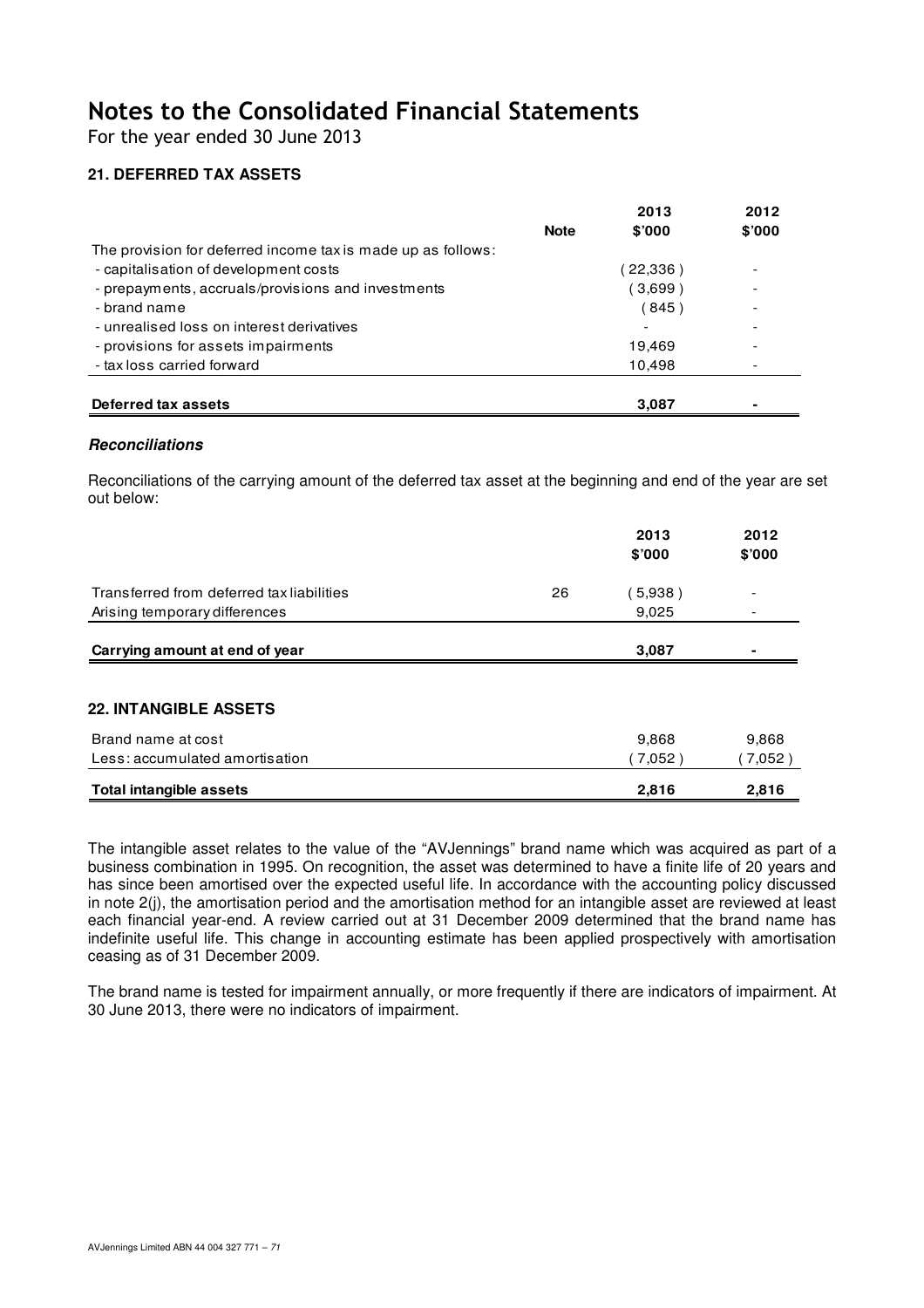# Notes to the Consolidated Financial Statements

For the year ended 30 June 2013

### 21. DEFERRED TAX ASSETS

| | Note | 2013 $'000 | 2012 $'000 |
|---|---|---|---|
| The provision for deferred income tax is made up as follows: | | | |
| - capitalisation of development costs | | ( 22,336 ) | - |
| - prepayments, accruals/provisions and investments | | ( 3,699 ) | - |
| - brand name | | ( 845 ) | - |
| - unrealised loss on interest derivatives | | - | - |
| - provisions for assets impairments | | 19,469 | - |
| - tax loss carried forward | | 10,498 | - |
| **Deferred tax assets** | | **3,087** | **-** |

***Reconciliations***

Reconciliations of the carrying amount of the deferred tax asset at the beginning and end of the year are set out below:

| | Note | 2013 $'000 | 2012 $'000 |
|---|---|---|---|
| Transferred from deferred tax liabilities | 26 | ( 5,938 ) | - |
| Arising temporary differences | | 9,025 | - |
| **Carrying amount at end of year** | | **3,087** | **-** |

### 22. INTANGIBLE ASSETS

| | 2013 $'000 | 2012 $'000 |
|---|---|---|
| Brand name at cost | 9,868 | 9,868 |
| Less: accumulated amortisation | ( 7,052 ) | ( 7,052 ) |
| **Total intangible assets** | **2,816** | **2,816** |

The intangible asset relates to the value of the "AVJennings" brand name which was acquired as part of a business combination in 1995. On recognition, the asset was determined to have a finite life of 20 years and has since been amortised over the expected useful life. In accordance with the accounting policy discussed in note 2(j), the amortisation period and the amortisation method for an intangible asset are reviewed at least each financial year-end. A review carried out at 31 December 2009 determined that the brand name has indefinite useful life. This change in accounting estimate has been applied prospectively with amortisation ceasing as of 31 December 2009.

The brand name is tested for impairment annually, or more frequently if there are indicators of impairment. At 30 June 2013, there were no indicators of impairment.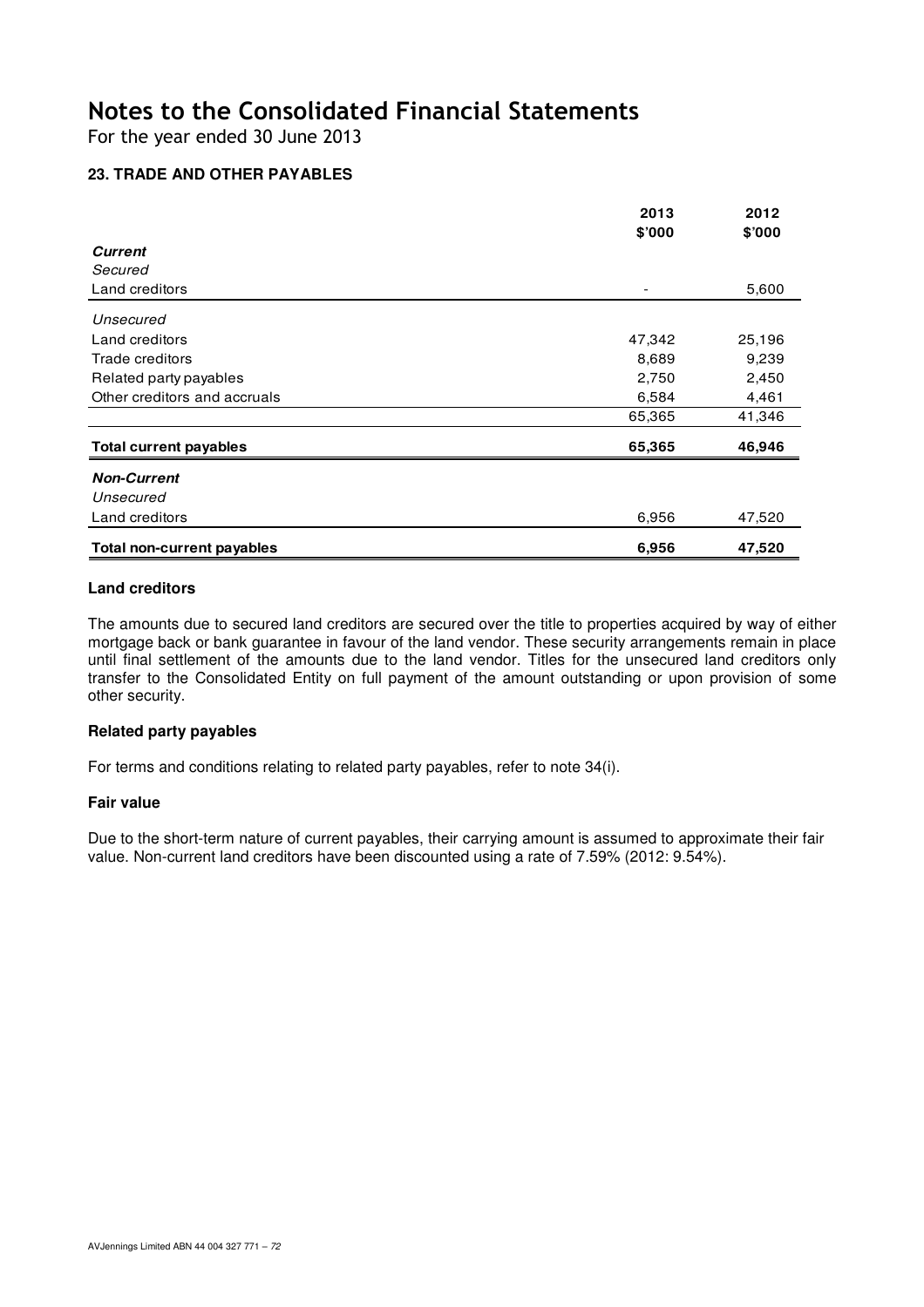# Notes to the Consolidated Financial Statements

For the year ended 30 June 2013

### 23. TRADE AND OTHER PAYABLES

| | 2013<br>$'000 | 2012<br>$'000 |
|---|---|---|
| ***Current*** | | |
| *Secured* | | |
| Land creditors | - | 5,600 |
| *Unsecured* | | |
| Land creditors | 47,342 | 25,196 |
| Trade creditors | 8,689 | 9,239 |
| Related party payables | 2,750 | 2,450 |
| Other creditors and accruals | 6,584 | 4,461 |
| | 65,365 | 41,346 |
| **Total current payables** | **65,365** | **46,946** |
| ***Non-Current*** | | |
| *Unsecured* | | |
| Land creditors | 6,956 | 47,520 |
| **Total non-current payables** | **6,956** | **47,520** |

**Land creditors**

The amounts due to secured land creditors are secured over the title to properties acquired by way of either mortgage back or bank guarantee in favour of the land vendor. These security arrangements remain in place until final settlement of the amounts due to the land vendor. Titles for the unsecured land creditors only transfer to the Consolidated Entity on full payment of the amount outstanding or upon provision of some other security.

**Related party payables**

For terms and conditions relating to related party payables, refer to note 34(i).

**Fair value**

Due to the short-term nature of current payables, their carrying amount is assumed to approximate their fair value. Non-current land creditors have been discounted using a rate of 7.59% (2012: 9.54%).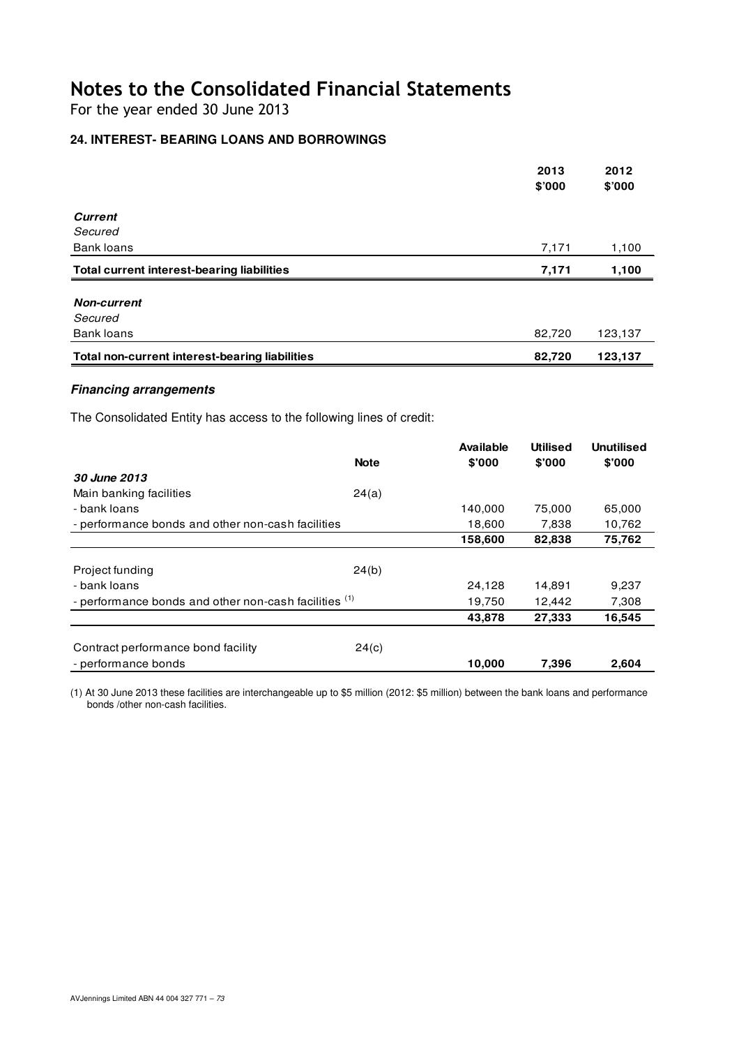# Notes to the Consolidated Financial Statements

For the year ended 30 June 2013

## 24. INTEREST- BEARING LOANS AND BORROWINGS

| | 2013 $'000 | 2012 $'000 |
|---|---|---|
| ***Current*** | | |
| *Secured* | | |
| Bank loans | 7,171 | 1,100 |
| **Total current interest-bearing liabilities** | **7,171** | **1,100** |
| ***Non-current*** | | |
| *Secured* | | |
| Bank loans | 82,720 | 123,137 |
| **Total non-current interest-bearing liabilities** | **82,720** | **123,137** |

### *Financing arrangements*

The Consolidated Entity has access to the following lines of credit:

| | Note | Available $'000 | Utilised $'000 | Unutilised $'000 |
|---|---|---|---|---|
| ***30 June 2013*** | | | | |
| Main banking facilities | 24(a) | | | |
| - bank loans | | 140,000 | 75,000 | 65,000 |
| - performance bonds and other non-cash facilities | | 18,600 | 7,838 | 10,762 |
| | | **158,600** | **82,838** | **75,762** |
| Project funding | 24(b) | | | |
| - bank loans | | 24,128 | 14,891 | 9,237 |
| - performance bonds and other non-cash facilities [(1)] | | 19,750 | 12,442 | 7,308 |
| | | **43,878** | **27,333** | **16,545** |
| Contract performance bond facility | 24(c) | | | |
| - performance bonds | | **10,000** | **7,396** | **2,604** |

(1) At 30 June 2013 these facilities are interchangeable up to $5 million (2012: $5 million) between the bank loans and performance bonds /other non-cash facilities.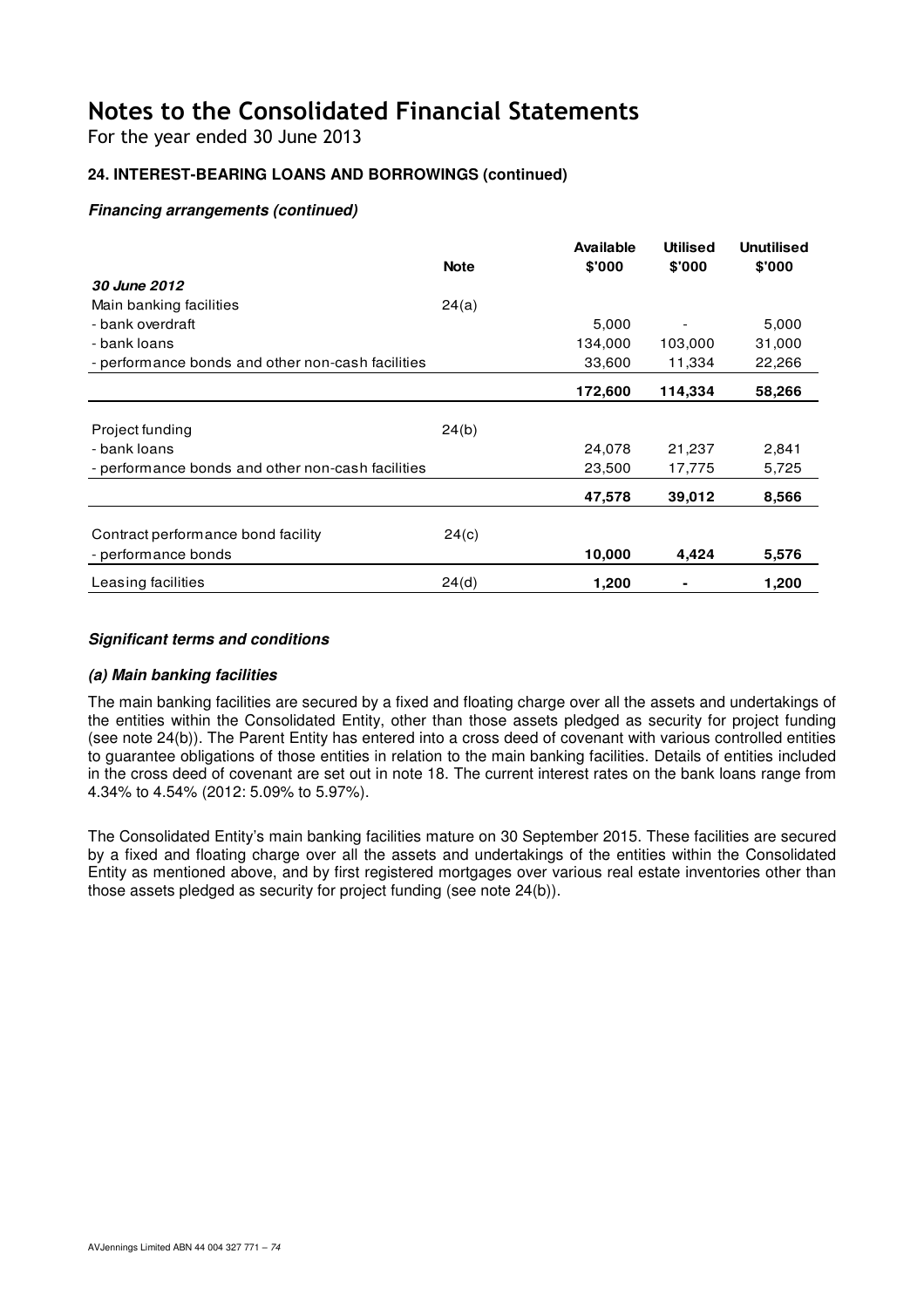# Notes to the Consolidated Financial Statements

For the year ended 30 June 2013

### 24. INTEREST-BEARING LOANS AND BORROWINGS (continued)

#### *Financing arrangements (continued)*

| | Note | Available $'000 | Utilised $'000 | Unutilised $'000 |
|---|---|---|---|---|
| ***30 June 2012*** | | | | |
| Main banking facilities | 24(a) | | | |
| - bank overdraft | | 5,000 | - | 5,000 |
| - bank loans | | 134,000 | 103,000 | 31,000 |
| - performance bonds and other non-cash facilities | | 33,600 | 11,334 | 22,266 |
| | | **172,600** | **114,334** | **58,266** |
| Project funding | 24(b) | | | |
| - bank loans | | 24,078 | 21,237 | 2,841 |
| - performance bonds and other non-cash facilities | | 23,500 | 17,775 | 5,725 |
| | | **47,578** | **39,012** | **8,566** |
| Contract performance bond facility | 24(c) | | | |
| - performance bonds | | **10,000** | **4,424** | **5,576** |
| Leasing facilities | 24(d) | **1,200** | **-** | **1,200** |

#### *Significant terms and conditions*

#### *(a) Main banking facilities*

The main banking facilities are secured by a fixed and floating charge over all the assets and undertakings of the entities within the Consolidated Entity, other than those assets pledged as security for project funding (see note 24(b)). The Parent Entity has entered into a cross deed of covenant with various controlled entities to guarantee obligations of those entities in relation to the main banking facilities. Details of entities included in the cross deed of covenant are set out in note 18. The current interest rates on the bank loans range from 4.34% to 4.54% (2012: 5.09% to 5.97%).

The Consolidated Entity's main banking facilities mature on 30 September 2015. These facilities are secured by a fixed and floating charge over all the assets and undertakings of the entities within the Consolidated Entity as mentioned above, and by first registered mortgages over various real estate inventories other than those assets pledged as security for project funding (see note 24(b)).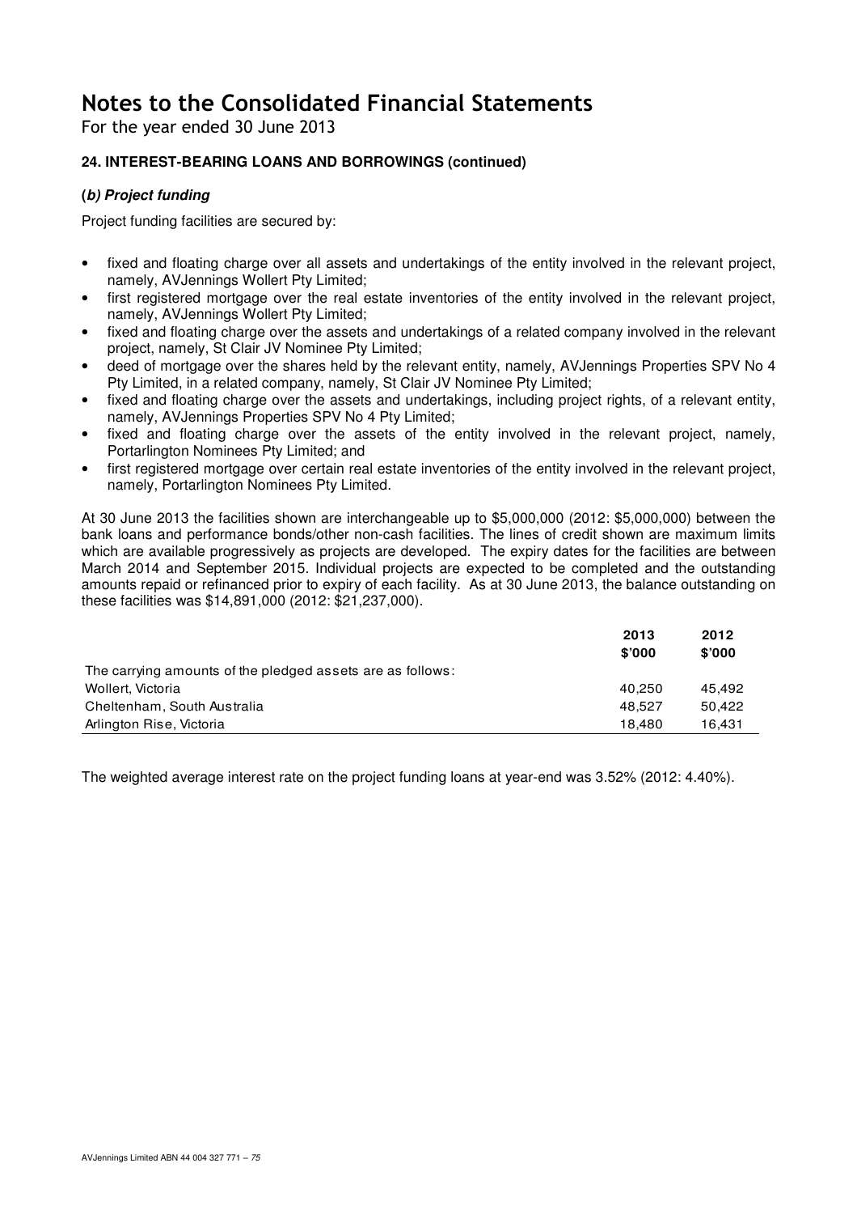# Notes to the Consolidated Financial Statements

For the year ended 30 June 2013

### 24. INTEREST-BEARING LOANS AND BORROWINGS (continued)

**(*b) Project funding***

Project funding facilities are secured by:

- fixed and floating charge over all assets and undertakings of the entity involved in the relevant project, namely, AVJennings Wollert Pty Limited;
- first registered mortgage over the real estate inventories of the entity involved in the relevant project, namely, AVJennings Wollert Pty Limited;
- fixed and floating charge over the assets and undertakings of a related company involved in the relevant project, namely, St Clair JV Nominee Pty Limited;
- deed of mortgage over the shares held by the relevant entity, namely, AVJennings Properties SPV No 4 Pty Limited, in a related company, namely, St Clair JV Nominee Pty Limited;
- fixed and floating charge over the assets and undertakings, including project rights, of a relevant entity, namely, AVJennings Properties SPV No 4 Pty Limited;
- fixed and floating charge over the assets of the entity involved in the relevant project, namely, Portarlington Nominees Pty Limited; and
- first registered mortgage over certain real estate inventories of the entity involved in the relevant project, namely, Portarlington Nominees Pty Limited.

At 30 June 2013 the facilities shown are interchangeable up to $5,000,000 (2012: $5,000,000) between the bank loans and performance bonds/other non-cash facilities. The lines of credit shown are maximum limits which are available progressively as projects are developed. The expiry dates for the facilities are between March 2014 and September 2015. Individual projects are expected to be completed and the outstanding amounts repaid or refinanced prior to expiry of each facility. As at 30 June 2013, the balance outstanding on these facilities was $14,891,000 (2012: $21,237,000).

| | 2013 $'000 | 2012 $'000 |
|---|---|---|
| The carrying amounts of the pledged assets are as follows: | | |
| Wollert, Victoria | 40,250 | 45,492 |
| Cheltenham, South Australia | 48,527 | 50,422 |
| Arlington Rise, Victoria | 18,480 | 16,431 |

The weighted average interest rate on the project funding loans at year-end was 3.52% (2012: 4.40%).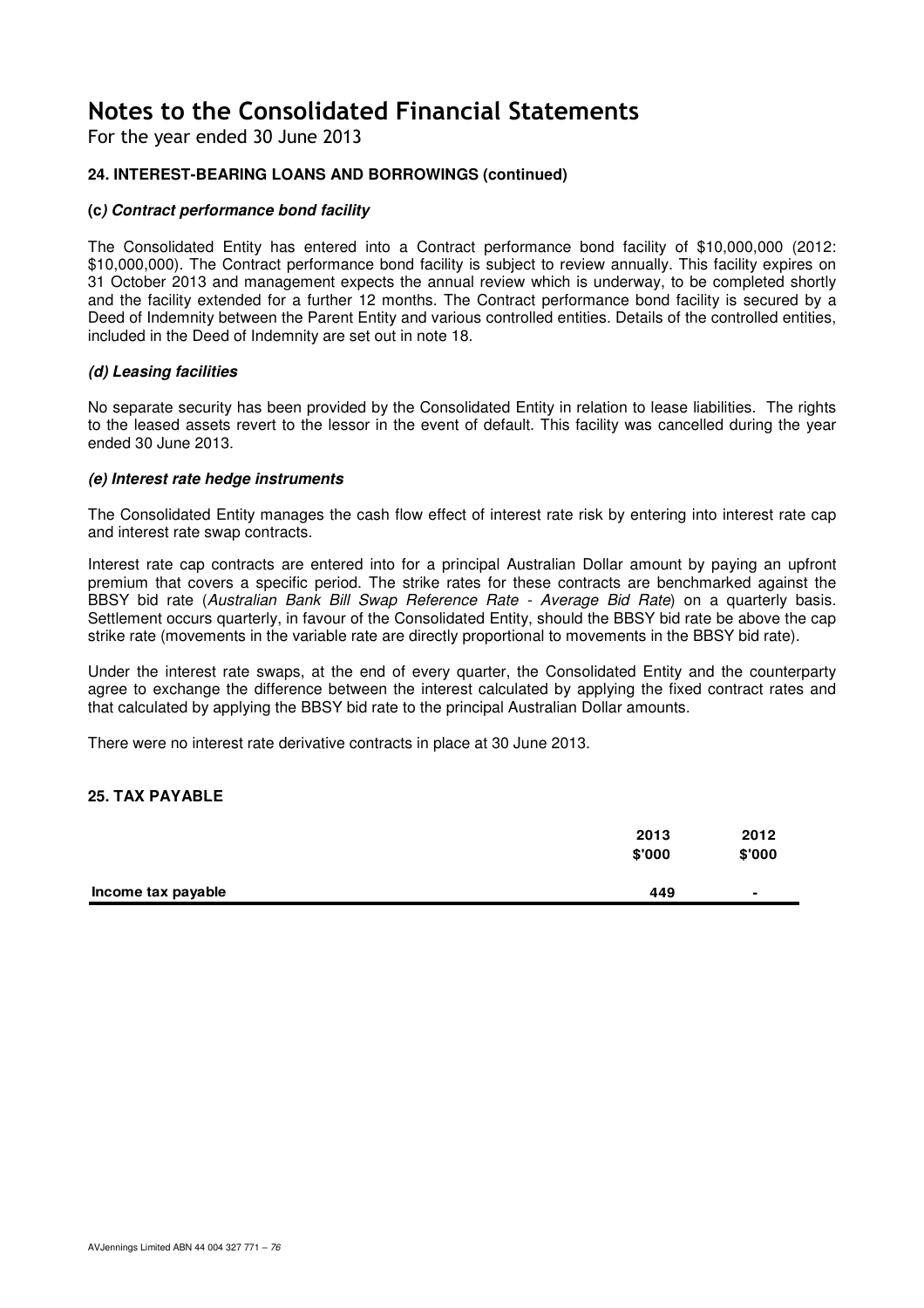# Notes to the Consolidated Financial Statements

For the year ended 30 June 2013

## 24. INTEREST-BEARING LOANS AND BORROWINGS (continued)

### (c) Contract performance bond facility

The Consolidated Entity has entered into a Contract performance bond facility of $10,000,000 (2012: $10,000,000). The Contract performance bond facility is subject to review annually. This facility expires on 31 October 2013 and management expects the annual review which is underway, to be completed shortly and the facility extended for a further 12 months. The Contract performance bond facility is secured by a Deed of Indemnity between the Parent Entity and various controlled entities. Details of the controlled entities, included in the Deed of Indemnity are set out in note 18.

### (d) Leasing facilities

No separate security has been provided by the Consolidated Entity in relation to lease liabilities. The rights to the leased assets revert to the lessor in the event of default. This facility was cancelled during the year ended 30 June 2013.

### (e) Interest rate hedge instruments

The Consolidated Entity manages the cash flow effect of interest rate risk by entering into interest rate cap and interest rate swap contracts.

Interest rate cap contracts are entered into for a principal Australian Dollar amount by paying an upfront premium that covers a specific period. The strike rates for these contracts are benchmarked against the BBSY bid rate (*Australian Bank Bill Swap Reference Rate - Average Bid Rate*) on a quarterly basis. Settlement occurs quarterly, in favour of the Consolidated Entity, should the BBSY bid rate be above the cap strike rate (movements in the variable rate are directly proportional to movements in the BBSY bid rate).

Under the interest rate swaps, at the end of every quarter, the Consolidated Entity and the counterparty agree to exchange the difference between the interest calculated by applying the fixed contract rates and that calculated by applying the BBSY bid rate to the principal Australian Dollar amounts.

There were no interest rate derivative contracts in place at 30 June 2013.

## 25. TAX PAYABLE

| | 2013 $'000 | 2012 $'000 |
|---|---|---|
| **Income tax payable** | **449** | **-** |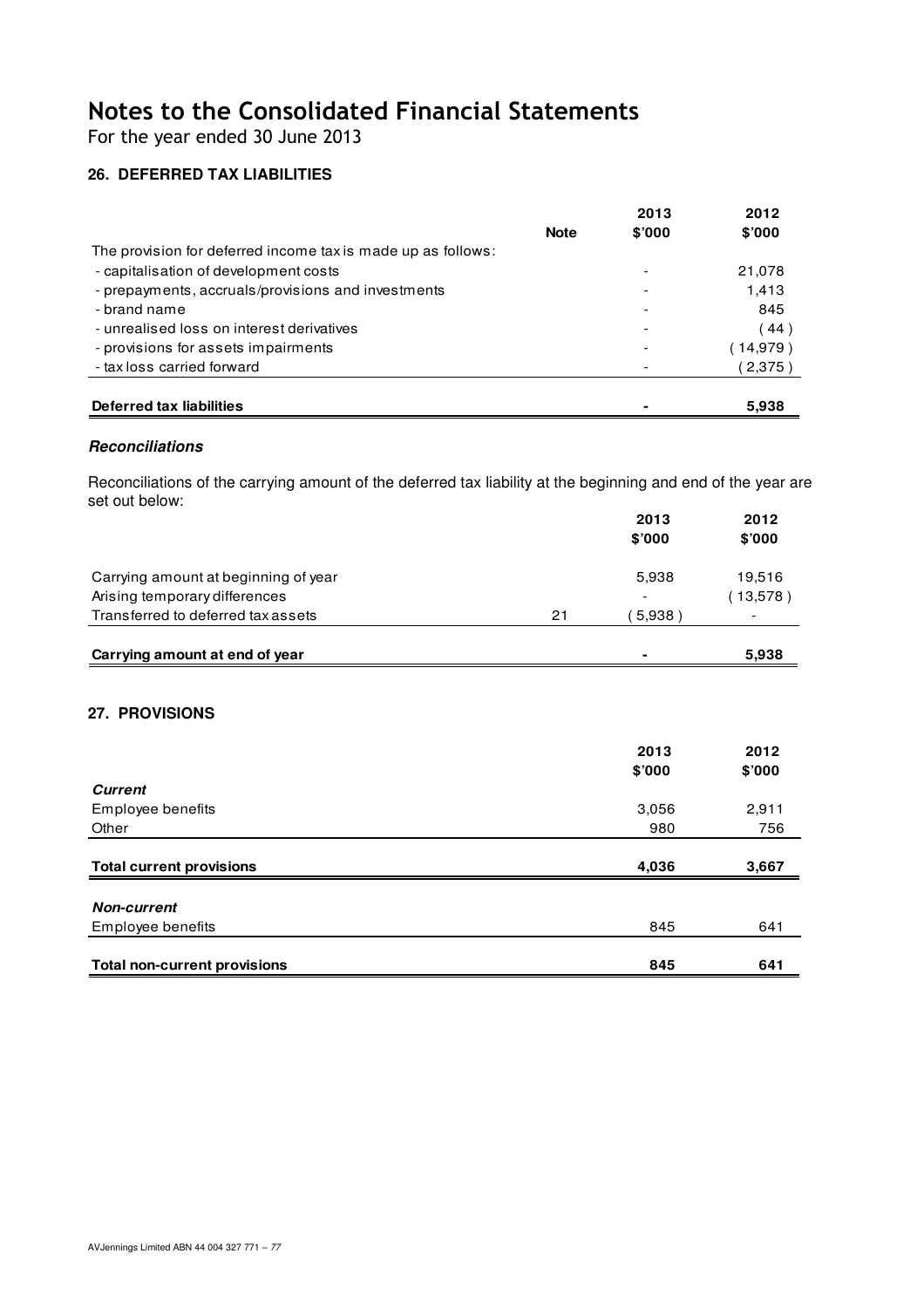# Notes to the Consolidated Financial Statements

For the year ended 30 June 2013

## 26. DEFERRED TAX LIABILITIES

| | Note | 2013 $'000 | 2012 $'000 |
|---|---|---|---|
| The provision for deferred income tax is made up as follows: | | | |
| - capitalisation of development costs | | - | 21,078 |
| - prepayments, accruals/provisions and investments | | - | 1,413 |
| - brand name | | - | 845 |
| - unrealised loss on interest derivatives | | - | ( 44 ) |
| - provisions for assets impairments | | - | ( 14,979 ) |
| - tax loss carried forward | | - | ( 2,375 ) |
| **Deferred tax liabilities** | | **-** | **5,938** |

### *Reconciliations*

Reconciliations of the carrying amount of the deferred tax liability at the beginning and end of the year are set out below:

| | | 2013 $'000 | 2012 $'000 |
|---|---|---|---|
| Carrying amount at beginning of year | | 5,938 | 19,516 |
| Arising temporary differences | | - | ( 13,578 ) |
| Transferred to deferred tax assets | 21 | ( 5,938 ) | - |
| **Carrying amount at end of year** | | **-** | **5,938** |

## 27. PROVISIONS

| | 2013 $'000 | 2012 $'000 |
|---|---|---|
| ***Current*** | | |
| Employee benefits | 3,056 | 2,911 |
| Other | 980 | 756 |
| **Total current provisions** | **4,036** | **3,667** |
| ***Non-current*** | | |
| Employee benefits | 845 | 641 |
| **Total non-current provisions** | **845** | **641** |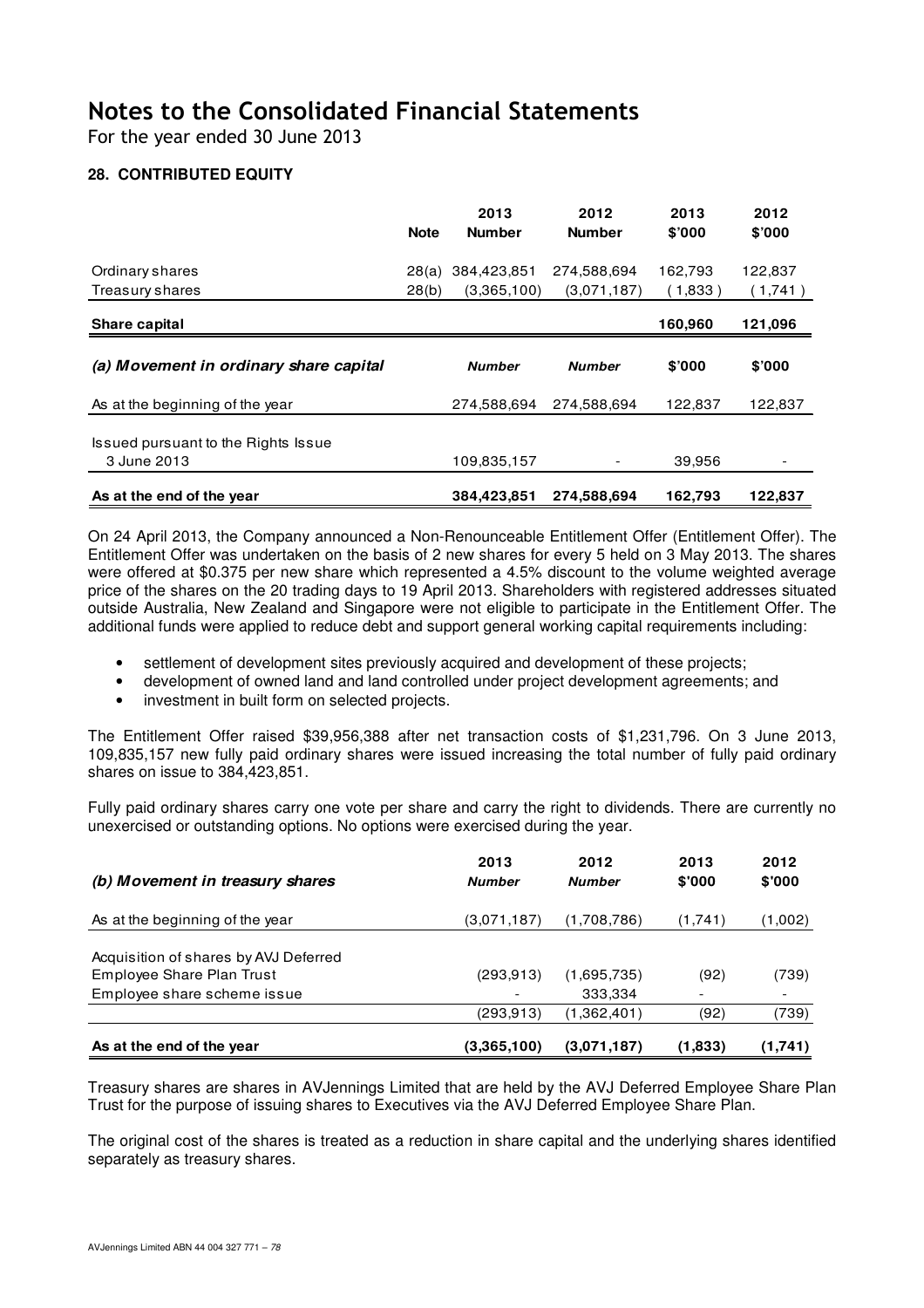# Notes to the Consolidated Financial Statements

For the year ended 30 June 2013

## 28. CONTRIBUTED EQUITY

| | Note | 2013 Number | 2012 Number | 2013 $'000 | 2012 $'000 |
|---|---|---|---|---|---|
| Ordinary shares | 28(a) | 384,423,851 | 274,588,694 | 162,793 | 122,837 |
| Treasury shares | 28(b) | (3,365,100) | (3,071,187) | (1,833) | (1,741) |
| **Share capital** | | | | **160,960** | **121,096** |

| ***(a) Movement in ordinary share capital*** | ***Number*** | ***Number*** | **$'000** | **$'000** |
|---|---|---|---|---|
| As at the beginning of the year | 274,588,694 | 274,588,694 | 122,837 | 122,837 |
| Issued pursuant to the Rights Issue 3 June 2013 | 109,835,157 | - | 39,956 | - |
| **As at the end of the year** | **384,423,851** | **274,588,694** | **162,793** | **122,837** |

On 24 April 2013, the Company announced a Non-Renounceable Entitlement Offer (Entitlement Offer). The Entitlement Offer was undertaken on the basis of 2 new shares for every 5 held on 3 May 2013. The shares were offered at $0.375 per new share which represented a 4.5% discount to the volume weighted average price of the shares on the 20 trading days to 19 April 2013. Shareholders with registered addresses situated outside Australia, New Zealand and Singapore were not eligible to participate in the Entitlement Offer. The additional funds were applied to reduce debt and support general working capital requirements including:

- settlement of development sites previously acquired and development of these projects;
- development of owned land and land controlled under project development agreements; and
- investment in built form on selected projects.

The Entitlement Offer raised $39,956,388 after net transaction costs of $1,231,796. On 3 June 2013, 109,835,157 new fully paid ordinary shares were issued increasing the total number of fully paid ordinary shares on issue to 384,423,851.

Fully paid ordinary shares carry one vote per share and carry the right to dividends. There are currently no unexercised or outstanding options. No options were exercised during the year.

| ***(b) Movement in treasury shares*** | **2013** ***Number*** | **2012** ***Number*** | **2013 $'000** | **2012 $'000** |
|---|---|---|---|---|
| As at the beginning of the year | (3,071,187) | (1,708,786) | (1,741) | (1,002) |
| Acquisition of shares by AVJ Deferred Employee Share Plan Trust | (293,913) | (1,695,735) | (92) | (739) |
| Employee share scheme issue | - | 333,334 | - | - |
| | (293,913) | (1,362,401) | (92) | (739) |
| **As at the end of the year** | **(3,365,100)** | **(3,071,187)** | **(1,833)** | **(1,741)** |

Treasury shares are shares in AVJennings Limited that are held by the AVJ Deferred Employee Share Plan Trust for the purpose of issuing shares to Executives via the AVJ Deferred Employee Share Plan.

The original cost of the shares is treated as a reduction in share capital and the underlying shares identified separately as treasury shares.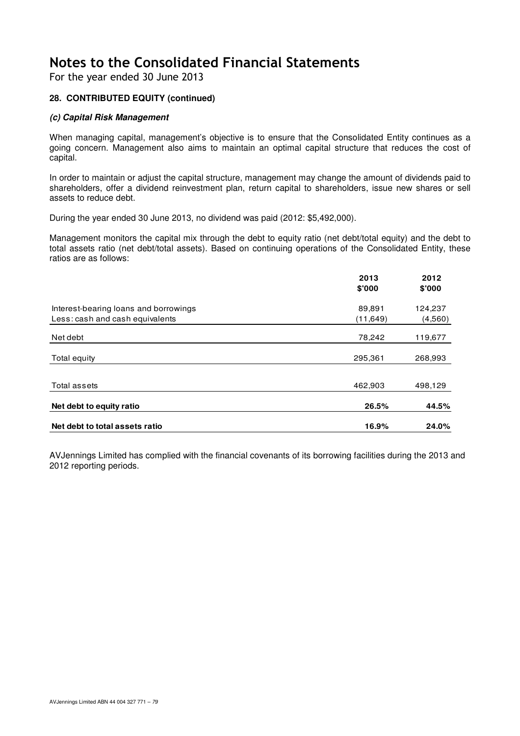# Notes to the Consolidated Financial Statements

For the year ended 30 June 2013

### 28. CONTRIBUTED EQUITY (continued)

#### *(c) Capital Risk Management*

When managing capital, management's objective is to ensure that the Consolidated Entity continues as a going concern. Management also aims to maintain an optimal capital structure that reduces the cost of capital.

In order to maintain or adjust the capital structure, management may change the amount of dividends paid to shareholders, offer a dividend reinvestment plan, return capital to shareholders, issue new shares or sell assets to reduce debt.

During the year ended 30 June 2013, no dividend was paid (2012: $5,492,000).

Management monitors the capital mix through the debt to equity ratio (net debt/total equity) and the debt to total assets ratio (net debt/total assets). Based on continuing operations of the Consolidated Entity, these ratios are as follows:

| | 2013 $'000 | 2012 $'000 |
|---|---|---|
| Interest-bearing loans and borrowings | 89,891 | 124,237 |
| Less: cash and cash equivalents | (11,649) | (4,560) |
| Net debt | 78,242 | 119,677 |
| Total equity | 295,361 | 268,993 |
| Total assets | 462,903 | 498,129 |
| **Net debt to equity ratio** | **26.5%** | **44.5%** |
| **Net debt to total assets ratio** | **16.9%** | **24.0%** |

AVJennings Limited has complied with the financial covenants of its borrowing facilities during the 2013 and 2012 reporting periods.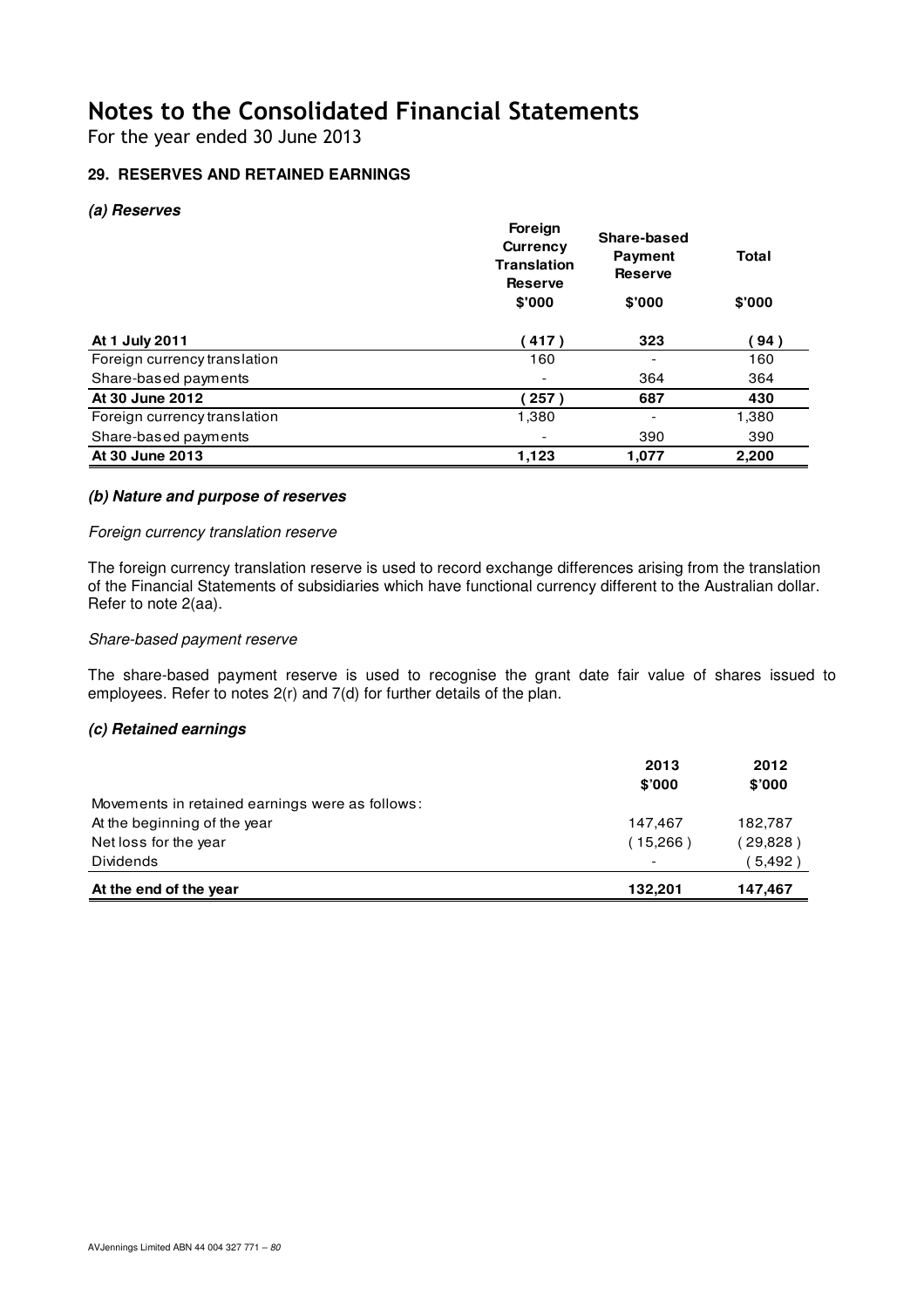# Notes to the Consolidated Financial Statements

For the year ended 30 June 2013

### 29. RESERVES AND RETAINED EARNINGS

#### *(a) Reserves*

| | Foreign Currency Translation Reserve | Share-based Payment Reserve | Total |
|---|---|---|---|
| | $'000 | $'000 | $'000 |
| **At 1 July 2011** | **( 417 )** | **323** | **( 94 )** |
| Foreign currency translation | 160 | - | 160 |
| Share-based payments | - | 364 | 364 |
| **At 30 June 2012** | **( 257 )** | **687** | **430** |
| Foreign currency translation | 1,380 | - | 1,380 |
| Share-based payments | - | 390 | 390 |
| **At 30 June 2013** | **1,123** | **1,077** | **2,200** |

#### *(b) Nature and purpose of reserves*

*Foreign currency translation reserve*

The foreign currency translation reserve is used to record exchange differences arising from the translation of the Financial Statements of subsidiaries which have functional currency different to the Australian dollar. Refer to note 2(aa).

*Share-based payment reserve*

The share-based payment reserve is used to recognise the grant date fair value of shares issued to employees. Refer to notes 2(r) and 7(d) for further details of the plan.

#### *(c) Retained earnings*

| | 2013 | 2012 |
|---|---|---|
| | $'000 | $'000 |
| Movements in retained earnings were as follows: | | |
| At the beginning of the year | 147,467 | 182,787 |
| Net loss for the year | ( 15,266 ) | ( 29,828 ) |
| Dividends | - | ( 5,492 ) |
| **At the end of the year** | **132,201** | **147,467** |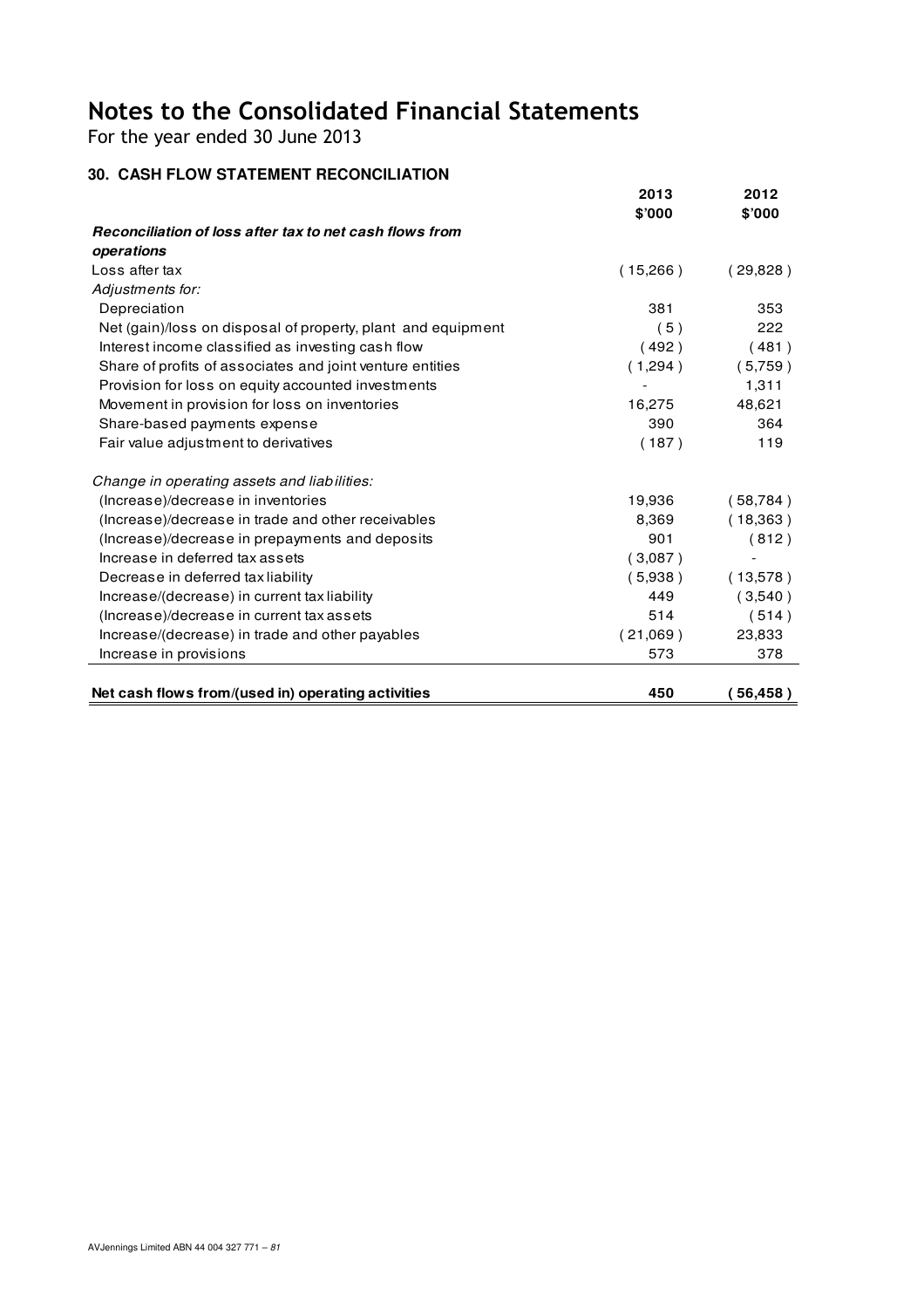# Notes to the Consolidated Financial Statements

For the year ended 30 June 2013

## 30. CASH FLOW STATEMENT RECONCILIATION

| | 2013 | 2012 |
|---|---|---|
| | $'000 | $'000 |
| ***Reconciliation of loss after tax to net cash flows from operations*** | | |
| Loss after tax | ( 15,266 ) | ( 29,828 ) |
| *Adjustments for:* | | |
| Depreciation | 381 | 353 |
| Net (gain)/loss on disposal of property, plant and equipment | ( 5 ) | 222 |
| Interest income classified as investing cash flow | ( 492 ) | ( 481 ) |
| Share of profits of associates and joint venture entities | ( 1,294 ) | ( 5,759 ) |
| Provision for loss on equity accounted investments | - | 1,311 |
| Movement in provision for loss on inventories | 16,275 | 48,621 |
| Share-based payments expense | 390 | 364 |
| Fair value adjustment to derivatives | ( 187 ) | 119 |
| *Change in operating assets and liabilities:* | | |
| (Increase)/decrease in inventories | 19,936 | ( 58,784 ) |
| (Increase)/decrease in trade and other receivables | 8,369 | ( 18,363 ) |
| (Increase)/decrease in prepayments and deposits | 901 | ( 812 ) |
| Increase in deferred tax assets | ( 3,087 ) | - |
| Decrease in deferred tax liability | ( 5,938 ) | ( 13,578 ) |
| Increase/(decrease) in current tax liability | 449 | ( 3,540 ) |
| (Increase)/decrease in current tax assets | 514 | ( 514 ) |
| Increase/(decrease) in trade and other payables | ( 21,069 ) | 23,833 |
| Increase in provisions | 573 | 378 |
| **Net cash flows from/(used in) operating activities** | **450** | **( 56,458 )** |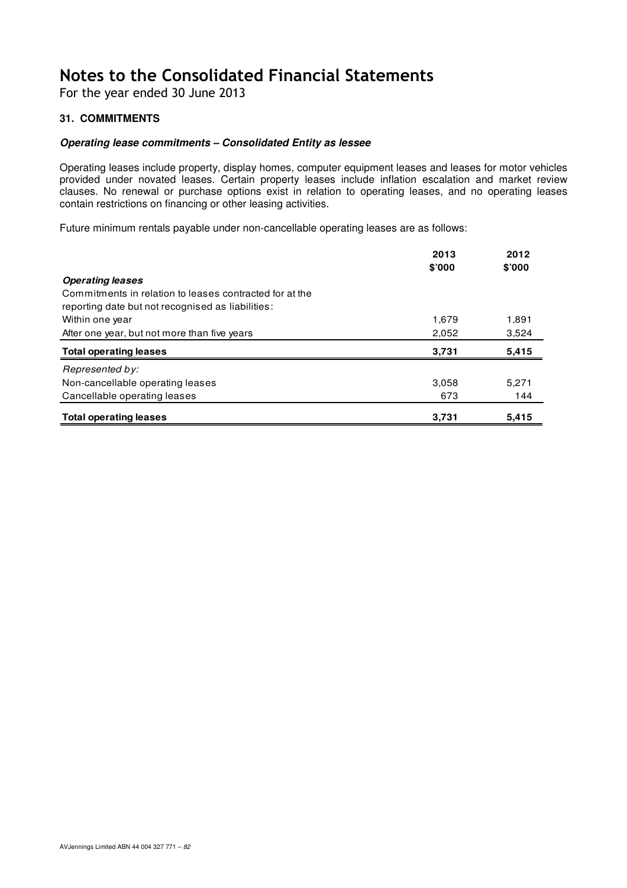# Notes to the Consolidated Financial Statements

For the year ended 30 June 2013

## 31. COMMITMENTS

### *Operating lease commitments – Consolidated Entity as lessee*

Operating leases include property, display homes, computer equipment leases and leases for motor vehicles provided under novated leases. Certain property leases include inflation escalation and market review clauses. No renewal or purchase options exist in relation to operating leases, and no operating leases contain restrictions on financing or other leasing activities.

Future minimum rentals payable under non-cancellable operating leases are as follows:

| | 2013<br>$'000 | 2012<br>$'000 |
|---|---|---|
| ***Operating leases*** | | |
| Commitments in relation to leases contracted for at the reporting date but not recognised as liabilities: | | |
| Within one year | 1,679 | 1,891 |
| After one year, but not more than five years | 2,052 | 3,524 |
| **Total operating leases** | **3,731** | **5,415** |
| *Represented by:* | | |
| Non-cancellable operating leases | 3,058 | 5,271 |
| Cancellable operating leases | 673 | 144 |
| **Total operating leases** | **3,731** | **5,415** |

AVJennings Limited ABN 44 004 327 771 – *82*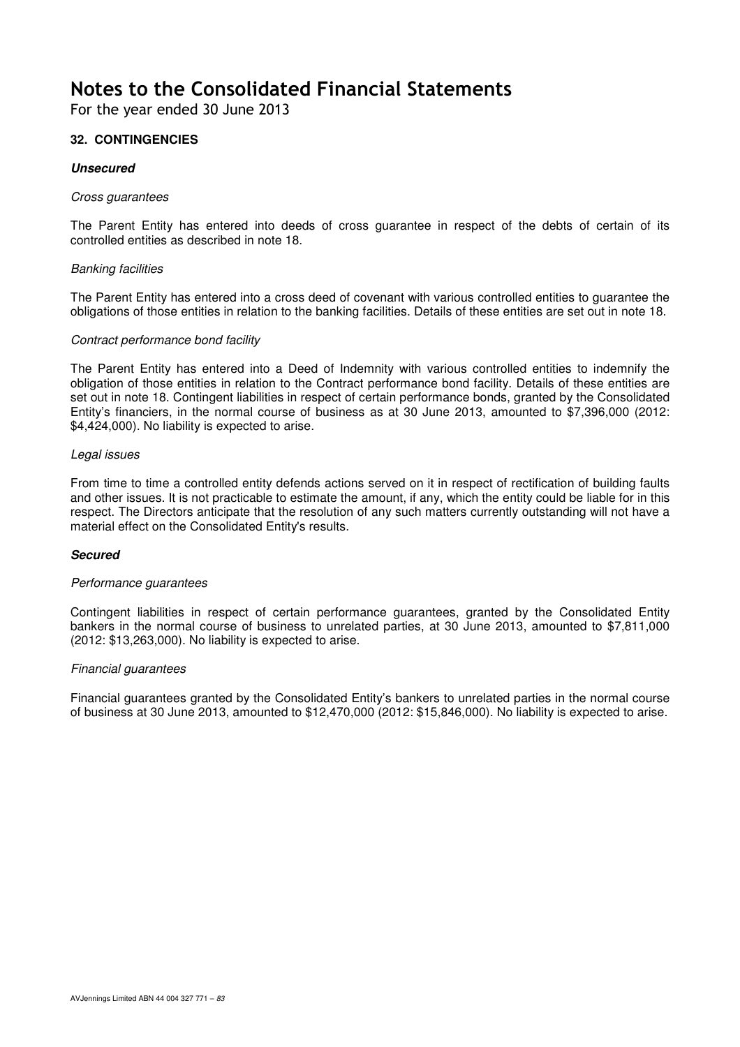# Notes to the Consolidated Financial Statements

For the year ended 30 June 2013

## 32. CONTINGENCIES

### *Unsecured*

*Cross guarantees*

The Parent Entity has entered into deeds of cross guarantee in respect of the debts of certain of its controlled entities as described in note 18.

*Banking facilities*

The Parent Entity has entered into a cross deed of covenant with various controlled entities to guarantee the obligations of those entities in relation to the banking facilities. Details of these entities are set out in note 18.

*Contract performance bond facility*

The Parent Entity has entered into a Deed of Indemnity with various controlled entities to indemnify the obligation of those entities in relation to the Contract performance bond facility. Details of these entities are set out in note 18. Contingent liabilities in respect of certain performance bonds, granted by the Consolidated Entity's financiers, in the normal course of business as at 30 June 2013, amounted to $7,396,000 (2012: $4,424,000). No liability is expected to arise.

*Legal issues*

From time to time a controlled entity defends actions served on it in respect of rectification of building faults and other issues. It is not practicable to estimate the amount, if any, which the entity could be liable for in this respect. The Directors anticipate that the resolution of any such matters currently outstanding will not have a material effect on the Consolidated Entity's results.

### *Secured*

*Performance guarantees*

Contingent liabilities in respect of certain performance guarantees, granted by the Consolidated Entity bankers in the normal course of business to unrelated parties, at 30 June 2013, amounted to $7,811,000 (2012: $13,263,000). No liability is expected to arise.

*Financial guarantees*

Financial guarantees granted by the Consolidated Entity's bankers to unrelated parties in the normal course of business at 30 June 2013, amounted to $12,470,000 (2012: $15,846,000). No liability is expected to arise.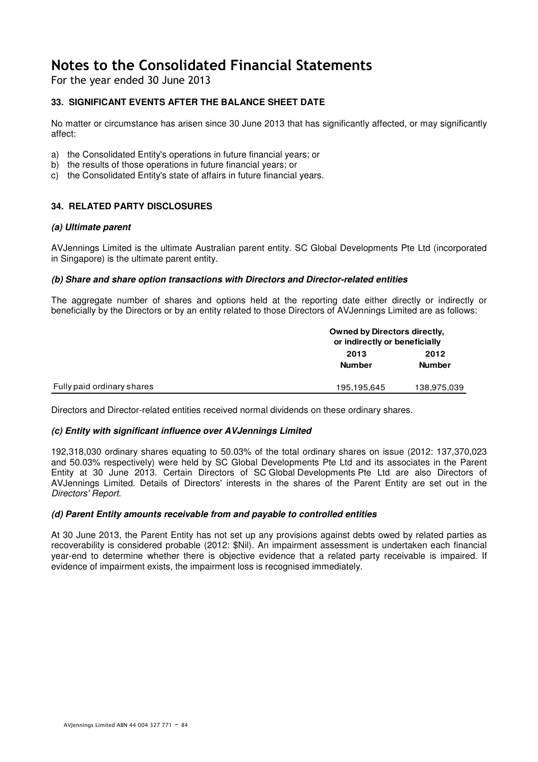# Notes to the Consolidated Financial Statements

For the year ended 30 June 2013

### 33. SIGNIFICANT EVENTS AFTER THE BALANCE SHEET DATE

No matter or circumstance has arisen since 30 June 2013 that has significantly affected, or may significantly affect:

a) the Consolidated Entity's operations in future financial years; or
b) the results of those operations in future financial years; or
c) the Consolidated Entity's state of affairs in future financial years.

### 34. RELATED PARTY DISCLOSURES

#### *(a) Ultimate parent*

AVJennings Limited is the ultimate Australian parent entity. SC Global Developments Pte Ltd (incorporated in Singapore) is the ultimate parent entity.

#### *(b) Share and share option transactions with Directors and Director-related entities*

The aggregate number of shares and options held at the reporting date either directly or indirectly or beneficially by the Directors or by an entity related to those Directors of AVJennings Limited are as follows:

| | Owned by Directors directly, or indirectly or beneficially | |
|---|---|---|
| | 2013 Number | 2012 Number |
| Fully paid ordinary shares | 195,195,645 | 138,975,039 |

Directors and Director-related entities received normal dividends on these ordinary shares.

#### *(c) Entity with significant influence over AVJennings Limited*

192,318,030 ordinary shares equating to 50.03% of the total ordinary shares on issue (2012: 137,370,023 and 50.03% respectively) were held by SC Global Developments Pte Ltd and its associates in the Parent Entity at 30 June 2013. Certain Directors of SC Global Developments Pte Ltd are also Directors of AVJennings Limited. Details of Directors' interests in the shares of the Parent Entity are set out in the *Directors' Report.*

#### *(d) Parent Entity amounts receivable from and payable to controlled entities*

At 30 June 2013, the Parent Entity has not set up any provisions against debts owed by related parties as recoverability is considered probable (2012: $Nil). An impairment assessment is undertaken each financial year-end to determine whether there is objective evidence that a related party receivable is impaired. If evidence of impairment exists, the impairment loss is recognised immediately.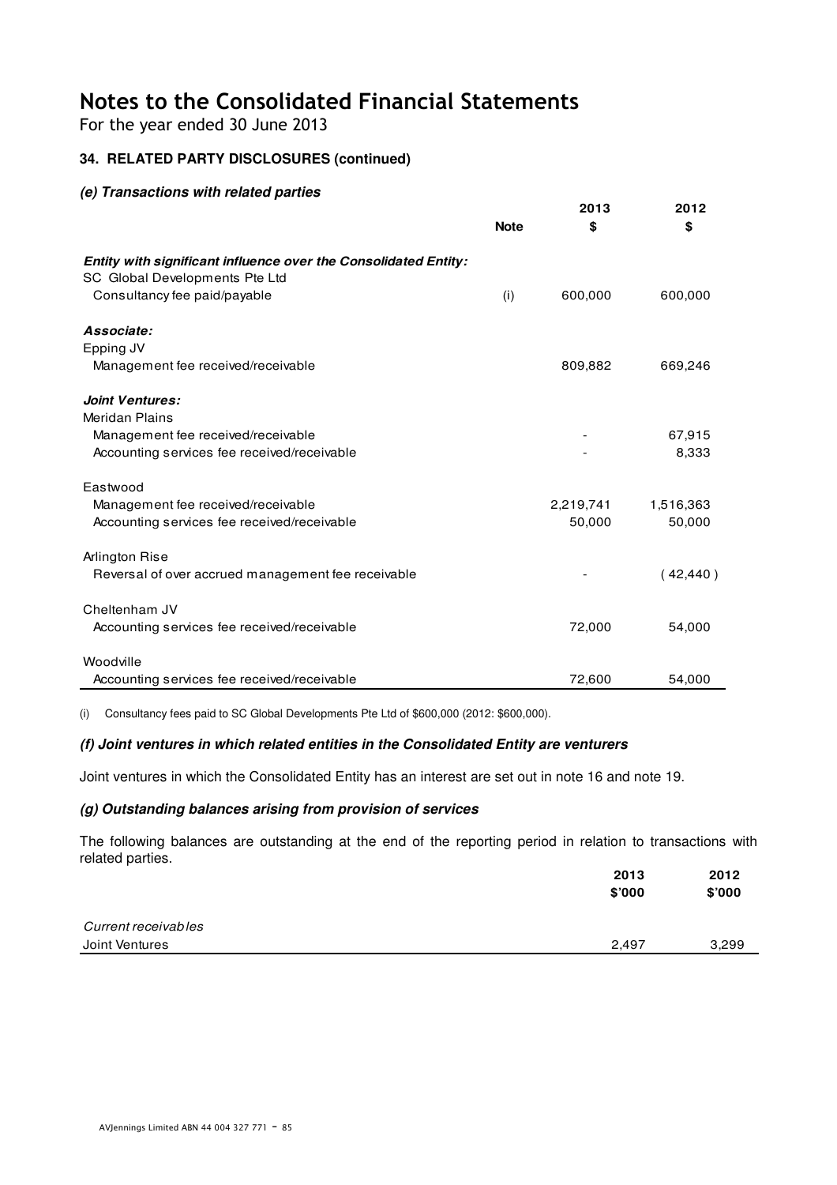# Notes to the Consolidated Financial Statements

For the year ended 30 June 2013

### 34. RELATED PARTY DISCLOSURES (continued)

#### *(e) Transactions with related parties*

| | Note | 2013 $ | 2012 $ |
|---|---|---|---|
| ***Entity with significant influence over the Consolidated Entity:*** | | | |
| SC Global Developments Pte Ltd | | | |
| Consultancy fee paid/payable | (i) | 600,000 | 600,000 |
| ***Associate:*** | | | |
| Epping JV | | | |
| Management fee received/receivable | | 809,882 | 669,246 |
| ***Joint Ventures:*** | | | |
| Meridan Plains | | | |
| Management fee received/receivable | | - | 67,915 |
| Accounting services fee received/receivable | | - | 8,333 |
| Eastwood | | | |
| Management fee received/receivable | | 2,219,741 | 1,516,363 |
| Accounting services fee received/receivable | | 50,000 | 50,000 |
| Arlington Rise | | | |
| Reversal of over accrued management fee receivable | | - | ( 42,440 ) |
| Cheltenham JV | | | |
| Accounting services fee received/receivable | | 72,000 | 54,000 |
| Woodville | | | |
| Accounting services fee received/receivable | | 72,600 | 54,000 |

(i) Consultancy fees paid to SC Global Developments Pte Ltd of $600,000 (2012: $600,000).

#### *(f) Joint ventures in which related entities in the Consolidated Entity are venturers*

Joint ventures in which the Consolidated Entity has an interest are set out in note 16 and note 19.

#### *(g) Outstanding balances arising from provision of services*

The following balances are outstanding at the end of the reporting period in relation to transactions with related parties.

| | 2013 $'000 | 2012 $'000 |
|---|---|---|
| *Current receivables* | | |
| Joint Ventures | 2,497 | 3,299 |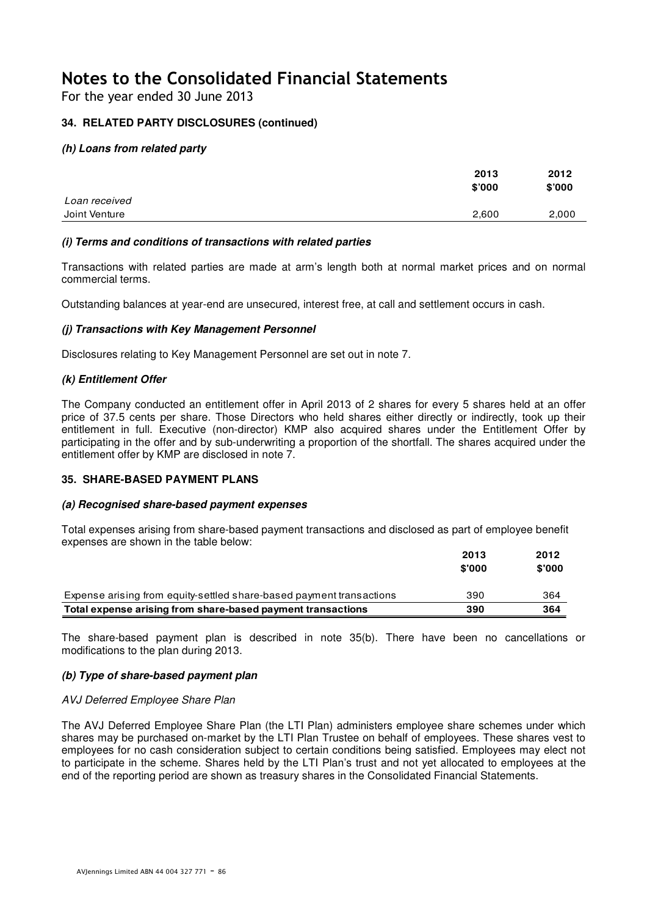# Notes to the Consolidated Financial Statements

For the year ended 30 June 2013

### 34. RELATED PARTY DISCLOSURES (continued)

#### *(h) Loans from related party*

| | 2013 $'000 | 2012 $'000 |
|---|---|---|
| *Loan received* | | |
| Joint Venture | 2,600 | 2,000 |

#### *(i) Terms and conditions of transactions with related parties*

Transactions with related parties are made at arm's length both at normal market prices and on normal commercial terms.

Outstanding balances at year-end are unsecured, interest free, at call and settlement occurs in cash.

#### *(j) Transactions with Key Management Personnel*

Disclosures relating to Key Management Personnel are set out in note 7.

#### *(k) Entitlement Offer*

The Company conducted an entitlement offer in April 2013 of 2 shares for every 5 shares held at an offer price of 37.5 cents per share. Those Directors who held shares either directly or indirectly, took up their entitlement in full. Executive (non-director) KMP also acquired shares under the Entitlement Offer by participating in the offer and by sub-underwriting a proportion of the shortfall. The shares acquired under the entitlement offer by KMP are disclosed in note 7.

### 35. SHARE-BASED PAYMENT PLANS

#### *(a) Recognised share-based payment expenses*

Total expenses arising from share-based payment transactions and disclosed as part of employee benefit expenses are shown in the table below:

| | 2013 $'000 | 2012 $'000 |
|---|---|---|
| Expense arising from equity-settled share-based payment transactions | 390 | 364 |
| **Total expense arising from share-based payment transactions** | **390** | **364** |

The share-based payment plan is described in note 35(b). There have been no cancellations or modifications to the plan during 2013.

#### *(b) Type of share-based payment plan*

*AVJ Deferred Employee Share Plan*

The AVJ Deferred Employee Share Plan (the LTI Plan) administers employee share schemes under which shares may be purchased on-market by the LTI Plan Trustee on behalf of employees. These shares vest to employees for no cash consideration subject to certain conditions being satisfied. Employees may elect not to participate in the scheme. Shares held by the LTI Plan's trust and not yet allocated to employees at the end of the reporting period are shown as treasury shares in the Consolidated Financial Statements.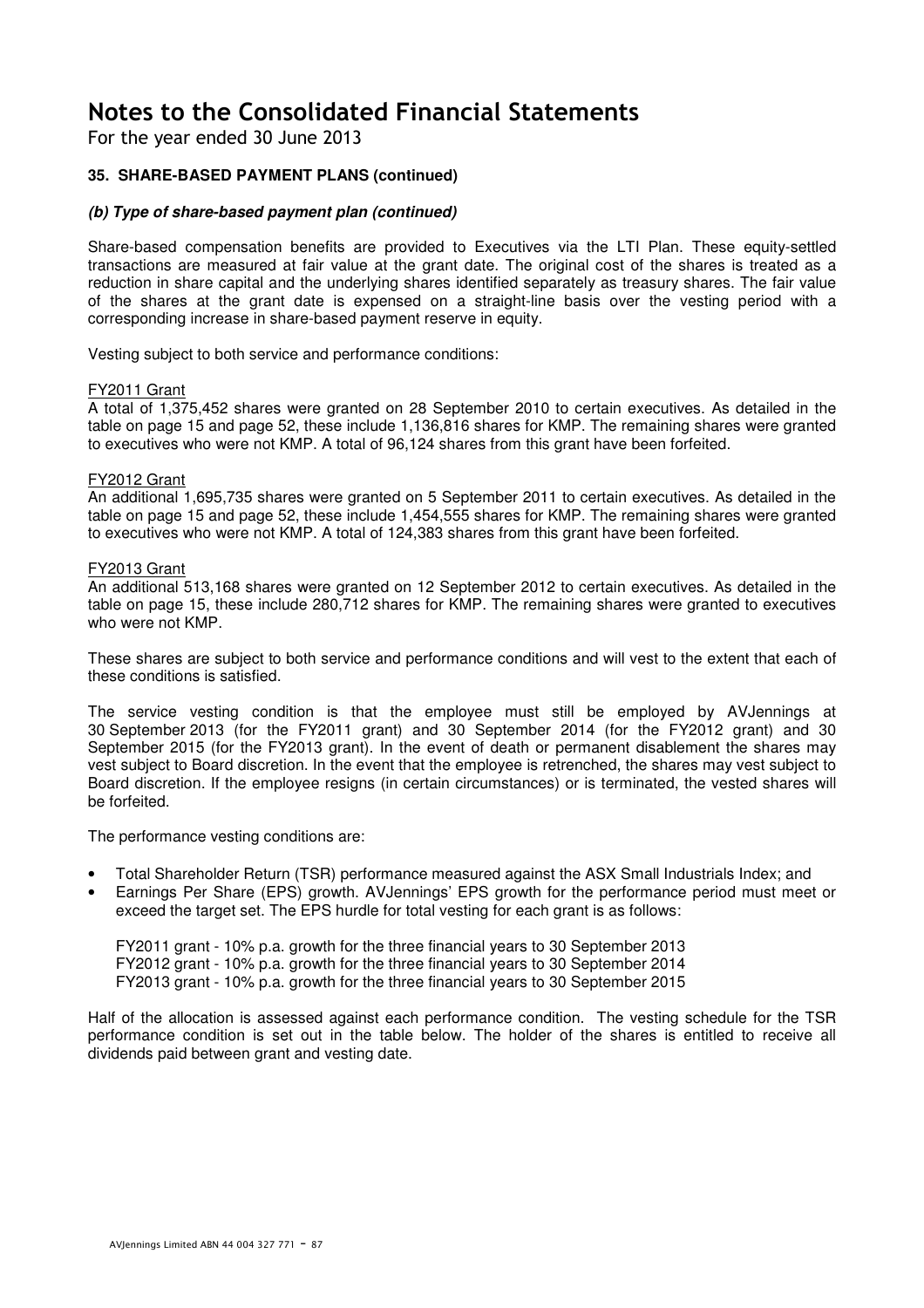# Notes to the Consolidated Financial Statements

For the year ended 30 June 2013

### 35. SHARE-BASED PAYMENT PLANS (continued)

#### *(b) Type of share-based payment plan (continued)*

Share-based compensation benefits are provided to Executives via the LTI Plan. These equity-settled transactions are measured at fair value at the grant date. The original cost of the shares is treated as a reduction in share capital and the underlying shares identified separately as treasury shares. The fair value of the shares at the grant date is expensed on a straight-line basis over the vesting period with a corresponding increase in share-based payment reserve in equity.

Vesting subject to both service and performance conditions:

FY2011 Grant
A total of 1,375,452 shares were granted on 28 September 2010 to certain executives. As detailed in the table on page 15 and page 52, these include 1,136,816 shares for KMP. The remaining shares were granted to executives who were not KMP. A total of 96,124 shares from this grant have been forfeited.

FY2012 Grant
An additional 1,695,735 shares were granted on 5 September 2011 to certain executives. As detailed in the table on page 15 and page 52, these include 1,454,555 shares for KMP. The remaining shares were granted to executives who were not KMP. A total of 124,383 shares from this grant have been forfeited.

FY2013 Grant
An additional 513,168 shares were granted on 12 September 2012 to certain executives. As detailed in the table on page 15, these include 280,712 shares for KMP. The remaining shares were granted to executives who were not KMP.

These shares are subject to both service and performance conditions and will vest to the extent that each of these conditions is satisfied.

The service vesting condition is that the employee must still be employed by AVJennings at 30 September 2013 (for the FY2011 grant) and 30 September 2014 (for the FY2012 grant) and 30 September 2015 (for the FY2013 grant). In the event of death or permanent disablement the shares may vest subject to Board discretion. In the event that the employee is retrenched, the shares may vest subject to Board discretion. If the employee resigns (in certain circumstances) or is terminated, the vested shares will be forfeited.

The performance vesting conditions are:

- Total Shareholder Return (TSR) performance measured against the ASX Small Industrials Index; and
- Earnings Per Share (EPS) growth. AVJennings' EPS growth for the performance period must meet or exceed the target set. The EPS hurdle for total vesting for each grant is as follows:

  FY2011 grant - 10% p.a. growth for the three financial years to 30 September 2013
  FY2012 grant - 10% p.a. growth for the three financial years to 30 September 2014
  FY2013 grant - 10% p.a. growth for the three financial years to 30 September 2015

Half of the allocation is assessed against each performance condition. The vesting schedule for the TSR performance condition is set out in the table below. The holder of the shares is entitled to receive all dividends paid between grant and vesting date.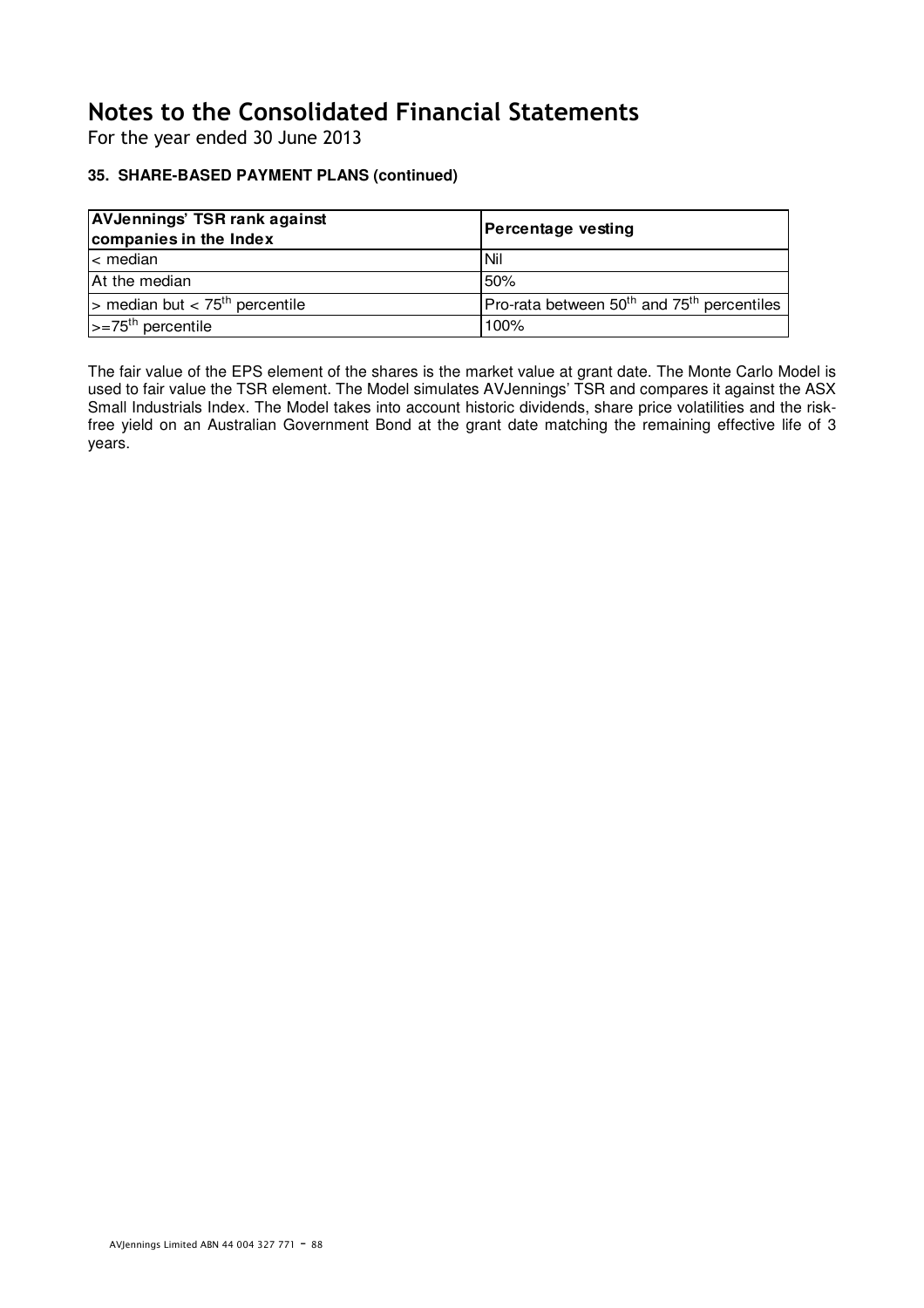# Notes to the Consolidated Financial Statements

For the year ended 30 June 2013

### 35. SHARE-BASED PAYMENT PLANS (continued)

| AVJennings' TSR rank against companies in the Index | Percentage vesting |
|---|---|
| < median | Nil |
| At the median | 50% |
| > median but < 75th percentile | Pro-rata between 50th and 75th percentiles |
| >=75th percentile | 100% |

The fair value of the EPS element of the shares is the market value at grant date. The Monte Carlo Model is used to fair value the TSR element. The Model simulates AVJennings' TSR and compares it against the ASX Small Industrials Index. The Model takes into account historic dividends, share price volatilities and the risk-free yield on an Australian Government Bond at the grant date matching the remaining effective life of 3 years.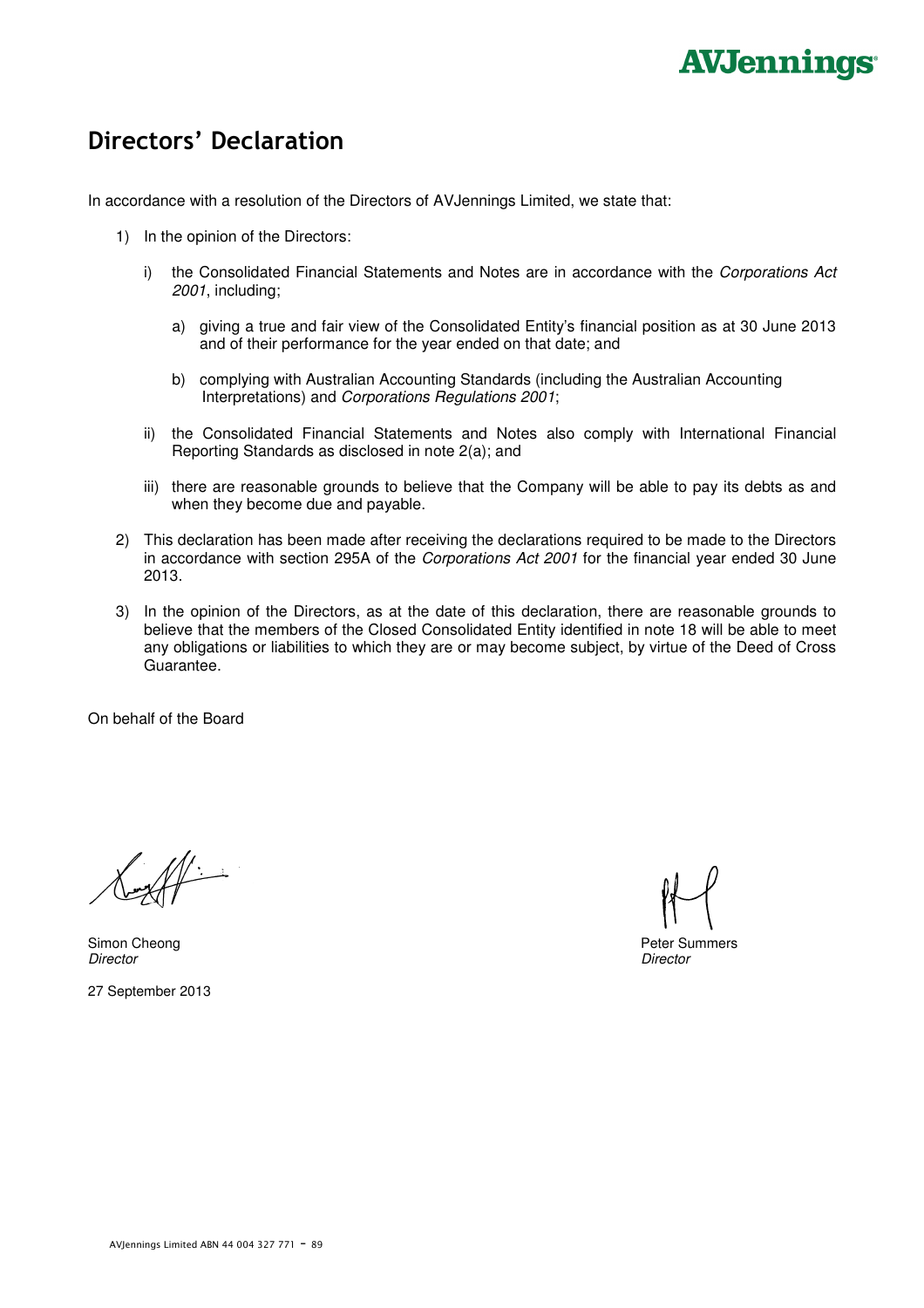# Directors' Declaration

In accordance with a resolution of the Directors of AVJennings Limited, we state that:

1) In the opinion of the Directors:

   i) the Consolidated Financial Statements and Notes are in accordance with the *Corporations Act 2001*, including;

      a) giving a true and fair view of the Consolidated Entity's financial position as at 30 June 2013 and of their performance for the year ended on that date; and

      b) complying with Australian Accounting Standards (including the Australian Accounting Interpretations) and *Corporations Regulations 2001*;

   ii) the Consolidated Financial Statements and Notes also comply with International Financial Reporting Standards as disclosed in note 2(a); and

   iii) there are reasonable grounds to believe that the Company will be able to pay its debts as and when they become due and payable.

2) This declaration has been made after receiving the declarations required to be made to the Directors in accordance with section 295A of the *Corporations Act 2001* for the financial year ended 30 June 2013.

3) In the opinion of the Directors, as at the date of this declaration, there are reasonable grounds to believe that the members of the Closed Consolidated Entity identified in note 18 will be able to meet any obligations or liabilities to which they are or may become subject, by virtue of the Deed of Cross Guarantee.

On behalf of the Board

Simon Cheong
*Director*

Peter Summers
*Director*

27 September 2013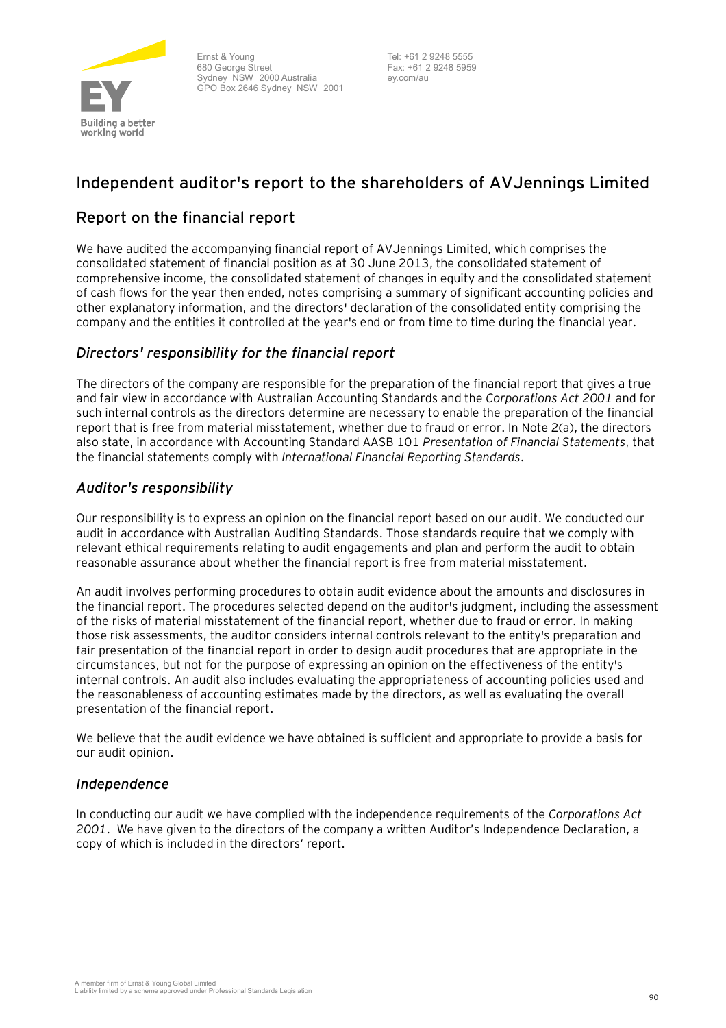Ernst & Young
680 George Street
Sydney NSW 2000 Australia
GPO Box 2646 Sydney NSW 2001

Tel: +61 2 9248 5555
Fax: +61 2 9248 5959
ey.com/au

# Independent auditor's report to the shareholders of AVJennings Limited

## Report on the financial report

We have audited the accompanying financial report of AVJennings Limited, which comprises the consolidated statement of financial position as at 30 June 2013, the consolidated statement of comprehensive income, the consolidated statement of changes in equity and the consolidated statement of cash flows for the year then ended, notes comprising a summary of significant accounting policies and other explanatory information, and the directors' declaration of the consolidated entity comprising the company and the entities it controlled at the year's end or from time to time during the financial year.

### *Directors' responsibility for the financial report*

The directors of the company are responsible for the preparation of the financial report that gives a true and fair view in accordance with Australian Accounting Standards and the *Corporations Act 2001* and for such internal controls as the directors determine are necessary to enable the preparation of the financial report that is free from material misstatement, whether due to fraud or error. In Note 2(a), the directors also state, in accordance with Accounting Standard AASB 101 *Presentation of Financial Statements*, that the financial statements comply with *International Financial Reporting Standards*.

### *Auditor's responsibility*

Our responsibility is to express an opinion on the financial report based on our audit. We conducted our audit in accordance with Australian Auditing Standards. Those standards require that we comply with relevant ethical requirements relating to audit engagements and plan and perform the audit to obtain reasonable assurance about whether the financial report is free from material misstatement.

An audit involves performing procedures to obtain audit evidence about the amounts and disclosures in the financial report. The procedures selected depend on the auditor's judgment, including the assessment of the risks of material misstatement of the financial report, whether due to fraud or error. In making those risk assessments, the auditor considers internal controls relevant to the entity's preparation and fair presentation of the financial report in order to design audit procedures that are appropriate in the circumstances, but not for the purpose of expressing an opinion on the effectiveness of the entity's internal controls. An audit also includes evaluating the appropriateness of accounting policies used and the reasonableness of accounting estimates made by the directors, as well as evaluating the overall presentation of the financial report.

We believe that the audit evidence we have obtained is sufficient and appropriate to provide a basis for our audit opinion.

### *Independence*

In conducting our audit we have complied with the independence requirements of the *Corporations Act 2001*. We have given to the directors of the company a written Auditor's Independence Declaration, a copy of which is included in the directors' report.

A member firm of Ernst & Young Global Limited
Liability limited by a scheme approved under Professional Standards Legislation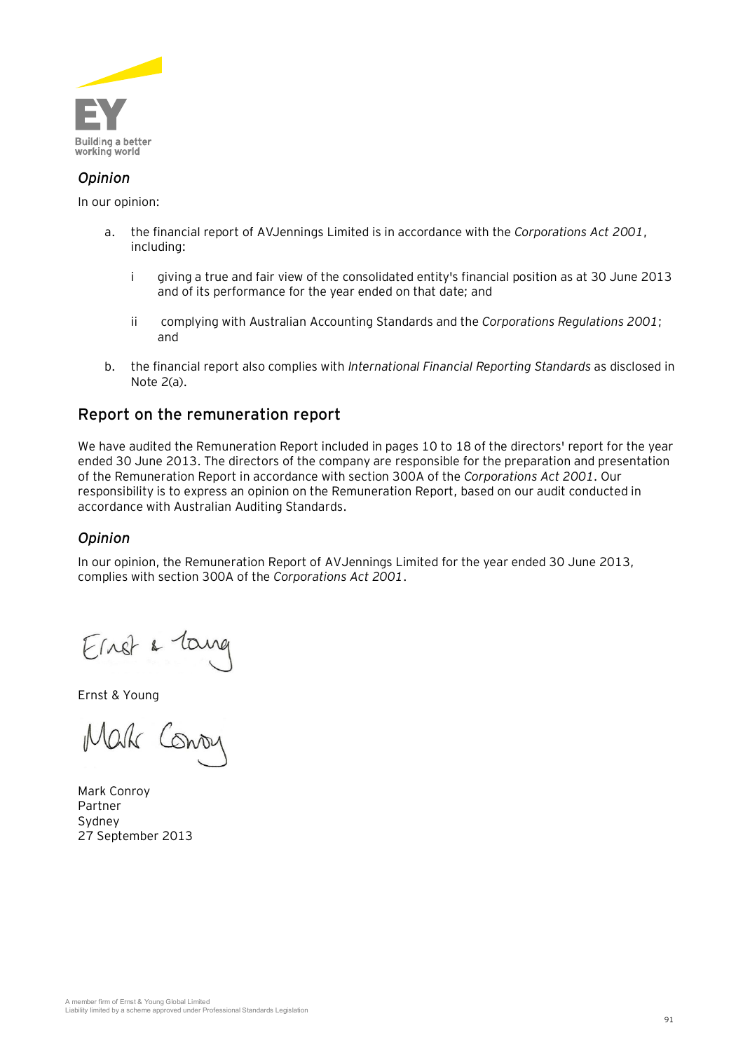### *Opinion*

In our opinion:

a. the financial report of AVJennings Limited is in accordance with the *Corporations Act 2001*, including:

   i giving a true and fair view of the consolidated entity's financial position as at 30 June 2013 and of its performance for the year ended on that date; and

   ii complying with Australian Accounting Standards and the *Corporations Regulations 2001*; and

b. the financial report also complies with *International Financial Reporting Standards* as disclosed in Note 2(a).

## Report on the remuneration report

We have audited the Remuneration Report included in pages 10 to 18 of the directors' report for the year ended 30 June 2013. The directors of the company are responsible for the preparation and presentation of the Remuneration Report in accordance with section 300A of the *Corporations Act 2001*. Our responsibility is to express an opinion on the Remuneration Report, based on our audit conducted in accordance with Australian Auditing Standards.

### *Opinion*

In our opinion, the Remuneration Report of AVJennings Limited for the year ended 30 June 2013, complies with section 300A of the *Corporations Act 2001*.

Ernst & Young

Mark Conroy
Partner
Sydney
27 September 2013

A member firm of Ernst & Young Global Limited
Liability limited by a scheme approved under Professional Standards Legislation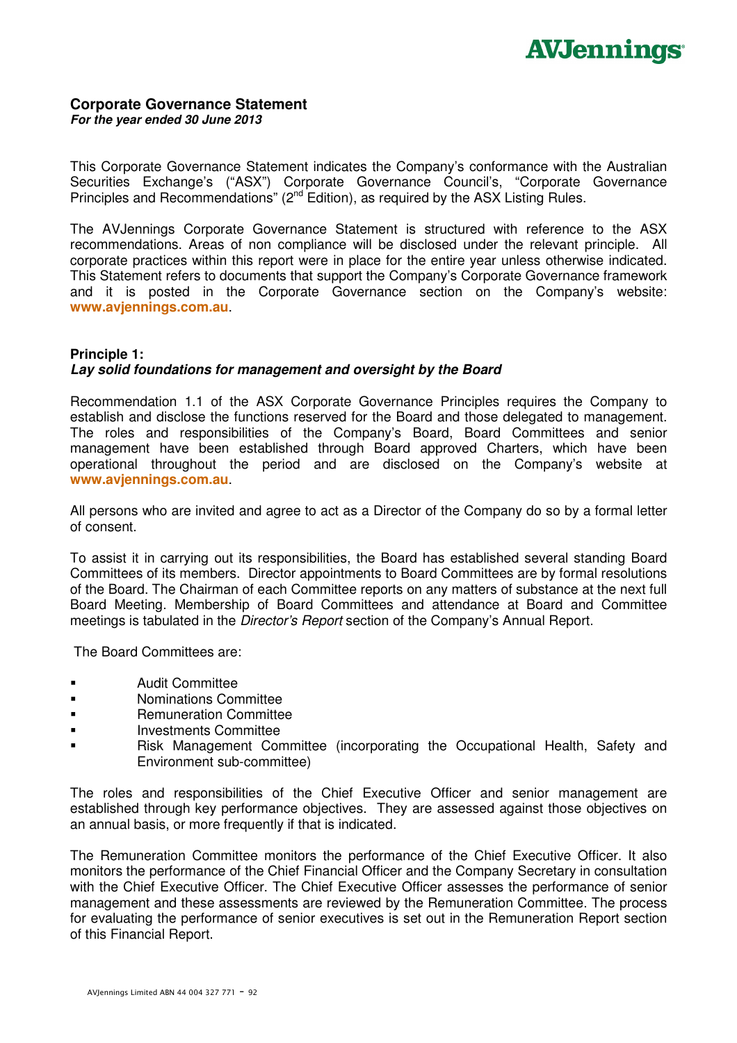## Corporate Governance Statement

***For the year ended 30 June 2013***

This Corporate Governance Statement indicates the Company's conformance with the Australian Securities Exchange's ("ASX") Corporate Governance Council's, "Corporate Governance Principles and Recommendations" (2nd Edition), as required by the ASX Listing Rules.

The AVJennings Corporate Governance Statement is structured with reference to the ASX recommendations. Areas of non compliance will be disclosed under the relevant principle. All corporate practices within this report were in place for the entire year unless otherwise indicated. This Statement refers to documents that support the Company's Corporate Governance framework and it is posted in the Corporate Governance section on the Company's website: **www.avjennings.com.au**.

### Principle 1:
***Lay solid foundations for management and oversight by the Board***

Recommendation 1.1 of the ASX Corporate Governance Principles requires the Company to establish and disclose the functions reserved for the Board and those delegated to management. The roles and responsibilities of the Company's Board, Board Committees and senior management have been established through Board approved Charters, which have been operational throughout the period and are disclosed on the Company's website at **www.avjennings.com.au**.

All persons who are invited and agree to act as a Director of the Company do so by a formal letter of consent.

To assist it in carrying out its responsibilities, the Board has established several standing Board Committees of its members. Director appointments to Board Committees are by formal resolutions of the Board. The Chairman of each Committee reports on any matters of substance at the next full Board Meeting. Membership of Board Committees and attendance at Board and Committee meetings is tabulated in the *Director's Report* section of the Company's Annual Report.

The Board Committees are:

- Audit Committee
- Nominations Committee
- Remuneration Committee
- Investments Committee
- Risk Management Committee (incorporating the Occupational Health, Safety and Environment sub-committee)

The roles and responsibilities of the Chief Executive Officer and senior management are established through key performance objectives. They are assessed against those objectives on an annual basis, or more frequently if that is indicated.

The Remuneration Committee monitors the performance of the Chief Executive Officer. It also monitors the performance of the Chief Financial Officer and the Company Secretary in consultation with the Chief Executive Officer. The Chief Executive Officer assesses the performance of senior management and these assessments are reviewed by the Remuneration Committee. The process for evaluating the performance of senior executives is set out in the Remuneration Report section of this Financial Report.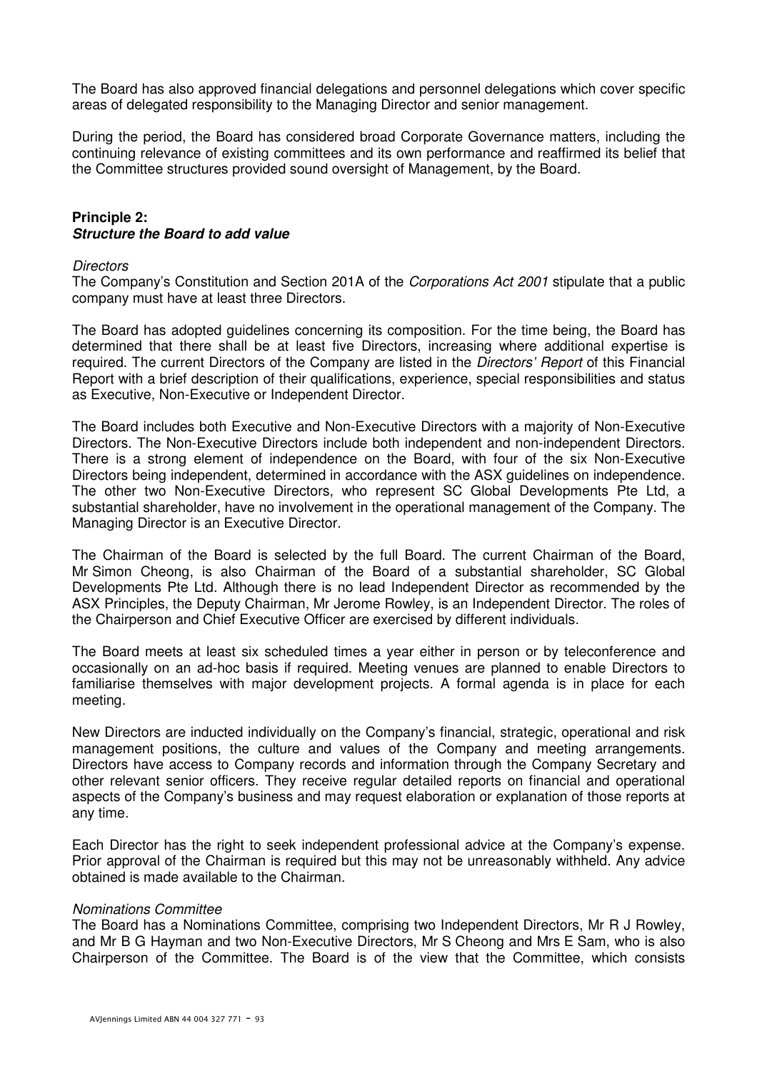The Board has also approved financial delegations and personnel delegations which cover specific areas of delegated responsibility to the Managing Director and senior management.

During the period, the Board has considered broad Corporate Governance matters, including the continuing relevance of existing committees and its own performance and reaffirmed its belief that the Committee structures provided sound oversight of Management, by the Board.

**Principle 2:**
***Structure the Board to add value***

*Directors*
The Company's Constitution and Section 201A of the *Corporations Act 2001* stipulate that a public company must have at least three Directors.

The Board has adopted guidelines concerning its composition. For the time being, the Board has determined that there shall be at least five Directors, increasing where additional expertise is required. The current Directors of the Company are listed in the *Directors' Report* of this Financial Report with a brief description of their qualifications, experience, special responsibilities and status as Executive, Non-Executive or Independent Director.

The Board includes both Executive and Non-Executive Directors with a majority of Non-Executive Directors. The Non-Executive Directors include both independent and non-independent Directors. There is a strong element of independence on the Board, with four of the six Non-Executive Directors being independent, determined in accordance with the ASX guidelines on independence. The other two Non-Executive Directors, who represent SC Global Developments Pte Ltd, a substantial shareholder, have no involvement in the operational management of the Company. The Managing Director is an Executive Director.

The Chairman of the Board is selected by the full Board. The current Chairman of the Board, Mr Simon Cheong, is also Chairman of the Board of a substantial shareholder, SC Global Developments Pte Ltd. Although there is no lead Independent Director as recommended by the ASX Principles, the Deputy Chairman, Mr Jerome Rowley, is an Independent Director. The roles of the Chairperson and Chief Executive Officer are exercised by different individuals.

The Board meets at least six scheduled times a year either in person or by teleconference and occasionally on an ad-hoc basis if required. Meeting venues are planned to enable Directors to familiarise themselves with major development projects. A formal agenda is in place for each meeting.

New Directors are inducted individually on the Company's financial, strategic, operational and risk management positions, the culture and values of the Company and meeting arrangements. Directors have access to Company records and information through the Company Secretary and other relevant senior officers. They receive regular detailed reports on financial and operational aspects of the Company's business and may request elaboration or explanation of those reports at any time.

Each Director has the right to seek independent professional advice at the Company's expense. Prior approval of the Chairman is required but this may not be unreasonably withheld. Any advice obtained is made available to the Chairman.

*Nominations Committee*
The Board has a Nominations Committee, comprising two Independent Directors, Mr R J Rowley, and Mr B G Hayman and two Non-Executive Directors, Mr S Cheong and Mrs E Sam, who is also Chairperson of the Committee. The Board is of the view that the Committee, which consists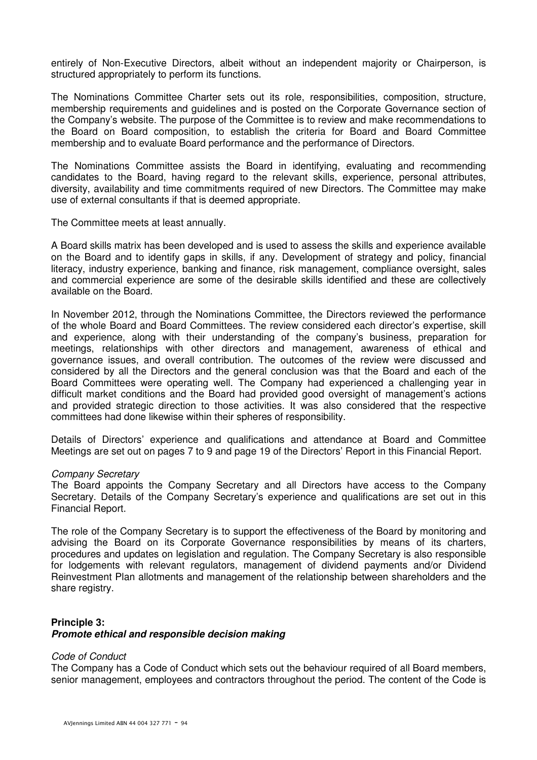entirely of Non-Executive Directors, albeit without an independent majority or Chairperson, is structured appropriately to perform its functions.

The Nominations Committee Charter sets out its role, responsibilities, composition, structure, membership requirements and guidelines and is posted on the Corporate Governance section of the Company's website. The purpose of the Committee is to review and make recommendations to the Board on Board composition, to establish the criteria for Board and Board Committee membership and to evaluate Board performance and the performance of Directors.

The Nominations Committee assists the Board in identifying, evaluating and recommending candidates to the Board, having regard to the relevant skills, experience, personal attributes, diversity, availability and time commitments required of new Directors. The Committee may make use of external consultants if that is deemed appropriate.

The Committee meets at least annually.

A Board skills matrix has been developed and is used to assess the skills and experience available on the Board and to identify gaps in skills, if any. Development of strategy and policy, financial literacy, industry experience, banking and finance, risk management, compliance oversight, sales and commercial experience are some of the desirable skills identified and these are collectively available on the Board.

In November 2012, through the Nominations Committee, the Directors reviewed the performance of the whole Board and Board Committees. The review considered each director's expertise, skill and experience, along with their understanding of the company's business, preparation for meetings, relationships with other directors and management, awareness of ethical and governance issues, and overall contribution. The outcomes of the review were discussed and considered by all the Directors and the general conclusion was that the Board and each of the Board Committees were operating well. The Company had experienced a challenging year in difficult market conditions and the Board had provided good oversight of management's actions and provided strategic direction to those activities. It was also considered that the respective committees had done likewise within their spheres of responsibility.

Details of Directors' experience and qualifications and attendance at Board and Committee Meetings are set out on pages 7 to 9 and page 19 of the Directors' Report in this Financial Report.

*Company Secretary*

The Board appoints the Company Secretary and all Directors have access to the Company Secretary. Details of the Company Secretary's experience and qualifications are set out in this Financial Report.

The role of the Company Secretary is to support the effectiveness of the Board by monitoring and advising the Board on its Corporate Governance responsibilities by means of its charters, procedures and updates on legislation and regulation. The Company Secretary is also responsible for lodgements with relevant regulators, management of dividend payments and/or Dividend Reinvestment Plan allotments and management of the relationship between shareholders and the share registry.

**Principle 3:**
***Promote ethical and responsible decision making***

*Code of Conduct*

The Company has a Code of Conduct which sets out the behaviour required of all Board members, senior management, employees and contractors throughout the period. The content of the Code is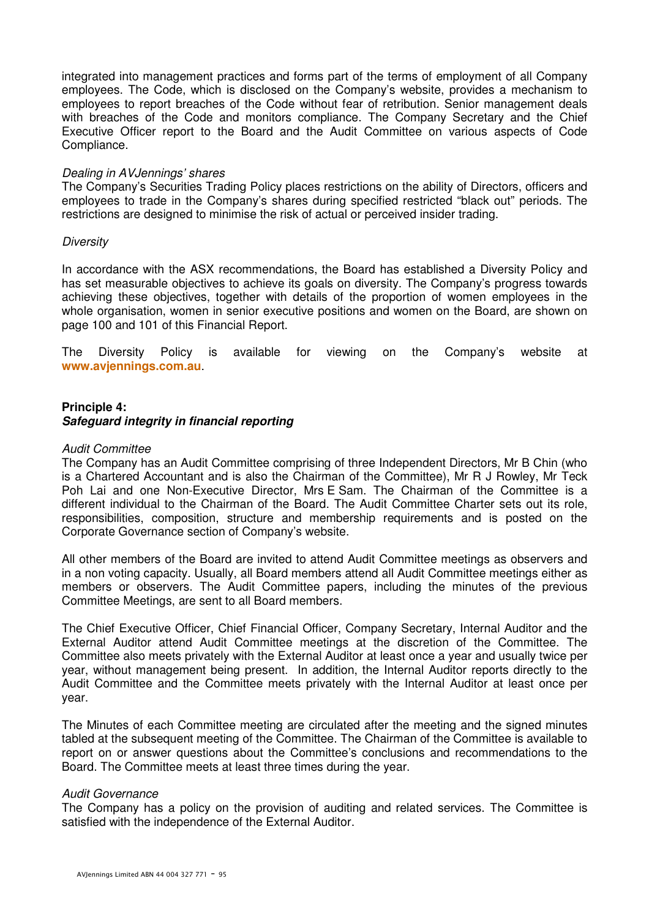integrated into management practices and forms part of the terms of employment of all Company employees. The Code, which is disclosed on the Company's website, provides a mechanism to employees to report breaches of the Code without fear of retribution. Senior management deals with breaches of the Code and monitors compliance. The Company Secretary and the Chief Executive Officer report to the Board and the Audit Committee on various aspects of Code Compliance.

*Dealing in AVJennings' shares*

The Company's Securities Trading Policy places restrictions on the ability of Directors, officers and employees to trade in the Company's shares during specified restricted "black out" periods. The restrictions are designed to minimise the risk of actual or perceived insider trading.

*Diversity*

In accordance with the ASX recommendations, the Board has established a Diversity Policy and has set measurable objectives to achieve its goals on diversity. The Company's progress towards achieving these objectives, together with details of the proportion of women employees in the whole organisation, women in senior executive positions and women on the Board, are shown on page 100 and 101 of this Financial Report.

The Diversity Policy is available for viewing on the Company's website at **www.avjennings.com.au**.

**Principle 4:**
***Safeguard integrity in financial reporting***

*Audit Committee*

The Company has an Audit Committee comprising of three Independent Directors, Mr B Chin (who is a Chartered Accountant and is also the Chairman of the Committee), Mr R J Rowley, Mr Teck Poh Lai and one Non-Executive Director, Mrs E Sam. The Chairman of the Committee is a different individual to the Chairman of the Board. The Audit Committee Charter sets out its role, responsibilities, composition, structure and membership requirements and is posted on the Corporate Governance section of Company's website.

All other members of the Board are invited to attend Audit Committee meetings as observers and in a non voting capacity. Usually, all Board members attend all Audit Committee meetings either as members or observers. The Audit Committee papers, including the minutes of the previous Committee Meetings, are sent to all Board members.

The Chief Executive Officer, Chief Financial Officer, Company Secretary, Internal Auditor and the External Auditor attend Audit Committee meetings at the discretion of the Committee. The Committee also meets privately with the External Auditor at least once a year and usually twice per year, without management being present. In addition, the Internal Auditor reports directly to the Audit Committee and the Committee meets privately with the Internal Auditor at least once per year.

The Minutes of each Committee meeting are circulated after the meeting and the signed minutes tabled at the subsequent meeting of the Committee. The Chairman of the Committee is available to report on or answer questions about the Committee's conclusions and recommendations to the Board. The Committee meets at least three times during the year.

*Audit Governance*

The Company has a policy on the provision of auditing and related services. The Committee is satisfied with the independence of the External Auditor.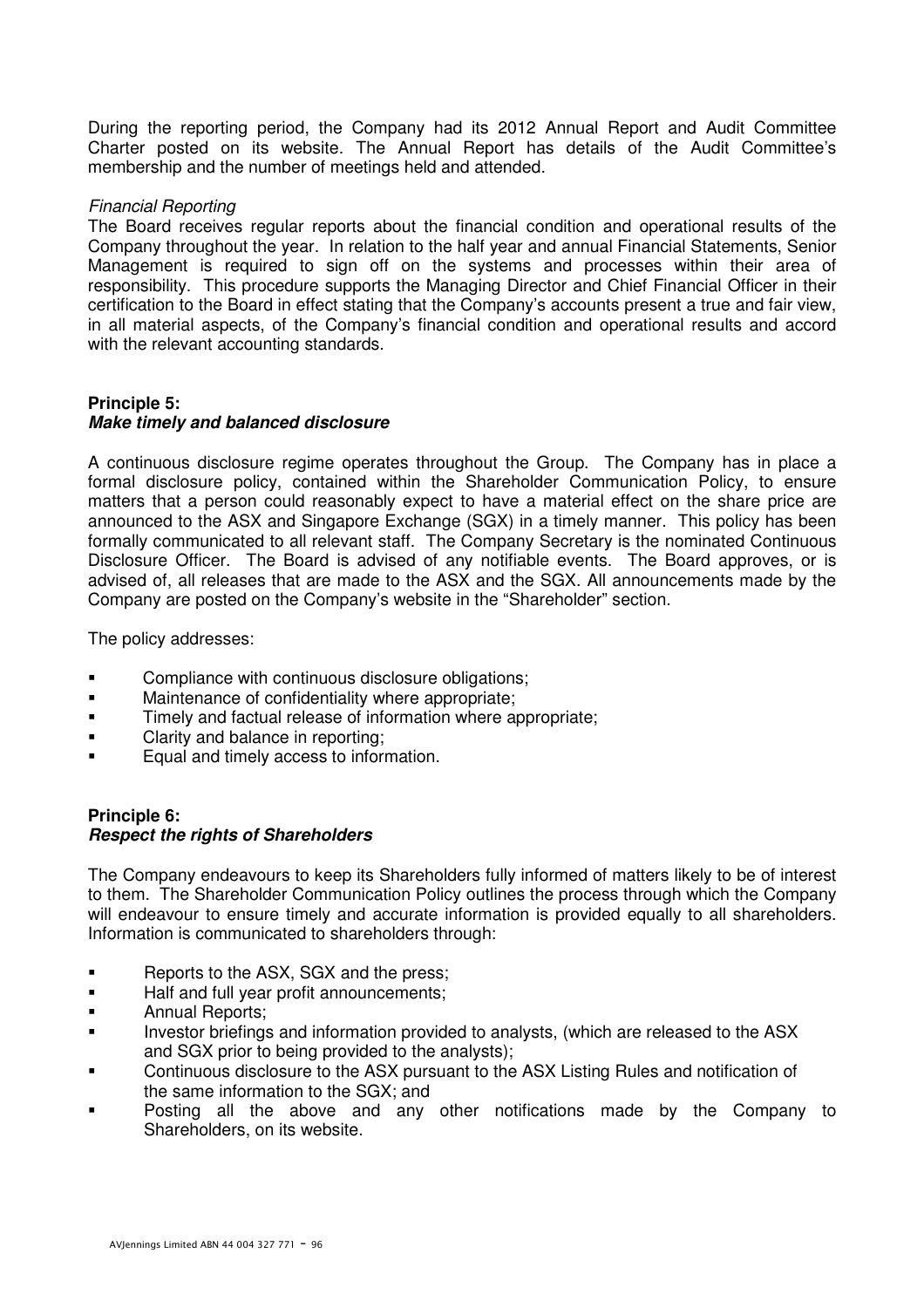During the reporting period, the Company had its 2012 Annual Report and Audit Committee Charter posted on its website. The Annual Report has details of the Audit Committee's membership and the number of meetings held and attended.

*Financial Reporting*

The Board receives regular reports about the financial condition and operational results of the Company throughout the year. In relation to the half year and annual Financial Statements, Senior Management is required to sign off on the systems and processes within their area of responsibility. This procedure supports the Managing Director and Chief Financial Officer in their certification to the Board in effect stating that the Company's accounts present a true and fair view, in all material aspects, of the Company's financial condition and operational results and accord with the relevant accounting standards.

**Principle 5:**
***Make timely and balanced disclosure***

A continuous disclosure regime operates throughout the Group. The Company has in place a formal disclosure policy, contained within the Shareholder Communication Policy, to ensure matters that a person could reasonably expect to have a material effect on the share price are announced to the ASX and Singapore Exchange (SGX) in a timely manner. This policy has been formally communicated to all relevant staff. The Company Secretary is the nominated Continuous Disclosure Officer. The Board is advised of any notifiable events. The Board approves, or is advised of, all releases that are made to the ASX and the SGX. All announcements made by the Company are posted on the Company's website in the "Shareholder" section.

The policy addresses:

- Compliance with continuous disclosure obligations;
- Maintenance of confidentiality where appropriate;
- Timely and factual release of information where appropriate;
- Clarity and balance in reporting;
- Equal and timely access to information.

**Principle 6:**
***Respect the rights of Shareholders***

The Company endeavours to keep its Shareholders fully informed of matters likely to be of interest to them. The Shareholder Communication Policy outlines the process through which the Company will endeavour to ensure timely and accurate information is provided equally to all shareholders. Information is communicated to shareholders through:

- Reports to the ASX, SGX and the press;
- Half and full year profit announcements;
- Annual Reports;
- Investor briefings and information provided to analysts, (which are released to the ASX and SGX prior to being provided to the analysts);
- Continuous disclosure to the ASX pursuant to the ASX Listing Rules and notification of the same information to the SGX; and
- Posting all the above and any other notifications made by the Company to Shareholders, on its website.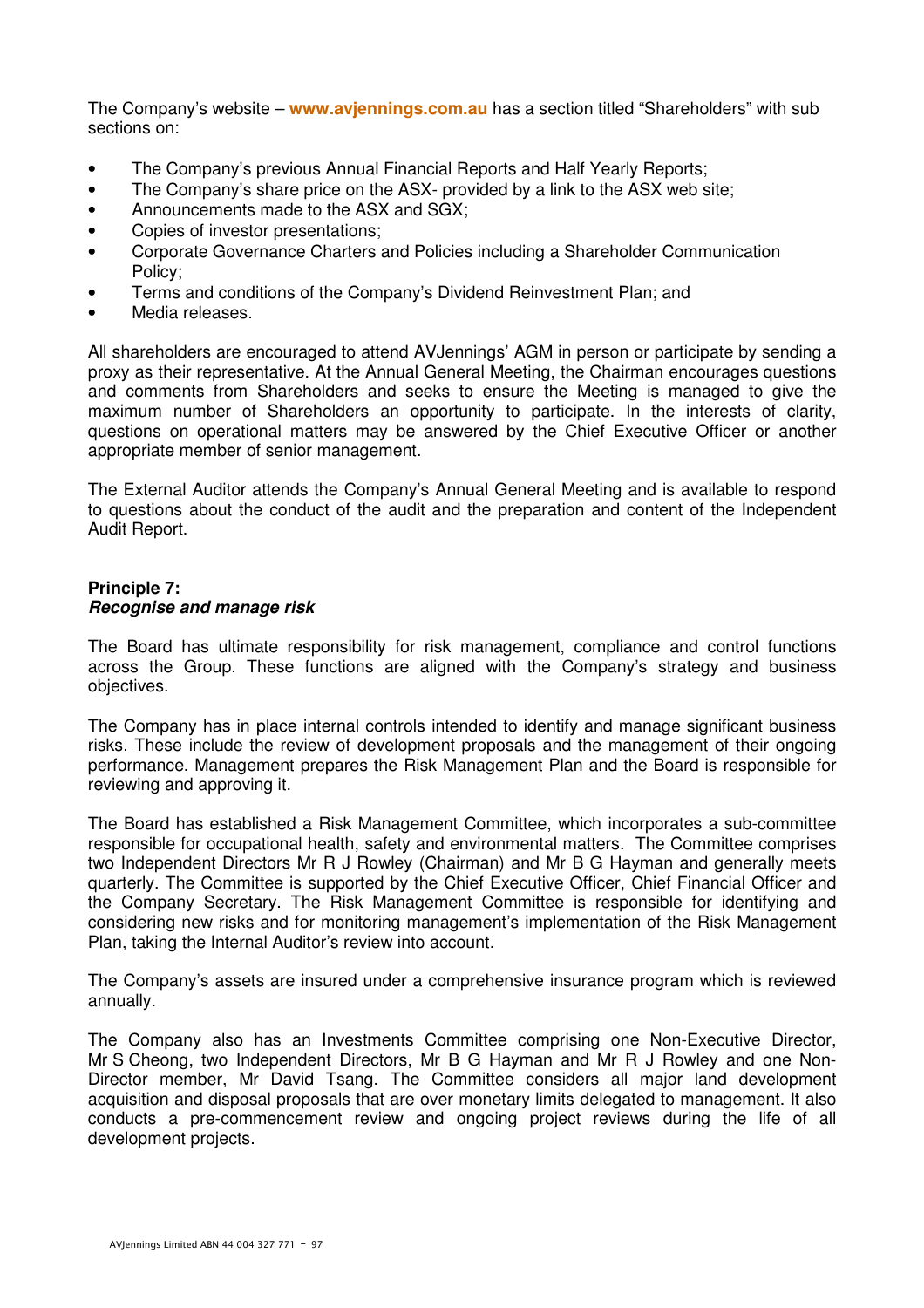The Company's website – **www.avjennings.com.au** has a section titled "Shareholders" with sub sections on:

- The Company's previous Annual Financial Reports and Half Yearly Reports;
- The Company's share price on the ASX- provided by a link to the ASX web site;
- Announcements made to the ASX and SGX;
- Copies of investor presentations;
- Corporate Governance Charters and Policies including a Shareholder Communication Policy;
- Terms and conditions of the Company's Dividend Reinvestment Plan; and
- Media releases.

All shareholders are encouraged to attend AVJennings' AGM in person or participate by sending a proxy as their representative. At the Annual General Meeting, the Chairman encourages questions and comments from Shareholders and seeks to ensure the Meeting is managed to give the maximum number of Shareholders an opportunity to participate. In the interests of clarity, questions on operational matters may be answered by the Chief Executive Officer or another appropriate member of senior management.

The External Auditor attends the Company's Annual General Meeting and is available to respond to questions about the conduct of the audit and the preparation and content of the Independent Audit Report.

**Principle 7:**
***Recognise and manage risk***

The Board has ultimate responsibility for risk management, compliance and control functions across the Group. These functions are aligned with the Company's strategy and business objectives.

The Company has in place internal controls intended to identify and manage significant business risks. These include the review of development proposals and the management of their ongoing performance. Management prepares the Risk Management Plan and the Board is responsible for reviewing and approving it.

The Board has established a Risk Management Committee, which incorporates a sub-committee responsible for occupational health, safety and environmental matters. The Committee comprises two Independent Directors Mr R J Rowley (Chairman) and Mr B G Hayman and generally meets quarterly. The Committee is supported by the Chief Executive Officer, Chief Financial Officer and the Company Secretary. The Risk Management Committee is responsible for identifying and considering new risks and for monitoring management's implementation of the Risk Management Plan, taking the Internal Auditor's review into account.

The Company's assets are insured under a comprehensive insurance program which is reviewed annually.

The Company also has an Investments Committee comprising one Non-Executive Director, Mr S Cheong, two Independent Directors, Mr B G Hayman and Mr R J Rowley and one Non-Director member, Mr David Tsang. The Committee considers all major land development acquisition and disposal proposals that are over monetary limits delegated to management. It also conducts a pre-commencement review and ongoing project reviews during the life of all development projects.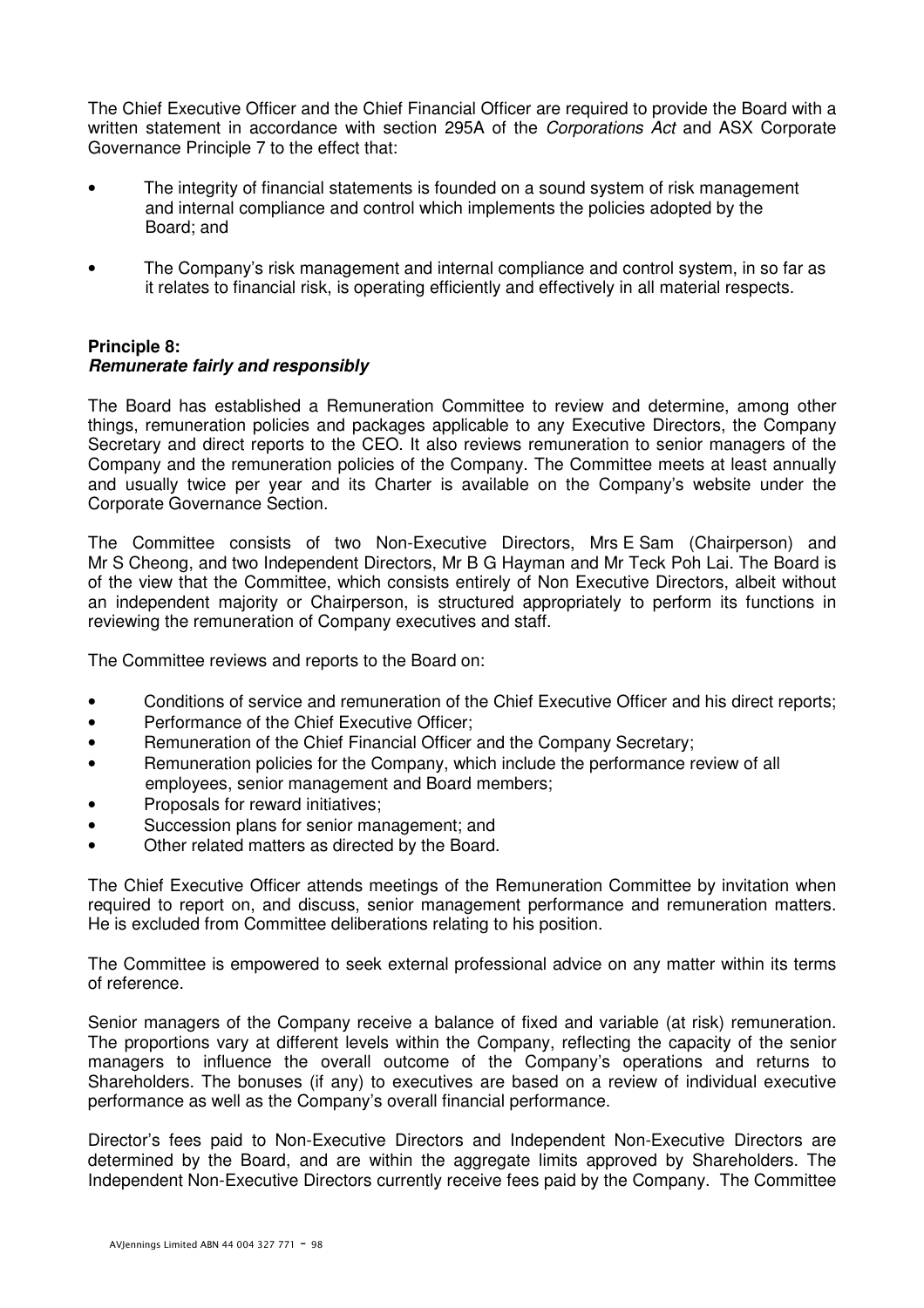The Chief Executive Officer and the Chief Financial Officer are required to provide the Board with a written statement in accordance with section 295A of the *Corporations Act* and ASX Corporate Governance Principle 7 to the effect that:

- The integrity of financial statements is founded on a sound system of risk management and internal compliance and control which implements the policies adopted by the Board; and
- The Company's risk management and internal compliance and control system, in so far as it relates to financial risk, is operating efficiently and effectively in all material respects.

**Principle 8:**
***Remunerate fairly and responsibly***

The Board has established a Remuneration Committee to review and determine, among other things, remuneration policies and packages applicable to any Executive Directors, the Company Secretary and direct reports to the CEO. It also reviews remuneration to senior managers of the Company and the remuneration policies of the Company. The Committee meets at least annually and usually twice per year and its Charter is available on the Company's website under the Corporate Governance Section.

The Committee consists of two Non-Executive Directors, Mrs E Sam (Chairperson) and Mr S Cheong, and two Independent Directors, Mr B G Hayman and Mr Teck Poh Lai. The Board is of the view that the Committee, which consists entirely of Non Executive Directors, albeit without an independent majority or Chairperson, is structured appropriately to perform its functions in reviewing the remuneration of Company executives and staff.

The Committee reviews and reports to the Board on:

- Conditions of service and remuneration of the Chief Executive Officer and his direct reports;
- Performance of the Chief Executive Officer;
- Remuneration of the Chief Financial Officer and the Company Secretary;
- Remuneration policies for the Company, which include the performance review of all employees, senior management and Board members;
- Proposals for reward initiatives;
- Succession plans for senior management; and
- Other related matters as directed by the Board.

The Chief Executive Officer attends meetings of the Remuneration Committee by invitation when required to report on, and discuss, senior management performance and remuneration matters. He is excluded from Committee deliberations relating to his position.

The Committee is empowered to seek external professional advice on any matter within its terms of reference.

Senior managers of the Company receive a balance of fixed and variable (at risk) remuneration. The proportions vary at different levels within the Company, reflecting the capacity of the senior managers to influence the overall outcome of the Company's operations and returns to Shareholders. The bonuses (if any) to executives are based on a review of individual executive performance as well as the Company's overall financial performance.

Director's fees paid to Non-Executive Directors and Independent Non-Executive Directors are determined by the Board, and are within the aggregate limits approved by Shareholders. The Independent Non-Executive Directors currently receive fees paid by the Company. The Committee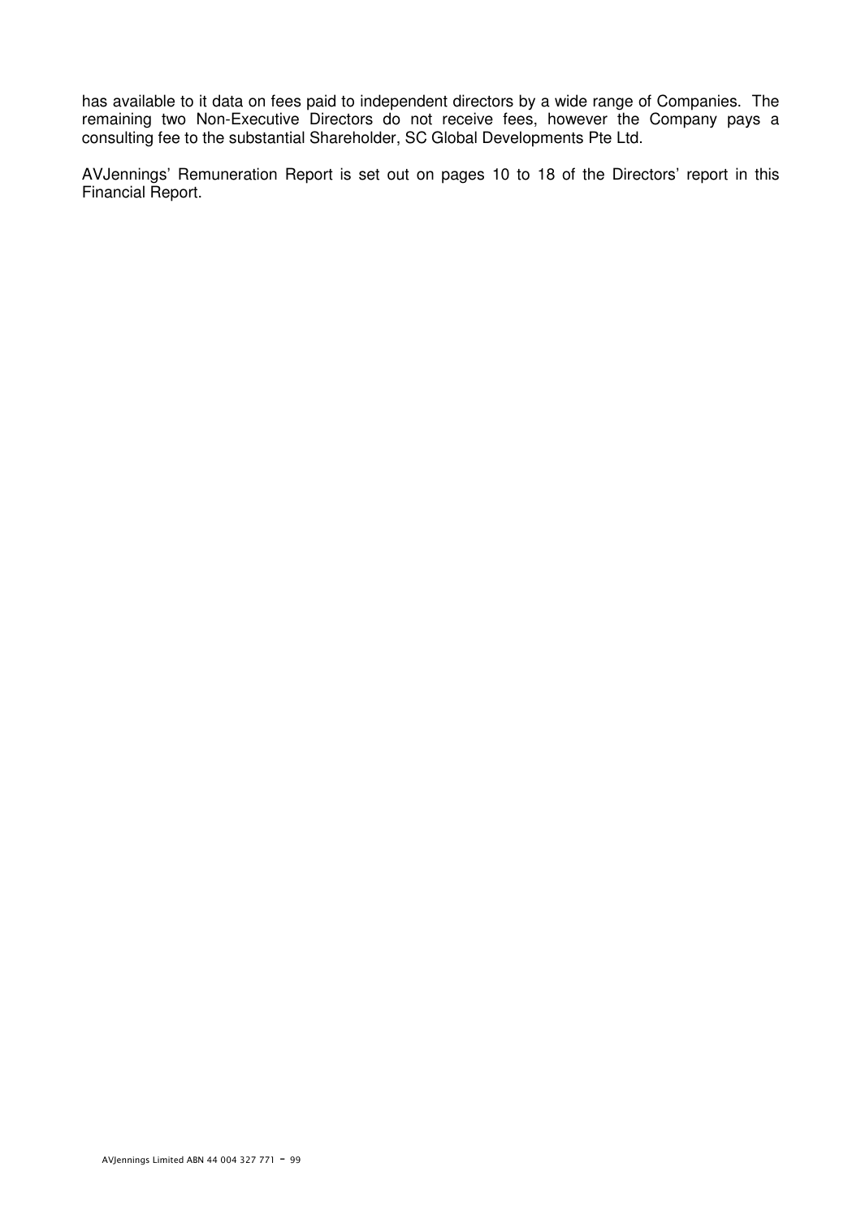has available to it data on fees paid to independent directors by a wide range of Companies. The remaining two Non-Executive Directors do not receive fees, however the Company pays a consulting fee to the substantial Shareholder, SC Global Developments Pte Ltd.

AVJennings' Remuneration Report is set out on pages 10 to 18 of the Directors' report in this Financial Report.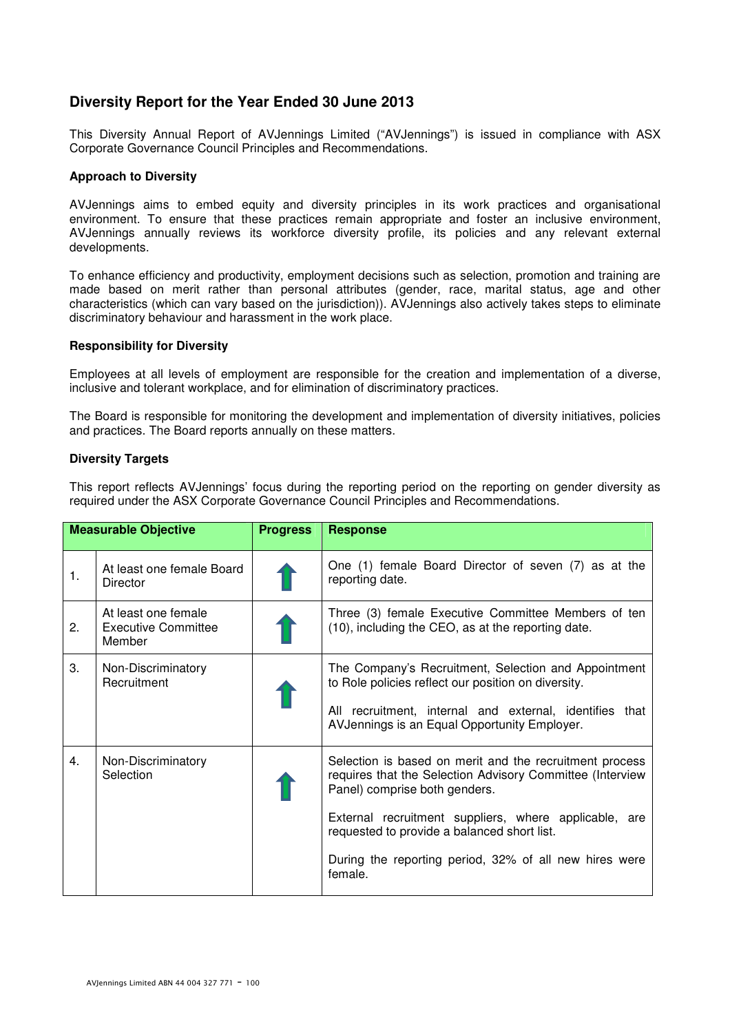## Diversity Report for the Year Ended 30 June 2013

This Diversity Annual Report of AVJennings Limited ("AVJennings") is issued in compliance with ASX Corporate Governance Council Principles and Recommendations.

### Approach to Diversity

AVJennings aims to embed equity and diversity principles in its work practices and organisational environment. To ensure that these practices remain appropriate and foster an inclusive environment, AVJennings annually reviews its workforce diversity profile, its policies and any relevant external developments.

To enhance efficiency and productivity, employment decisions such as selection, promotion and training are made based on merit rather than personal attributes (gender, race, marital status, age and other characteristics (which can vary based on the jurisdiction)). AVJennings also actively takes steps to eliminate discriminatory behaviour and harassment in the work place.

### Responsibility for Diversity

Employees at all levels of employment are responsible for the creation and implementation of a diverse, inclusive and tolerant workplace, and for elimination of discriminatory practices.

The Board is responsible for monitoring the development and implementation of diversity initiatives, policies and practices. The Board reports annually on these matters.

### Diversity Targets

This report reflects AVJennings' focus during the reporting period on the reporting on gender diversity as required under the ASX Corporate Governance Council Principles and Recommendations.

| Measurable Objective | | Progress | Response |
|---|---|---|---|
| 1. | At least one female Board Director | ↑ | One (1) female Board Director of seven (7) as at the reporting date. |
| 2. | At least one female Executive Committee Member | ↑ | Three (3) female Executive Committee Members of ten (10), including the CEO, as at the reporting date. |
| 3. | Non-Discriminatory Recruitment | ↑ | The Company's Recruitment, Selection and Appointment to Role policies reflect our position on diversity.<br><br>All recruitment, internal and external, identifies that AVJennings is an Equal Opportunity Employer. |
| 4. | Non-Discriminatory Selection | ↑ | Selection is based on merit and the recruitment process requires that the Selection Advisory Committee (Interview Panel) comprise both genders.<br><br>External recruitment suppliers, where applicable, are requested to provide a balanced short list.<br><br>During the reporting period, 32% of all new hires were female. |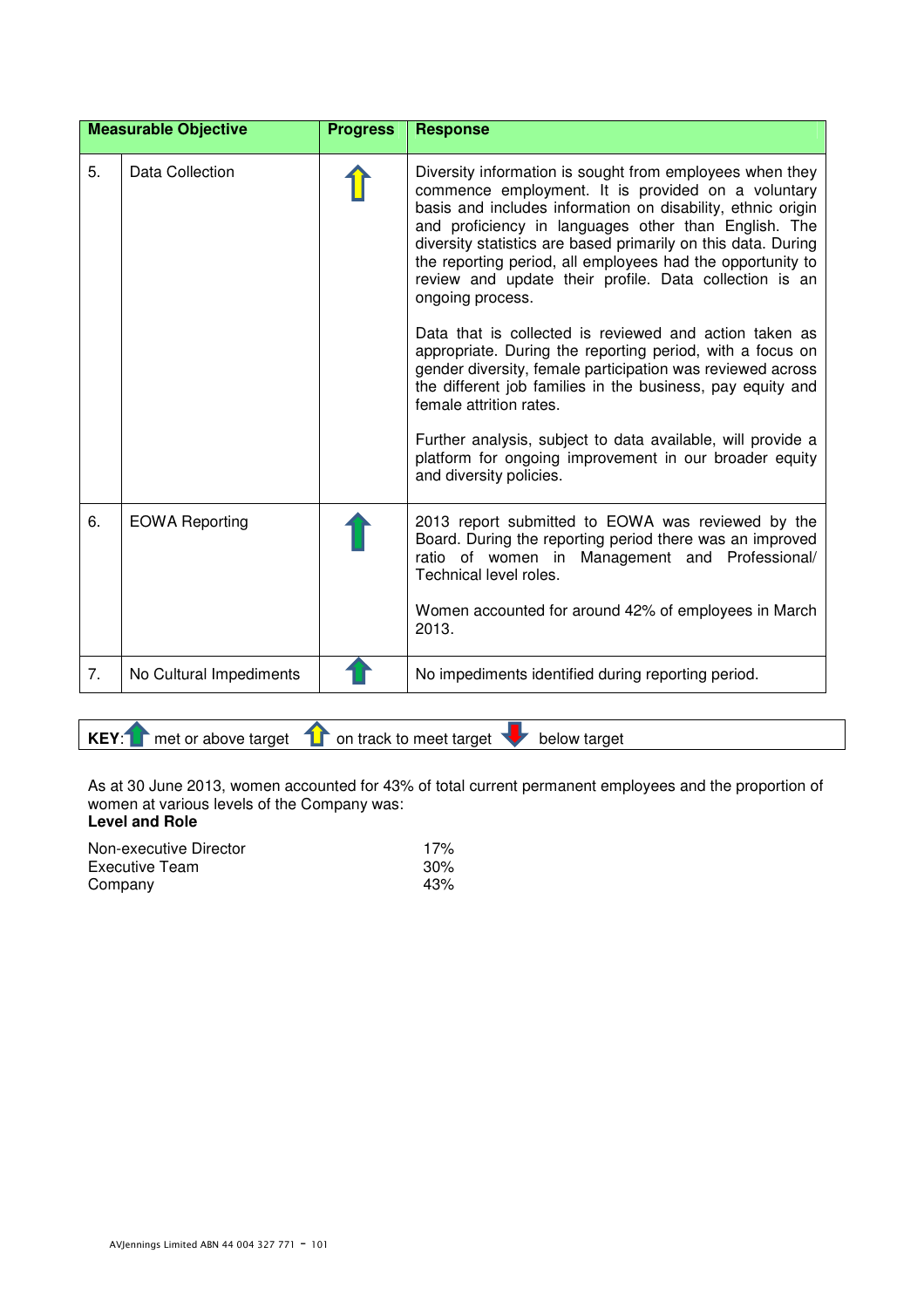| Measurable Objective | | Progress | Response |
| --- | --- | --- | --- |
| 5. | Data Collection | ⇧ (on track to meet target) | Diversity information is sought from employees when they commence employment. It is provided on a voluntary basis and includes information on disability, ethnic origin and proficiency in languages other than English. The diversity statistics are based primarily on this data. During the reporting period, all employees had the opportunity to review and update their profile. Data collection is an ongoing process.<br><br>Data that is collected is reviewed and action taken as appropriate. During the reporting period, with a focus on gender diversity, female participation was reviewed across the different job families in the business, pay equity and female attrition rates.<br><br>Further analysis, subject to data available, will provide a platform for ongoing improvement in our broader equity and diversity policies. |
| 6. | EOWA Reporting | ⇧ (met or above target) | 2013 report submitted to EOWA was reviewed by the Board. During the reporting period there was an improved ratio of women in Management and Professional/ Technical level roles.<br><br>Women accounted for around 42% of employees in March 2013. |
| 7. | No Cultural Impediments | ⇧ (met or above target) | No impediments identified during reporting period. |

**KEY**: ⇧ met or above target ⇧ on track to meet target ⇩ below target

As at 30 June 2013, women accounted for 43% of total current permanent employees and the proportion of women at various levels of the Company was:

**Level and Role**

| | |
| --- | --- |
| Non-executive Director | 17% |
| Executive Team | 30% |
| Company | 43% |